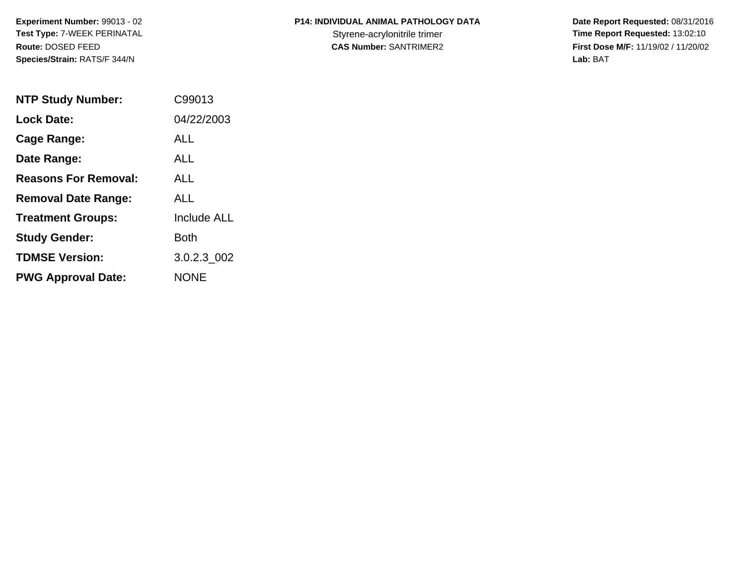**Experiment Number:** 99013 - 02
**Test Type:** 7-WEEK PERINATAL
**Route:** DOSED FEED
**Species/Strain:** RATS/F 344/N

**P14: INDIVIDUAL ANIMAL PATHOLOGY DATA**
Styrene-acrylonitrile trimer
**CAS Number:** SANTRIMER2

**Date Report Requested:** 08/31/2016
**Time Report Requested:** 13:02:10
**First Dose M/F:** 11/19/02 / 11/20/02
**Lab:** BAT

| | |
|---|---|
| **NTP Study Number:** | C99013 |
| **Lock Date:** | 04/22/2003 |
| **Cage Range:** | ALL |
| **Date Range:** | ALL |
| **Reasons For Removal:** | ALL |
| **Removal Date Range:** | ALL |
| **Treatment Groups:** | Include ALL |
| **Study Gender:** | Both |
| **TDMSE Version:** | 3.0.2.3_002 |
| **PWG Approval Date:** | NONE |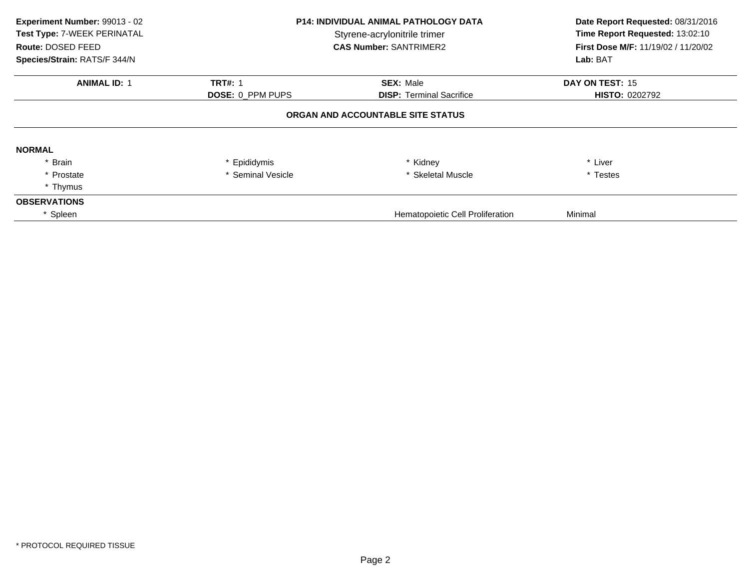**Experiment Number:** 99013 - 02
**Test Type:** 7-WEEK PERINATAL
**Route:** DOSED FEED
**Species/Strain:** RATS/F 344/N

**P14: INDIVIDUAL ANIMAL PATHOLOGY DATA**
Styrene-acrylonitrile trimer
**CAS Number:** SANTRIMER2

**Date Report Requested:** 08/31/2016
**Time Report Requested:** 13:02:10
**First Dose M/F:** 11/19/02 / 11/20/02
**Lab:** BAT

| **ANIMAL ID:** 1 | **TRT#:** 1 | **SEX:** Male | **DAY ON TEST:** 15 |
|---|---|---|---|
| | **DOSE:** 0_PPM PUPS | **DISP:** Terminal Sacrifice | **HISTO:** 0202792 |

**ORGAN AND ACCOUNTABLE SITE STATUS**

**NORMAL**

| | | | |
|---|---|---|---|
| * Brain | * Epididymis | * Kidney | * Liver |
| * Prostate | * Seminal Vesicle | * Skeletal Muscle | * Testes |
| * Thymus | | | |

**OBSERVATIONS**

| | | |
|---|---|---|
| * Spleen | Hematopoietic Cell Proliferation | Minimal |

* PROTOCOL REQUIRED TISSUE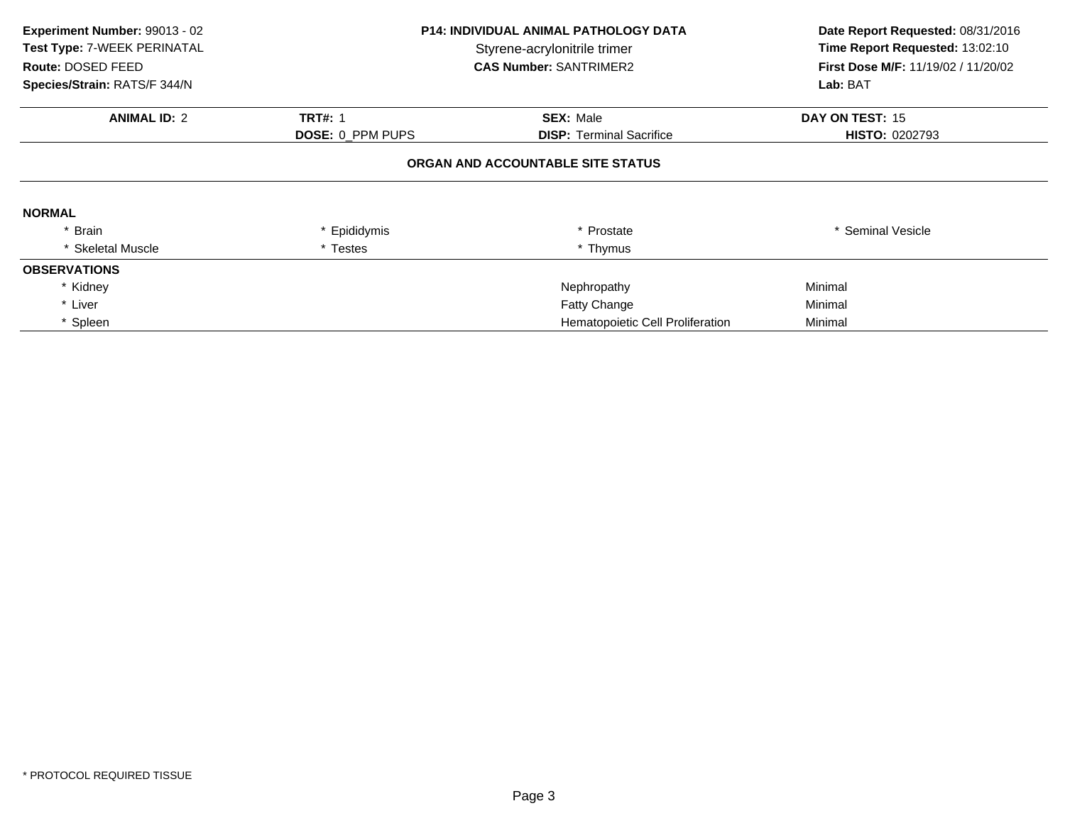**Experiment Number:** 99013 - 02
**Test Type:** 7-WEEK PERINATAL
**Route:** DOSED FEED
**Species/Strain:** RATS/F 344/N

**P14: INDIVIDUAL ANIMAL PATHOLOGY DATA**
Styrene-acrylonitrile trimer
**CAS Number:** SANTRIMER2

**Date Report Requested:** 08/31/2016
**Time Report Requested:** 13:02:10
**First Dose M/F:** 11/19/02 / 11/20/02
**Lab:** BAT

| **ANIMAL ID:** 2 | **TRT#:** 1 | **SEX:** Male | **DAY ON TEST:** 15 |
|---|---|---|---|
| | **DOSE:** 0_PPM PUPS | **DISP:** Terminal Sacrifice | **HISTO:** 0202793 |

**ORGAN AND ACCOUNTABLE SITE STATUS**

**NORMAL**

| | | | |
|---|---|---|---|
| * Brain | * Epididymis | * Prostate | * Seminal Vesicle |
| * Skeletal Muscle | * Testes | * Thymus | |

**OBSERVATIONS**

| | | |
|---|---|---|
| * Kidney | Nephropathy | Minimal |
| * Liver | Fatty Change | Minimal |
| * Spleen | Hematopoietic Cell Proliferation | Minimal |

* PROTOCOL REQUIRED TISSUE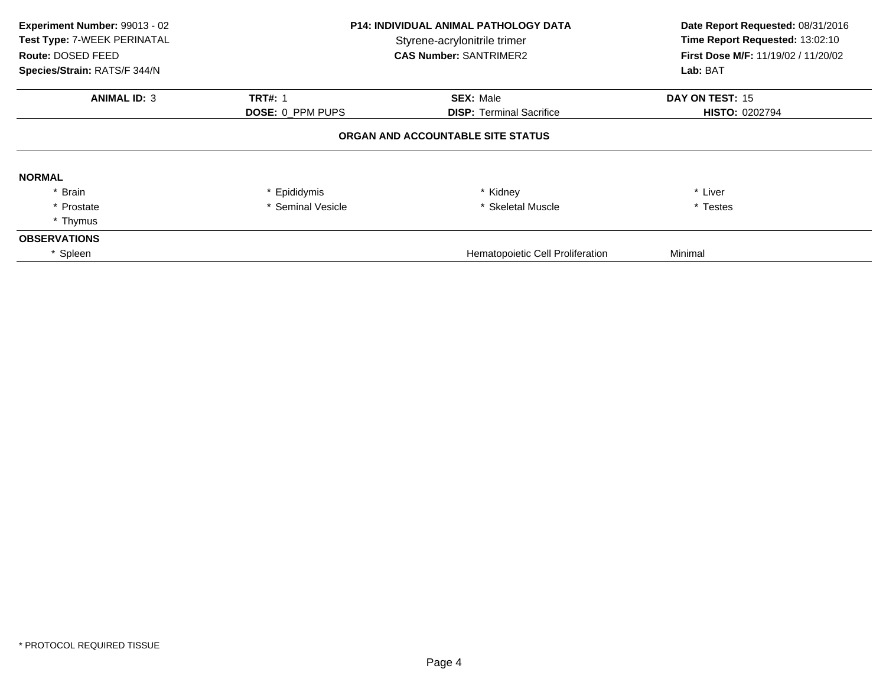**Experiment Number:** 99013 - 02
**Test Type:** 7-WEEK PERINATAL
**Route:** DOSED FEED
**Species/Strain:** RATS/F 344/N

**P14: INDIVIDUAL ANIMAL PATHOLOGY DATA**
Styrene-acrylonitrile trimer
**CAS Number:** SANTRIMER2

**Date Report Requested:** 08/31/2016
**Time Report Requested:** 13:02:10
**First Dose M/F:** 11/19/02 / 11/20/02
**Lab:** BAT

| **ANIMAL ID:** 3 | **TRT#:** 1 | **SEX:** Male | **DAY ON TEST:** 15 |
|---|---|---|---|
| | **DOSE:** 0_PPM PUPS | **DISP:** Terminal Sacrifice | **HISTO:** 0202794 |

## ORGAN AND ACCOUNTABLE SITE STATUS

**NORMAL**

| | | | |
|---|---|---|---|
| * Brain | * Epididymis | * Kidney | * Liver |
| * Prostate | * Seminal Vesicle | * Skeletal Muscle | * Testes |
| * Thymus | | | |

**OBSERVATIONS**

| | | |
|---|---|---|
| * Spleen | Hematopoietic Cell Proliferation | Minimal |

* PROTOCOL REQUIRED TISSUE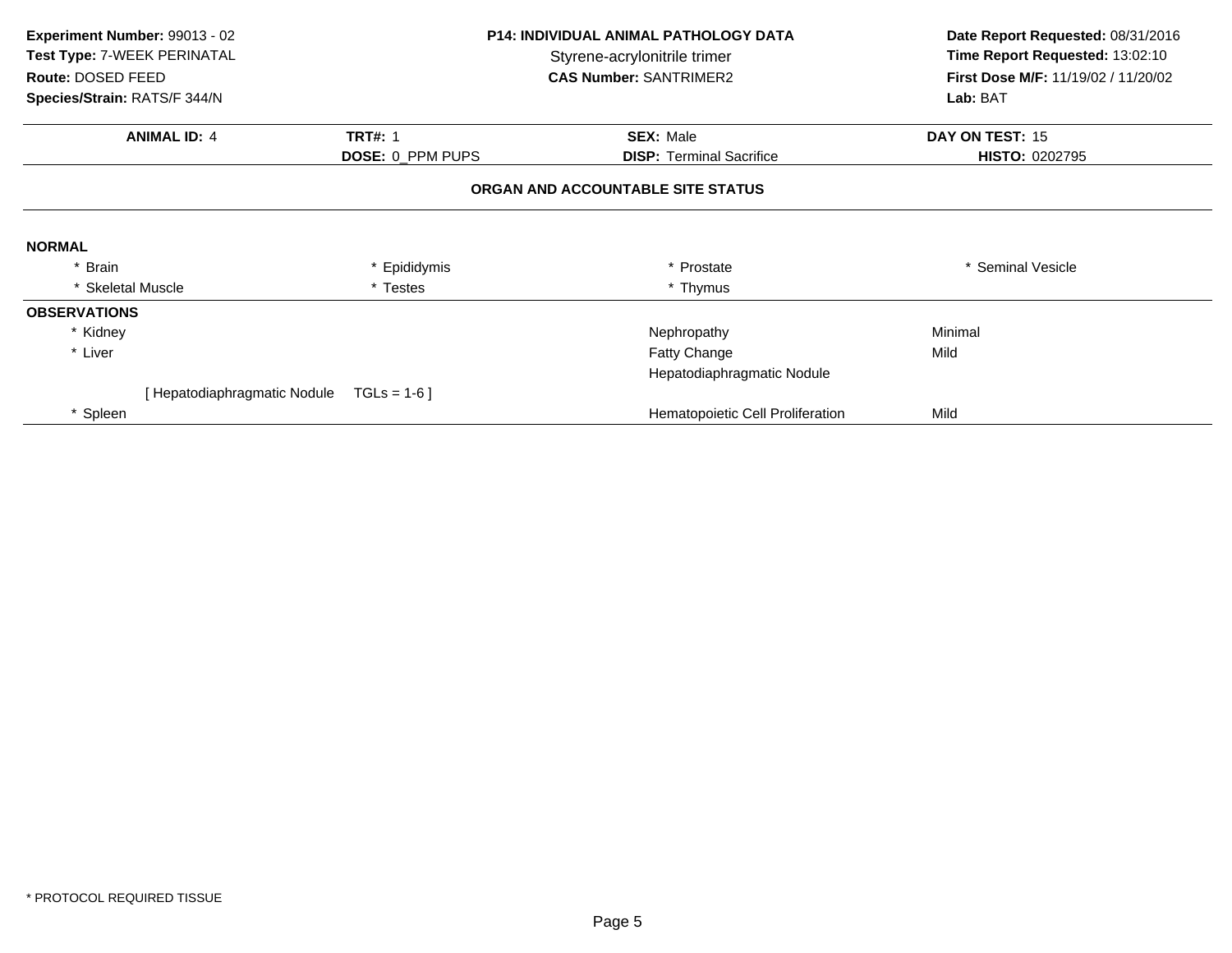**Experiment Number:** 99013 - 02
**Test Type:** 7-WEEK PERINATAL
**Route:** DOSED FEED
**Species/Strain:** RATS/F 344/N

**P14: INDIVIDUAL ANIMAL PATHOLOGY DATA**
Styrene-acrylonitrile trimer
**CAS Number:** SANTRIMER2

**Date Report Requested:** 08/31/2016
**Time Report Requested:** 13:02:10
**First Dose M/F:** 11/19/02 / 11/20/02
**Lab:** BAT

| **ANIMAL ID:** 4 | **TRT#:** 1 | **SEX:** Male | **DAY ON TEST:** 15 |
|---|---|---|---|
| | **DOSE:** 0_PPM PUPS | **DISP:** Terminal Sacrifice | **HISTO:** 0202795 |

**ORGAN AND ACCOUNTABLE SITE STATUS**

**NORMAL**

| | | | |
|---|---|---|---|
| * Brain | * Epididymis | * Prostate | * Seminal Vesicle |
| * Skeletal Muscle | * Testes | * Thymus | |

**OBSERVATIONS**

| | | |
|---|---|---|
| * Kidney | Nephropathy | Minimal |
| * Liver | Fatty Change | Mild |
| | Hepatodiaphragmatic Nodule | |
| [ Hepatodiaphragmatic Nodule TGLs = 1-6 ] | | |
| * Spleen | Hematopoietic Cell Proliferation | Mild |

* PROTOCOL REQUIRED TISSUE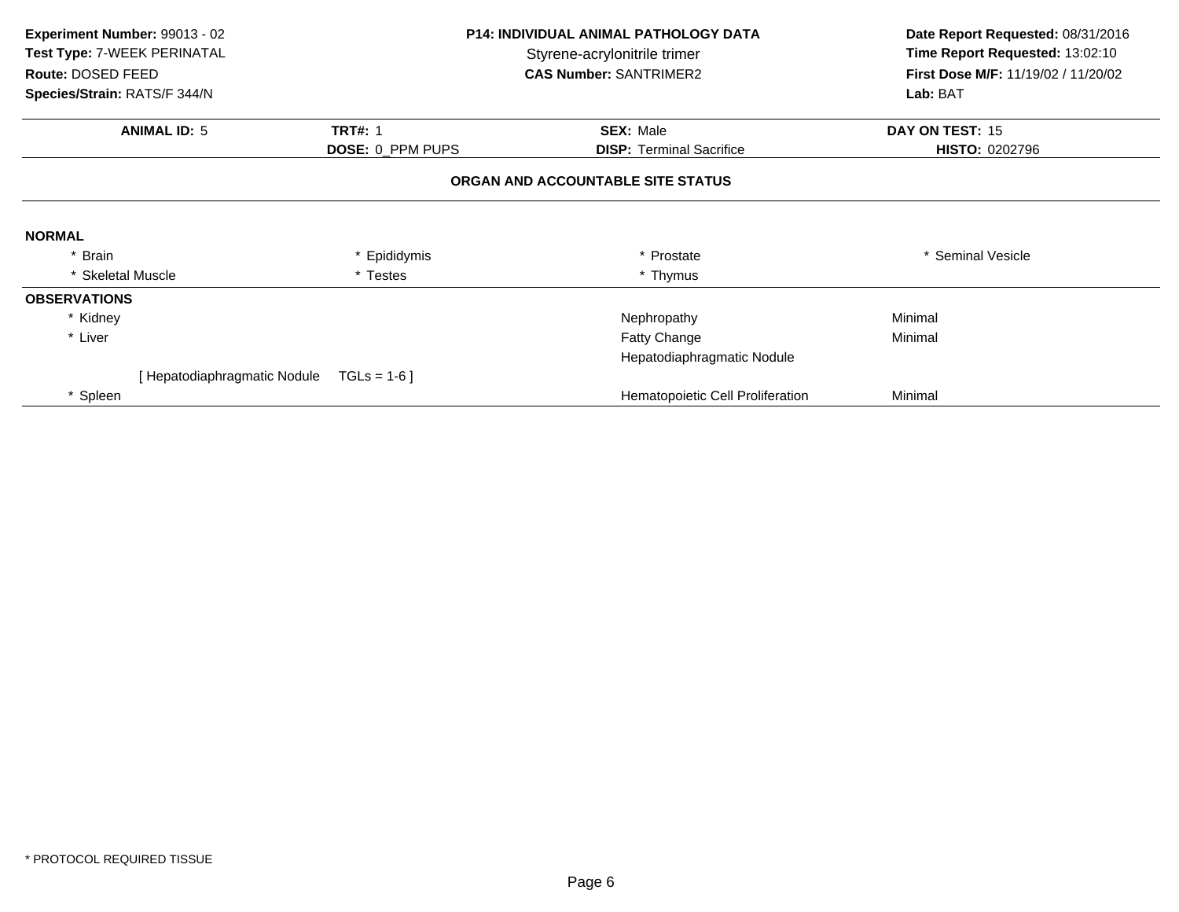**Experiment Number:** 99013 - 02
**Test Type:** 7-WEEK PERINATAL
**Route:** DOSED FEED
**Species/Strain:** RATS/F 344/N

**P14: INDIVIDUAL ANIMAL PATHOLOGY DATA**
Styrene-acrylonitrile trimer
**CAS Number:** SANTRIMER2

**Date Report Requested:** 08/31/2016
**Time Report Requested:** 13:02:10
**First Dose M/F:** 11/19/02 / 11/20/02
**Lab:** BAT

| **ANIMAL ID:** 5 | **TRT#:** 1 | **SEX:** Male | **DAY ON TEST:** 15 |
|---|---|---|---|
| | **DOSE:** 0_PPM PUPS | **DISP:** Terminal Sacrifice | **HISTO:** 0202796 |

**ORGAN AND ACCOUNTABLE SITE STATUS**

**NORMAL**

| | | | |
|---|---|---|---|
| * Brain | * Epididymis | * Prostate | * Seminal Vesicle |
| * Skeletal Muscle | * Testes | * Thymus | |

**OBSERVATIONS**

| | | | |
|---|---|---|---|
| * Kidney | | Nephropathy | Minimal |
| * Liver | | Fatty Change | Minimal |
| | | Hepatodiaphragmatic Nodule | |
| [ Hepatodiaphragmatic Nodule | TGLs = 1-6 ] | | |
| * Spleen | | Hematopoietic Cell Proliferation | Minimal |

* PROTOCOL REQUIRED TISSUE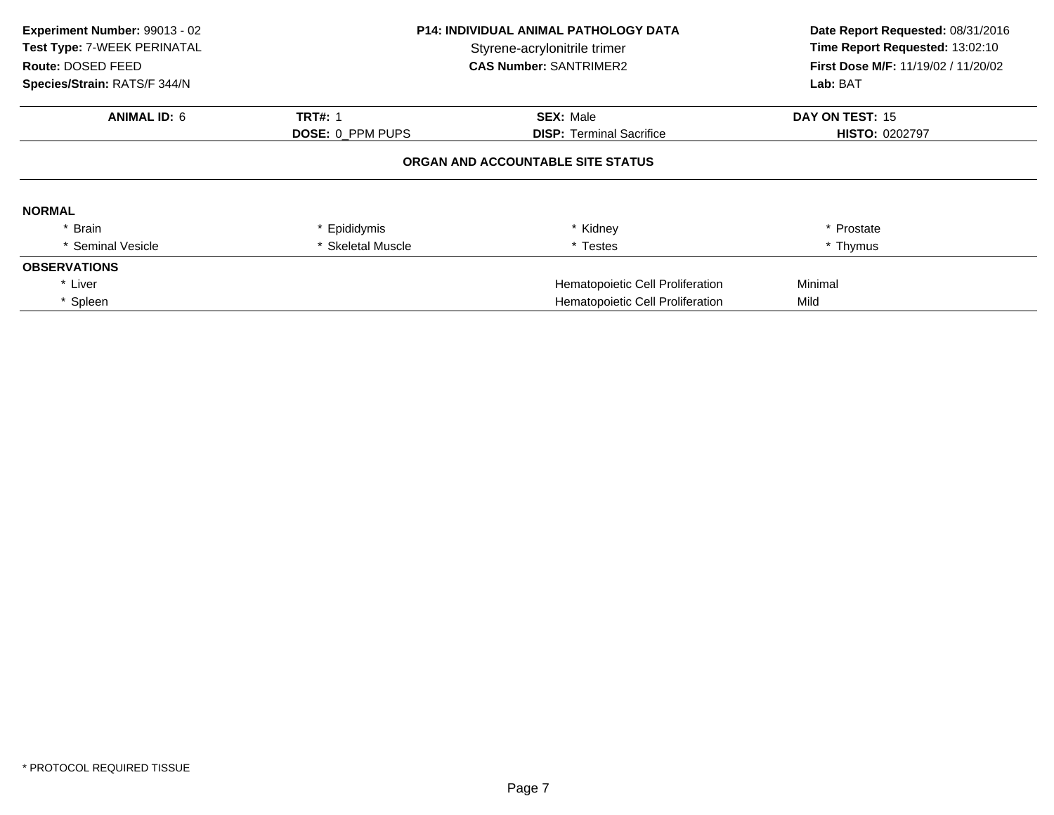**Experiment Number:** 99013 - 02
**Test Type:** 7-WEEK PERINATAL
**Route:** DOSED FEED
**Species/Strain:** RATS/F 344/N

**P14: INDIVIDUAL ANIMAL PATHOLOGY DATA**
Styrene-acrylonitrile trimer
**CAS Number:** SANTRIMER2

**Date Report Requested:** 08/31/2016
**Time Report Requested:** 13:02:10
**First Dose M/F:** 11/19/02 / 11/20/02
**Lab:** BAT

| **ANIMAL ID:** 6 | **TRT#:** 1 | **SEX:** Male | **DAY ON TEST:** 15 |
|---|---|---|---|
| | **DOSE:** 0_PPM PUPS | **DISP:** Terminal Sacrifice | **HISTO:** 0202797 |

## ORGAN AND ACCOUNTABLE SITE STATUS

**NORMAL**

| | | | |
|---|---|---|---|
| * Brain | * Epididymis | * Kidney | * Prostate |
| * Seminal Vesicle | * Skeletal Muscle | * Testes | * Thymus |

**OBSERVATIONS**

| | | |
|---|---|---|
| * Liver | Hematopoietic Cell Proliferation | Minimal |
| * Spleen | Hematopoietic Cell Proliferation | Mild |

\* PROTOCOL REQUIRED TISSUE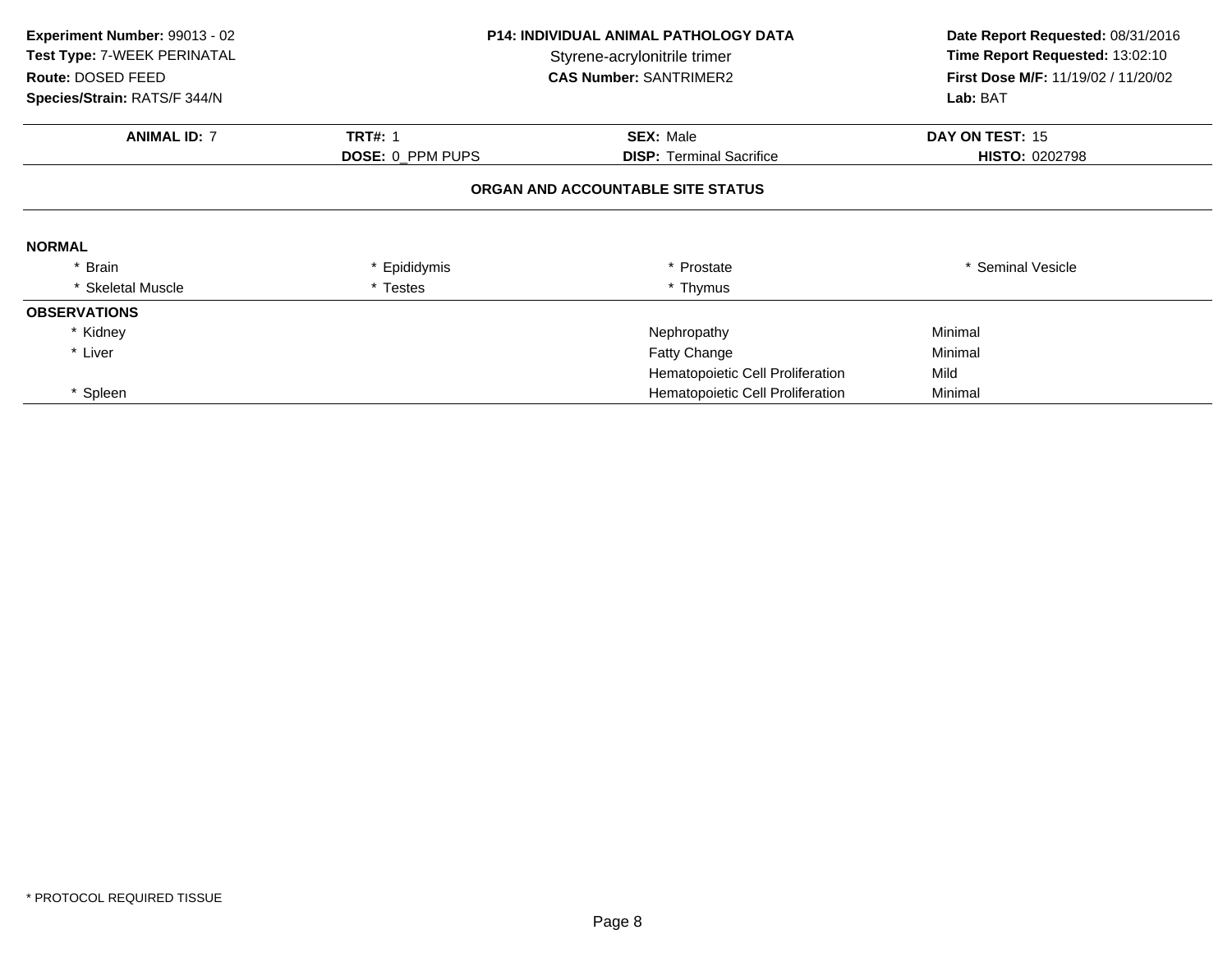**Experiment Number:** 99013 - 02
**Test Type:** 7-WEEK PERINATAL
**Route:** DOSED FEED
**Species/Strain:** RATS/F 344/N

**P14: INDIVIDUAL ANIMAL PATHOLOGY DATA**
Styrene-acrylonitrile trimer
**CAS Number:** SANTRIMER2

**Date Report Requested:** 08/31/2016
**Time Report Requested:** 13:02:10
**First Dose M/F:** 11/19/02 / 11/20/02
**Lab:** BAT

| **ANIMAL ID:** 7 | **TRT#:** 1 | **SEX:** Male | **DAY ON TEST:** 15 |
|---|---|---|---|
| | **DOSE:** 0_PPM PUPS | **DISP:** Terminal Sacrifice | **HISTO:** 0202798 |

**ORGAN AND ACCOUNTABLE SITE STATUS**

**NORMAL**

| | | | |
|---|---|---|---|
| * Brain | * Epididymis | * Prostate | * Seminal Vesicle |
| * Skeletal Muscle | * Testes | * Thymus | |

**OBSERVATIONS**

| | | |
|---|---|---|
| * Kidney | Nephropathy | Minimal |
| * Liver | Fatty Change | Minimal |
| | Hematopoietic Cell Proliferation | Mild |
| * Spleen | Hematopoietic Cell Proliferation | Minimal |

\* PROTOCOL REQUIRED TISSUE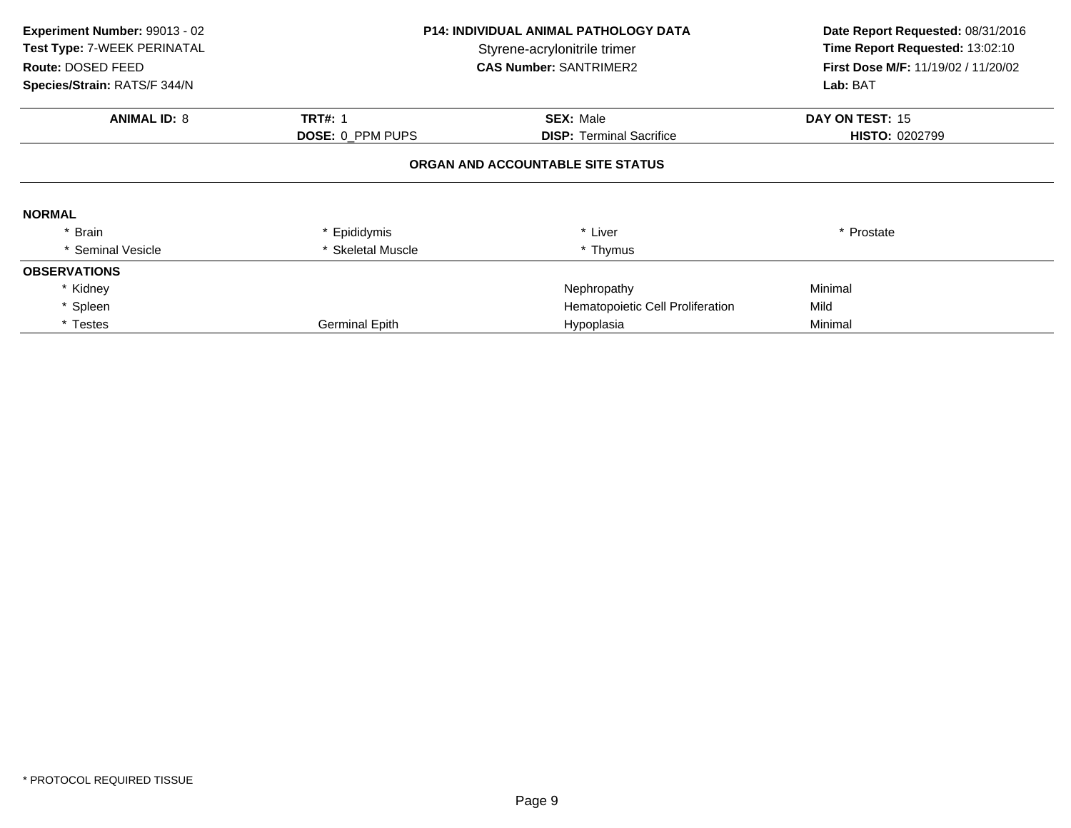**Experiment Number:** 99013 - 02
**Test Type:** 7-WEEK PERINATAL
**Route:** DOSED FEED
**Species/Strain:** RATS/F 344/N

**P14: INDIVIDUAL ANIMAL PATHOLOGY DATA**
Styrene-acrylonitrile trimer
**CAS Number:** SANTRIMER2

**Date Report Requested:** 08/31/2016
**Time Report Requested:** 13:02:10
**First Dose M/F:** 11/19/02 / 11/20/02
**Lab:** BAT

| **ANIMAL ID:** 8 | **TRT#:** 1 | **SEX:** Male | **DAY ON TEST:** 15 |
|---|---|---|---|
| | **DOSE:** 0_PPM PUPS | **DISP:** Terminal Sacrifice | **HISTO:** 0202799 |

**ORGAN AND ACCOUNTABLE SITE STATUS**

**NORMAL**

| | | | |
|---|---|---|---|
| * Brain | * Epididymis | * Liver | * Prostate |
| * Seminal Vesicle | * Skeletal Muscle | * Thymus | |

**OBSERVATIONS**

| | | | |
|---|---|---|---|
| * Kidney | | Nephropathy | Minimal |
| * Spleen | | Hematopoietic Cell Proliferation | Mild |
| * Testes | Germinal Epith | Hypoplasia | Minimal |

* PROTOCOL REQUIRED TISSUE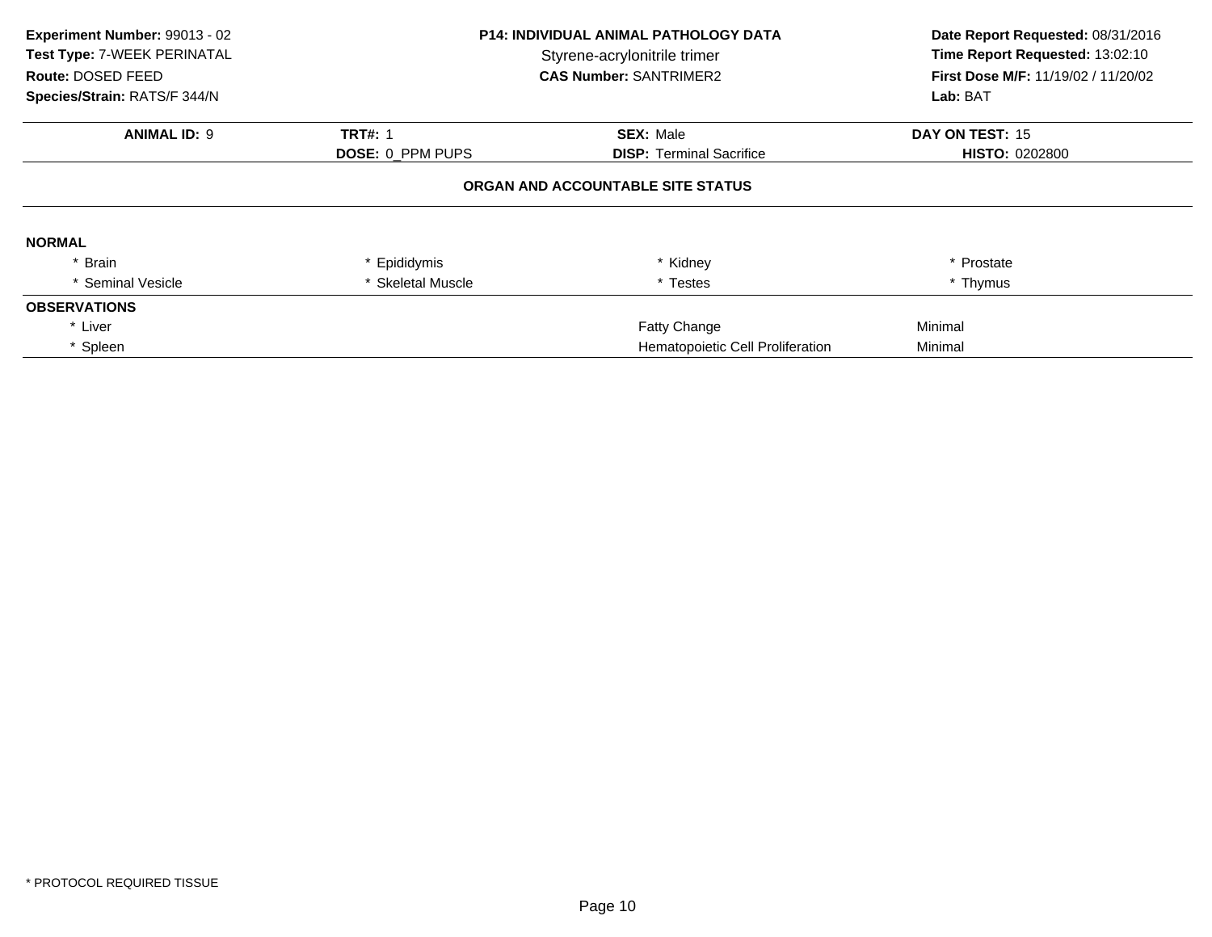**Experiment Number:** 99013 - 02
**Test Type:** 7-WEEK PERINATAL
**Route:** DOSED FEED
**Species/Strain:** RATS/F 344/N

**P14: INDIVIDUAL ANIMAL PATHOLOGY DATA**
Styrene-acrylonitrile trimer
**CAS Number:** SANTRIMER2

**Date Report Requested:** 08/31/2016
**Time Report Requested:** 13:02:10
**First Dose M/F:** 11/19/02 / 11/20/02
**Lab:** BAT

| **ANIMAL ID:** 9 | **TRT#:** 1 | **SEX:** Male | **DAY ON TEST:** 15 |
|---|---|---|---|
| | **DOSE:** 0_PPM PUPS | **DISP:** Terminal Sacrifice | **HISTO:** 0202800 |

## ORGAN AND ACCOUNTABLE SITE STATUS

**NORMAL**

| | | | |
|---|---|---|---|
| * Brain | * Epididymis | * Kidney | * Prostate |
| * Seminal Vesicle | * Skeletal Muscle | * Testes | * Thymus |

**OBSERVATIONS**

| | | |
|---|---|---|
| * Liver | Fatty Change | Minimal |
| * Spleen | Hematopoietic Cell Proliferation | Minimal |

* PROTOCOL REQUIRED TISSUE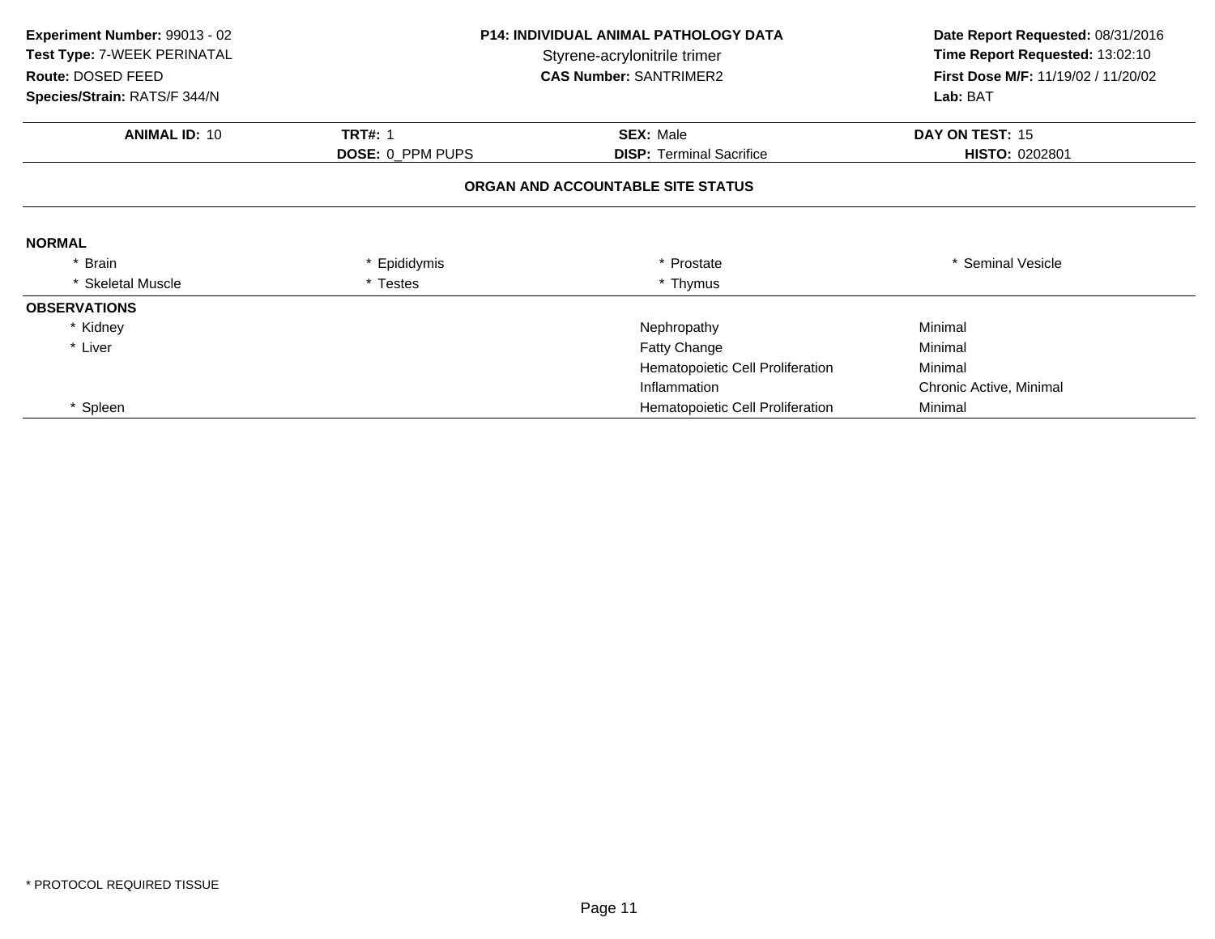**Experiment Number:** 99013 - 02
**Test Type:** 7-WEEK PERINATAL
**Route:** DOSED FEED
**Species/Strain:** RATS/F 344/N

**P14: INDIVIDUAL ANIMAL PATHOLOGY DATA**
Styrene-acrylonitrile trimer
**CAS Number:** SANTRIMER2

**Date Report Requested:** 08/31/2016
**Time Report Requested:** 13:02:10
**First Dose M/F:** 11/19/02 / 11/20/02
**Lab:** BAT

| **ANIMAL ID:** 10 | **TRT#:** 1 | **SEX:** Male | **DAY ON TEST:** 15 |
|---|---|---|---|
| | **DOSE:** 0_PPM PUPS | **DISP:** Terminal Sacrifice | **HISTO:** 0202801 |

## ORGAN AND ACCOUNTABLE SITE STATUS

**NORMAL**

| | | | |
|---|---|---|---|
| * Brain | * Epididymis | * Prostate | * Seminal Vesicle |
| * Skeletal Muscle | * Testes | * Thymus | |

**OBSERVATIONS**

| Organ | Observation | Severity |
|---|---|---|
| * Kidney | Nephropathy | Minimal |
| * Liver | Fatty Change | Minimal |
| | Hematopoietic Cell Proliferation | Minimal |
| | Inflammation | Chronic Active, Minimal |
| * Spleen | Hematopoietic Cell Proliferation | Minimal |

* PROTOCOL REQUIRED TISSUE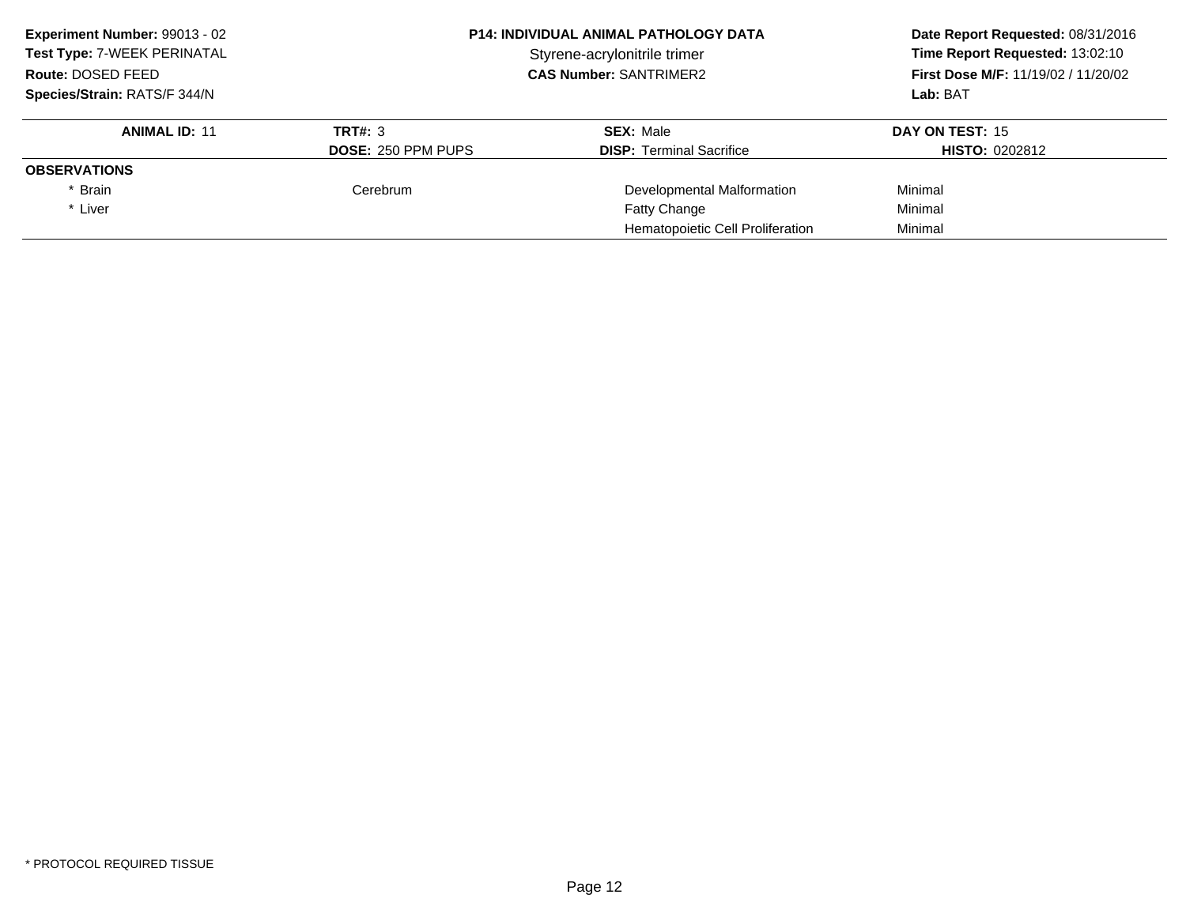**Experiment Number:** 99013 - 02
**Test Type:** 7-WEEK PERINATAL
**Route:** DOSED FEED
**Species/Strain:** RATS/F 344/N

**P14: INDIVIDUAL ANIMAL PATHOLOGY DATA**
Styrene-acrylonitrile trimer
**CAS Number:** SANTRIMER2

**Date Report Requested:** 08/31/2016
**Time Report Requested:** 13:02:10
**First Dose M/F:** 11/19/02 / 11/20/02
**Lab:** BAT

| **ANIMAL ID:** 11 | **TRT#:** 3 | **SEX:** Male | **DAY ON TEST:** 15 |
|---|---|---|---|
| | **DOSE:** 250 PPM PUPS | **DISP:** Terminal Sacrifice | **HISTO:** 0202812 |
| **OBSERVATIONS** | | | |
| * Brain | Cerebrum | Developmental Malformation | Minimal |
| * Liver | | Fatty Change | Minimal |
| | | Hematopoietic Cell Proliferation | Minimal |

* PROTOCOL REQUIRED TISSUE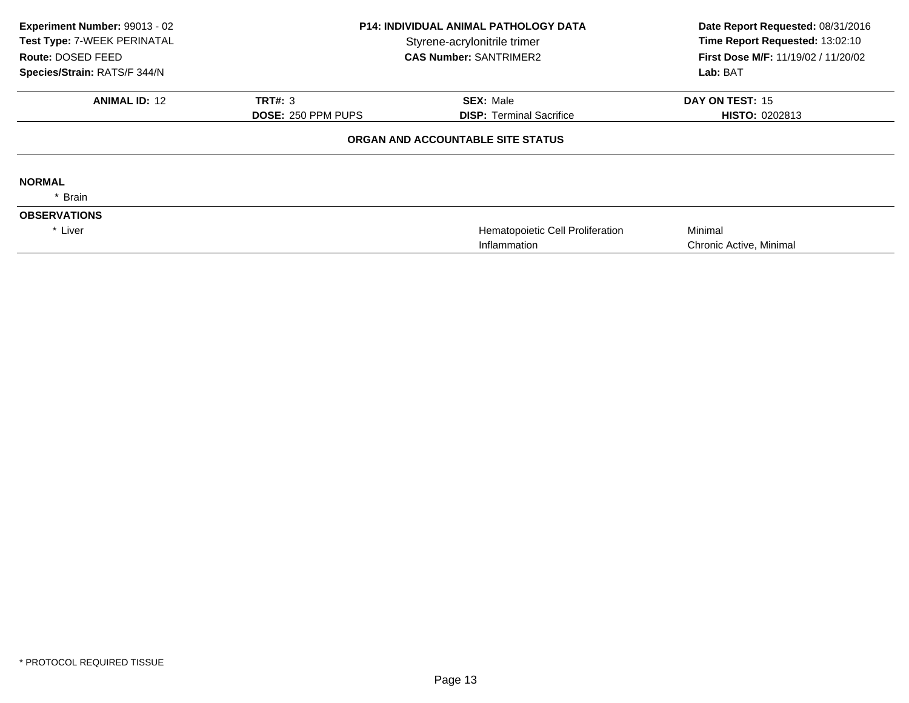**Experiment Number:** 99013 - 02
**Test Type:** 7-WEEK PERINATAL
**Route:** DOSED FEED
**Species/Strain:** RATS/F 344/N

**P14: INDIVIDUAL ANIMAL PATHOLOGY DATA**
Styrene-acrylonitrile trimer
**CAS Number:** SANTRIMER2

**Date Report Requested:** 08/31/2016
**Time Report Requested:** 13:02:10
**First Dose M/F:** 11/19/02 / 11/20/02
**Lab:** BAT

| **ANIMAL ID:** 12 | **TRT#:** 3 | **SEX:** Male | **DAY ON TEST:** 15 |
|---|---|---|---|
| | **DOSE:** 250 PPM PUPS | **DISP:** Terminal Sacrifice | **HISTO:** 0202813 |

**ORGAN AND ACCOUNTABLE SITE STATUS**

**NORMAL**

\* Brain

**OBSERVATIONS**

| Organ | Finding | Severity |
|---|---|---|
| * Liver | Hematopoietic Cell Proliferation | Minimal |
| | Inflammation | Chronic Active, Minimal |

\* PROTOCOL REQUIRED TISSUE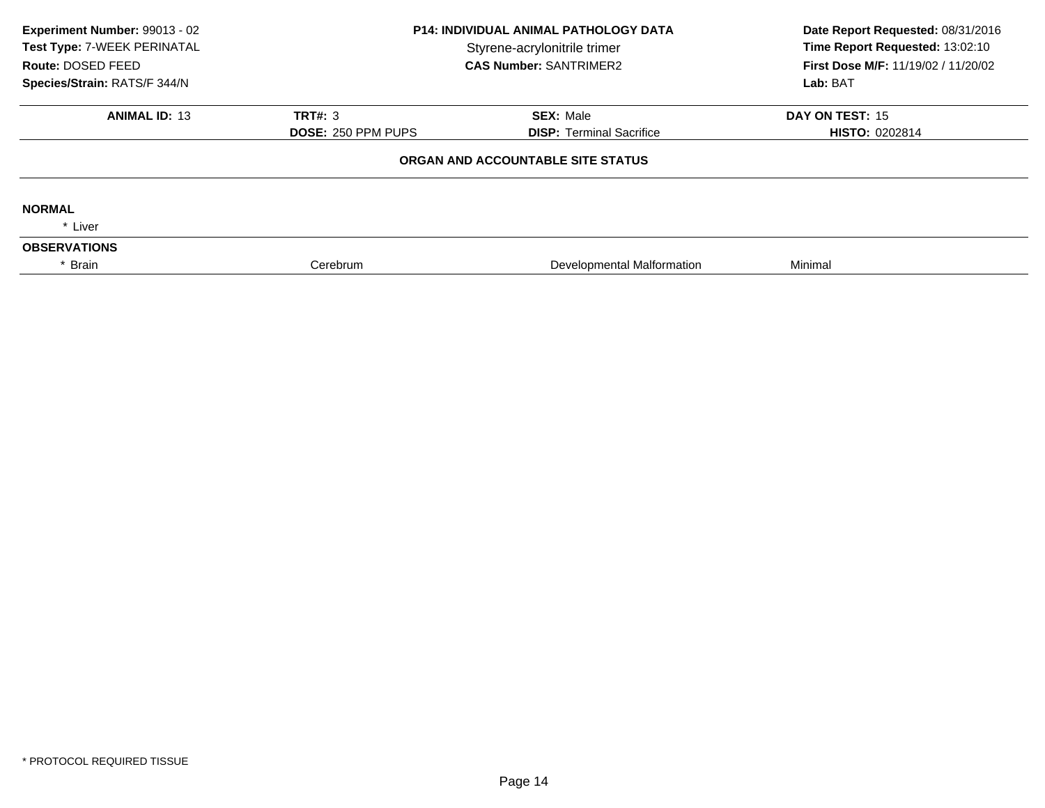**Experiment Number:** 99013 - 02
**Test Type:** 7-WEEK PERINATAL
**Route:** DOSED FEED
**Species/Strain:** RATS/F 344/N

**P14: INDIVIDUAL ANIMAL PATHOLOGY DATA**
Styrene-acrylonitrile trimer
**CAS Number:** SANTRIMER2

**Date Report Requested:** 08/31/2016
**Time Report Requested:** 13:02:10
**First Dose M/F:** 11/19/02 / 11/20/02
**Lab:** BAT

| **ANIMAL ID:** 13 | **TRT#:** 3 | **SEX:** Male | **DAY ON TEST:** 15 |
|---|---|---|---|
| | **DOSE:** 250 PPM PUPS | **DISP:** Terminal Sacrifice | **HISTO:** 0202814 |

**ORGAN AND ACCOUNTABLE SITE STATUS**

**NORMAL**

\* Liver

**OBSERVATIONS**

| | | | |
|---|---|---|---|
| * Brain | Cerebrum | Developmental Malformation | Minimal |

\* PROTOCOL REQUIRED TISSUE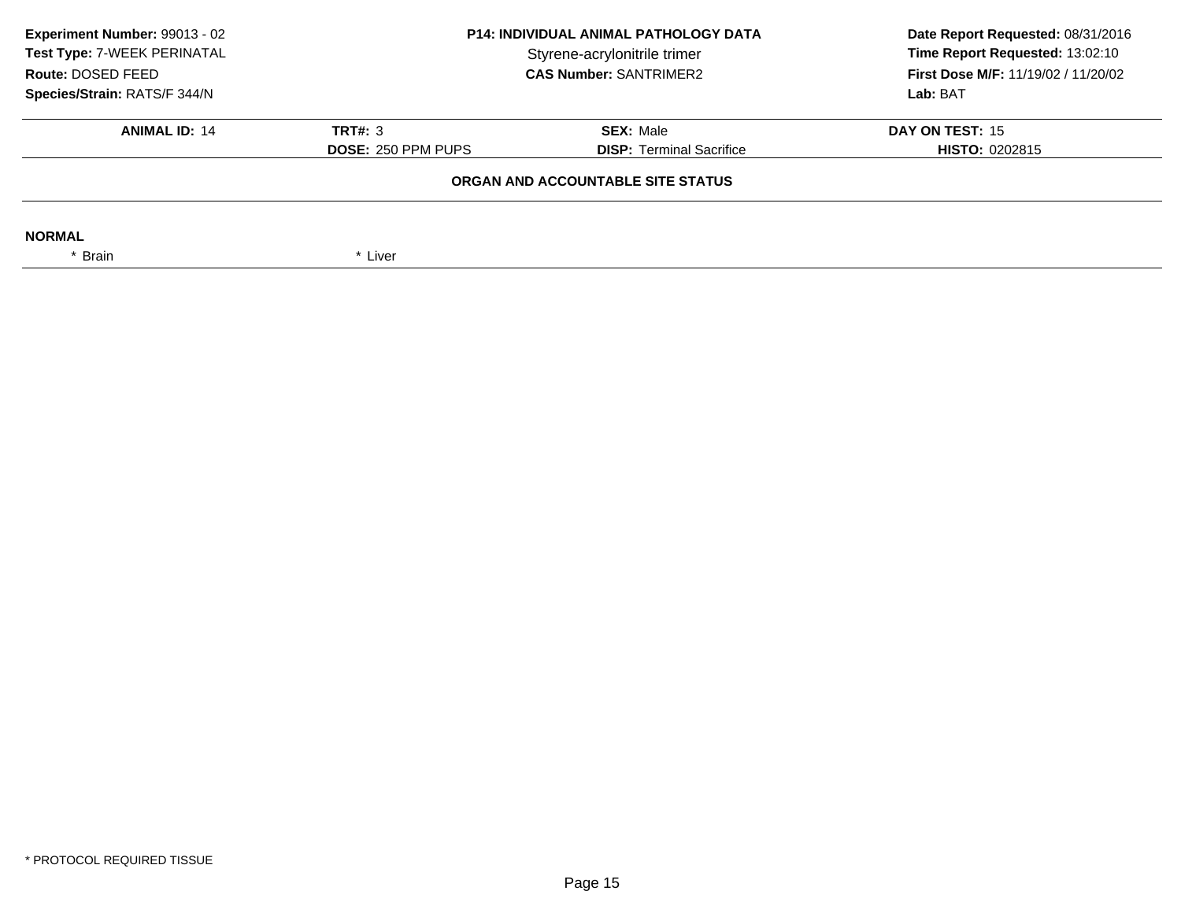**Experiment Number:** 99013 - 02
**Test Type:** 7-WEEK PERINATAL
**Route:** DOSED FEED
**Species/Strain:** RATS/F 344/N

**P14: INDIVIDUAL ANIMAL PATHOLOGY DATA**
Styrene-acrylonitrile trimer
**CAS Number:** SANTRIMER2

**Date Report Requested:** 08/31/2016
**Time Report Requested:** 13:02:10
**First Dose M/F:** 11/19/02 / 11/20/02
**Lab:** BAT

| **ANIMAL ID:** 14 | **TRT#:** 3 | **SEX:** Male | **DAY ON TEST:** 15 |
|---|---|---|---|
| | **DOSE:** 250 PPM PUPS | **DISP:** Terminal Sacrifice | **HISTO:** 0202815 |

**ORGAN AND ACCOUNTABLE SITE STATUS**

**NORMAL**

* Brain
* Liver

\* PROTOCOL REQUIRED TISSUE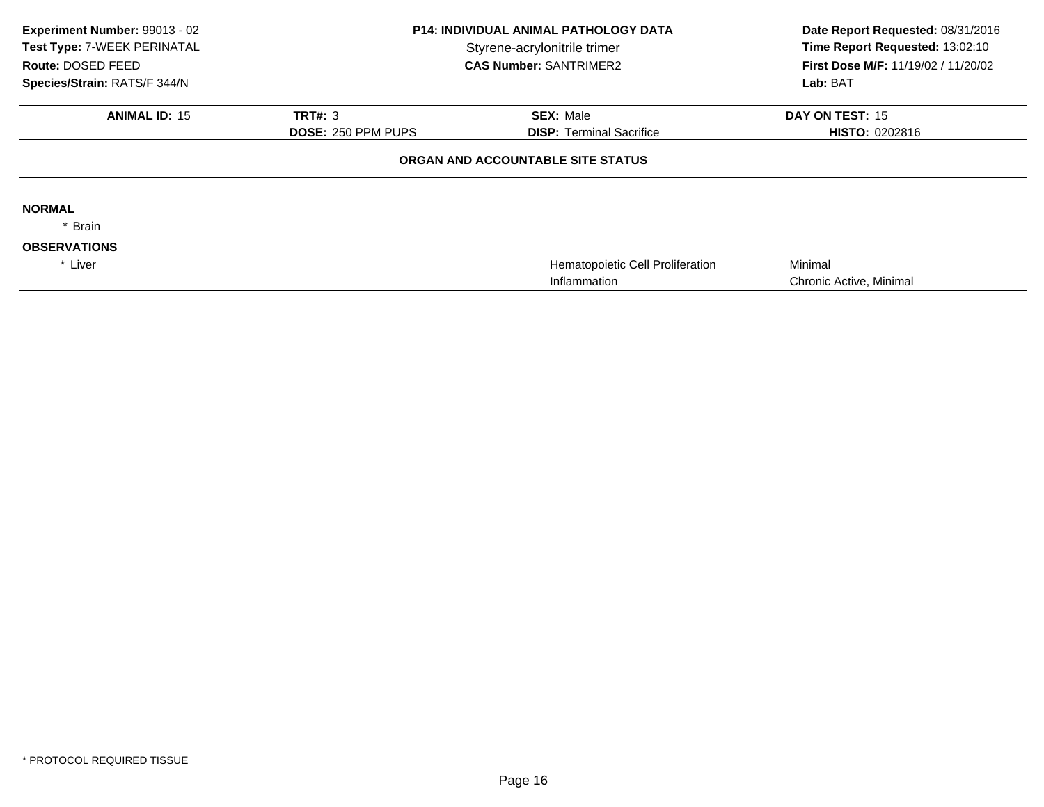**Experiment Number:** 99013 - 02
**Test Type:** 7-WEEK PERINATAL
**Route:** DOSED FEED
**Species/Strain:** RATS/F 344/N

**P14: INDIVIDUAL ANIMAL PATHOLOGY DATA**
Styrene-acrylonitrile trimer
**CAS Number:** SANTRIMER2

**Date Report Requested:** 08/31/2016
**Time Report Requested:** 13:02:10
**First Dose M/F:** 11/19/02 / 11/20/02
**Lab:** BAT

| **ANIMAL ID:** 15 | **TRT#:** 3 | **SEX:** Male | **DAY ON TEST:** 15 |
|---|---|---|---|
| | **DOSE:** 250 PPM PUPS | **DISP:** Terminal Sacrifice | **HISTO:** 0202816 |

## ORGAN AND ACCOUNTABLE SITE STATUS

**NORMAL**

* Brain

**OBSERVATIONS**

| Organ | Observation | Severity |
|---|---|---|
| * Liver | Hematopoietic Cell Proliferation | Minimal |
| | Inflammation | Chronic Active, Minimal |

* PROTOCOL REQUIRED TISSUE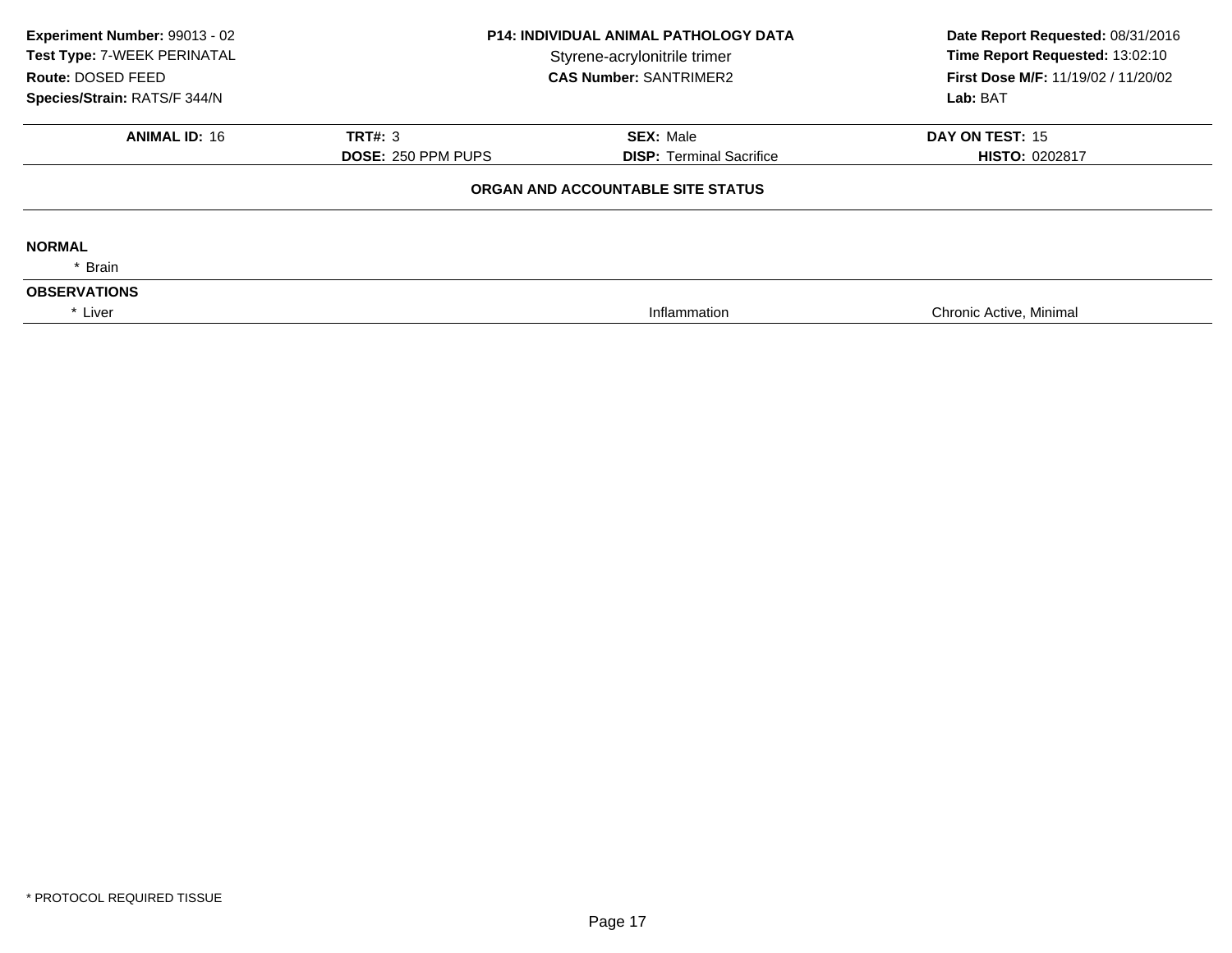**Experiment Number:** 99013 - 02
**Test Type:** 7-WEEK PERINATAL
**Route:** DOSED FEED
**Species/Strain:** RATS/F 344/N

**P14: INDIVIDUAL ANIMAL PATHOLOGY DATA**
Styrene-acrylonitrile trimer
**CAS Number:** SANTRIMER2

**Date Report Requested:** 08/31/2016
**Time Report Requested:** 13:02:10
**First Dose M/F:** 11/19/02 / 11/20/02
**Lab:** BAT

| **ANIMAL ID:** 16 | **TRT#:** 3 | **SEX:** Male | **DAY ON TEST:** 15 |
|---|---|---|---|
| | **DOSE:** 250 PPM PUPS | **DISP:** Terminal Sacrifice | **HISTO:** 0202817 |

**ORGAN AND ACCOUNTABLE SITE STATUS**

**NORMAL**

* Brain

**OBSERVATIONS**

| | | |
|---|---|---|
| * Liver | Inflammation | Chronic Active, Minimal |

* PROTOCOL REQUIRED TISSUE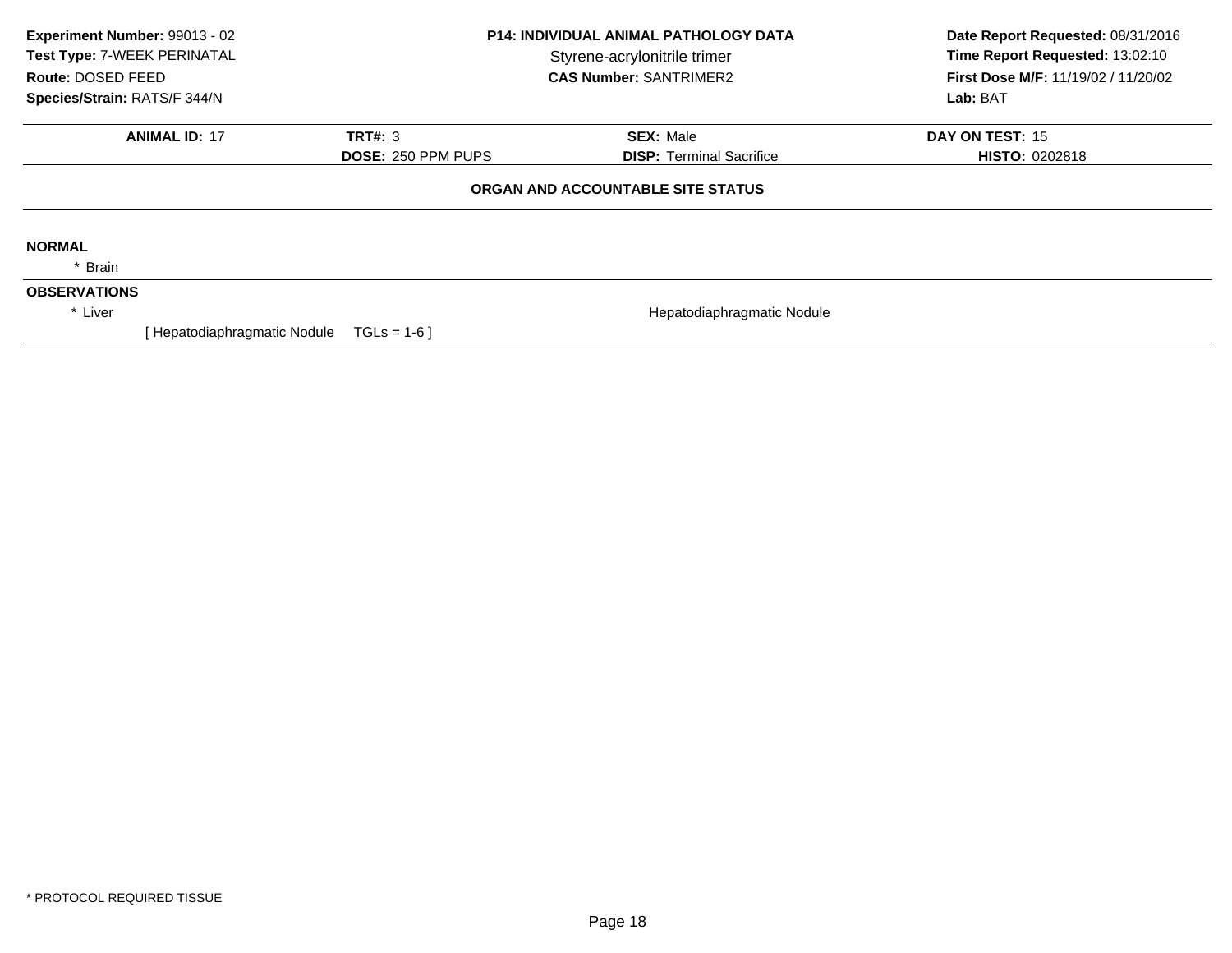**Experiment Number:** 99013 - 02
**Test Type:** 7-WEEK PERINATAL
**Route:** DOSED FEED
**Species/Strain:** RATS/F 344/N

**P14: INDIVIDUAL ANIMAL PATHOLOGY DATA**
Styrene-acrylonitrile trimer
**CAS Number:** SANTRIMER2

**Date Report Requested:** 08/31/2016
**Time Report Requested:** 13:02:10
**First Dose M/F:** 11/19/02 / 11/20/02
**Lab:** BAT

| **ANIMAL ID:** 17 | **TRT#:** 3 | **SEX:** Male | **DAY ON TEST:** 15 |
|---|---|---|---|
| | **DOSE:** 250 PPM PUPS | **DISP:** Terminal Sacrifice | **HISTO:** 0202818 |

**ORGAN AND ACCOUNTABLE SITE STATUS**

**NORMAL**

\* Brain

**OBSERVATIONS**

\* Liver — Hepatodiaphragmatic Nodule

[ Hepatodiaphragmatic Nodule TGLs = 1-6 ]

\* PROTOCOL REQUIRED TISSUE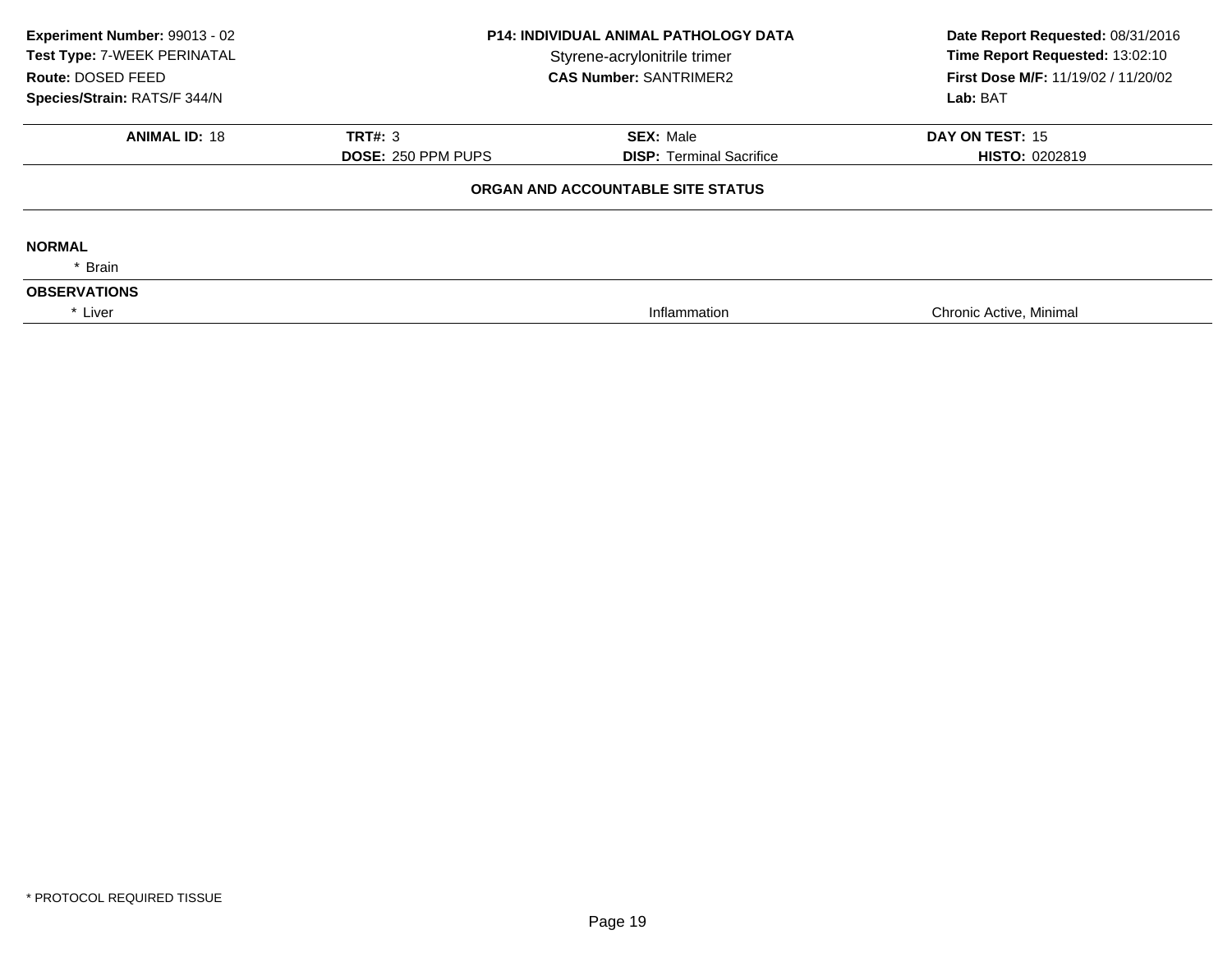**Experiment Number:** 99013 - 02
**Test Type:** 7-WEEK PERINATAL
**Route:** DOSED FEED
**Species/Strain:** RATS/F 344/N

**P14: INDIVIDUAL ANIMAL PATHOLOGY DATA**
Styrene-acrylonitrile trimer
**CAS Number:** SANTRIMER2

**Date Report Requested:** 08/31/2016
**Time Report Requested:** 13:02:10
**First Dose M/F:** 11/19/02 / 11/20/02
**Lab:** BAT

| **ANIMAL ID:** 18 | **TRT#:** 3 | **SEX:** Male | **DAY ON TEST:** 15 |
|---|---|---|---|
| | **DOSE:** 250 PPM PUPS | **DISP:** Terminal Sacrifice | **HISTO:** 0202819 |

**ORGAN AND ACCOUNTABLE SITE STATUS**

**NORMAL**

* Brain

**OBSERVATIONS**

| | | |
|---|---|---|
| * Liver | Inflammation | Chronic Active, Minimal |

* PROTOCOL REQUIRED TISSUE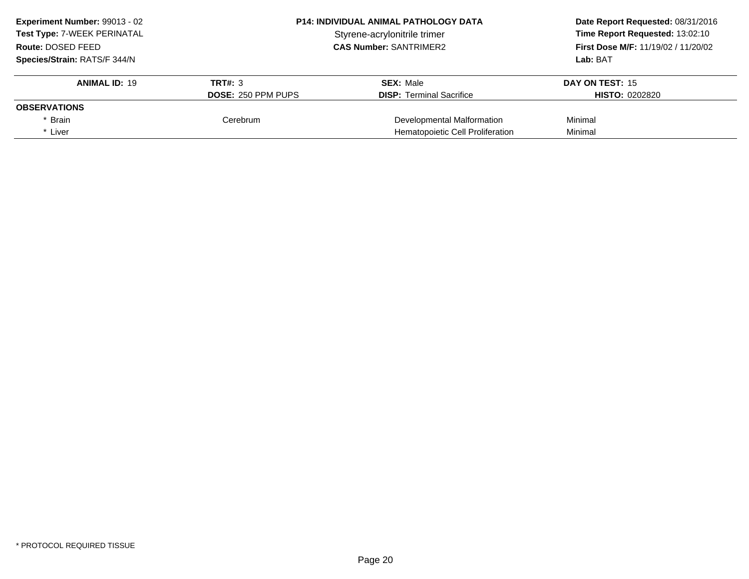**Experiment Number:** 99013 - 02
**Test Type:** 7-WEEK PERINATAL
**Route:** DOSED FEED
**Species/Strain:** RATS/F 344/N

**P14: INDIVIDUAL ANIMAL PATHOLOGY DATA**
Styrene-acrylonitrile trimer
**CAS Number:** SANTRIMER2

**Date Report Requested:** 08/31/2016
**Time Report Requested:** 13:02:10
**First Dose M/F:** 11/19/02 / 11/20/02
**Lab:** BAT

| **ANIMAL ID:** 19 | **TRT#:** 3 | **SEX:** Male | **DAY ON TEST:** 15 |
|---|---|---|---|
| | **DOSE:** 250 PPM PUPS | **DISP:** Terminal Sacrifice | **HISTO:** 0202820 |
| **OBSERVATIONS** | | | |
| * Brain | Cerebrum | Developmental Malformation | Minimal |
| * Liver | | Hematopoietic Cell Proliferation | Minimal |

* PROTOCOL REQUIRED TISSUE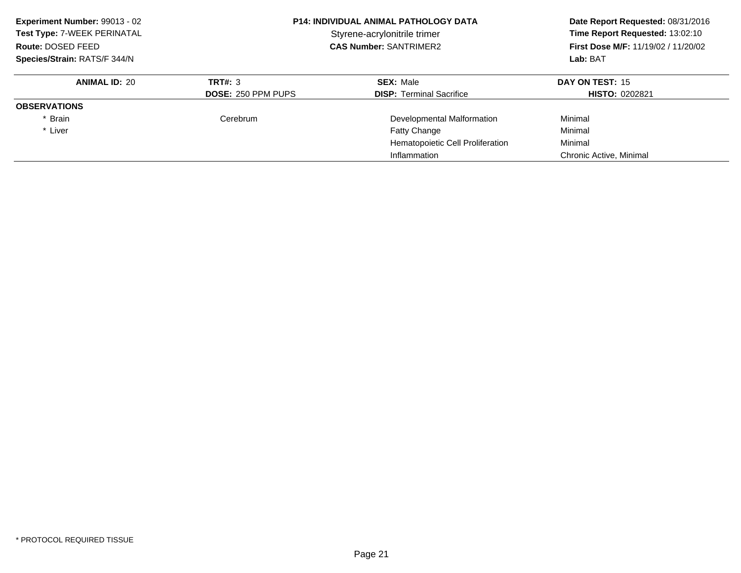**Experiment Number:** 99013 - 02
**Test Type:** 7-WEEK PERINATAL
**Route:** DOSED FEED
**Species/Strain:** RATS/F 344/N

**P14: INDIVIDUAL ANIMAL PATHOLOGY DATA**
Styrene-acrylonitrile trimer
**CAS Number:** SANTRIMER2

**Date Report Requested:** 08/31/2016
**Time Report Requested:** 13:02:10
**First Dose M/F:** 11/19/02 / 11/20/02
**Lab:** BAT

| **ANIMAL ID:** 20 | **TRT#:** 3<br>**DOSE:** 250 PPM PUPS | **SEX:** Male<br>**DISP:** Terminal Sacrifice | **DAY ON TEST:** 15<br>**HISTO:** 0202821 |
|---|---|---|---|
| **OBSERVATIONS** | | | |
| * Brain | Cerebrum | Developmental Malformation | Minimal |
| * Liver | | Fatty Change | Minimal |
| | | Hematopoietic Cell Proliferation | Minimal |
| | | Inflammation | Chronic Active, Minimal |

* PROTOCOL REQUIRED TISSUE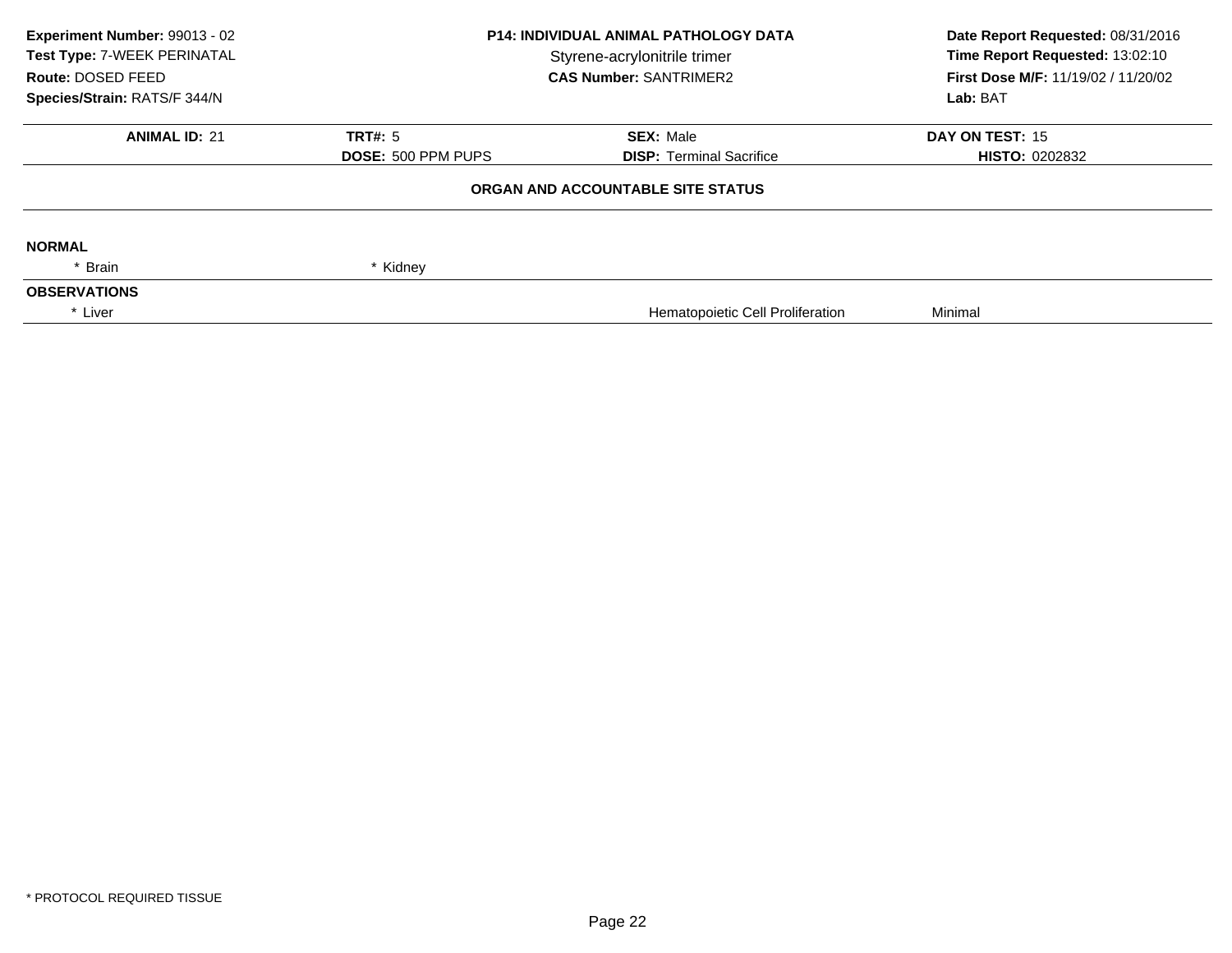**Experiment Number:** 99013 - 02
**Test Type:** 7-WEEK PERINATAL
**Route:** DOSED FEED
**Species/Strain:** RATS/F 344/N

**P14: INDIVIDUAL ANIMAL PATHOLOGY DATA**
Styrene-acrylonitrile trimer
**CAS Number:** SANTRIMER2

**Date Report Requested:** 08/31/2016
**Time Report Requested:** 13:02:10
**First Dose M/F:** 11/19/02 / 11/20/02
**Lab:** BAT

| **ANIMAL ID:** 21 | **TRT#:** 5 | **SEX:** Male | **DAY ON TEST:** 15 |
|---|---|---|---|
| | **DOSE:** 500 PPM PUPS | **DISP:** Terminal Sacrifice | **HISTO:** 0202832 |

**ORGAN AND ACCOUNTABLE SITE STATUS**

**NORMAL**

| | |
|---|---|
| * Brain | * Kidney |

**OBSERVATIONS**

| | | |
|---|---|---|
| * Liver | Hematopoietic Cell Proliferation | Minimal |

* PROTOCOL REQUIRED TISSUE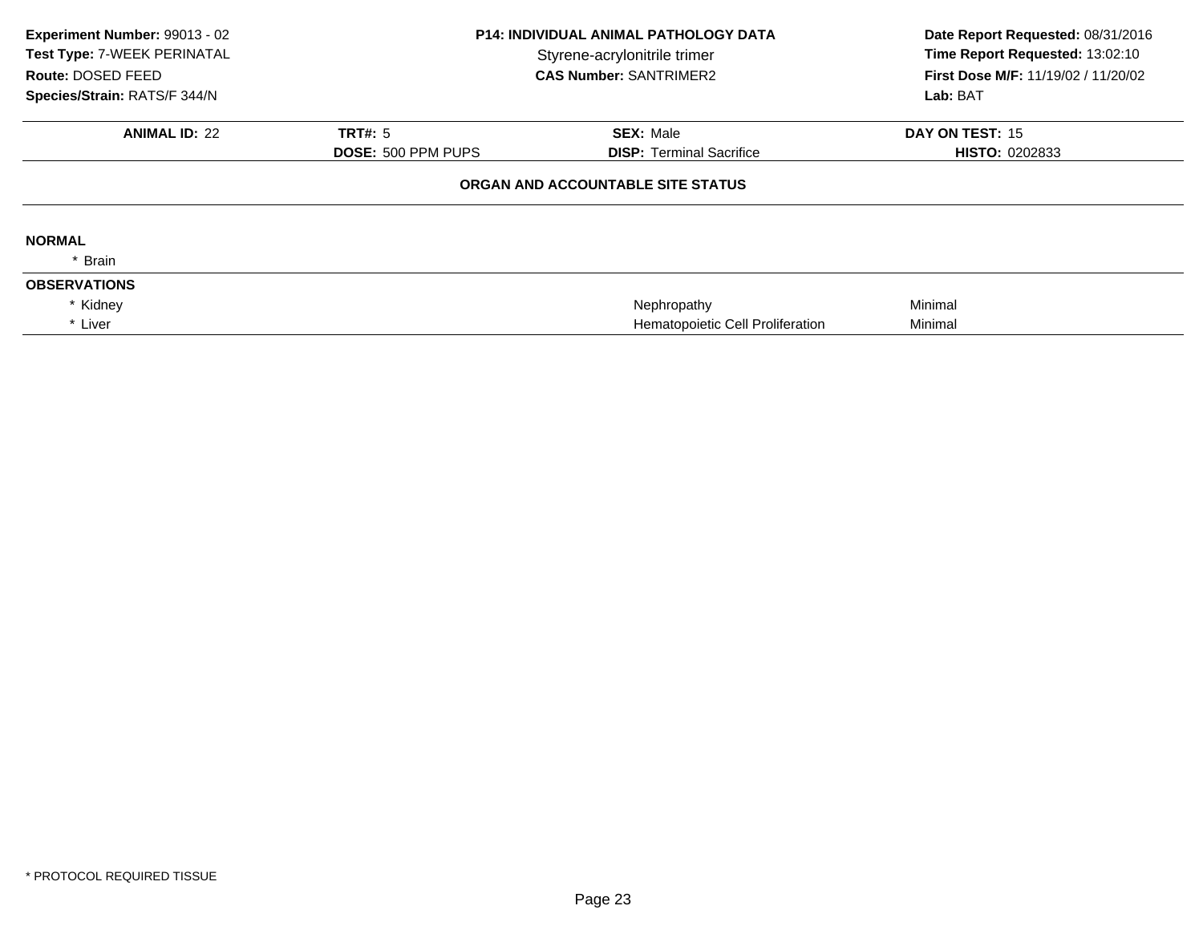**Experiment Number:** 99013 - 02
**Test Type:** 7-WEEK PERINATAL
**Route:** DOSED FEED
**Species/Strain:** RATS/F 344/N

**P14: INDIVIDUAL ANIMAL PATHOLOGY DATA**
Styrene-acrylonitrile trimer
**CAS Number:** SANTRIMER2

**Date Report Requested:** 08/31/2016
**Time Report Requested:** 13:02:10
**First Dose M/F:** 11/19/02 / 11/20/02
**Lab:** BAT

| **ANIMAL ID:** 22 | **TRT#:** 5 | **SEX:** Male | **DAY ON TEST:** 15 |
|---|---|---|---|
| | **DOSE:** 500 PPM PUPS | **DISP:** Terminal Sacrifice | **HISTO:** 0202833 |

**ORGAN AND ACCOUNTABLE SITE STATUS**

**NORMAL**

* Brain

**OBSERVATIONS**

| Organ | Observation | Severity |
|---|---|---|
| * Kidney | Nephropathy | Minimal |
| * Liver | Hematopoietic Cell Proliferation | Minimal |

* PROTOCOL REQUIRED TISSUE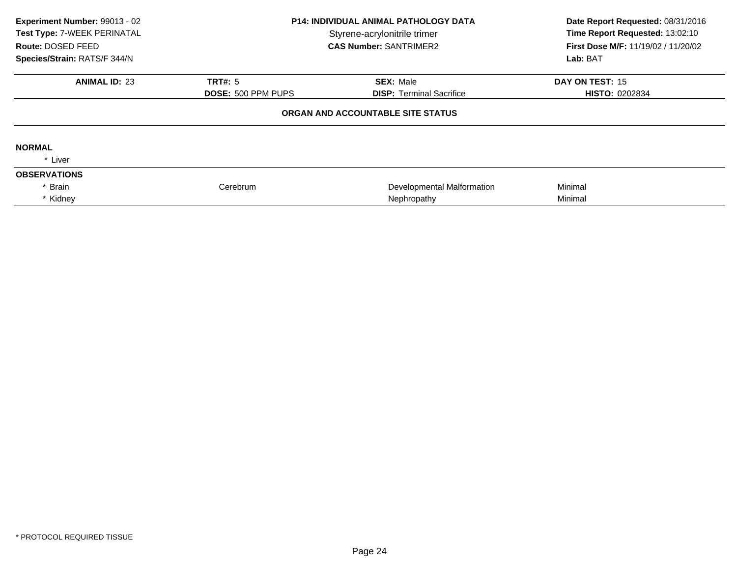**Experiment Number:** 99013 - 02
**Test Type:** 7-WEEK PERINATAL
**Route:** DOSED FEED
**Species/Strain:** RATS/F 344/N

**P14: INDIVIDUAL ANIMAL PATHOLOGY DATA**
Styrene-acrylonitrile trimer
**CAS Number:** SANTRIMER2

**Date Report Requested:** 08/31/2016
**Time Report Requested:** 13:02:10
**First Dose M/F:** 11/19/02 / 11/20/02
**Lab:** BAT

| **ANIMAL ID:** 23 | **TRT#:** 5 | **SEX:** Male | **DAY ON TEST:** 15 |
|---|---|---|---|
| | **DOSE:** 500 PPM PUPS | **DISP:** Terminal Sacrifice | **HISTO:** 0202834 |

**ORGAN AND ACCOUNTABLE SITE STATUS**

**NORMAL**

| | | | |
|---|---|---|---|
| * Liver | | | |

**OBSERVATIONS**

| | | | |
|---|---|---|---|
| * Brain | Cerebrum | Developmental Malformation | Minimal |
| * Kidney | | Nephropathy | Minimal |

* PROTOCOL REQUIRED TISSUE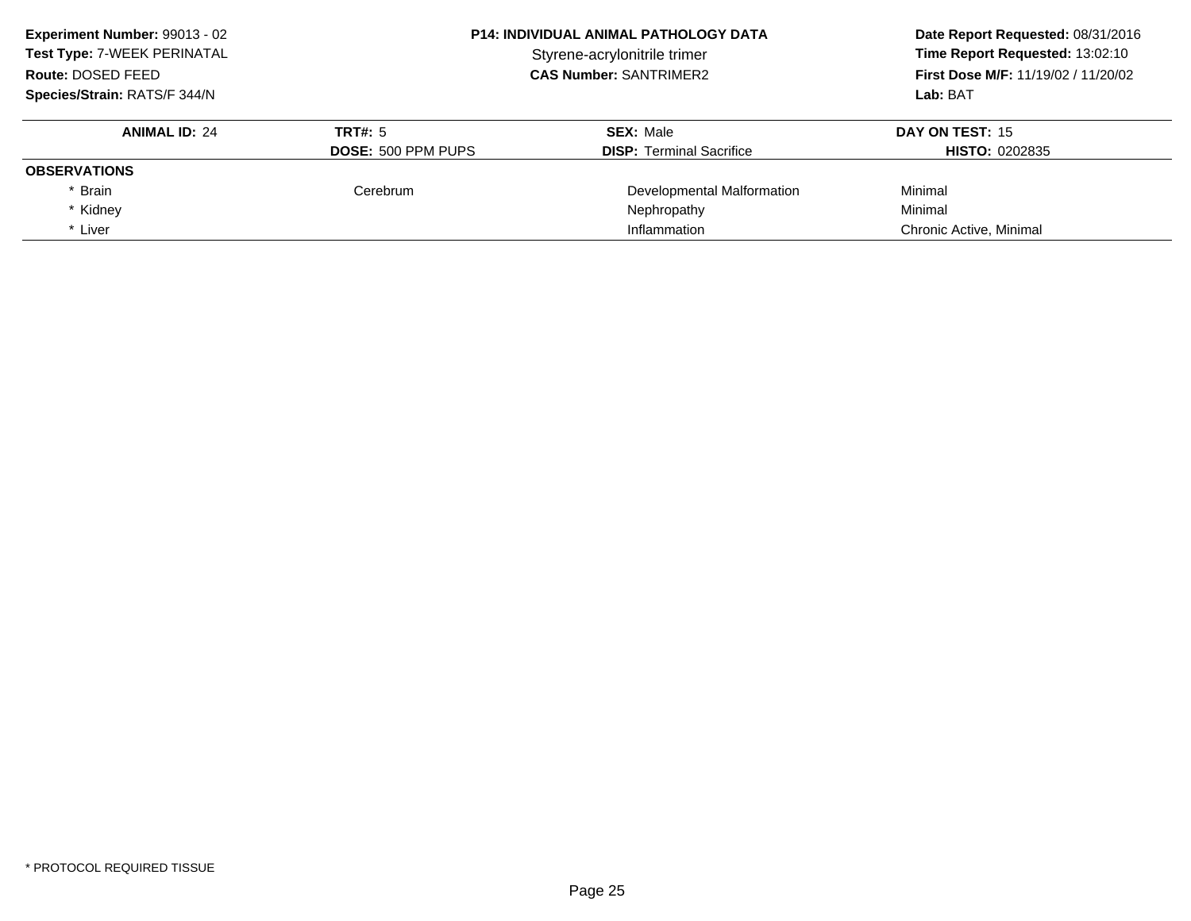**Experiment Number:** 99013 - 02
**Test Type:** 7-WEEK PERINATAL
**Route:** DOSED FEED
**Species/Strain:** RATS/F 344/N

**P14: INDIVIDUAL ANIMAL PATHOLOGY DATA**
Styrene-acrylonitrile trimer
**CAS Number:** SANTRIMER2

**Date Report Requested:** 08/31/2016
**Time Report Requested:** 13:02:10
**First Dose M/F:** 11/19/02 / 11/20/02
**Lab:** BAT

| **ANIMAL ID:** 24 | **TRT#:** 5 | **SEX:** Male | **DAY ON TEST:** 15 |
|---|---|---|---|
| | **DOSE:** 500 PPM PUPS | **DISP:** Terminal Sacrifice | **HISTO:** 0202835 |
| **OBSERVATIONS** | | | |
| * Brain | Cerebrum | Developmental Malformation | Minimal |
| * Kidney | | Nephropathy | Minimal |
| * Liver | | Inflammation | Chronic Active, Minimal |

* PROTOCOL REQUIRED TISSUE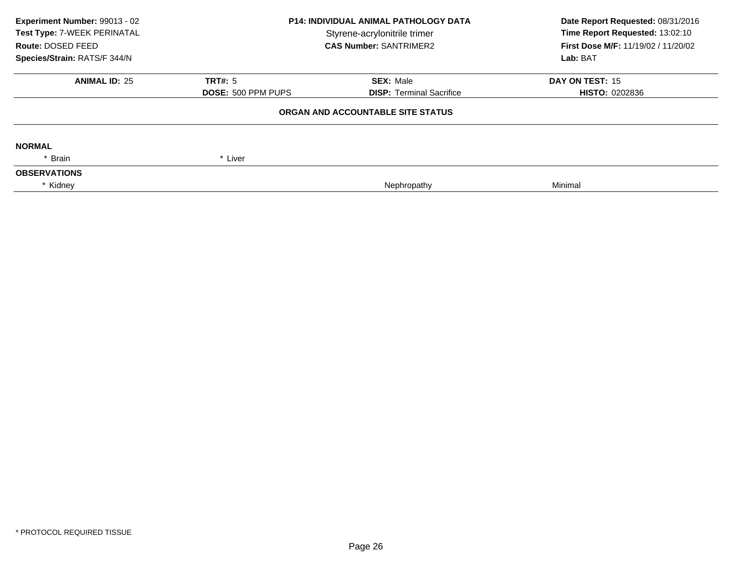**Experiment Number:** 99013 - 02
**Test Type:** 7-WEEK PERINATAL
**Route:** DOSED FEED
**Species/Strain:** RATS/F 344/N

**P14: INDIVIDUAL ANIMAL PATHOLOGY DATA**
Styrene-acrylonitrile trimer
**CAS Number:** SANTRIMER2

**Date Report Requested:** 08/31/2016
**Time Report Requested:** 13:02:10
**First Dose M/F:** 11/19/02 / 11/20/02
**Lab:** BAT

| **ANIMAL ID:** 25 | **TRT#:** 5 | **SEX:** Male | **DAY ON TEST:** 15 |
|---|---|---|---|
| | **DOSE:** 500 PPM PUPS | **DISP:** Terminal Sacrifice | **HISTO:** 0202836 |

**ORGAN AND ACCOUNTABLE SITE STATUS**

**NORMAL**

| * Brain | * Liver |
|---|---|

**OBSERVATIONS**

| * Kidney | Nephropathy | Minimal |
|---|---|---|

* PROTOCOL REQUIRED TISSUE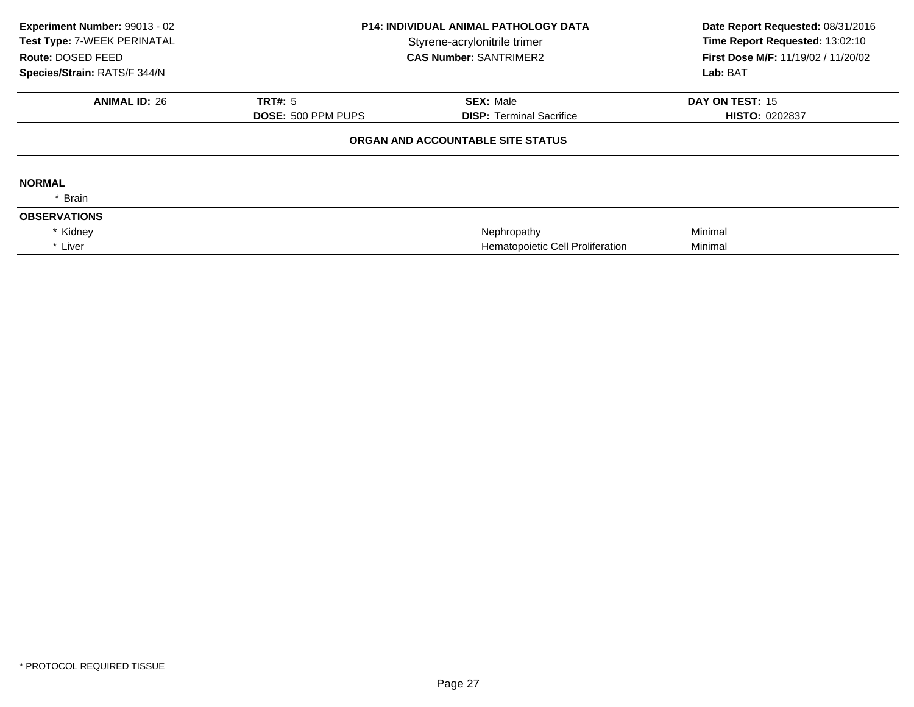**Experiment Number:** 99013 - 02
**Test Type:** 7-WEEK PERINATAL
**Route:** DOSED FEED
**Species/Strain:** RATS/F 344/N

**P14: INDIVIDUAL ANIMAL PATHOLOGY DATA**
Styrene-acrylonitrile trimer
**CAS Number:** SANTRIMER2

**Date Report Requested:** 08/31/2016
**Time Report Requested:** 13:02:10
**First Dose M/F:** 11/19/02 / 11/20/02
**Lab:** BAT

| **ANIMAL ID:** 26 | **TRT#:** 5 | **SEX:** Male | **DAY ON TEST:** 15 |
|---|---|---|---|
| | **DOSE:** 500 PPM PUPS | **DISP:** Terminal Sacrifice | **HISTO:** 0202837 |

**ORGAN AND ACCOUNTABLE SITE STATUS**

**NORMAL**

* Brain

**OBSERVATIONS**

| | | |
|---|---|---|
| * Kidney | Nephropathy | Minimal |
| * Liver | Hematopoietic Cell Proliferation | Minimal |

* PROTOCOL REQUIRED TISSUE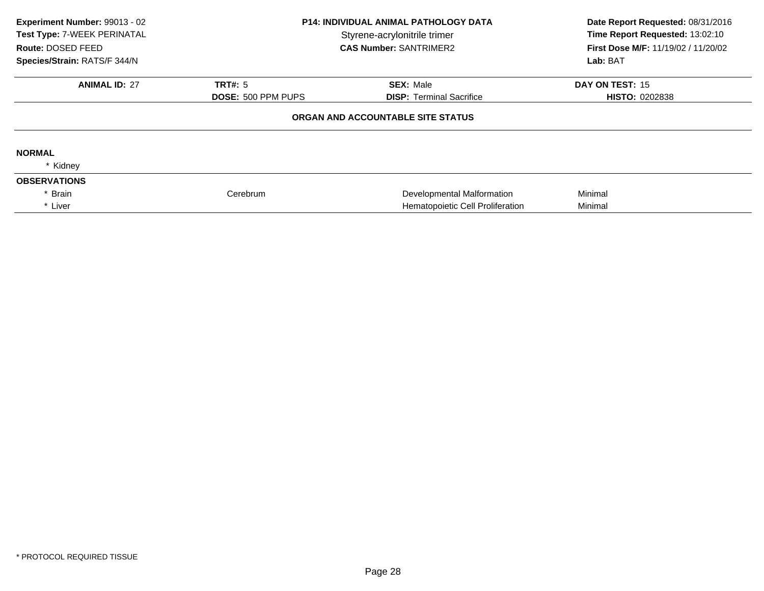**Experiment Number:** 99013 - 02
**Test Type:** 7-WEEK PERINATAL
**Route:** DOSED FEED
**Species/Strain:** RATS/F 344/N

**P14: INDIVIDUAL ANIMAL PATHOLOGY DATA**
Styrene-acrylonitrile trimer
**CAS Number:** SANTRIMER2

**Date Report Requested:** 08/31/2016
**Time Report Requested:** 13:02:10
**First Dose M/F:** 11/19/02 / 11/20/02
**Lab:** BAT

| **ANIMAL ID:** 27 | **TRT#:** 5 | **SEX:** Male | **DAY ON TEST:** 15 |
|---|---|---|---|
| | **DOSE:** 500 PPM PUPS | **DISP:** Terminal Sacrifice | **HISTO:** 0202838 |

**ORGAN AND ACCOUNTABLE SITE STATUS**

**NORMAL**

* Kidney

**OBSERVATIONS**

| | | | |
|---|---|---|---|
| * Brain | Cerebrum | Developmental Malformation | Minimal |
| * Liver | | Hematopoietic Cell Proliferation | Minimal |

* PROTOCOL REQUIRED TISSUE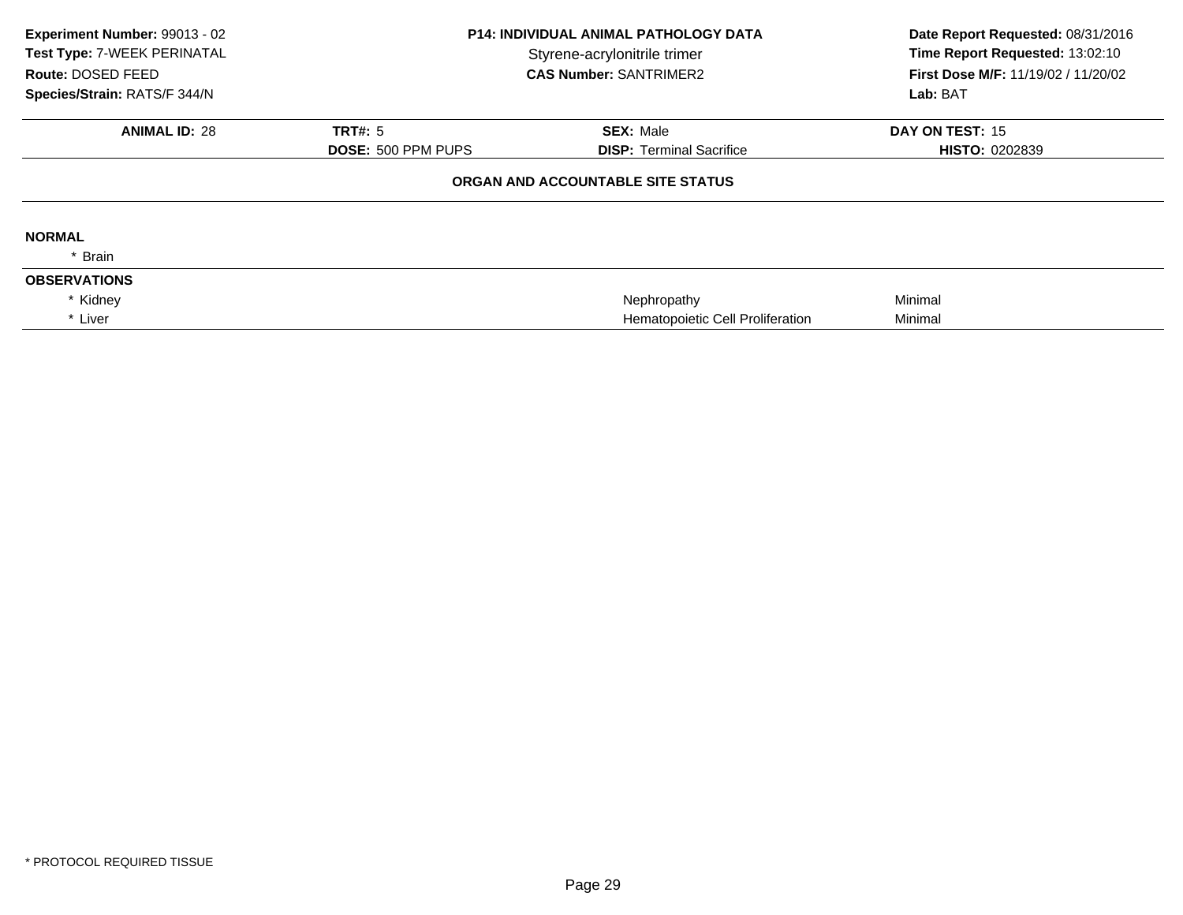**Experiment Number:** 99013 - 02
**Test Type:** 7-WEEK PERINATAL
**Route:** DOSED FEED
**Species/Strain:** RATS/F 344/N

**P14: INDIVIDUAL ANIMAL PATHOLOGY DATA**
Styrene-acrylonitrile trimer
**CAS Number:** SANTRIMER2

**Date Report Requested:** 08/31/2016
**Time Report Requested:** 13:02:10
**First Dose M/F:** 11/19/02 / 11/20/02
**Lab:** BAT

| **ANIMAL ID:** 28 | **TRT#:** 5 | **SEX:** Male | **DAY ON TEST:** 15 |
|---|---|---|---|
| | **DOSE:** 500 PPM PUPS | **DISP:** Terminal Sacrifice | **HISTO:** 0202839 |

**ORGAN AND ACCOUNTABLE SITE STATUS**

**NORMAL**

* Brain

**OBSERVATIONS**

| | | |
|---|---|---|
| * Kidney | Nephropathy | Minimal |
| * Liver | Hematopoietic Cell Proliferation | Minimal |

* PROTOCOL REQUIRED TISSUE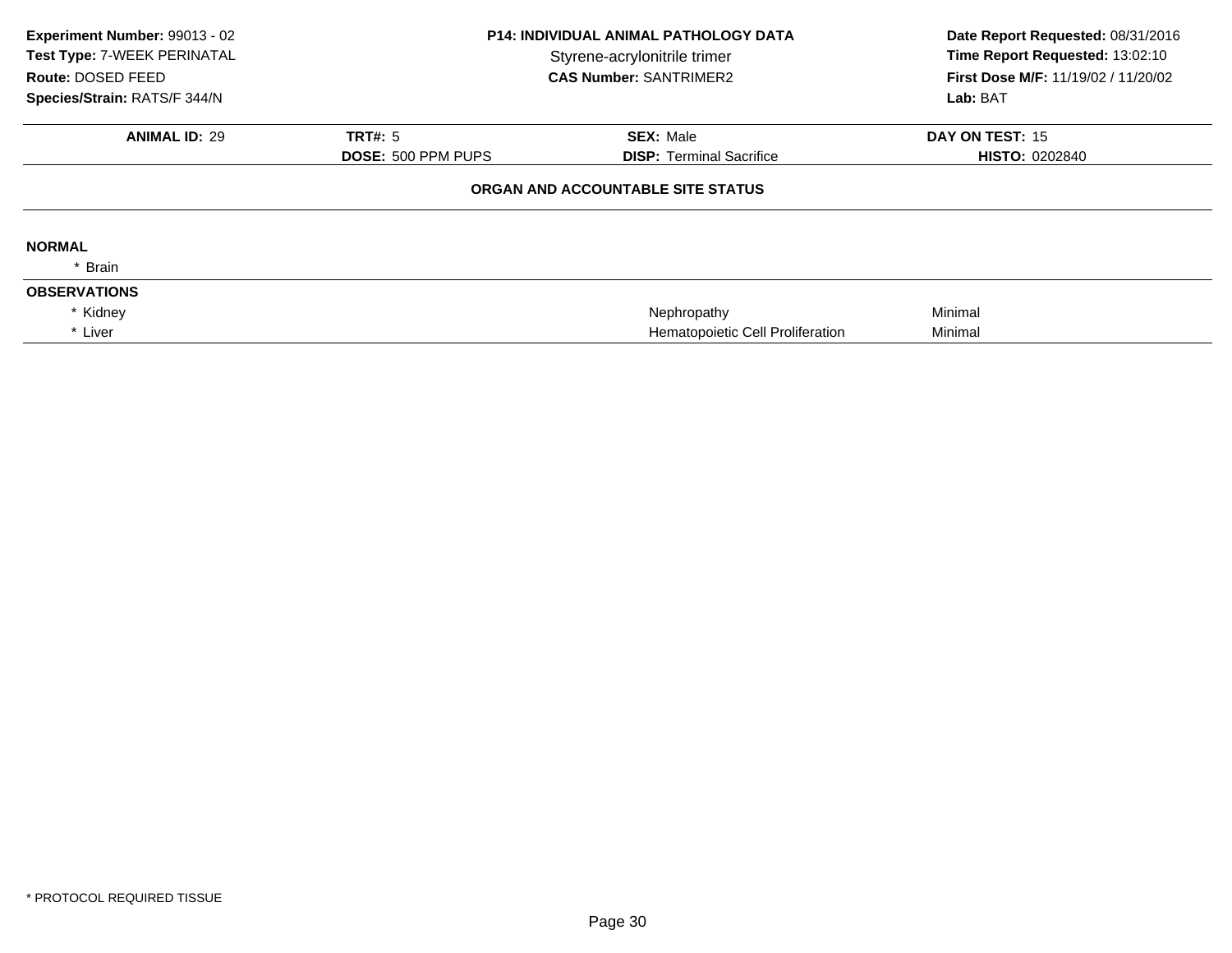**Experiment Number:** 99013 - 02
**Test Type:** 7-WEEK PERINATAL
**Route:** DOSED FEED
**Species/Strain:** RATS/F 344/N

**P14: INDIVIDUAL ANIMAL PATHOLOGY DATA**
Styrene-acrylonitrile trimer
**CAS Number:** SANTRIMER2

**Date Report Requested:** 08/31/2016
**Time Report Requested:** 13:02:10
**First Dose M/F:** 11/19/02 / 11/20/02
**Lab:** BAT

| **ANIMAL ID:** 29 | **TRT#:** 5 | **SEX:** Male | **DAY ON TEST:** 15 |
|---|---|---|---|
| | **DOSE:** 500 PPM PUPS | **DISP:** Terminal Sacrifice | **HISTO:** 0202840 |

**ORGAN AND ACCOUNTABLE SITE STATUS**

**NORMAL**

\* Brain

**OBSERVATIONS**

| Organ | Observation | Severity |
|---|---|---|
| * Kidney | Nephropathy | Minimal |
| * Liver | Hematopoietic Cell Proliferation | Minimal |

\* PROTOCOL REQUIRED TISSUE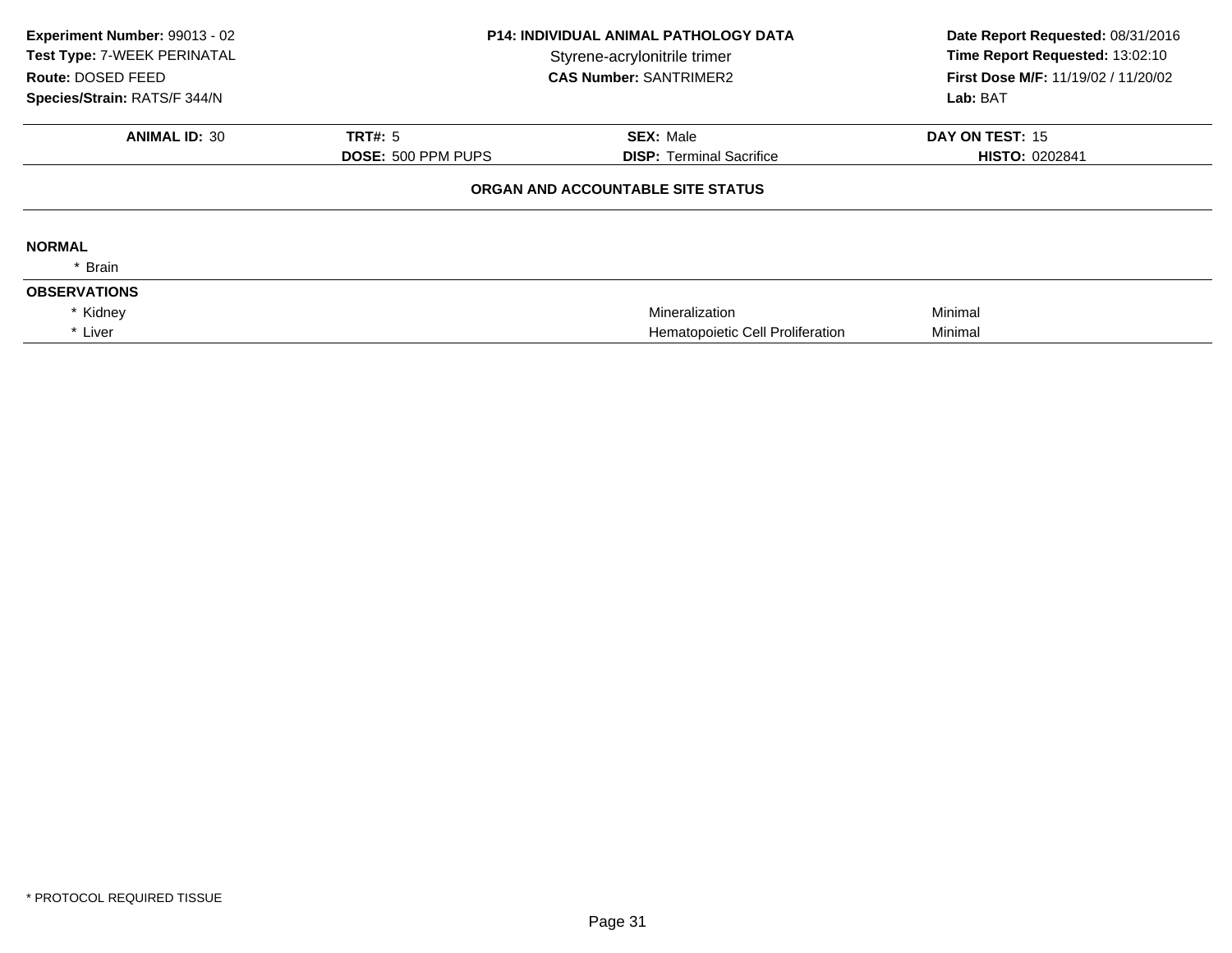**Experiment Number:** 99013 - 02
**Test Type:** 7-WEEK PERINATAL
**Route:** DOSED FEED
**Species/Strain:** RATS/F 344/N

**P14: INDIVIDUAL ANIMAL PATHOLOGY DATA**
Styrene-acrylonitrile trimer
**CAS Number:** SANTRIMER2

**Date Report Requested:** 08/31/2016
**Time Report Requested:** 13:02:10
**First Dose M/F:** 11/19/02 / 11/20/02
**Lab:** BAT

| **ANIMAL ID:** 30 | **TRT#:** 5 | **SEX:** Male | **DAY ON TEST:** 15 |
|---|---|---|---|
| | **DOSE:** 500 PPM PUPS | **DISP:** Terminal Sacrifice | **HISTO:** 0202841 |

**ORGAN AND ACCOUNTABLE SITE STATUS**

**NORMAL**

* Brain

**OBSERVATIONS**

| | | |
|---|---|---|
| * Kidney | Mineralization | Minimal |
| * Liver | Hematopoietic Cell Proliferation | Minimal |

* PROTOCOL REQUIRED TISSUE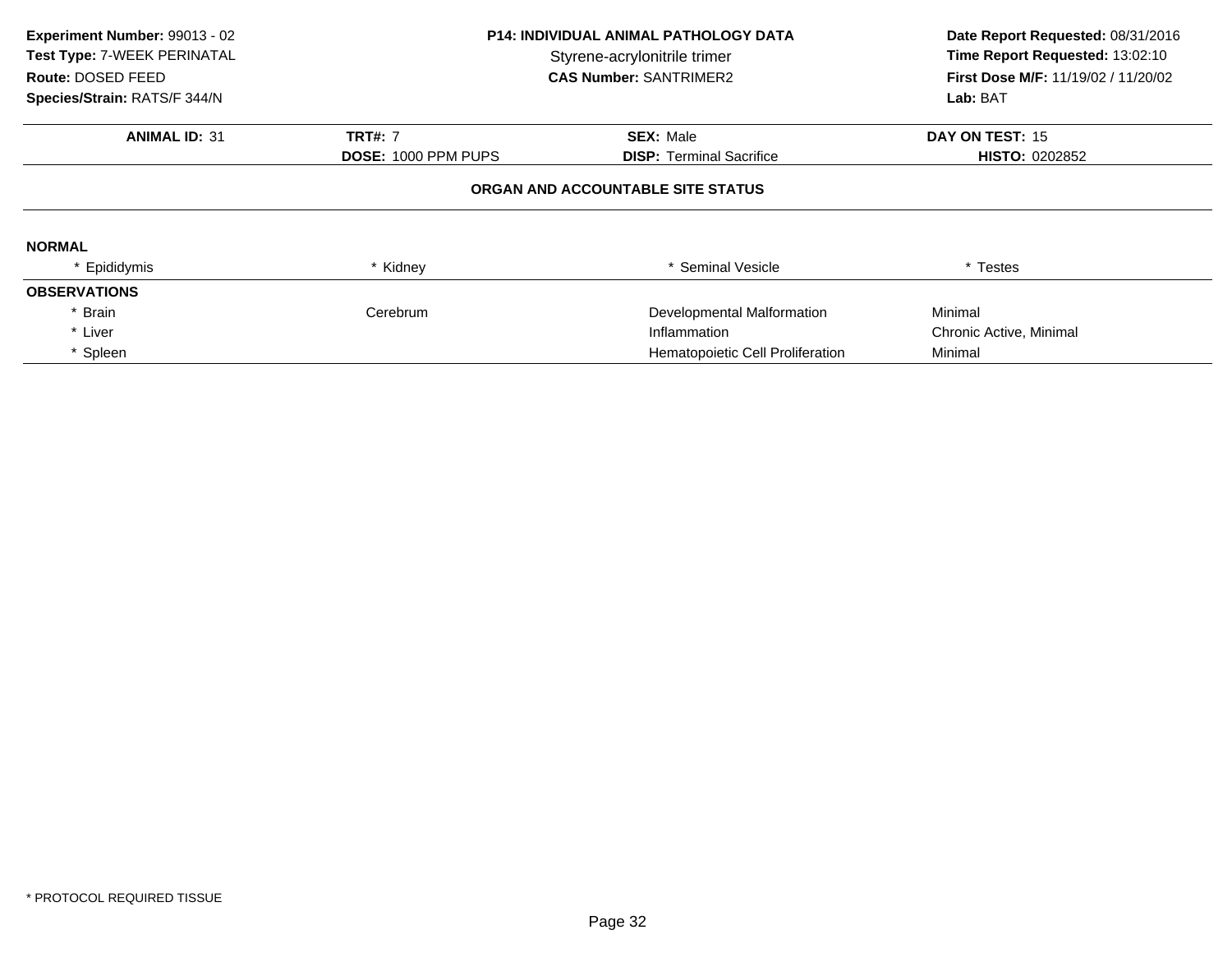**Experiment Number:** 99013 - 02
**Test Type:** 7-WEEK PERINATAL
**Route:** DOSED FEED
**Species/Strain:** RATS/F 344/N

**P14: INDIVIDUAL ANIMAL PATHOLOGY DATA**
Styrene-acrylonitrile trimer
**CAS Number:** SANTRIMER2

**Date Report Requested:** 08/31/2016
**Time Report Requested:** 13:02:10
**First Dose M/F:** 11/19/02 / 11/20/02
**Lab:** BAT

| **ANIMAL ID:** 31 | **TRT#:** 7 | **SEX:** Male | **DAY ON TEST:** 15 |
|---|---|---|---|
| | **DOSE:** 1000 PPM PUPS | **DISP:** Terminal Sacrifice | **HISTO:** 0202852 |

**ORGAN AND ACCOUNTABLE SITE STATUS**

**NORMAL**

| * Epididymis | * Kidney | * Seminal Vesicle | * Testes |
|---|---|---|---|

**OBSERVATIONS**

| Organ | Site | Observation | Severity |
|---|---|---|---|
| * Brain | Cerebrum | Developmental Malformation | Minimal |
| * Liver | | Inflammation | Chronic Active, Minimal |
| * Spleen | | Hematopoietic Cell Proliferation | Minimal |

* PROTOCOL REQUIRED TISSUE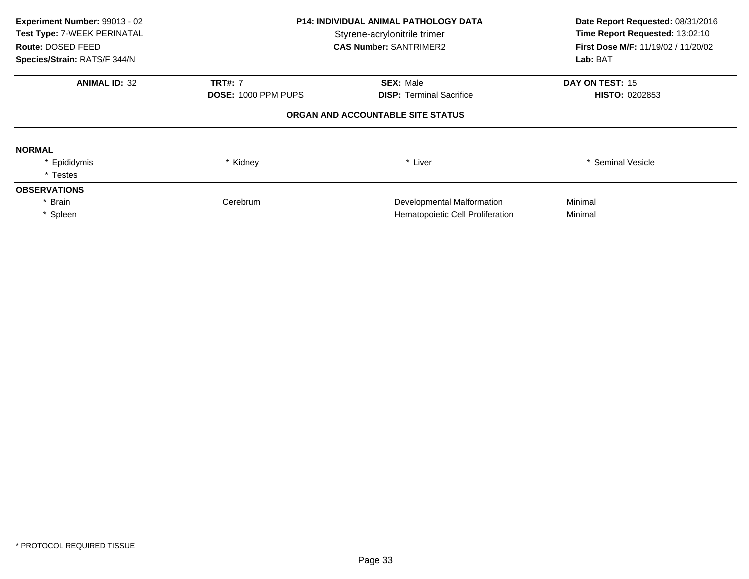**Experiment Number:** 99013 - 02
**Test Type:** 7-WEEK PERINATAL
**Route:** DOSED FEED
**Species/Strain:** RATS/F 344/N

**P14: INDIVIDUAL ANIMAL PATHOLOGY DATA**
Styrene-acrylonitrile trimer
**CAS Number:** SANTRIMER2

**Date Report Requested:** 08/31/2016
**Time Report Requested:** 13:02:10
**First Dose M/F:** 11/19/02 / 11/20/02
**Lab:** BAT

| **ANIMAL ID:** 32 | **TRT#:** 7 | **SEX:** Male | **DAY ON TEST:** 15 |
|---|---|---|---|
| | **DOSE:** 1000 PPM PUPS | **DISP:** Terminal Sacrifice | **HISTO:** 0202853 |

**ORGAN AND ACCOUNTABLE SITE STATUS**

**NORMAL**

| | | | |
|---|---|---|---|
| * Epididymis | * Kidney | * Liver | * Seminal Vesicle |
| * Testes | | | |

**OBSERVATIONS**

| | | | |
|---|---|---|---|
| * Brain | Cerebrum | Developmental Malformation | Minimal |
| * Spleen | | Hematopoietic Cell Proliferation | Minimal |

\* PROTOCOL REQUIRED TISSUE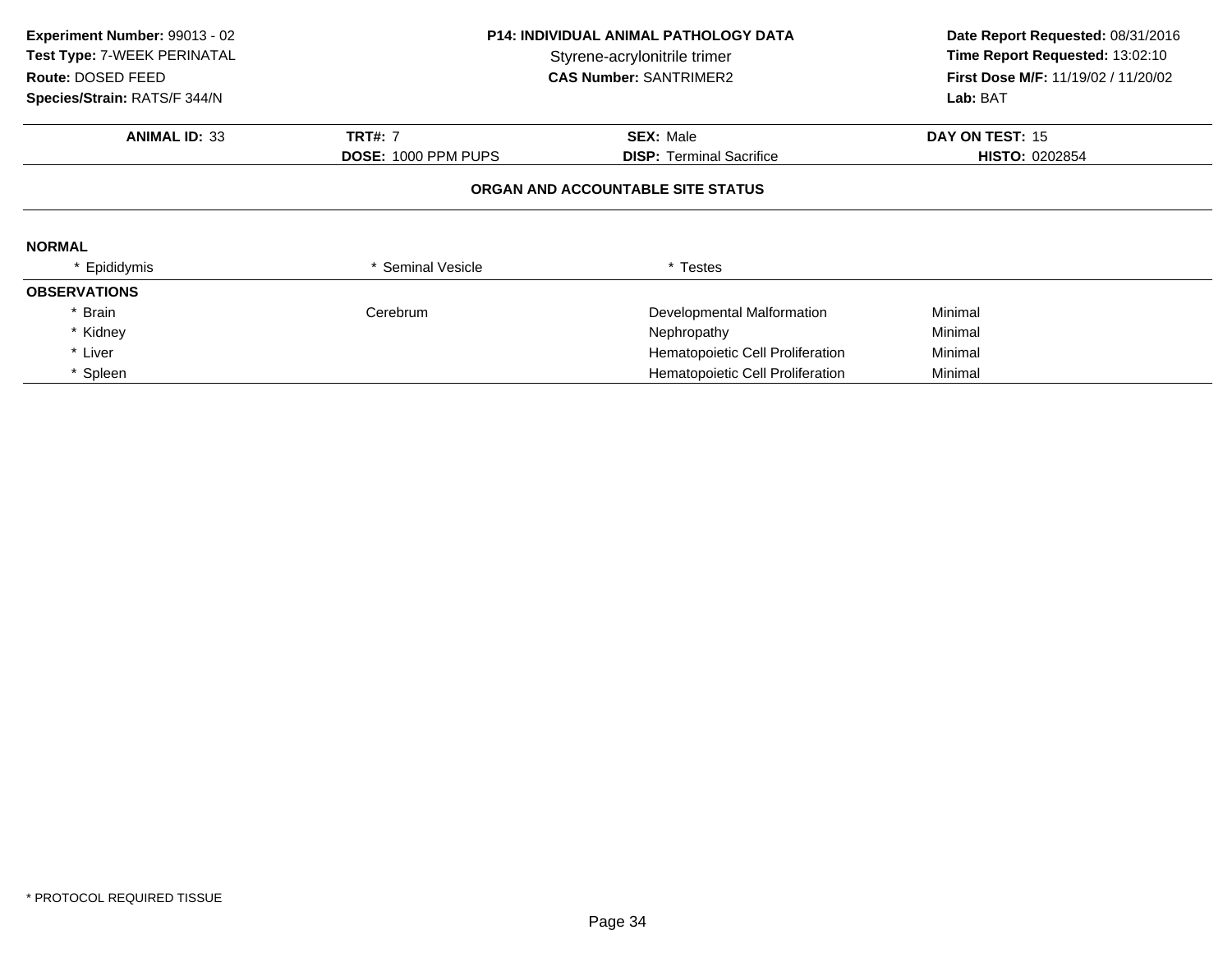**Experiment Number:** 99013 - 02
**Test Type:** 7-WEEK PERINATAL
**Route:** DOSED FEED
**Species/Strain:** RATS/F 344/N

**P14: INDIVIDUAL ANIMAL PATHOLOGY DATA**
Styrene-acrylonitrile trimer
**CAS Number:** SANTRIMER2

**Date Report Requested:** 08/31/2016
**Time Report Requested:** 13:02:10
**First Dose M/F:** 11/19/02 / 11/20/02
**Lab:** BAT

| **ANIMAL ID:** 33 | **TRT#:** 7 | **SEX:** Male | **DAY ON TEST:** 15 |
|---|---|---|---|
| | **DOSE:** 1000 PPM PUPS | **DISP:** Terminal Sacrifice | **HISTO:** 0202854 |

**ORGAN AND ACCOUNTABLE SITE STATUS**

**NORMAL**

| * Epididymis | * Seminal Vesicle | * Testes | |
|---|---|---|---|

**OBSERVATIONS**

| Organ | Site | Observation | Severity |
|---|---|---|---|
| * Brain | Cerebrum | Developmental Malformation | Minimal |
| * Kidney | | Nephropathy | Minimal |
| * Liver | | Hematopoietic Cell Proliferation | Minimal |
| * Spleen | | Hematopoietic Cell Proliferation | Minimal |

* PROTOCOL REQUIRED TISSUE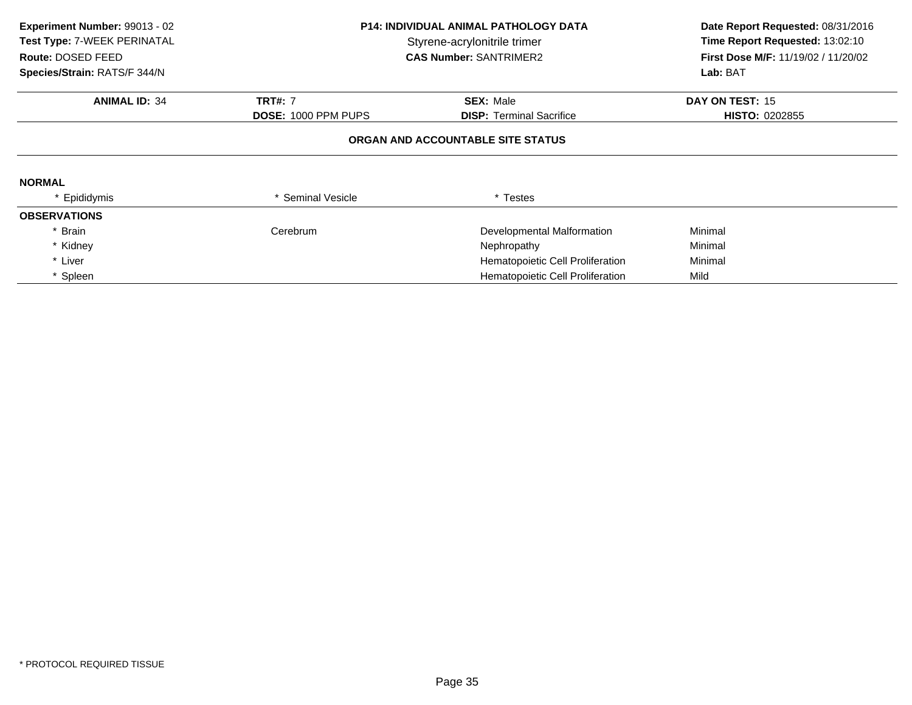**Experiment Number:** 99013 - 02
**Test Type:** 7-WEEK PERINATAL
**Route:** DOSED FEED
**Species/Strain:** RATS/F 344/N

**P14: INDIVIDUAL ANIMAL PATHOLOGY DATA**
Styrene-acrylonitrile trimer
**CAS Number:** SANTRIMER2

**Date Report Requested:** 08/31/2016
**Time Report Requested:** 13:02:10
**First Dose M/F:** 11/19/02 / 11/20/02
**Lab:** BAT

| **ANIMAL ID:** 34 | **TRT#:** 7 | **SEX:** Male | **DAY ON TEST:** 15 |
|---|---|---|---|
| | **DOSE:** 1000 PPM PUPS | **DISP:** Terminal Sacrifice | **HISTO:** 0202855 |

**ORGAN AND ACCOUNTABLE SITE STATUS**

**NORMAL**

| * Epididymis | * Seminal Vesicle | * Testes | |
|---|---|---|---|

**OBSERVATIONS**

| Organ | Site | Observation | Severity |
|---|---|---|---|
| * Brain | Cerebrum | Developmental Malformation | Minimal |
| * Kidney | | Nephropathy | Minimal |
| * Liver | | Hematopoietic Cell Proliferation | Minimal |
| * Spleen | | Hematopoietic Cell Proliferation | Mild |

* PROTOCOL REQUIRED TISSUE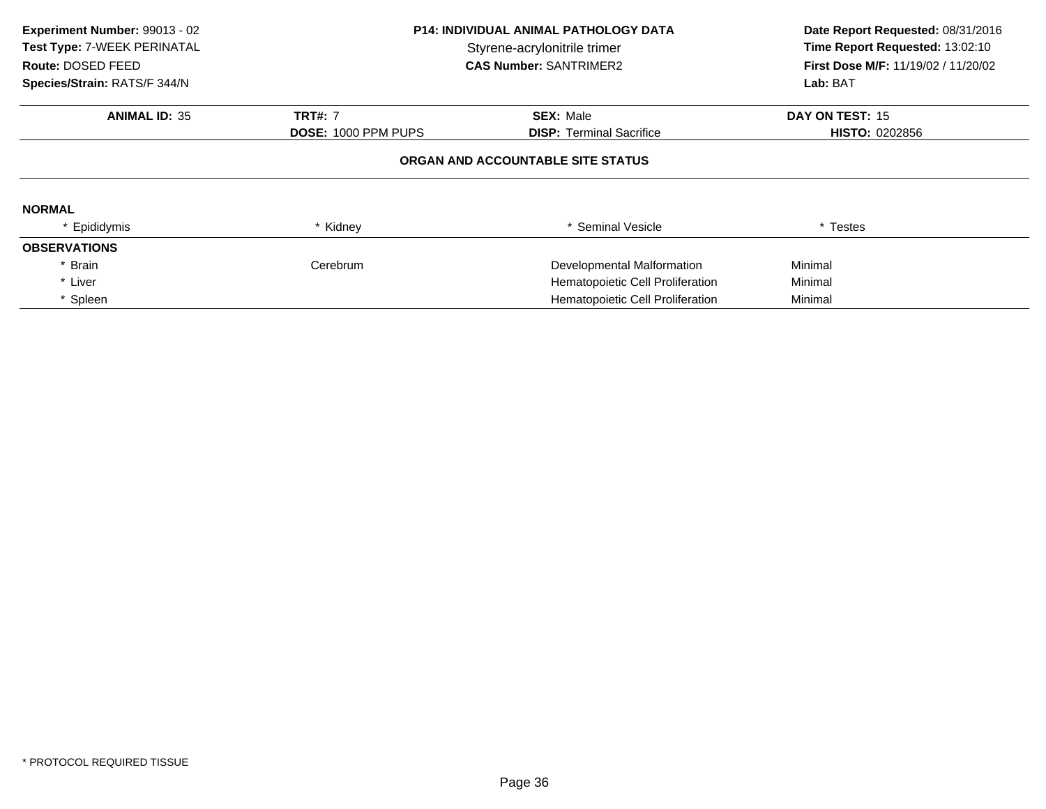**Experiment Number:** 99013 - 02
**Test Type:** 7-WEEK PERINATAL
**Route:** DOSED FEED
**Species/Strain:** RATS/F 344/N

**P14: INDIVIDUAL ANIMAL PATHOLOGY DATA**
Styrene-acrylonitrile trimer
**CAS Number:** SANTRIMER2

**Date Report Requested:** 08/31/2016
**Time Report Requested:** 13:02:10
**First Dose M/F:** 11/19/02 / 11/20/02
**Lab:** BAT

| **ANIMAL ID:** 35 | **TRT#:** 7 | **SEX:** Male | **DAY ON TEST:** 15 |
|---|---|---|---|
| | **DOSE:** 1000 PPM PUPS | **DISP:** Terminal Sacrifice | **HISTO:** 0202856 |

## ORGAN AND ACCOUNTABLE SITE STATUS

**NORMAL**

| * Epididymis | * Kidney | * Seminal Vesicle | * Testes |
|---|---|---|---|

**OBSERVATIONS**

| Organ | Site | Observation | Severity |
|---|---|---|---|
| * Brain | Cerebrum | Developmental Malformation | Minimal |
| * Liver | | Hematopoietic Cell Proliferation | Minimal |
| * Spleen | | Hematopoietic Cell Proliferation | Minimal |

* PROTOCOL REQUIRED TISSUE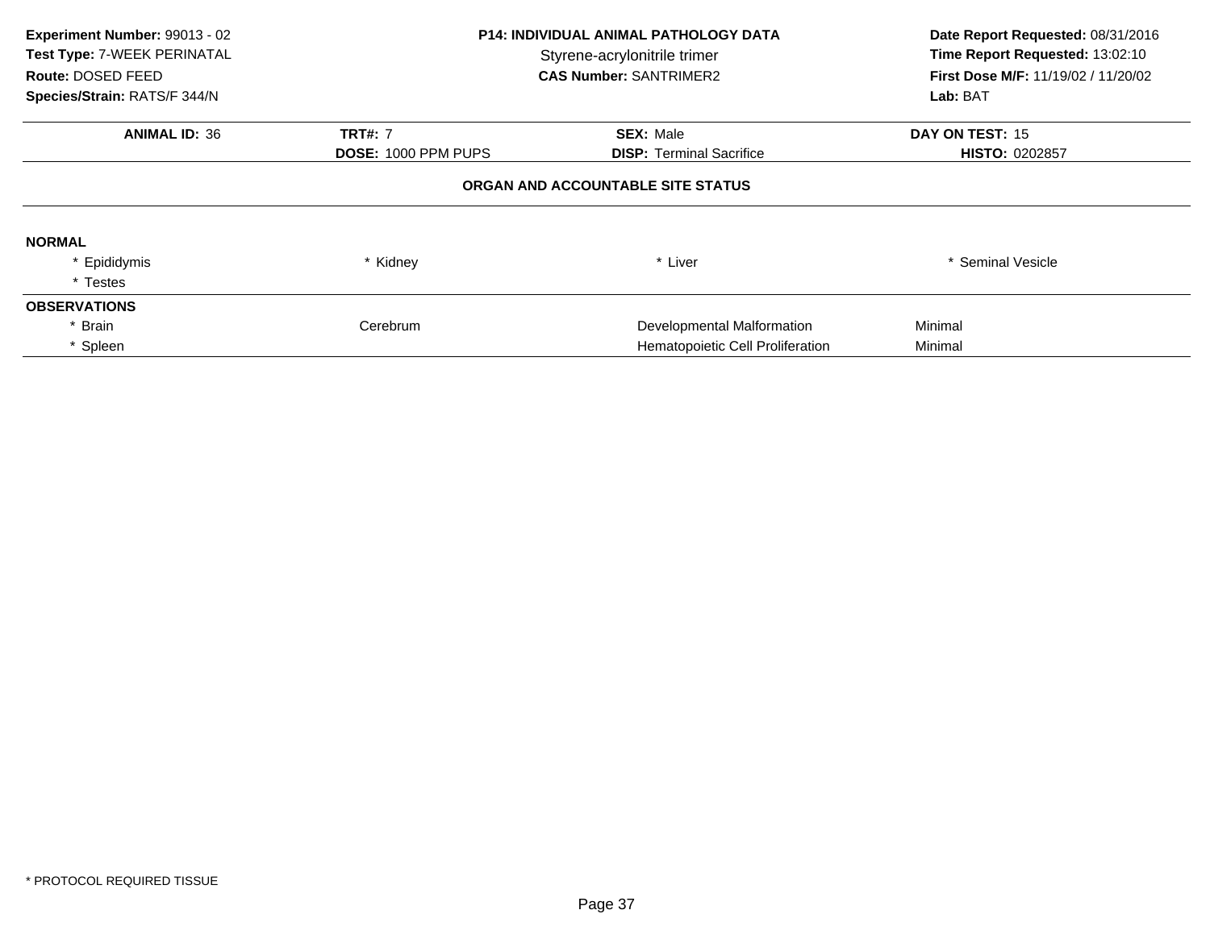**Experiment Number:** 99013 - 02
**Test Type:** 7-WEEK PERINATAL
**Route:** DOSED FEED
**Species/Strain:** RATS/F 344/N

**P14: INDIVIDUAL ANIMAL PATHOLOGY DATA**
Styrene-acrylonitrile trimer
**CAS Number:** SANTRIMER2

**Date Report Requested:** 08/31/2016
**Time Report Requested:** 13:02:10
**First Dose M/F:** 11/19/02 / 11/20/02
**Lab:** BAT

| **ANIMAL ID:** 36 | **TRT#:** 7 | **SEX:** Male | **DAY ON TEST:** 15 |
|---|---|---|---|
| | **DOSE:** 1000 PPM PUPS | **DISP:** Terminal Sacrifice | **HISTO:** 0202857 |

**ORGAN AND ACCOUNTABLE SITE STATUS**

**NORMAL**

| | | | |
|---|---|---|---|
| * Epididymis | * Kidney | * Liver | * Seminal Vesicle |
| * Testes | | | |

**OBSERVATIONS**

| | | | |
|---|---|---|---|
| * Brain | Cerebrum | Developmental Malformation | Minimal |
| * Spleen | | Hematopoietic Cell Proliferation | Minimal |

* PROTOCOL REQUIRED TISSUE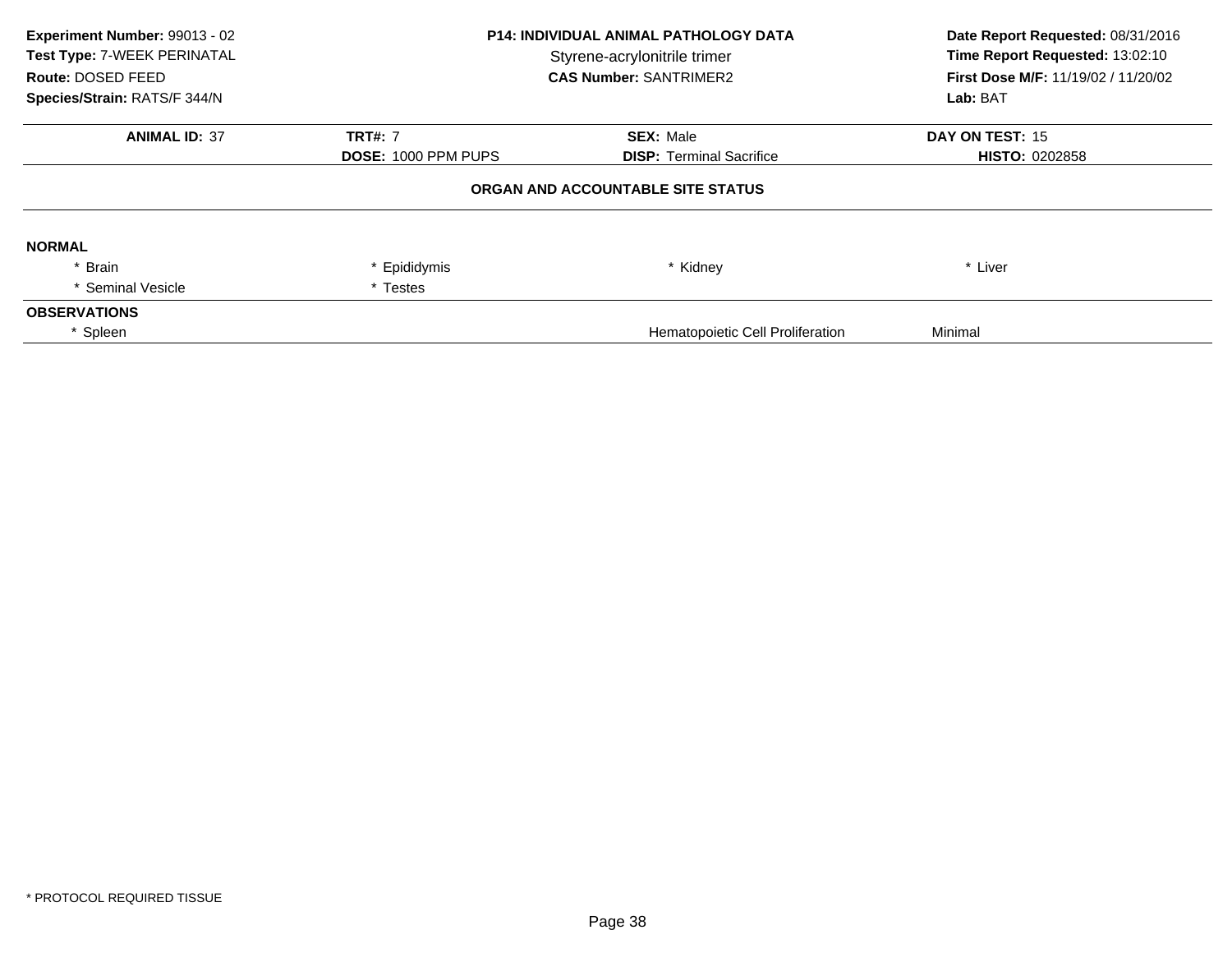**Experiment Number:** 99013 - 02
**Test Type:** 7-WEEK PERINATAL
**Route:** DOSED FEED
**Species/Strain:** RATS/F 344/N

**P14: INDIVIDUAL ANIMAL PATHOLOGY DATA**
Styrene-acrylonitrile trimer
**CAS Number:** SANTRIMER2

**Date Report Requested:** 08/31/2016
**Time Report Requested:** 13:02:10
**First Dose M/F:** 11/19/02 / 11/20/02
**Lab:** BAT

| **ANIMAL ID:** 37 | **TRT#:** 7 | **SEX:** Male | **DAY ON TEST:** 15 |
|---|---|---|---|
| | **DOSE:** 1000 PPM PUPS | **DISP:** Terminal Sacrifice | **HISTO:** 0202858 |

**ORGAN AND ACCOUNTABLE SITE STATUS**

**NORMAL**

| | | | |
|---|---|---|---|
| * Brain | * Epididymis | * Kidney | * Liver |
| * Seminal Vesicle | * Testes | | |

**OBSERVATIONS**

| | | |
|---|---|---|
| * Spleen | Hematopoietic Cell Proliferation | Minimal |

* PROTOCOL REQUIRED TISSUE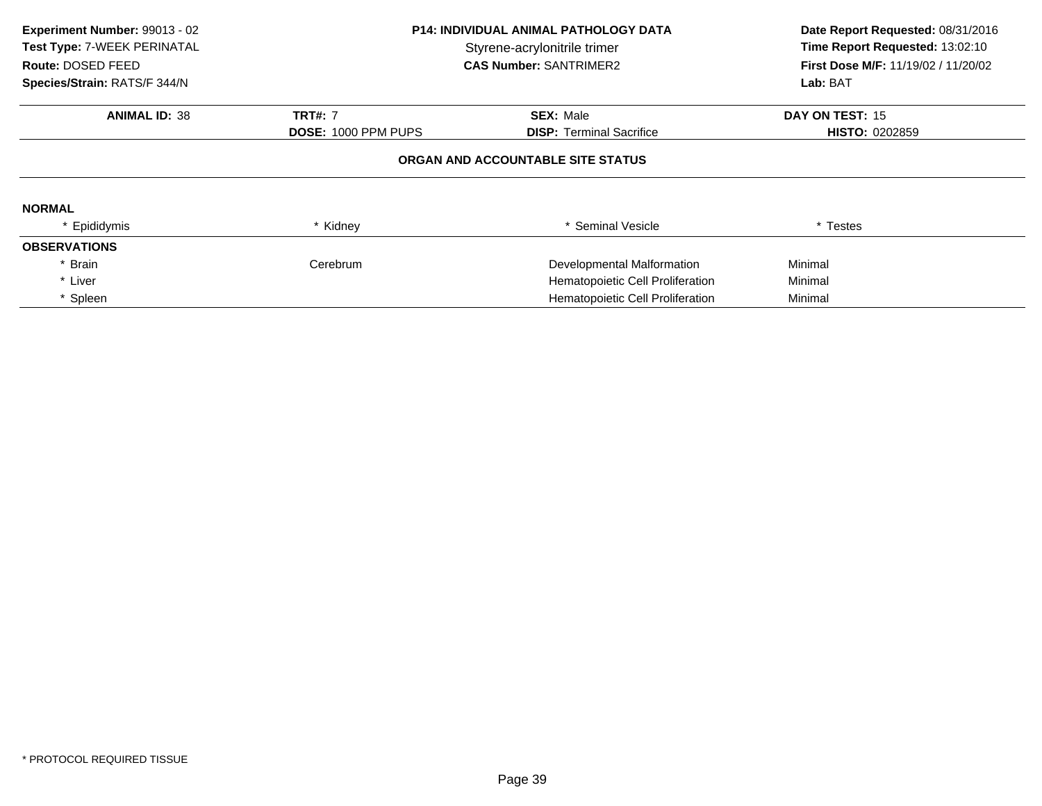**Experiment Number:** 99013 - 02
**Test Type:** 7-WEEK PERINATAL
**Route:** DOSED FEED
**Species/Strain:** RATS/F 344/N

**P14: INDIVIDUAL ANIMAL PATHOLOGY DATA**
Styrene-acrylonitrile trimer
**CAS Number:** SANTRIMER2

**Date Report Requested:** 08/31/2016
**Time Report Requested:** 13:02:10
**First Dose M/F:** 11/19/02 / 11/20/02
**Lab:** BAT

| **ANIMAL ID:** 38 | **TRT#:** 7 | **SEX:** Male | **DAY ON TEST:** 15 |
|---|---|---|---|
| | **DOSE:** 1000 PPM PUPS | **DISP:** Terminal Sacrifice | **HISTO:** 0202859 |

## ORGAN AND ACCOUNTABLE SITE STATUS

**NORMAL**

| * Epididymis | * Kidney | * Seminal Vesicle | * Testes |
|---|---|---|---|

**OBSERVATIONS**

| Organ | Site | Observation | Severity |
|---|---|---|---|
| * Brain | Cerebrum | Developmental Malformation | Minimal |
| * Liver | | Hematopoietic Cell Proliferation | Minimal |
| * Spleen | | Hematopoietic Cell Proliferation | Minimal |

* PROTOCOL REQUIRED TISSUE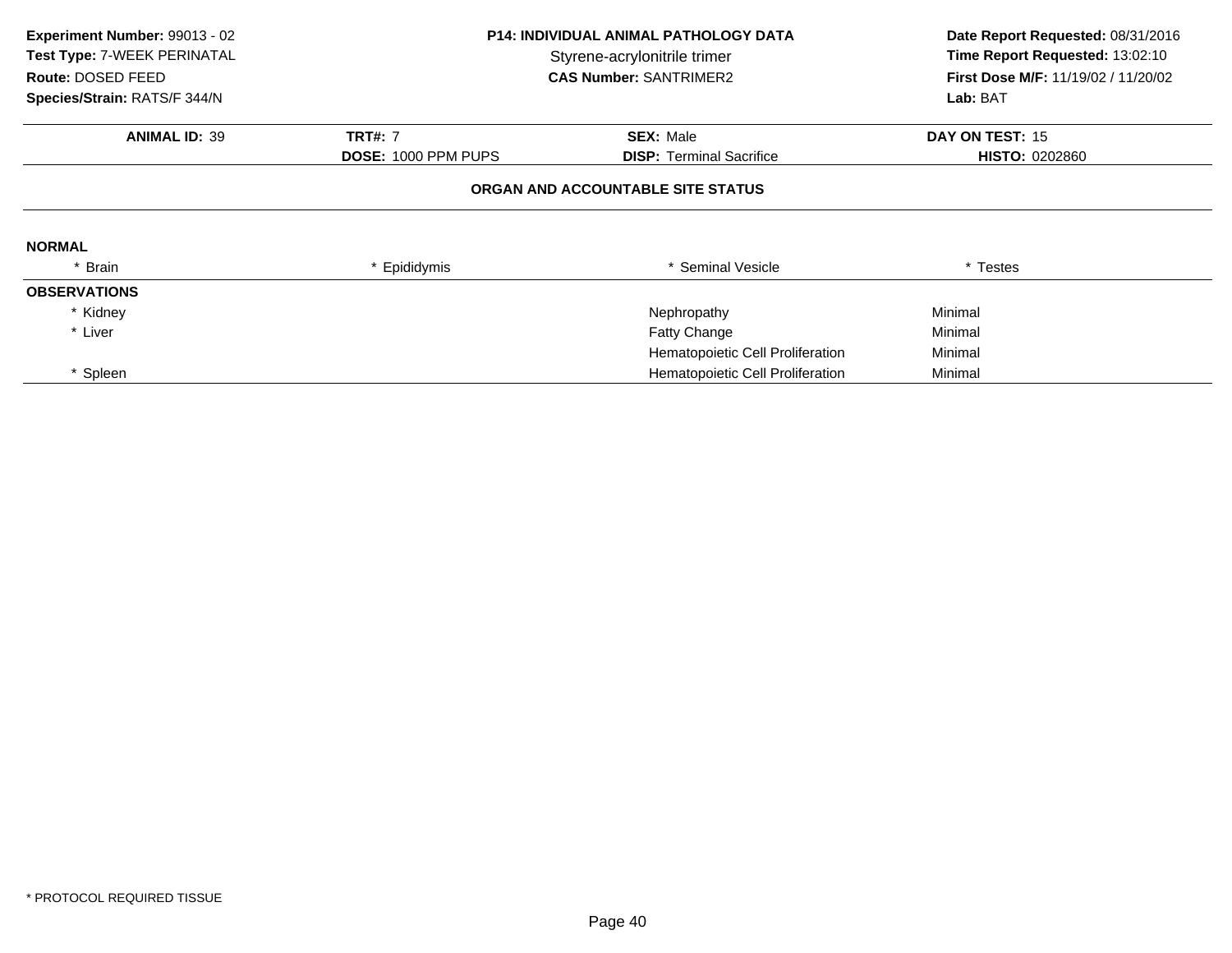**Experiment Number:** 99013 - 02
**Test Type:** 7-WEEK PERINATAL
**Route:** DOSED FEED
**Species/Strain:** RATS/F 344/N

**P14: INDIVIDUAL ANIMAL PATHOLOGY DATA**
Styrene-acrylonitrile trimer
**CAS Number:** SANTRIMER2

**Date Report Requested:** 08/31/2016
**Time Report Requested:** 13:02:10
**First Dose M/F:** 11/19/02 / 11/20/02
**Lab:** BAT

| **ANIMAL ID:** 39 | **TRT#:** 7 | **SEX:** Male | **DAY ON TEST:** 15 |
|---|---|---|---|
| | **DOSE:** 1000 PPM PUPS | **DISP:** Terminal Sacrifice | **HISTO:** 0202860 |

**ORGAN AND ACCOUNTABLE SITE STATUS**

**NORMAL**

| * Brain | * Epididymis | * Seminal Vesicle | * Testes |
|---|---|---|---|

**OBSERVATIONS**

| Organ | Observation | Severity |
|---|---|---|
| * Kidney | Nephropathy | Minimal |
| * Liver | Fatty Change | Minimal |
| | Hematopoietic Cell Proliferation | Minimal |
| * Spleen | Hematopoietic Cell Proliferation | Minimal |

* PROTOCOL REQUIRED TISSUE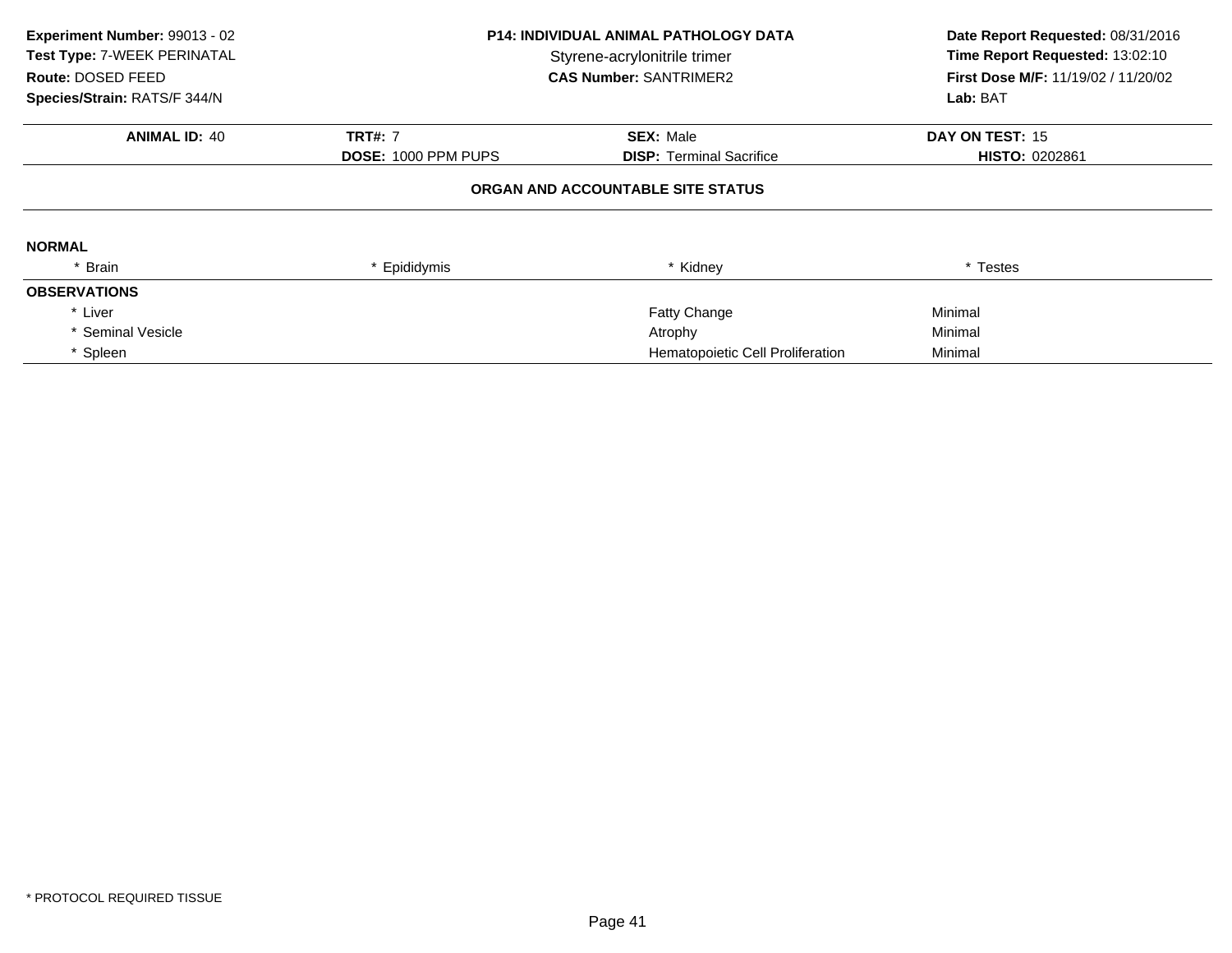**Experiment Number:** 99013 - 02
**Test Type:** 7-WEEK PERINATAL
**Route:** DOSED FEED
**Species/Strain:** RATS/F 344/N

**P14: INDIVIDUAL ANIMAL PATHOLOGY DATA**
Styrene-acrylonitrile trimer
**CAS Number:** SANTRIMER2

**Date Report Requested:** 08/31/2016
**Time Report Requested:** 13:02:10
**First Dose M/F:** 11/19/02 / 11/20/02
**Lab:** BAT

| **ANIMAL ID:** 40 | **TRT#:** 7 | **SEX:** Male | **DAY ON TEST:** 15 |
|---|---|---|---|
| | **DOSE:** 1000 PPM PUPS | **DISP:** Terminal Sacrifice | **HISTO:** 0202861 |

## ORGAN AND ACCOUNTABLE SITE STATUS

**NORMAL**

| * Brain | * Epididymis | * Kidney | * Testes |
|---|---|---|---|

**OBSERVATIONS**

| Organ | Observation | Severity |
|---|---|---|
| * Liver | Fatty Change | Minimal |
| * Seminal Vesicle | Atrophy | Minimal |
| * Spleen | Hematopoietic Cell Proliferation | Minimal |

* PROTOCOL REQUIRED TISSUE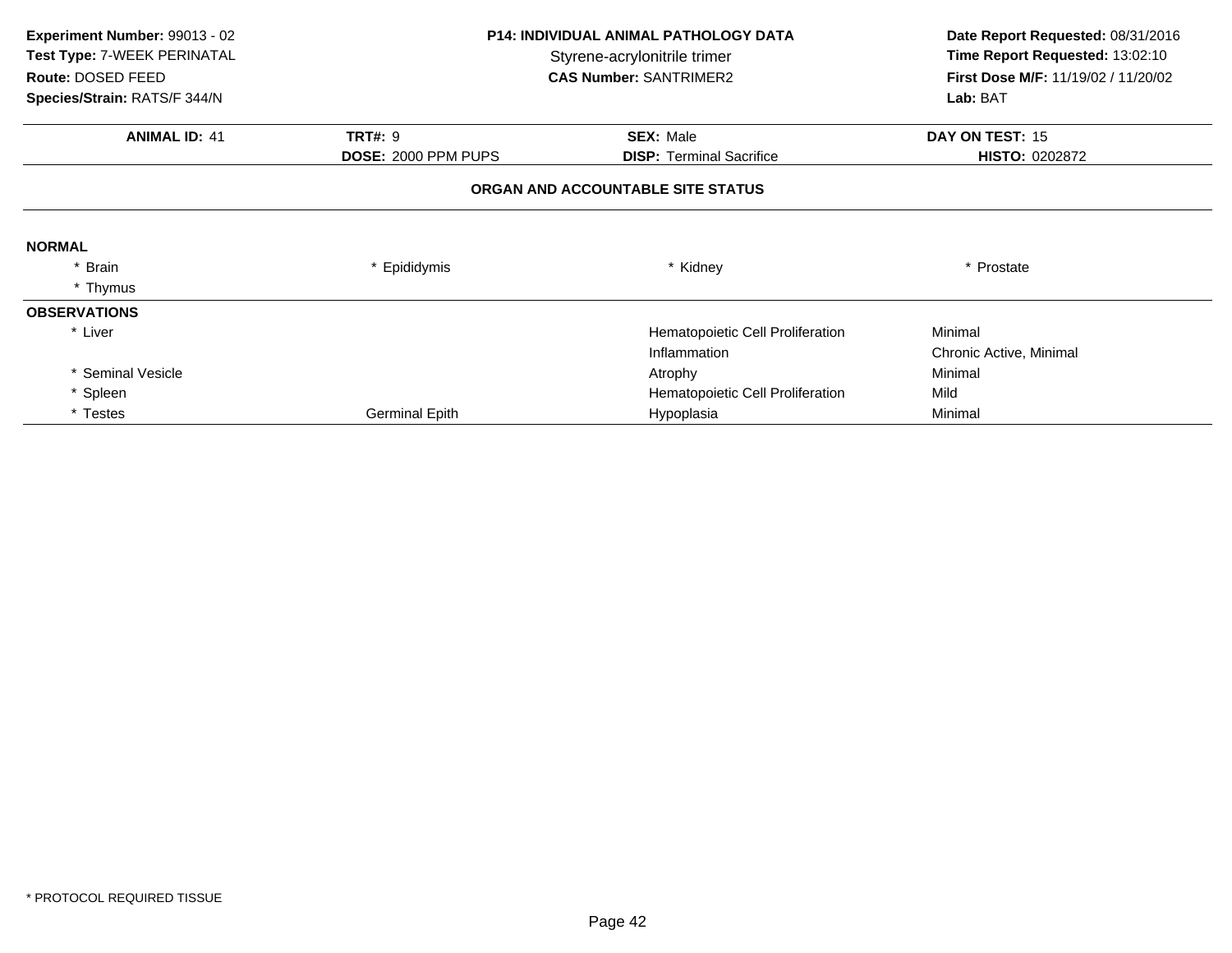**Experiment Number:** 99013 - 02
**Test Type:** 7-WEEK PERINATAL
**Route:** DOSED FEED
**Species/Strain:** RATS/F 344/N

**P14: INDIVIDUAL ANIMAL PATHOLOGY DATA**
Styrene-acrylonitrile trimer
**CAS Number:** SANTRIMER2

**Date Report Requested:** 08/31/2016
**Time Report Requested:** 13:02:10
**First Dose M/F:** 11/19/02 / 11/20/02
**Lab:** BAT

| **ANIMAL ID:** 41 | **TRT#:** 9 | **SEX:** Male | **DAY ON TEST:** 15 |
|---|---|---|---|
| | **DOSE:** 2000 PPM PUPS | **DISP:** Terminal Sacrifice | **HISTO:** 0202872 |

## ORGAN AND ACCOUNTABLE SITE STATUS

**NORMAL**

| | | | |
|---|---|---|---|
| * Brain | * Epididymis | * Kidney | * Prostate |
| * Thymus | | | |

**OBSERVATIONS**

| | | | |
|---|---|---|---|
| * Liver | | Hematopoietic Cell Proliferation | Minimal |
| | | Inflammation | Chronic Active, Minimal |
| * Seminal Vesicle | | Atrophy | Minimal |
| * Spleen | | Hematopoietic Cell Proliferation | Mild |
| * Testes | Germinal Epith | Hypoplasia | Minimal |

* PROTOCOL REQUIRED TISSUE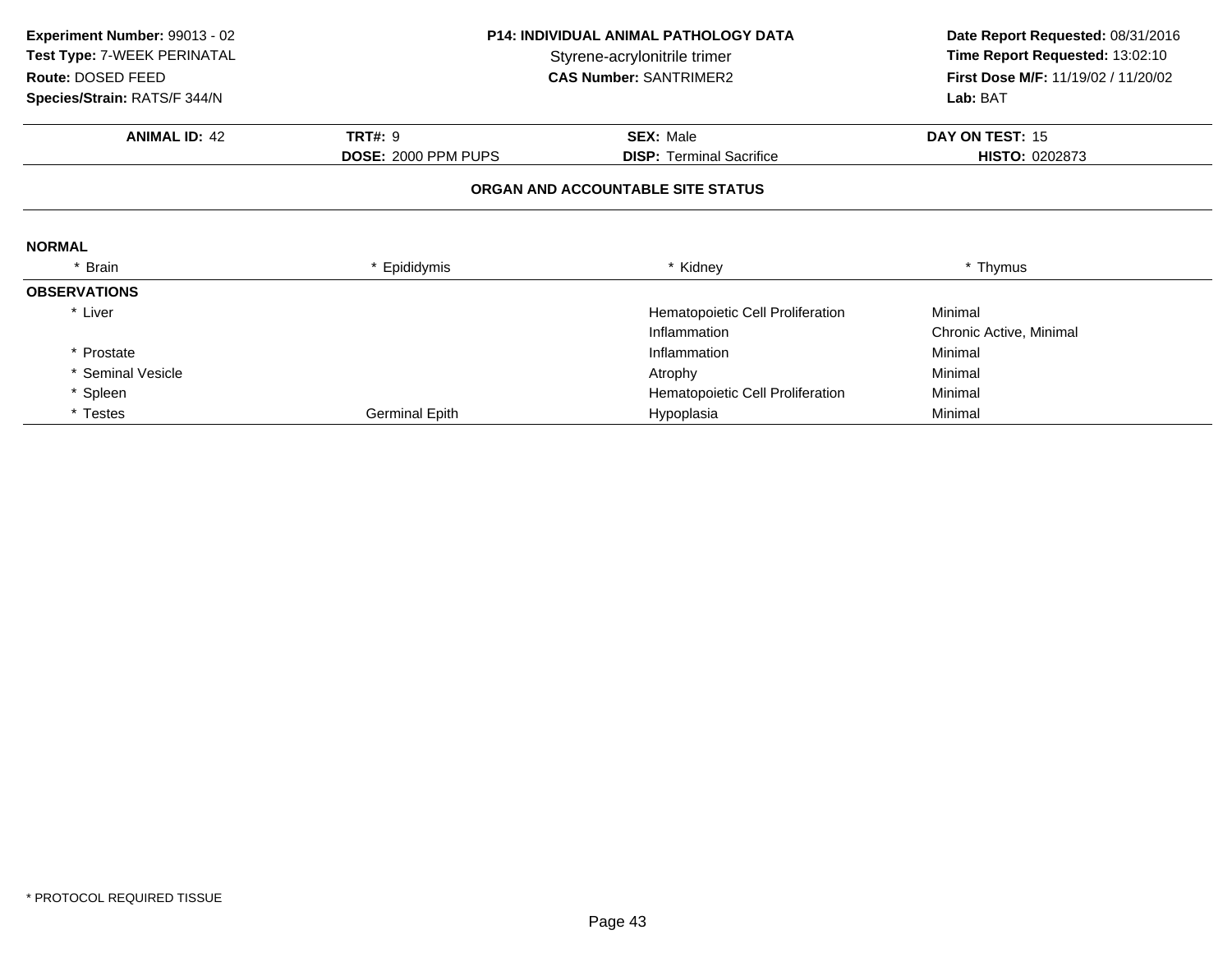**Experiment Number:** 99013 - 02
**Test Type:** 7-WEEK PERINATAL
**Route:** DOSED FEED
**Species/Strain:** RATS/F 344/N

**P14: INDIVIDUAL ANIMAL PATHOLOGY DATA**
Styrene-acrylonitrile trimer
**CAS Number:** SANTRIMER2

**Date Report Requested:** 08/31/2016
**Time Report Requested:** 13:02:10
**First Dose M/F:** 11/19/02 / 11/20/02
**Lab:** BAT

| **ANIMAL ID:** 42 | **TRT#:** 9 | **SEX:** Male | **DAY ON TEST:** 15 |
|---|---|---|---|
| | **DOSE:** 2000 PPM PUPS | **DISP:** Terminal Sacrifice | **HISTO:** 0202873 |

### ORGAN AND ACCOUNTABLE SITE STATUS

**NORMAL**

| * Brain | * Epididymis | * Kidney | * Thymus |
|---|---|---|---|

**OBSERVATIONS**

| Organ | Site | Observation | Severity |
|---|---|---|---|
| * Liver | | Hematopoietic Cell Proliferation | Minimal |
| | | Inflammation | Chronic Active, Minimal |
| * Prostate | | Inflammation | Minimal |
| * Seminal Vesicle | | Atrophy | Minimal |
| * Spleen | | Hematopoietic Cell Proliferation | Minimal |
| * Testes | Germinal Epith | Hypoplasia | Minimal |

* PROTOCOL REQUIRED TISSUE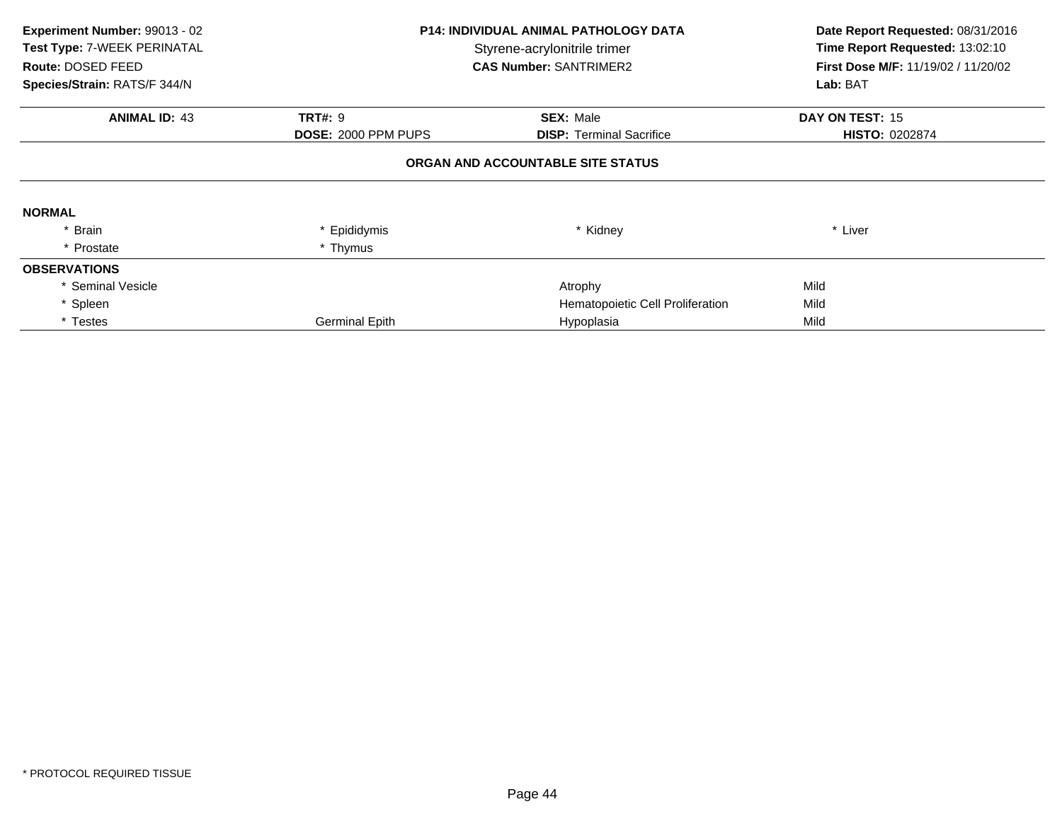**Experiment Number:** 99013 - 02
**Test Type:** 7-WEEK PERINATAL
**Route:** DOSED FEED
**Species/Strain:** RATS/F 344/N

**P14: INDIVIDUAL ANIMAL PATHOLOGY DATA**
Styrene-acrylonitrile trimer
**CAS Number:** SANTRIMER2

**Date Report Requested:** 08/31/2016
**Time Report Requested:** 13:02:10
**First Dose M/F:** 11/19/02 / 11/20/02
**Lab:** BAT

| **ANIMAL ID:** 43 | **TRT#:** 9 | **SEX:** Male | **DAY ON TEST:** 15 |
|---|---|---|---|
| | **DOSE:** 2000 PPM PUPS | **DISP:** Terminal Sacrifice | **HISTO:** 0202874 |

**ORGAN AND ACCOUNTABLE SITE STATUS**

**NORMAL**

| | | | |
|---|---|---|---|
| * Brain | * Epididymis | * Kidney | * Liver |
| * Prostate | * Thymus | | |

**OBSERVATIONS**

| | | | |
|---|---|---|---|
| * Seminal Vesicle | | Atrophy | Mild |
| * Spleen | | Hematopoietic Cell Proliferation | Mild |
| * Testes | Germinal Epith | Hypoplasia | Mild |

\* PROTOCOL REQUIRED TISSUE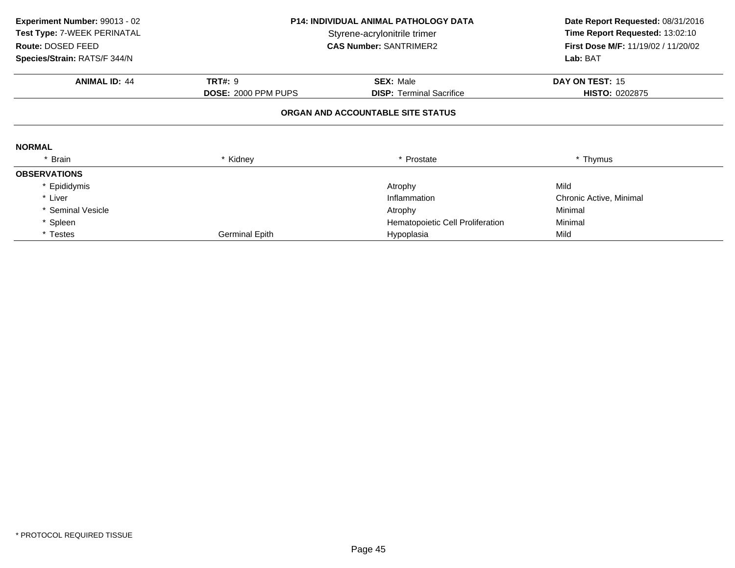**Experiment Number:** 99013 - 02
**Test Type:** 7-WEEK PERINATAL
**Route:** DOSED FEED
**Species/Strain:** RATS/F 344/N

**P14: INDIVIDUAL ANIMAL PATHOLOGY DATA**
Styrene-acrylonitrile trimer
**CAS Number:** SANTRIMER2

**Date Report Requested:** 08/31/2016
**Time Report Requested:** 13:02:10
**First Dose M/F:** 11/19/02 / 11/20/02
**Lab:** BAT

| **ANIMAL ID:** 44 | **TRT#:** 9 | **SEX:** Male | **DAY ON TEST:** 15 |
|---|---|---|---|
| | **DOSE:** 2000 PPM PUPS | **DISP:** Terminal Sacrifice | **HISTO:** 0202875 |

**ORGAN AND ACCOUNTABLE SITE STATUS**

**NORMAL**

| * Brain | * Kidney | * Prostate | * Thymus |
|---|---|---|---|

**OBSERVATIONS**

| Organ | Site | Observation | Severity |
|---|---|---|---|
| * Epididymis | | Atrophy | Mild |
| * Liver | | Inflammation | Chronic Active, Minimal |
| * Seminal Vesicle | | Atrophy | Minimal |
| * Spleen | | Hematopoietic Cell Proliferation | Minimal |
| * Testes | Germinal Epith | Hypoplasia | Mild |

* PROTOCOL REQUIRED TISSUE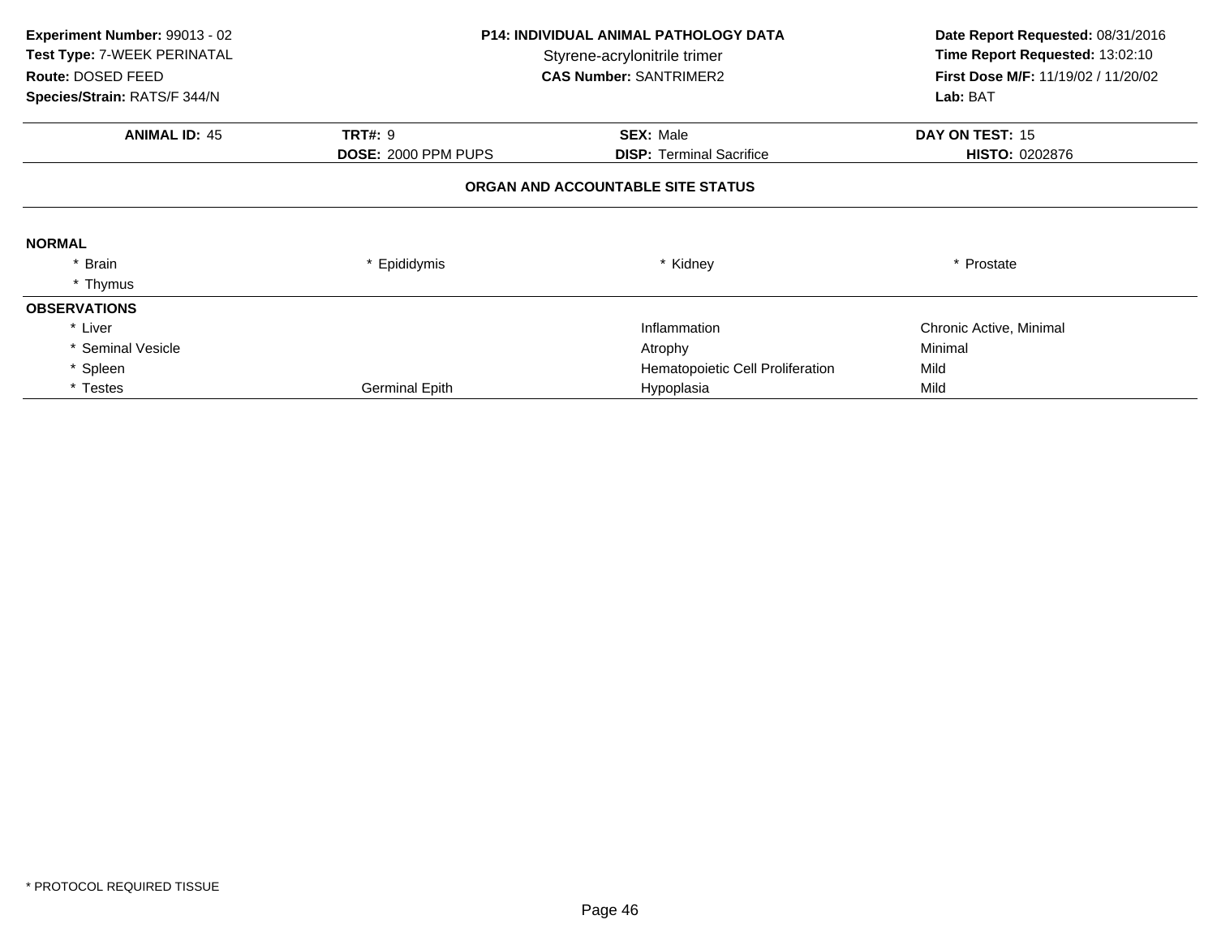**Experiment Number:** 99013 - 02
**Test Type:** 7-WEEK PERINATAL
**Route:** DOSED FEED
**Species/Strain:** RATS/F 344/N

**P14: INDIVIDUAL ANIMAL PATHOLOGY DATA**
Styrene-acrylonitrile trimer
**CAS Number:** SANTRIMER2

**Date Report Requested:** 08/31/2016
**Time Report Requested:** 13:02:10
**First Dose M/F:** 11/19/02 / 11/20/02
**Lab:** BAT

| **ANIMAL ID:** 45 | **TRT#:** 9 | **SEX:** Male | **DAY ON TEST:** 15 |
|---|---|---|---|
| | **DOSE:** 2000 PPM PUPS | **DISP:** Terminal Sacrifice | **HISTO:** 0202876 |

## ORGAN AND ACCOUNTABLE SITE STATUS

**NORMAL**

| | | | |
|---|---|---|---|
| * Brain | * Epididymis | * Kidney | * Prostate |
| * Thymus | | | |

**OBSERVATIONS**

| | | | |
|---|---|---|---|
| * Liver | | Inflammation | Chronic Active, Minimal |
| * Seminal Vesicle | | Atrophy | Minimal |
| * Spleen | | Hematopoietic Cell Proliferation | Mild |
| * Testes | Germinal Epith | Hypoplasia | Mild |

* PROTOCOL REQUIRED TISSUE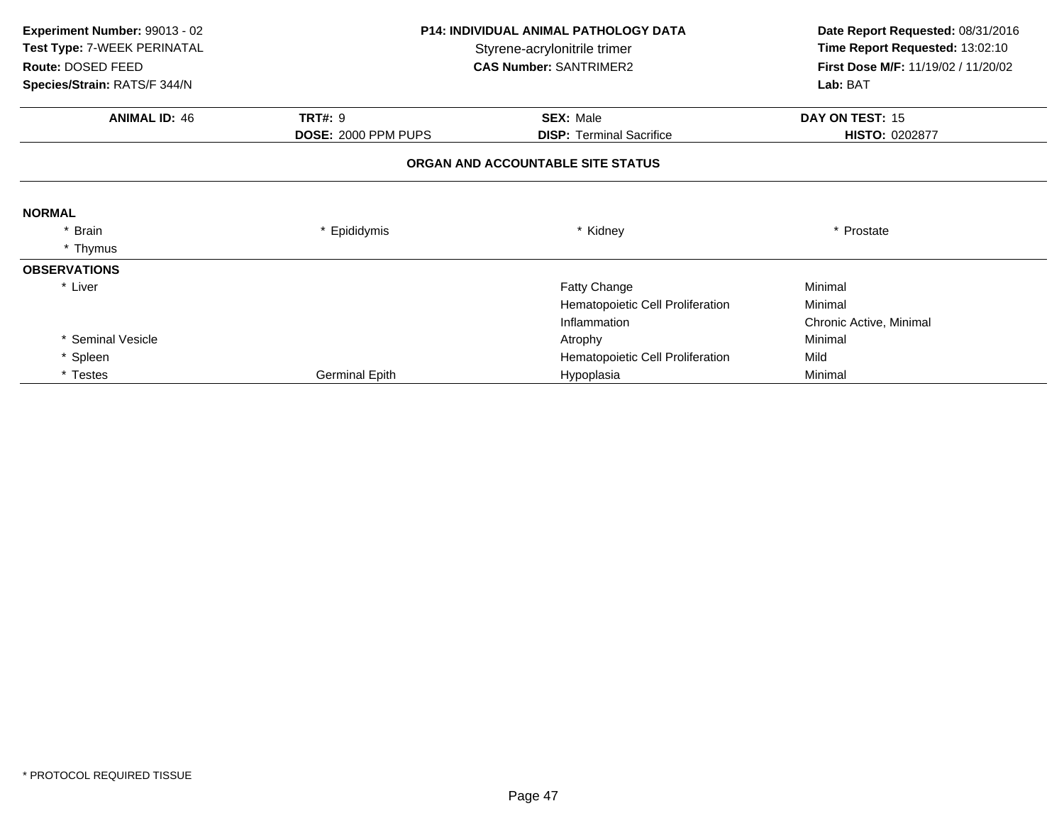**Experiment Number:** 99013 - 02
**Test Type:** 7-WEEK PERINATAL
**Route:** DOSED FEED
**Species/Strain:** RATS/F 344/N

**P14: INDIVIDUAL ANIMAL PATHOLOGY DATA**
Styrene-acrylonitrile trimer
**CAS Number:** SANTRIMER2

**Date Report Requested:** 08/31/2016
**Time Report Requested:** 13:02:10
**First Dose M/F:** 11/19/02 / 11/20/02
**Lab:** BAT

| **ANIMAL ID:** 46 | **TRT#:** 9 | **SEX:** Male | **DAY ON TEST:** 15 |
|---|---|---|---|
| | **DOSE:** 2000 PPM PUPS | **DISP:** Terminal Sacrifice | **HISTO:** 0202877 |

## ORGAN AND ACCOUNTABLE SITE STATUS

**NORMAL**

| | | | |
|---|---|---|---|
| * Brain | * Epididymis | * Kidney | * Prostate |
| * Thymus | | | |

**OBSERVATIONS**

| Organ | Site | Observation | Severity |
|---|---|---|---|
| * Liver | | Fatty Change | Minimal |
| | | Hematopoietic Cell Proliferation | Minimal |
| | | Inflammation | Chronic Active, Minimal |
| * Seminal Vesicle | | Atrophy | Minimal |
| * Spleen | | Hematopoietic Cell Proliferation | Mild |
| * Testes | Germinal Epith | Hypoplasia | Minimal |

* PROTOCOL REQUIRED TISSUE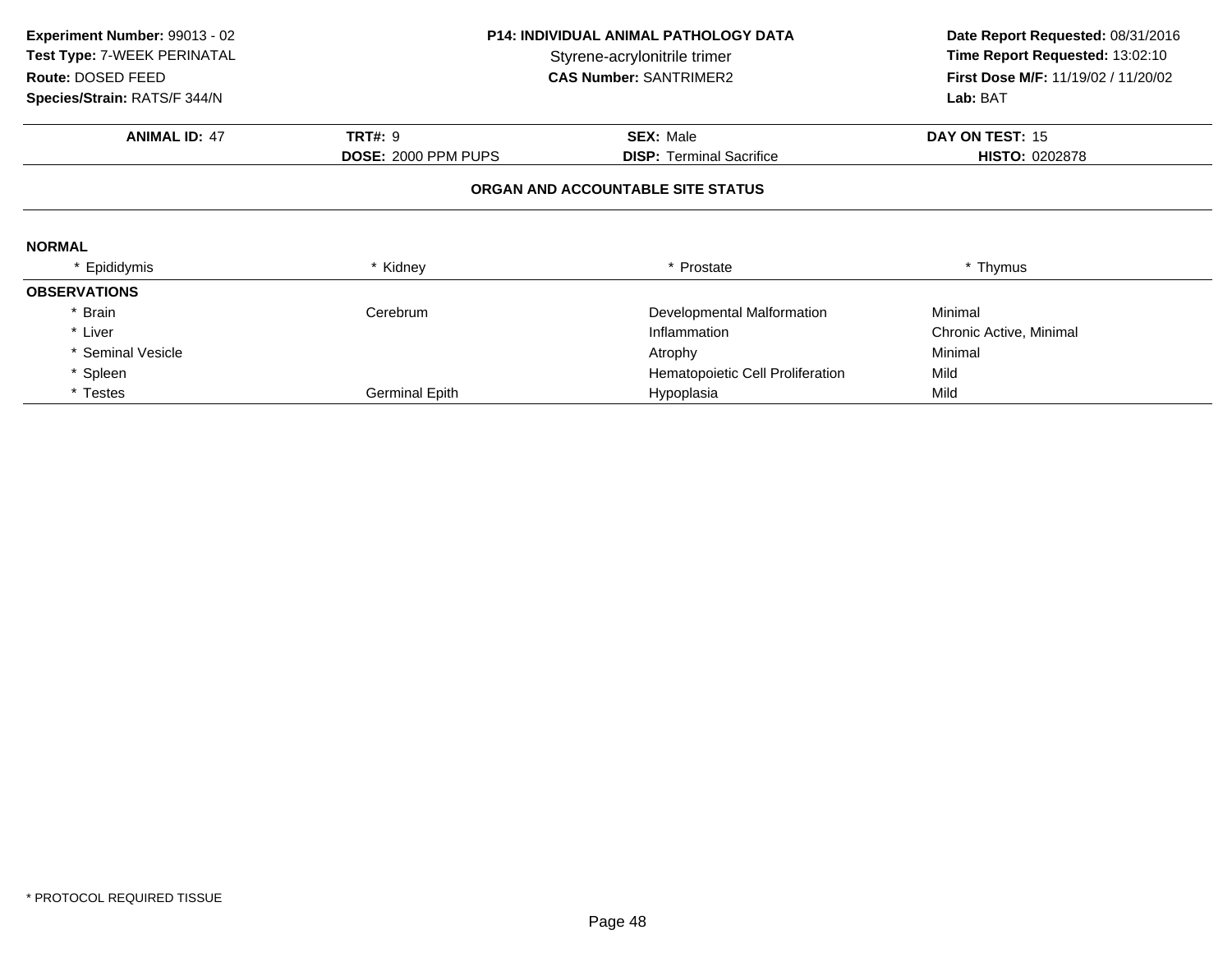**Experiment Number:** 99013 - 02
**Test Type:** 7-WEEK PERINATAL
**Route:** DOSED FEED
**Species/Strain:** RATS/F 344/N

**P14: INDIVIDUAL ANIMAL PATHOLOGY DATA**
Styrene-acrylonitrile trimer
**CAS Number:** SANTRIMER2

**Date Report Requested:** 08/31/2016
**Time Report Requested:** 13:02:10
**First Dose M/F:** 11/19/02 / 11/20/02
**Lab:** BAT

| **ANIMAL ID:** 47 | **TRT#:** 9 | **SEX:** Male | **DAY ON TEST:** 15 |
|---|---|---|---|
| | **DOSE:** 2000 PPM PUPS | **DISP:** Terminal Sacrifice | **HISTO:** 0202878 |

**ORGAN AND ACCOUNTABLE SITE STATUS**

**NORMAL**

| * Epididymis | * Kidney | * Prostate | * Thymus |
|---|---|---|---|

**OBSERVATIONS**

| Organ | Site | Observation | Severity |
|---|---|---|---|
| * Brain | Cerebrum | Developmental Malformation | Minimal |
| * Liver | | Inflammation | Chronic Active, Minimal |
| * Seminal Vesicle | | Atrophy | Minimal |
| * Spleen | | Hematopoietic Cell Proliferation | Mild |
| * Testes | Germinal Epith | Hypoplasia | Mild |

\* PROTOCOL REQUIRED TISSUE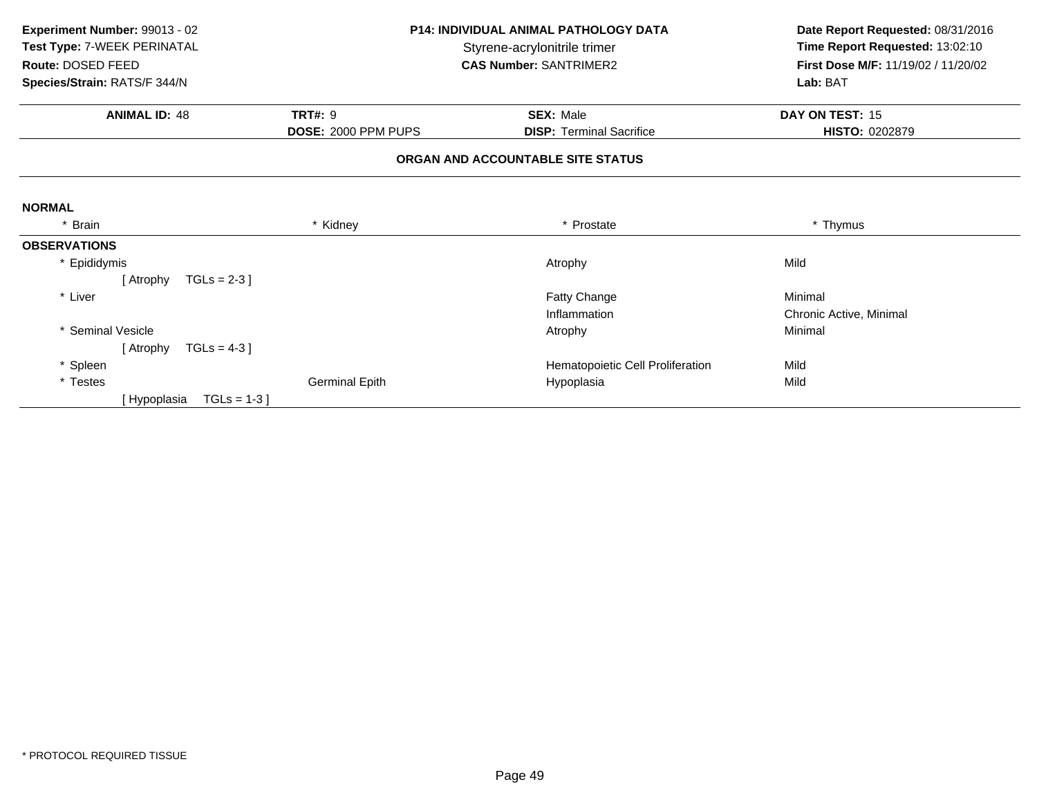**Experiment Number:** 99013 - 02
**Test Type:** 7-WEEK PERINATAL
**Route:** DOSED FEED
**Species/Strain:** RATS/F 344/N

**P14: INDIVIDUAL ANIMAL PATHOLOGY DATA**
Styrene-acrylonitrile trimer
**CAS Number:** SANTRIMER2

**Date Report Requested:** 08/31/2016
**Time Report Requested:** 13:02:10
**First Dose M/F:** 11/19/02 / 11/20/02
**Lab:** BAT

| **ANIMAL ID:** 48 | **TRT#:** 9 | **SEX:** Male | **DAY ON TEST:** 15 |
|---|---|---|---|
| | **DOSE:** 2000 PPM PUPS | **DISP:** Terminal Sacrifice | **HISTO:** 0202879 |

**ORGAN AND ACCOUNTABLE SITE STATUS**

**NORMAL**

| * Brain | * Kidney | * Prostate | * Thymus |
|---|---|---|---|

**OBSERVATIONS**

| Organ | Site | Observation | Severity |
|---|---|---|---|
| * Epididymis | | Atrophy | Mild |
| [ Atrophy TGLs = 2-3 ] | | | |
| * Liver | | Fatty Change | Minimal |
| | | Inflammation | Chronic Active, Minimal |
| * Seminal Vesicle | | Atrophy | Minimal |
| [ Atrophy TGLs = 4-3 ] | | | |
| * Spleen | | Hematopoietic Cell Proliferation | Mild |
| * Testes | Germinal Epith | Hypoplasia | Mild |
| [ Hypoplasia TGLs = 1-3 ] | | | |

* PROTOCOL REQUIRED TISSUE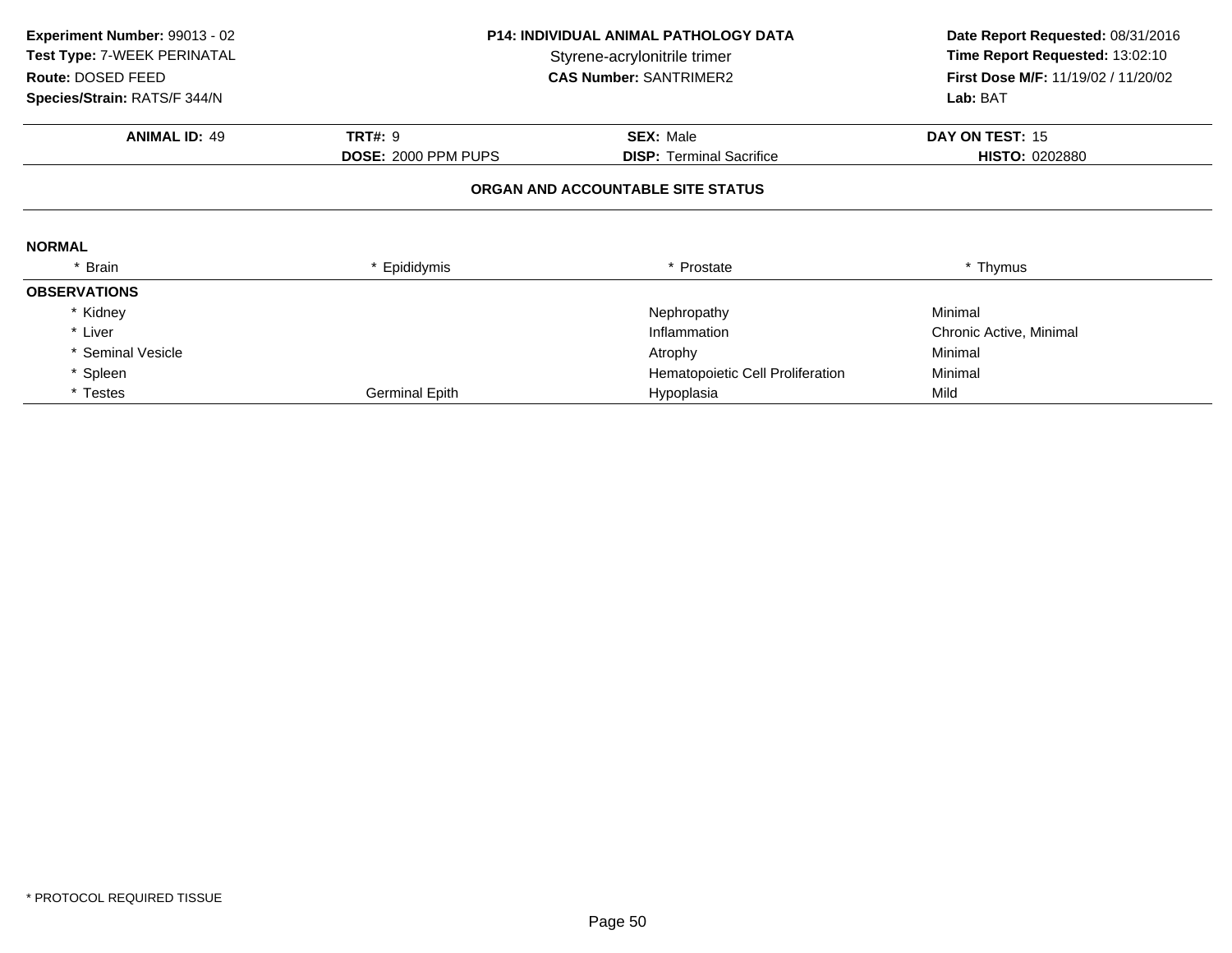**Experiment Number:** 99013 - 02
**Test Type:** 7-WEEK PERINATAL
**Route:** DOSED FEED
**Species/Strain:** RATS/F 344/N

**P14: INDIVIDUAL ANIMAL PATHOLOGY DATA**
Styrene-acrylonitrile trimer
**CAS Number:** SANTRIMER2

**Date Report Requested:** 08/31/2016
**Time Report Requested:** 13:02:10
**First Dose M/F:** 11/19/02 / 11/20/02
**Lab:** BAT

| **ANIMAL ID:** 49 | **TRT#:** 9 | **SEX:** Male | **DAY ON TEST:** 15 |
|---|---|---|---|
| | **DOSE:** 2000 PPM PUPS | **DISP:** Terminal Sacrifice | **HISTO:** 0202880 |

## ORGAN AND ACCOUNTABLE SITE STATUS

**NORMAL**

| * Brain | * Epididymis | * Prostate | * Thymus |
|---|---|---|---|

**OBSERVATIONS**

| Organ | Site | Observation | Severity |
|---|---|---|---|
| * Kidney | | Nephropathy | Minimal |
| * Liver | | Inflammation | Chronic Active, Minimal |
| * Seminal Vesicle | | Atrophy | Minimal |
| * Spleen | | Hematopoietic Cell Proliferation | Minimal |
| * Testes | Germinal Epith | Hypoplasia | Mild |

* PROTOCOL REQUIRED TISSUE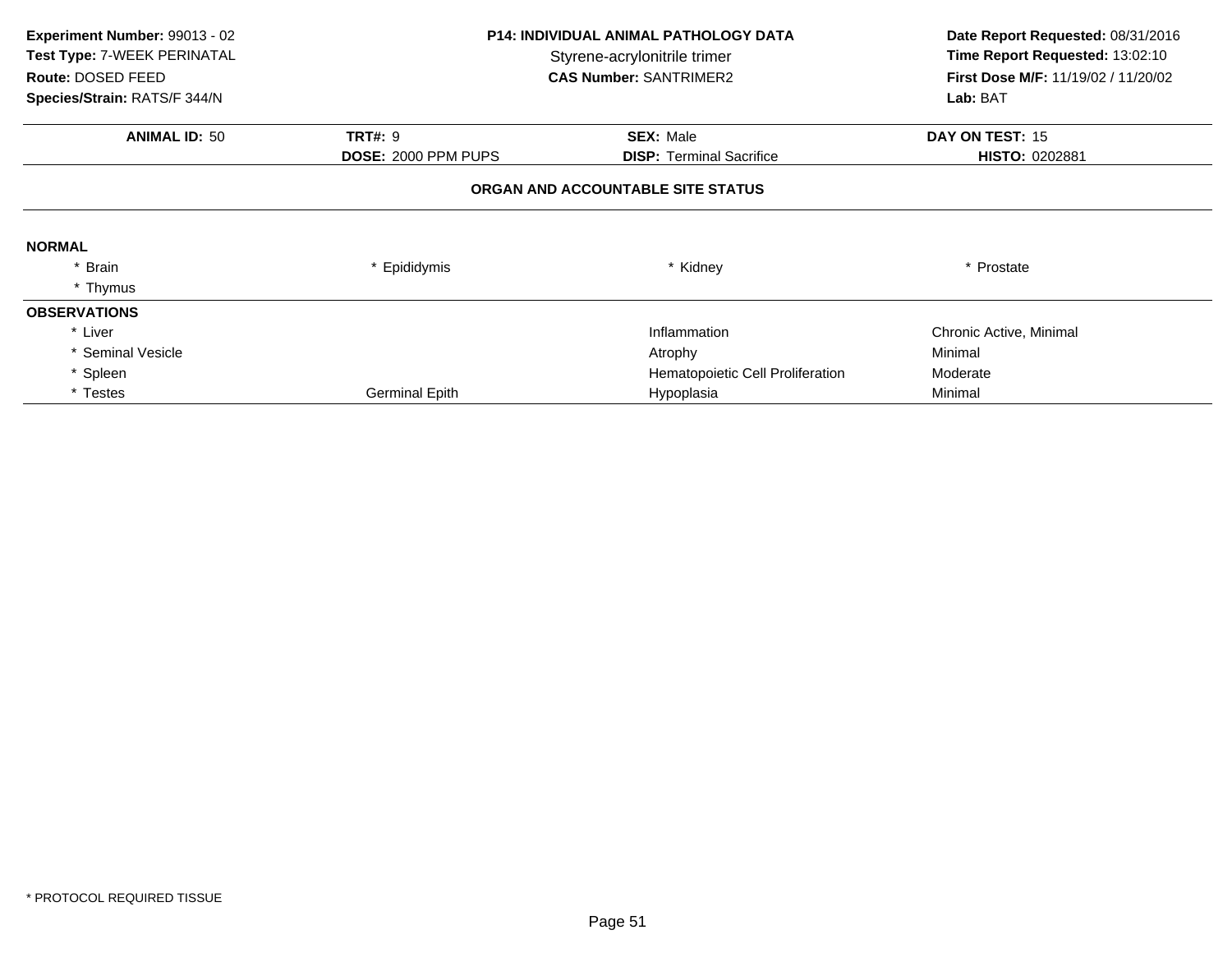**Experiment Number:** 99013 - 02
**Test Type:** 7-WEEK PERINATAL
**Route:** DOSED FEED
**Species/Strain:** RATS/F 344/N

**P14: INDIVIDUAL ANIMAL PATHOLOGY DATA**
Styrene-acrylonitrile trimer
**CAS Number:** SANTRIMER2

**Date Report Requested:** 08/31/2016
**Time Report Requested:** 13:02:10
**First Dose M/F:** 11/19/02 / 11/20/02
**Lab:** BAT

| **ANIMAL ID:** 50 | **TRT#:** 9 | **SEX:** Male | **DAY ON TEST:** 15 |
|---|---|---|---|
| | **DOSE:** 2000 PPM PUPS | **DISP:** Terminal Sacrifice | **HISTO:** 0202881 |

**ORGAN AND ACCOUNTABLE SITE STATUS**

**NORMAL**

| | | | |
|---|---|---|---|
| * Brain | * Epididymis | * Kidney | * Prostate |
| * Thymus | | | |

**OBSERVATIONS**

| | | | |
|---|---|---|---|
| * Liver | | Inflammation | Chronic Active, Minimal |
| * Seminal Vesicle | | Atrophy | Minimal |
| * Spleen | | Hematopoietic Cell Proliferation | Moderate |
| * Testes | Germinal Epith | Hypoplasia | Minimal |

* PROTOCOL REQUIRED TISSUE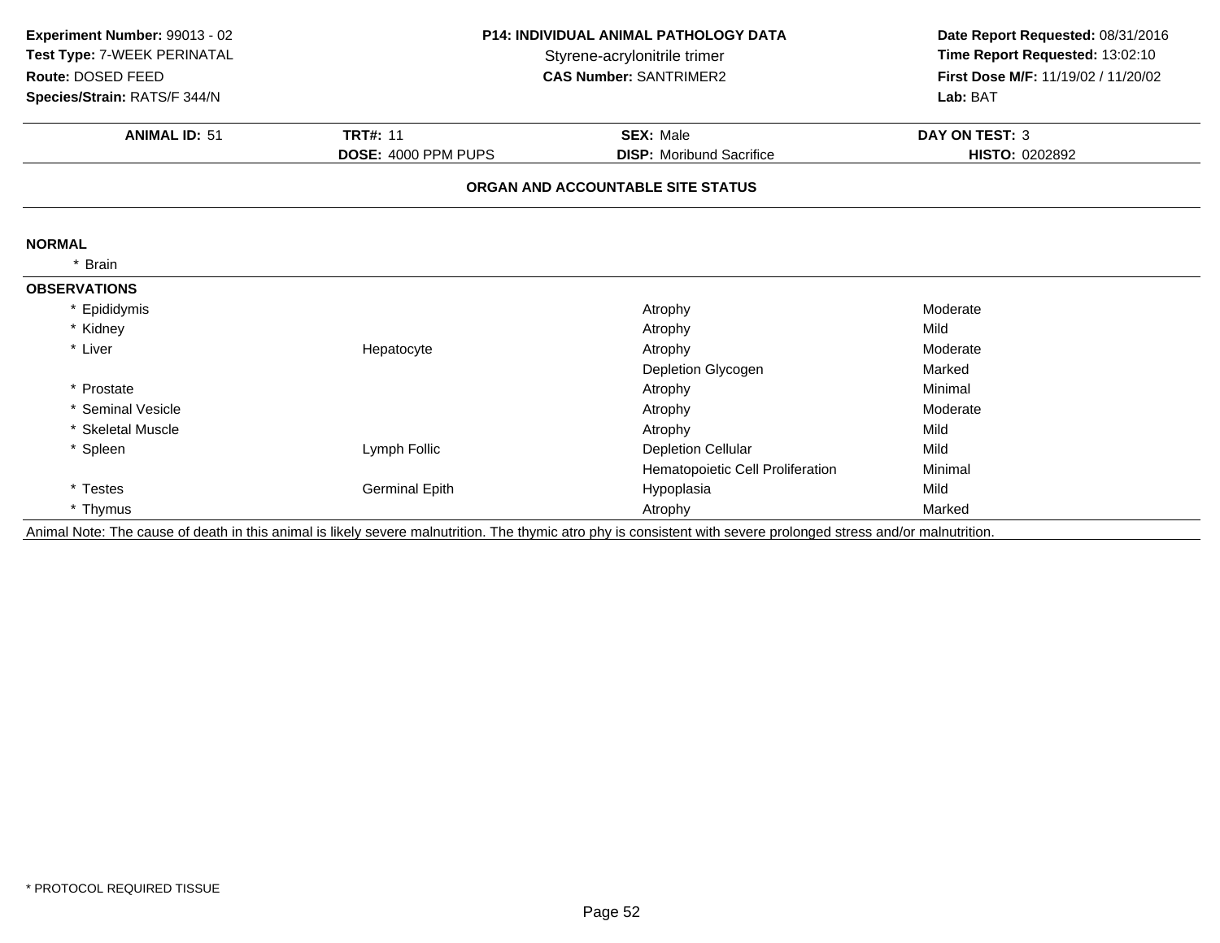**Experiment Number:** 99013 - 02
**Test Type:** 7-WEEK PERINATAL
**Route:** DOSED FEED
**Species/Strain:** RATS/F 344/N

**P14: INDIVIDUAL ANIMAL PATHOLOGY DATA**
Styrene-acrylonitrile trimer
**CAS Number:** SANTRIMER2

**Date Report Requested:** 08/31/2016
**Time Report Requested:** 13:02:10
**First Dose M/F:** 11/19/02 / 11/20/02
**Lab:** BAT

| **ANIMAL ID:** 51 | **TRT#:** 11 | **SEX:** Male | **DAY ON TEST:** 3 |
|---|---|---|---|
| | **DOSE:** 4000 PPM PUPS | **DISP:** Moribund Sacrifice | **HISTO:** 0202892 |

**ORGAN AND ACCOUNTABLE SITE STATUS**

**NORMAL**

* Brain

**OBSERVATIONS**

| Organ | Site | Observation | Severity |
|---|---|---|---|
| * Epididymis | | Atrophy | Moderate |
| * Kidney | | Atrophy | Mild |
| * Liver | Hepatocyte | Atrophy | Moderate |
| | | Depletion Glycogen | Marked |
| * Prostate | | Atrophy | Minimal |
| * Seminal Vesicle | | Atrophy | Moderate |
| * Skeletal Muscle | | Atrophy | Mild |
| * Spleen | Lymph Follic | Depletion Cellular | Mild |
| | | Hematopoietic Cell Proliferation | Minimal |
| * Testes | Germinal Epith | Hypoplasia | Mild |
| * Thymus | | Atrophy | Marked |

Animal Note: The cause of death in this animal is likely severe malnutrition. The thymic atro phy is consistent with severe prolonged stress and/or malnutrition.

* PROTOCOL REQUIRED TISSUE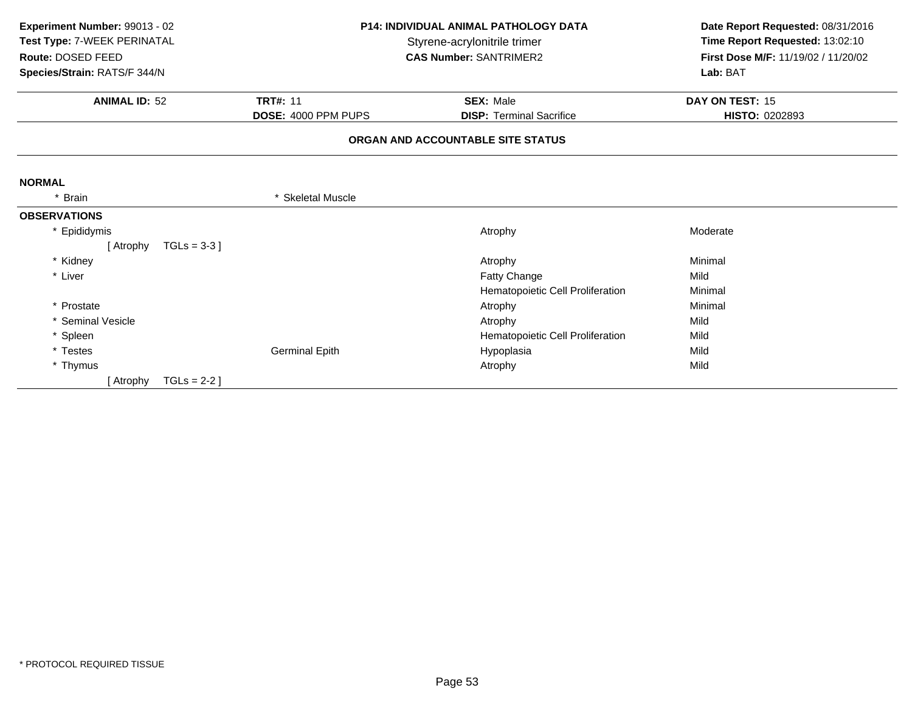**Experiment Number:** 99013 - 02
**Test Type:** 7-WEEK PERINATAL
**Route:** DOSED FEED
**Species/Strain:** RATS/F 344/N

**P14: INDIVIDUAL ANIMAL PATHOLOGY DATA**
Styrene-acrylonitrile trimer
**CAS Number:** SANTRIMER2

**Date Report Requested:** 08/31/2016
**Time Report Requested:** 13:02:10
**First Dose M/F:** 11/19/02 / 11/20/02
**Lab:** BAT

| **ANIMAL ID:** 52 | **TRT#:** 11 | **SEX:** Male | **DAY ON TEST:** 15 |
|---|---|---|---|
| | **DOSE:** 4000 PPM PUPS | **DISP:** Terminal Sacrifice | **HISTO:** 0202893 |

**ORGAN AND ACCOUNTABLE SITE STATUS**

**NORMAL**

* Brain
* Skeletal Muscle

**OBSERVATIONS**

| Organ | Site | Observation | Severity |
|---|---|---|---|
| * Epididymis | | Atrophy | Moderate |
| [ Atrophy TGLs = 3-3 ] | | | |
| * Kidney | | Atrophy | Minimal |
| * Liver | | Fatty Change | Mild |
| | | Hematopoietic Cell Proliferation | Minimal |
| * Prostate | | Atrophy | Minimal |
| * Seminal Vesicle | | Atrophy | Mild |
| * Spleen | | Hematopoietic Cell Proliferation | Mild |
| * Testes | Germinal Epith | Hypoplasia | Mild |
| * Thymus | | Atrophy | Mild |
| [ Atrophy TGLs = 2-2 ] | | | |

* PROTOCOL REQUIRED TISSUE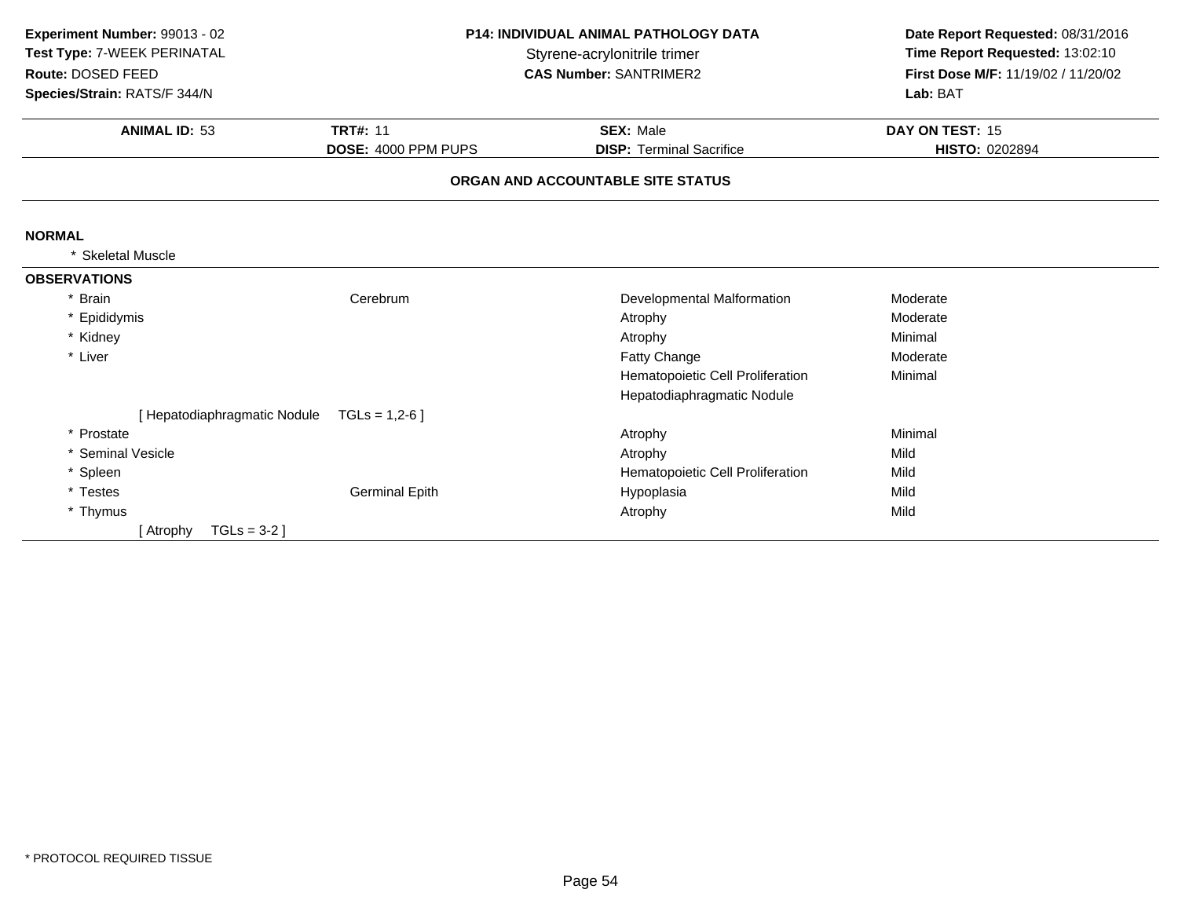**Experiment Number:** 99013 - 02
**Test Type:** 7-WEEK PERINATAL
**Route:** DOSED FEED
**Species/Strain:** RATS/F 344/N

**P14: INDIVIDUAL ANIMAL PATHOLOGY DATA**
Styrene-acrylonitrile trimer
**CAS Number:** SANTRIMER2

**Date Report Requested:** 08/31/2016
**Time Report Requested:** 13:02:10
**First Dose M/F:** 11/19/02 / 11/20/02
**Lab:** BAT

| **ANIMAL ID:** 53 | **TRT#:** 11 | **SEX:** Male | **DAY ON TEST:** 15 |
|---|---|---|---|
| | **DOSE:** 4000 PPM PUPS | **DISP:** Terminal Sacrifice | **HISTO:** 0202894 |

**ORGAN AND ACCOUNTABLE SITE STATUS**

**NORMAL**

* Skeletal Muscle

**OBSERVATIONS**

| Organ | Site | Observation | Severity |
|---|---|---|---|
| * Brain | Cerebrum | Developmental Malformation | Moderate |
| * Epididymis | | Atrophy | Moderate |
| * Kidney | | Atrophy | Minimal |
| * Liver | | Fatty Change | Moderate |
| | | Hematopoietic Cell Proliferation | Minimal |
| | | Hepatodiaphragmatic Nodule | |
| [ Hepatodiaphragmatic Nodule TGLs = 1,2-6 ] | | | |
| * Prostate | | Atrophy | Minimal |
| * Seminal Vesicle | | Atrophy | Mild |
| * Spleen | | Hematopoietic Cell Proliferation | Mild |
| * Testes | Germinal Epith | Hypoplasia | Mild |
| * Thymus | | Atrophy | Mild |
| [ Atrophy TGLs = 3-2 ] | | | |

* PROTOCOL REQUIRED TISSUE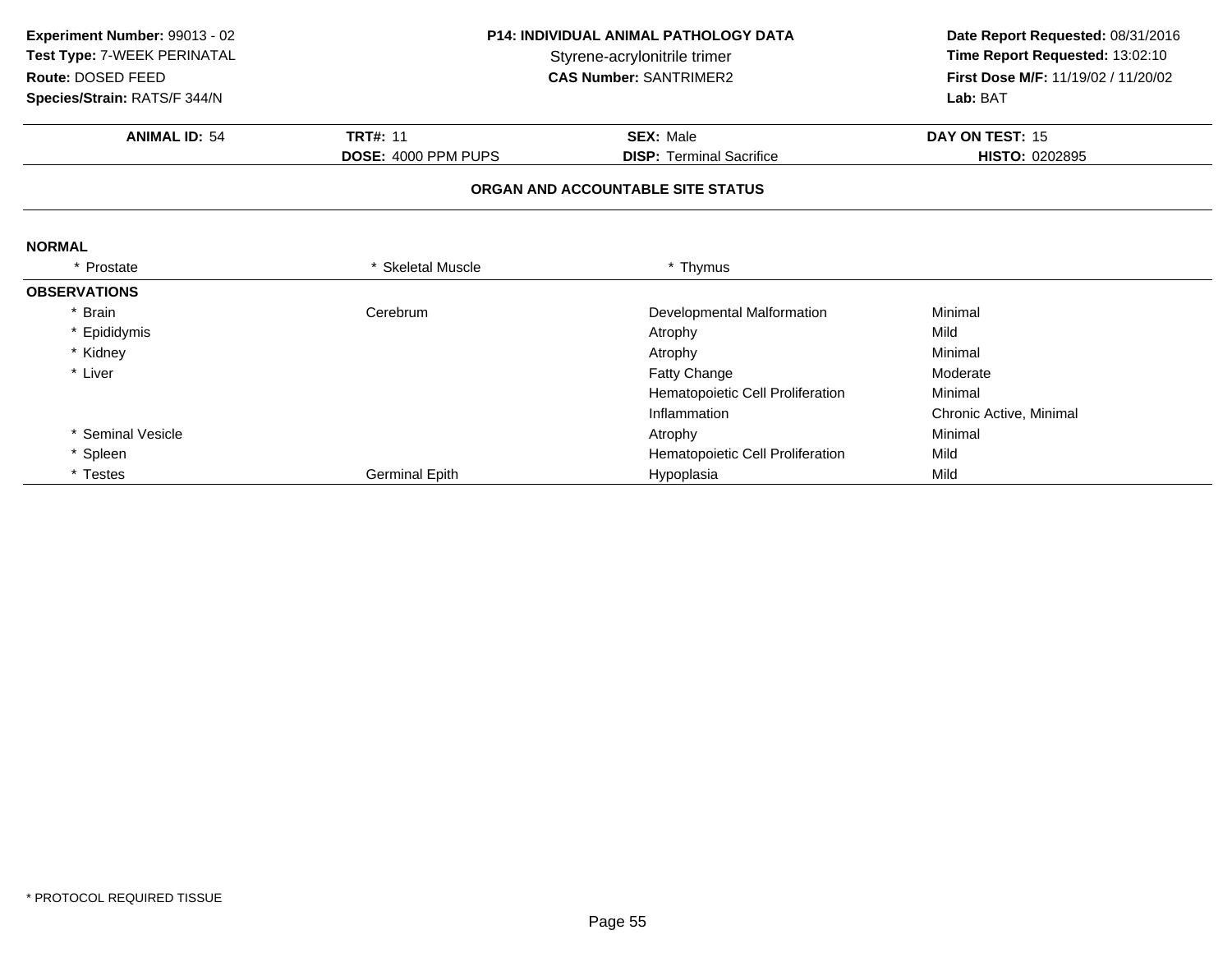**Experiment Number:** 99013 - 02
**Test Type:** 7-WEEK PERINATAL
**Route:** DOSED FEED
**Species/Strain:** RATS/F 344/N

**P14: INDIVIDUAL ANIMAL PATHOLOGY DATA**
Styrene-acrylonitrile trimer
**CAS Number:** SANTRIMER2

**Date Report Requested:** 08/31/2016
**Time Report Requested:** 13:02:10
**First Dose M/F:** 11/19/02 / 11/20/02
**Lab:** BAT

| **ANIMAL ID:** 54 | **TRT#:** 11 | **SEX:** Male | **DAY ON TEST:** 15 |
|---|---|---|---|
| | **DOSE:** 4000 PPM PUPS | **DISP:** Terminal Sacrifice | **HISTO:** 0202895 |

**ORGAN AND ACCOUNTABLE SITE STATUS**

**NORMAL**

| * Prostate | * Skeletal Muscle | * Thymus |
|---|---|---|

**OBSERVATIONS**

| Organ | Site | Observation | Severity |
|---|---|---|---|
| * Brain | Cerebrum | Developmental Malformation | Minimal |
| * Epididymis | | Atrophy | Mild |
| * Kidney | | Atrophy | Minimal |
| * Liver | | Fatty Change | Moderate |
| | | Hematopoietic Cell Proliferation | Minimal |
| | | Inflammation | Chronic Active, Minimal |
| * Seminal Vesicle | | Atrophy | Minimal |
| * Spleen | | Hematopoietic Cell Proliferation | Mild |
| * Testes | Germinal Epith | Hypoplasia | Mild |

* PROTOCOL REQUIRED TISSUE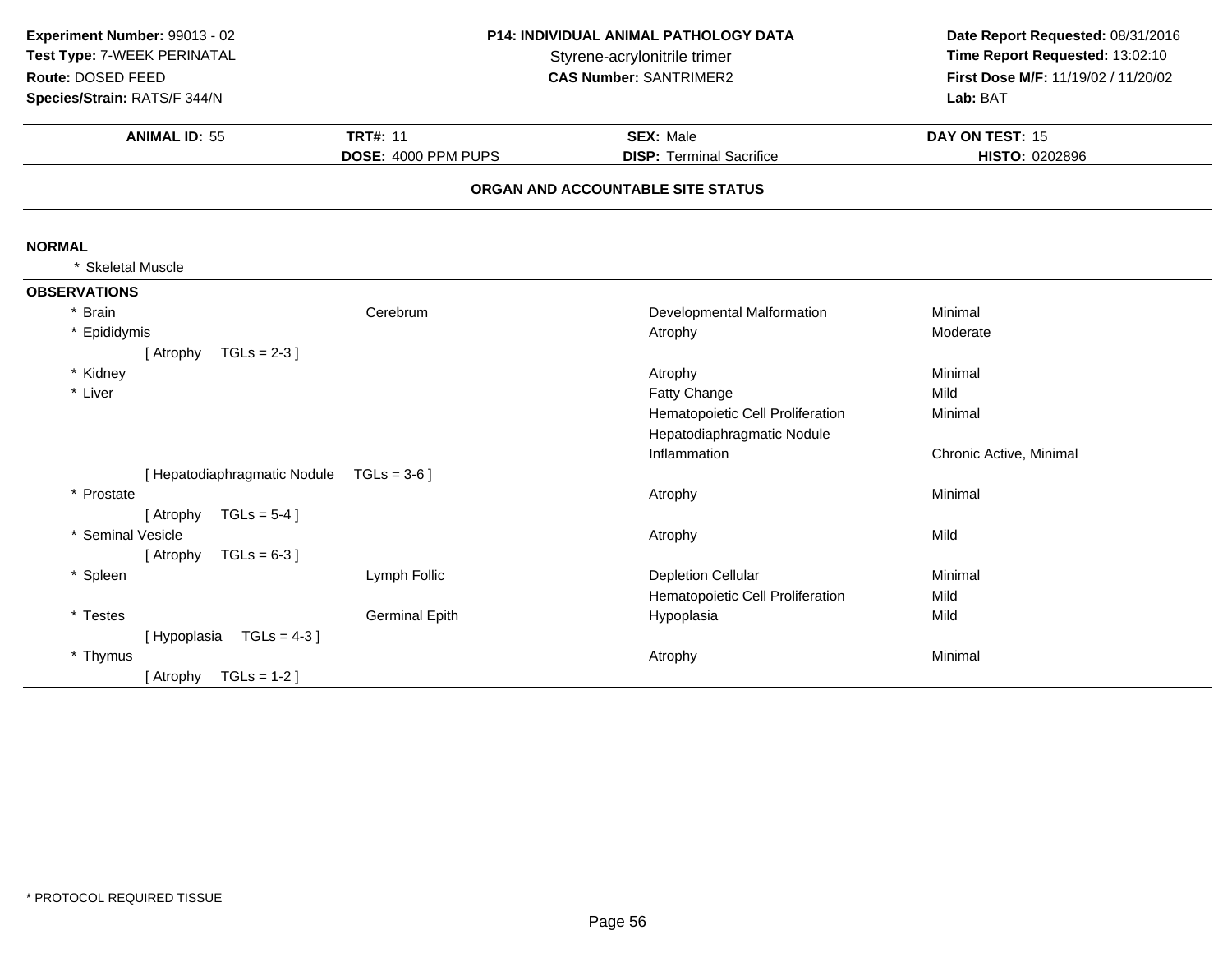**Experiment Number:** 99013 - 02
**Test Type:** 7-WEEK PERINATAL
**Route:** DOSED FEED
**Species/Strain:** RATS/F 344/N

**P14: INDIVIDUAL ANIMAL PATHOLOGY DATA**
Styrene-acrylonitrile trimer
**CAS Number:** SANTRIMER2

**Date Report Requested:** 08/31/2016
**Time Report Requested:** 13:02:10
**First Dose M/F:** 11/19/02 / 11/20/02
**Lab:** BAT

| **ANIMAL ID:** 55 | **TRT#:** 11 | **SEX:** Male | **DAY ON TEST:** 15 |
|---|---|---|---|
| | **DOSE:** 4000 PPM PUPS | **DISP:** Terminal Sacrifice | **HISTO:** 0202896 |

## ORGAN AND ACCOUNTABLE SITE STATUS

**NORMAL**

* Skeletal Muscle

**OBSERVATIONS**

| Organ | Site | Observation | Severity |
|---|---|---|---|
| * Brain | Cerebrum | Developmental Malformation | Minimal |
| * Epididymis | | Atrophy | Moderate |
| [ Atrophy TGLs = 2-3 ] | | | |
| * Kidney | | Atrophy | Minimal |
| * Liver | | Fatty Change | Mild |
| | | Hematopoietic Cell Proliferation | Minimal |
| | | Hepatodiaphragmatic Nodule | |
| | | Inflammation | Chronic Active, Minimal |
| [ Hepatodiaphragmatic Nodule TGLs = 3-6 ] | | | |
| * Prostate | | Atrophy | Minimal |
| [ Atrophy TGLs = 5-4 ] | | | |
| * Seminal Vesicle | | Atrophy | Mild |
| [ Atrophy TGLs = 6-3 ] | | | |
| * Spleen | Lymph Follic | Depletion Cellular | Minimal |
| | | Hematopoietic Cell Proliferation | Mild |
| * Testes | Germinal Epith | Hypoplasia | Mild |
| [ Hypoplasia TGLs = 4-3 ] | | | |
| * Thymus | | Atrophy | Minimal |
| [ Atrophy TGLs = 1-2 ] | | | |

\* PROTOCOL REQUIRED TISSUE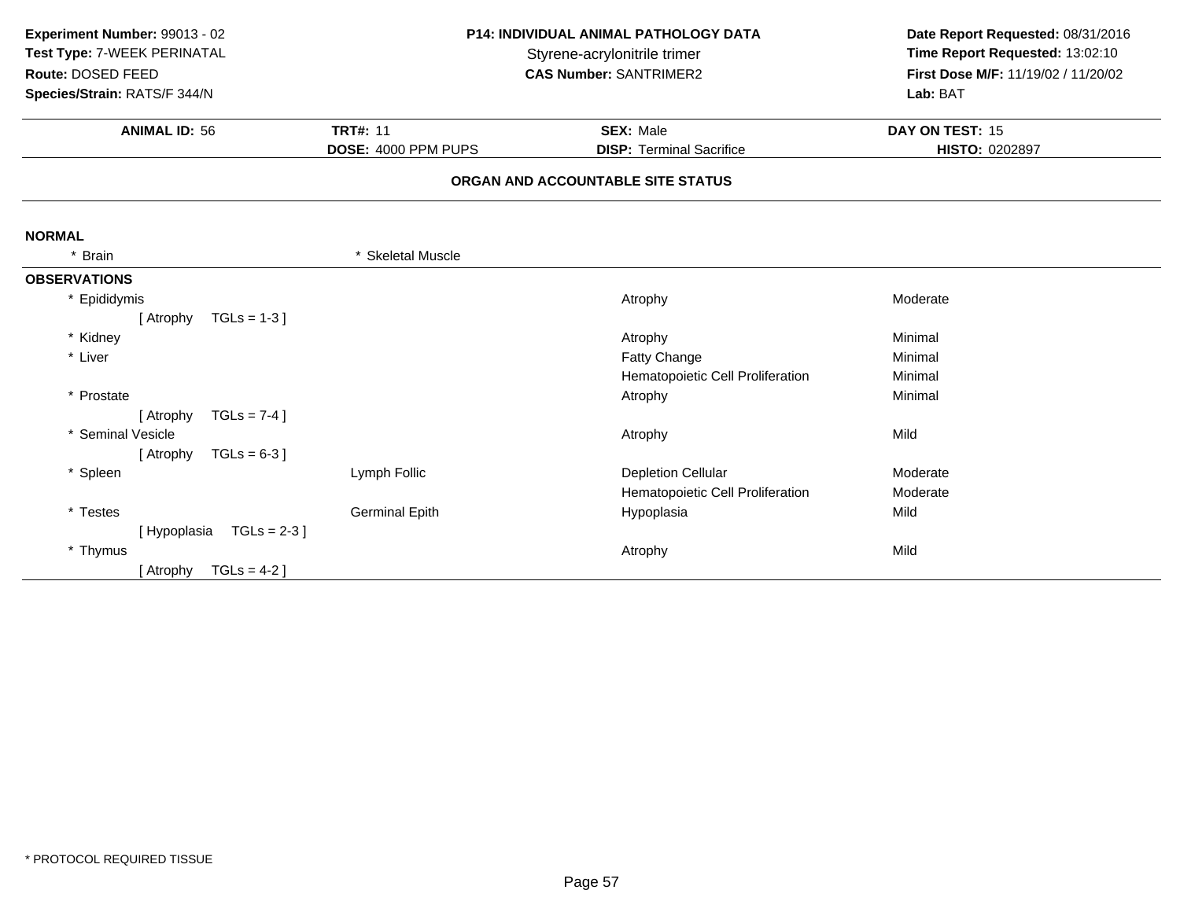**Experiment Number:** 99013 - 02
**Test Type:** 7-WEEK PERINATAL
**Route:** DOSED FEED
**Species/Strain:** RATS/F 344/N

**P14: INDIVIDUAL ANIMAL PATHOLOGY DATA**
Styrene-acrylonitrile trimer
**CAS Number:** SANTRIMER2

**Date Report Requested:** 08/31/2016
**Time Report Requested:** 13:02:10
**First Dose M/F:** 11/19/02 / 11/20/02
**Lab:** BAT

| **ANIMAL ID:** 56 | **TRT#:** 11 | **SEX:** Male | **DAY ON TEST:** 15 |
|---|---|---|---|
| | **DOSE:** 4000 PPM PUPS | **DISP:** Terminal Sacrifice | **HISTO:** 0202897 |

**ORGAN AND ACCOUNTABLE SITE STATUS**

**NORMAL**

| | |
|---|---|
| * Brain | * Skeletal Muscle |

**OBSERVATIONS**

| Organ | Site | Observation | Severity |
|---|---|---|---|
| * Epididymis | | Atrophy | Moderate |
| [ Atrophy TGLs = 1-3 ] | | | |
| * Kidney | | Atrophy | Minimal |
| * Liver | | Fatty Change | Minimal |
| | | Hematopoietic Cell Proliferation | Minimal |
| * Prostate | | Atrophy | Minimal |
| [ Atrophy TGLs = 7-4 ] | | | |
| * Seminal Vesicle | | Atrophy | Mild |
| [ Atrophy TGLs = 6-3 ] | | | |
| * Spleen | Lymph Follic | Depletion Cellular | Moderate |
| | | Hematopoietic Cell Proliferation | Moderate |
| * Testes | Germinal Epith | Hypoplasia | Mild |
| [ Hypoplasia TGLs = 2-3 ] | | | |
| * Thymus | | Atrophy | Mild |
| [ Atrophy TGLs = 4-2 ] | | | |

* PROTOCOL REQUIRED TISSUE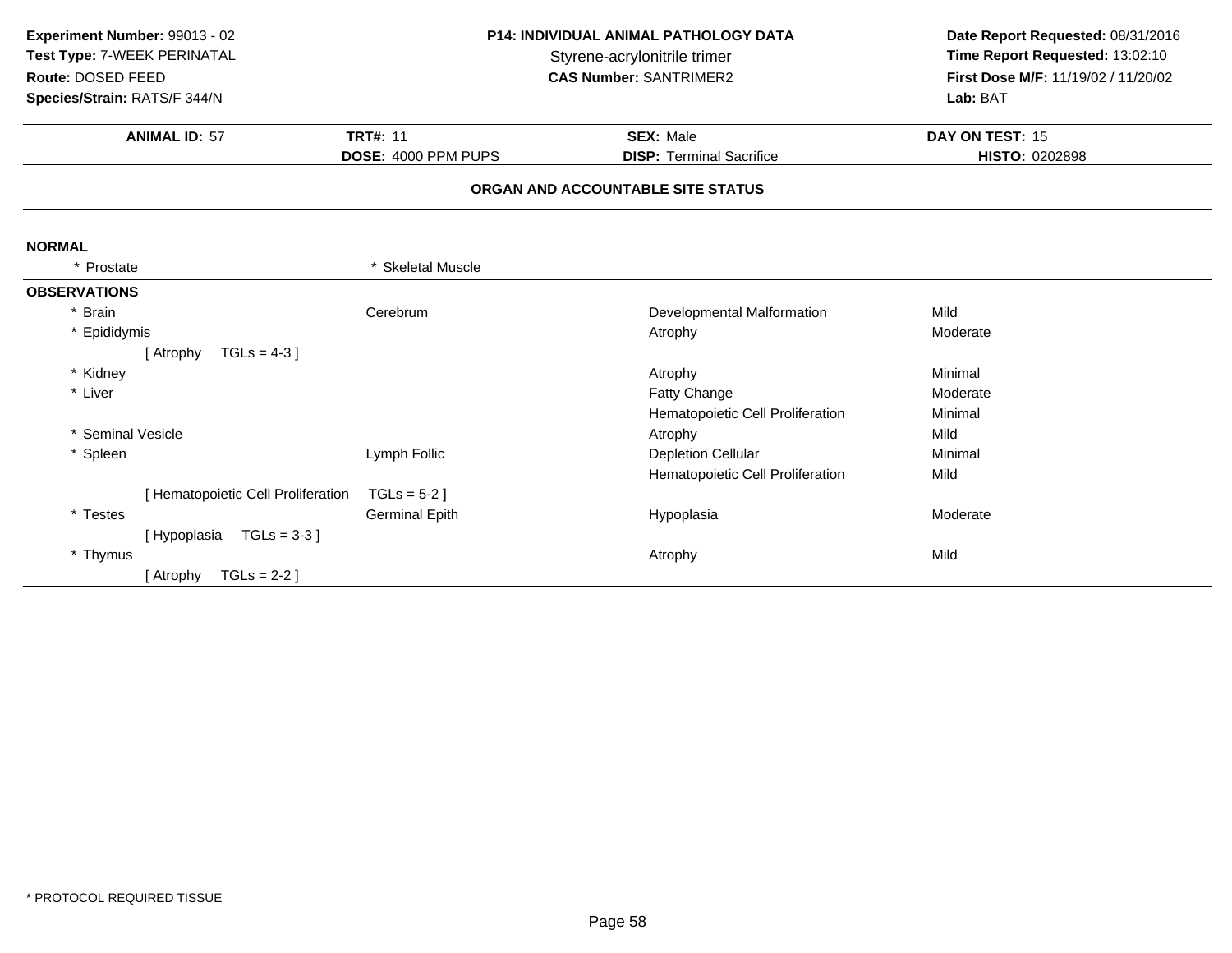**Experiment Number:** 99013 - 02
**Test Type:** 7-WEEK PERINATAL
**Route:** DOSED FEED
**Species/Strain:** RATS/F 344/N

**P14: INDIVIDUAL ANIMAL PATHOLOGY DATA**
Styrene-acrylonitrile trimer
**CAS Number:** SANTRIMER2

**Date Report Requested:** 08/31/2016
**Time Report Requested:** 13:02:10
**First Dose M/F:** 11/19/02 / 11/20/02
**Lab:** BAT

| **ANIMAL ID:** 57 | **TRT#:** 11 | **SEX:** Male | **DAY ON TEST:** 15 |
|---|---|---|---|
| | **DOSE:** 4000 PPM PUPS | **DISP:** Terminal Sacrifice | **HISTO:** 0202898 |

## ORGAN AND ACCOUNTABLE SITE STATUS

**NORMAL**

| | |
|---|---|
| * Prostate | * Skeletal Muscle |

**OBSERVATIONS**

| Organ | Site | Observation | Severity |
|---|---|---|---|
| * Brain | Cerebrum | Developmental Malformation | Mild |
| * Epididymis | | Atrophy | Moderate |
| [ Atrophy TGLs = 4-3 ] | | | |
| * Kidney | | Atrophy | Minimal |
| * Liver | | Fatty Change | Moderate |
| | | Hematopoietic Cell Proliferation | Minimal |
| * Seminal Vesicle | | Atrophy | Mild |
| * Spleen | Lymph Follic | Depletion Cellular | Minimal |
| | | Hematopoietic Cell Proliferation | Mild |
| [ Hematopoietic Cell Proliferation | TGLs = 5-2 ] | | |
| * Testes | Germinal Epith | Hypoplasia | Moderate |
| [ Hypoplasia TGLs = 3-3 ] | | | |
| * Thymus | | Atrophy | Mild |
| [ Atrophy TGLs = 2-2 ] | | | |

* PROTOCOL REQUIRED TISSUE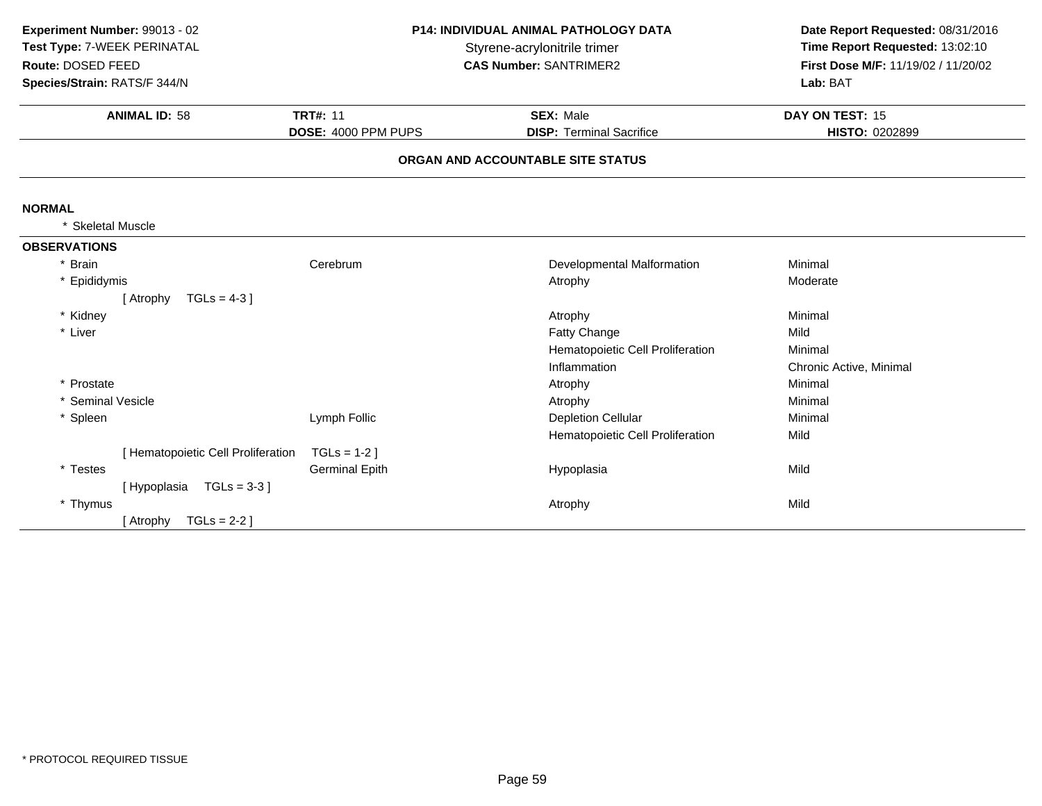**Experiment Number:** 99013 - 02
**Test Type:** 7-WEEK PERINATAL
**Route:** DOSED FEED
**Species/Strain:** RATS/F 344/N

**P14: INDIVIDUAL ANIMAL PATHOLOGY DATA**
Styrene-acrylonitrile trimer
**CAS Number:** SANTRIMER2

**Date Report Requested:** 08/31/2016
**Time Report Requested:** 13:02:10
**First Dose M/F:** 11/19/02 / 11/20/02
**Lab:** BAT

| **ANIMAL ID:** 58 | **TRT#:** 11 | **SEX:** Male | **DAY ON TEST:** 15 |
|---|---|---|---|
| | **DOSE:** 4000 PPM PUPS | **DISP:** Terminal Sacrifice | **HISTO:** 0202899 |

## ORGAN AND ACCOUNTABLE SITE STATUS

**NORMAL**

* Skeletal Muscle

**OBSERVATIONS**

| Organ | Site | Observation | Severity |
|---|---|---|---|
| * Brain | Cerebrum | Developmental Malformation | Minimal |
| * Epididymis | | Atrophy | Moderate |
| [ Atrophy TGLs = 4-3 ] | | | |
| * Kidney | | Atrophy | Minimal |
| * Liver | | Fatty Change | Mild |
| | | Hematopoietic Cell Proliferation | Minimal |
| | | Inflammation | Chronic Active, Minimal |
| * Prostate | | Atrophy | Minimal |
| * Seminal Vesicle | | Atrophy | Minimal |
| * Spleen | Lymph Follic | Depletion Cellular | Minimal |
| | | Hematopoietic Cell Proliferation | Mild |
| [ Hematopoietic Cell Proliferation TGLs = 1-2 ] | | | |
| * Testes | Germinal Epith | Hypoplasia | Mild |
| [ Hypoplasia TGLs = 3-3 ] | | | |
| * Thymus | | Atrophy | Mild |
| [ Atrophy TGLs = 2-2 ] | | | |

* PROTOCOL REQUIRED TISSUE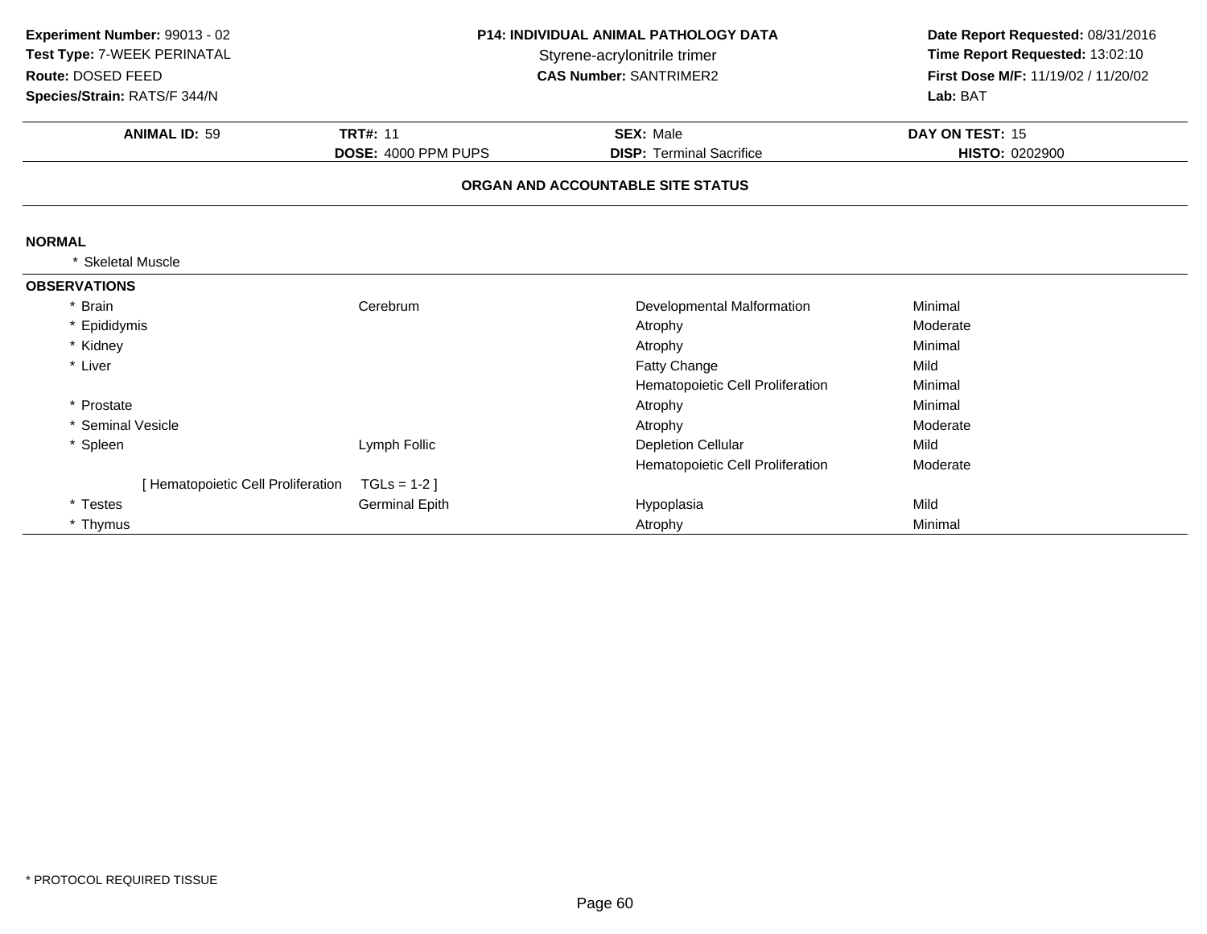**Experiment Number:** 99013 - 02
**Test Type:** 7-WEEK PERINATAL
**Route:** DOSED FEED
**Species/Strain:** RATS/F 344/N

**P14: INDIVIDUAL ANIMAL PATHOLOGY DATA**
Styrene-acrylonitrile trimer
**CAS Number:** SANTRIMER2

**Date Report Requested:** 08/31/2016
**Time Report Requested:** 13:02:10
**First Dose M/F:** 11/19/02 / 11/20/02
**Lab:** BAT

| **ANIMAL ID:** 59 | **TRT#:** 11 | **SEX:** Male | **DAY ON TEST:** 15 |
|---|---|---|---|
| | **DOSE:** 4000 PPM PUPS | **DISP:** Terminal Sacrifice | **HISTO:** 0202900 |

**ORGAN AND ACCOUNTABLE SITE STATUS**

**NORMAL**

* Skeletal Muscle

**OBSERVATIONS**

| Organ | Site | Observation | Severity |
|---|---|---|---|
| * Brain | Cerebrum | Developmental Malformation | Minimal |
| * Epididymis | | Atrophy | Moderate |
| * Kidney | | Atrophy | Minimal |
| * Liver | | Fatty Change | Mild |
| | | Hematopoietic Cell Proliferation | Minimal |
| * Prostate | | Atrophy | Minimal |
| * Seminal Vesicle | | Atrophy | Moderate |
| * Spleen | Lymph Follic | Depletion Cellular | Mild |
| | | Hematopoietic Cell Proliferation | Moderate |
| [ Hematopoietic Cell Proliferation | TGLs = 1-2 ] | | |
| * Testes | Germinal Epith | Hypoplasia | Mild |
| * Thymus | | Atrophy | Minimal |

* PROTOCOL REQUIRED TISSUE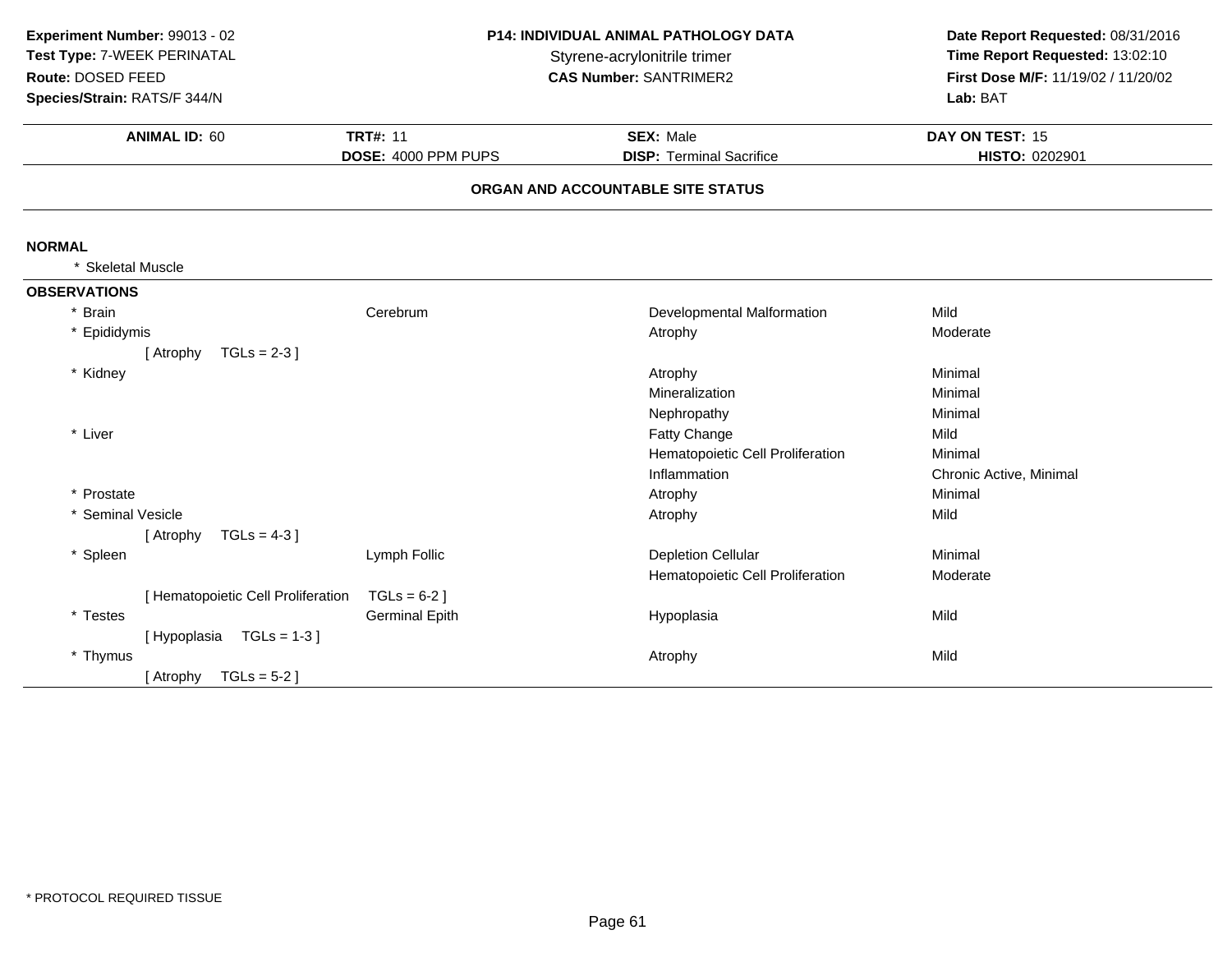**Experiment Number:** 99013 - 02
**Test Type:** 7-WEEK PERINATAL
**Route:** DOSED FEED
**Species/Strain:** RATS/F 344/N

**P14: INDIVIDUAL ANIMAL PATHOLOGY DATA**
Styrene-acrylonitrile trimer
**CAS Number:** SANTRIMER2

**Date Report Requested:** 08/31/2016
**Time Report Requested:** 13:02:10
**First Dose M/F:** 11/19/02 / 11/20/02
**Lab:** BAT

| **ANIMAL ID:** 60 | **TRT#:** 11 | **SEX:** Male | **DAY ON TEST:** 15 |
|---|---|---|---|
| | **DOSE:** 4000 PPM PUPS | **DISP:** Terminal Sacrifice | **HISTO:** 0202901 |

**ORGAN AND ACCOUNTABLE SITE STATUS**

**NORMAL**

* Skeletal Muscle

**OBSERVATIONS**

| Organ | Site | Observation | Severity |
|---|---|---|---|
| * Brain | Cerebrum | Developmental Malformation | Mild |
| * Epididymis | | Atrophy | Moderate |
| [ Atrophy TGLs = 2-3 ] | | | |
| * Kidney | | Atrophy | Minimal |
| | | Mineralization | Minimal |
| | | Nephropathy | Minimal |
| * Liver | | Fatty Change | Mild |
| | | Hematopoietic Cell Proliferation | Minimal |
| | | Inflammation | Chronic Active, Minimal |
| * Prostate | | Atrophy | Minimal |
| * Seminal Vesicle | | Atrophy | Mild |
| [ Atrophy TGLs = 4-3 ] | | | |
| * Spleen | Lymph Follic | Depletion Cellular | Minimal |
| | | Hematopoietic Cell Proliferation | Moderate |
| [ Hematopoietic Cell Proliferation TGLs = 6-2 ] | | | |
| * Testes | Germinal Epith | Hypoplasia | Mild |
| [ Hypoplasia TGLs = 1-3 ] | | | |
| * Thymus | | Atrophy | Mild |
| [ Atrophy TGLs = 5-2 ] | | | |

* PROTOCOL REQUIRED TISSUE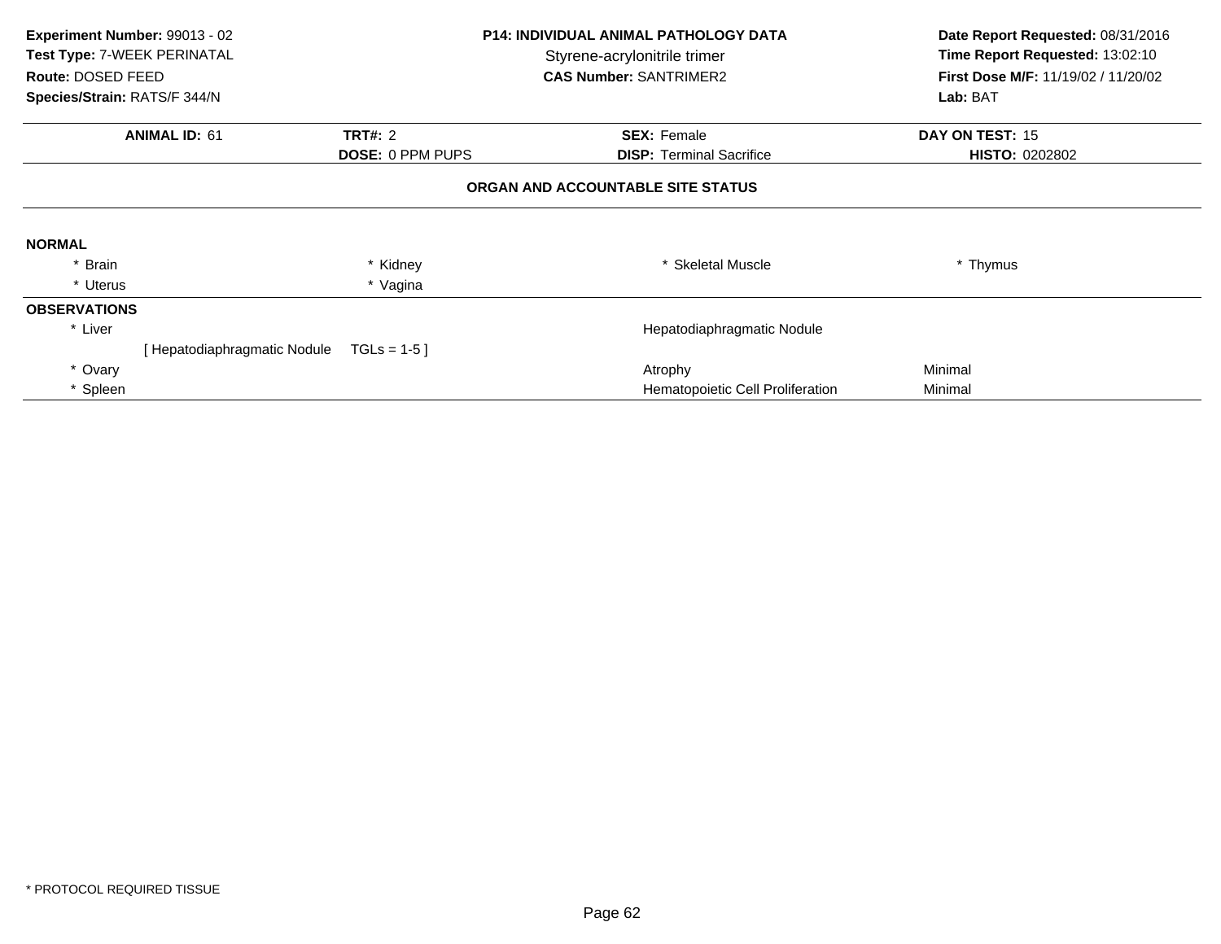**Experiment Number:** 99013 - 02
**Test Type:** 7-WEEK PERINATAL
**Route:** DOSED FEED
**Species/Strain:** RATS/F 344/N

**P14: INDIVIDUAL ANIMAL PATHOLOGY DATA**
Styrene-acrylonitrile trimer
**CAS Number:** SANTRIMER2

**Date Report Requested:** 08/31/2016
**Time Report Requested:** 13:02:10
**First Dose M/F:** 11/19/02 / 11/20/02
**Lab:** BAT

| **ANIMAL ID:** 61 | **TRT#:** 2 | **SEX:** Female | **DAY ON TEST:** 15 |
|---|---|---|---|
| | **DOSE:** 0 PPM PUPS | **DISP:** Terminal Sacrifice | **HISTO:** 0202802 |

**ORGAN AND ACCOUNTABLE SITE STATUS**

**NORMAL**

| | | | |
|---|---|---|---|
| * Brain | * Kidney | * Skeletal Muscle | * Thymus |
| * Uterus | * Vagina | | |

**OBSERVATIONS**

| | | |
|---|---|---|
| * Liver | Hepatodiaphragmatic Nodule | |
| [ Hepatodiaphragmatic Nodule TGLs = 1-5 ] | | |
| * Ovary | Atrophy | Minimal |
| * Spleen | Hematopoietic Cell Proliferation | Minimal |

* PROTOCOL REQUIRED TISSUE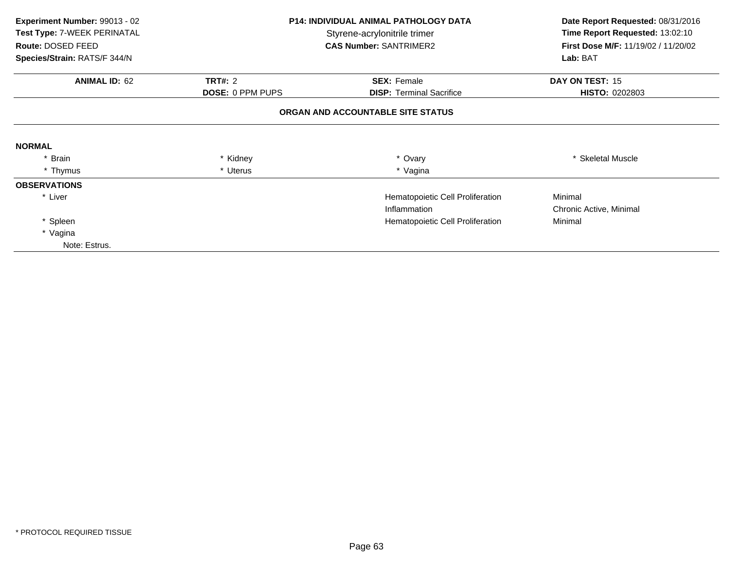**Experiment Number:** 99013 - 02
**Test Type:** 7-WEEK PERINATAL
**Route:** DOSED FEED
**Species/Strain:** RATS/F 344/N

**P14: INDIVIDUAL ANIMAL PATHOLOGY DATA**
Styrene-acrylonitrile trimer
**CAS Number:** SANTRIMER2

**Date Report Requested:** 08/31/2016
**Time Report Requested:** 13:02:10
**First Dose M/F:** 11/19/02 / 11/20/02
**Lab:** BAT

| **ANIMAL ID:** 62 | **TRT#:** 2 | **SEX:** Female | **DAY ON TEST:** 15 |
|---|---|---|---|
| | **DOSE:** 0 PPM PUPS | **DISP:** Terminal Sacrifice | **HISTO:** 0202803 |

**ORGAN AND ACCOUNTABLE SITE STATUS**

**NORMAL**

| | | | |
|---|---|---|---|
| * Brain | * Kidney | * Ovary | * Skeletal Muscle |
| * Thymus | * Uterus | * Vagina | |

**OBSERVATIONS**

| | | |
|---|---|---|
| * Liver | Hematopoietic Cell Proliferation | Minimal |
| | Inflammation | Chronic Active, Minimal |
| * Spleen | Hematopoietic Cell Proliferation | Minimal |
| * Vagina | | |
| Note: Estrus. | | |

* PROTOCOL REQUIRED TISSUE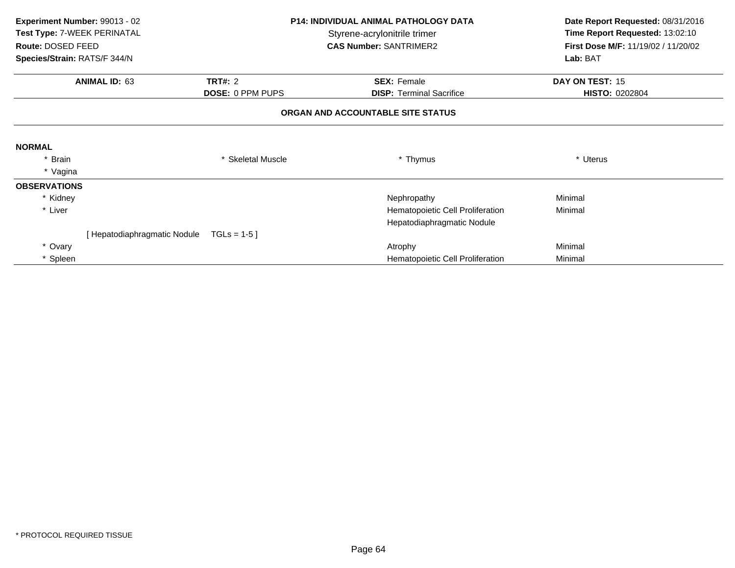**Experiment Number:** 99013 - 02
**Test Type:** 7-WEEK PERINATAL
**Route:** DOSED FEED
**Species/Strain:** RATS/F 344/N

**P14: INDIVIDUAL ANIMAL PATHOLOGY DATA**
Styrene-acrylonitrile trimer
**CAS Number:** SANTRIMER2

**Date Report Requested:** 08/31/2016
**Time Report Requested:** 13:02:10
**First Dose M/F:** 11/19/02 / 11/20/02
**Lab:** BAT

| **ANIMAL ID:** 63 | **TRT#:** 2 | **SEX:** Female | **DAY ON TEST:** 15 |
|---|---|---|---|
| | **DOSE:** 0 PPM PUPS | **DISP:** Terminal Sacrifice | **HISTO:** 0202804 |

**ORGAN AND ACCOUNTABLE SITE STATUS**

**NORMAL**

| | | | |
|---|---|---|---|
| * Brain | * Skeletal Muscle | * Thymus | * Uterus |
| * Vagina | | | |

**OBSERVATIONS**

| | | |
|---|---|---|
| * Kidney | Nephropathy | Minimal |
| * Liver | Hematopoietic Cell Proliferation | Minimal |
| | Hepatodiaphragmatic Nodule | |
| [ Hepatodiaphragmatic Nodule TGLs = 1-5 ] | | |
| * Ovary | Atrophy | Minimal |
| * Spleen | Hematopoietic Cell Proliferation | Minimal |

* PROTOCOL REQUIRED TISSUE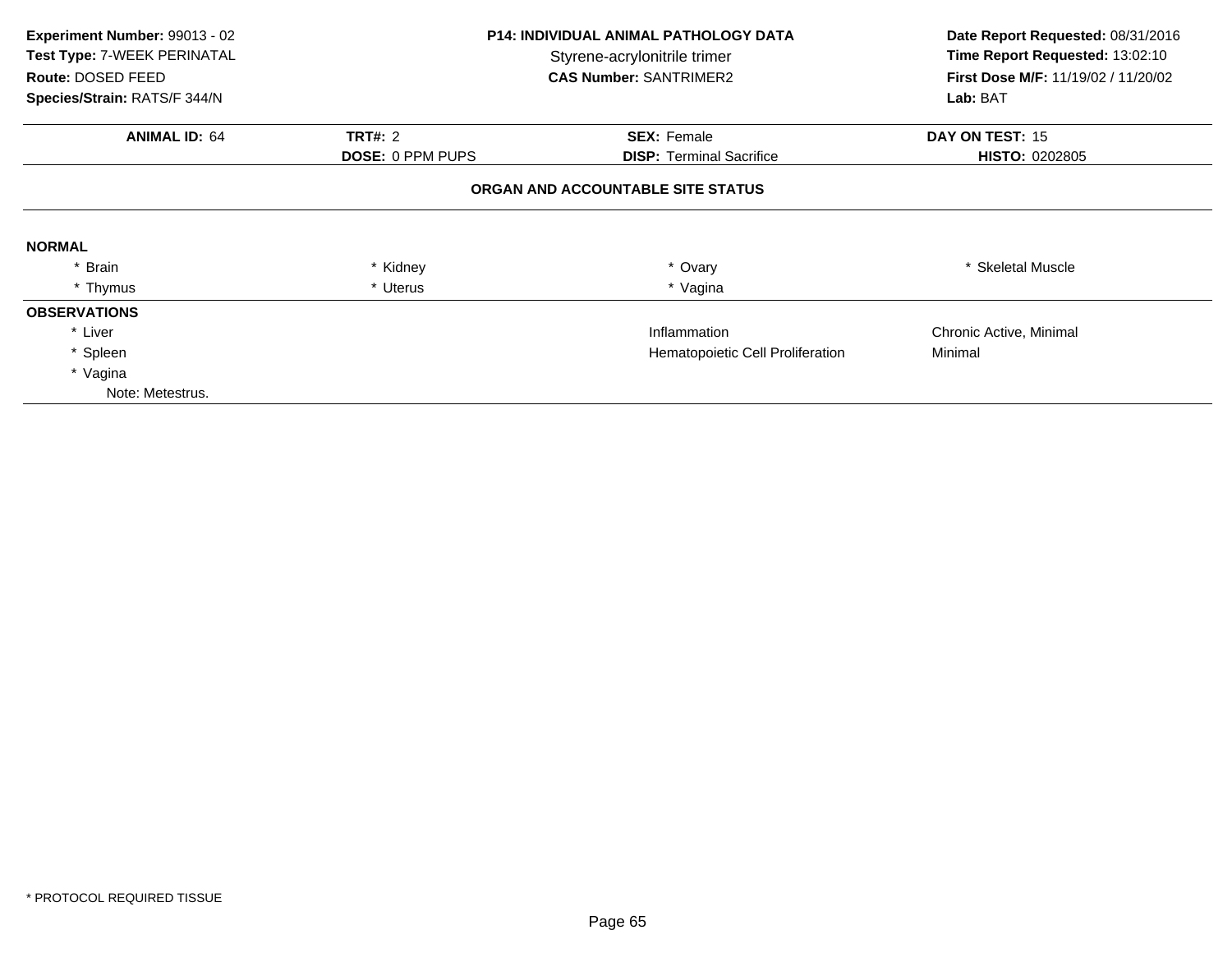**Experiment Number:** 99013 - 02
**Test Type:** 7-WEEK PERINATAL
**Route:** DOSED FEED
**Species/Strain:** RATS/F 344/N

**P14: INDIVIDUAL ANIMAL PATHOLOGY DATA**
Styrene-acrylonitrile trimer
**CAS Number:** SANTRIMER2

**Date Report Requested:** 08/31/2016
**Time Report Requested:** 13:02:10
**First Dose M/F:** 11/19/02 / 11/20/02
**Lab:** BAT

| **ANIMAL ID:** 64 | **TRT#:** 2 | **SEX:** Female | **DAY ON TEST:** 15 |
|---|---|---|---|
| | **DOSE:** 0 PPM PUPS | **DISP:** Terminal Sacrifice | **HISTO:** 0202805 |

**ORGAN AND ACCOUNTABLE SITE STATUS**

**NORMAL**

| | | | |
|---|---|---|---|
| * Brain | * Kidney | * Ovary | * Skeletal Muscle |
| * Thymus | * Uterus | * Vagina | |

**OBSERVATIONS**

| | | |
|---|---|---|
| * Liver | Inflammation | Chronic Active, Minimal |
| * Spleen | Hematopoietic Cell Proliferation | Minimal |
| * Vagina | | |

Note: Metestrus.

* PROTOCOL REQUIRED TISSUE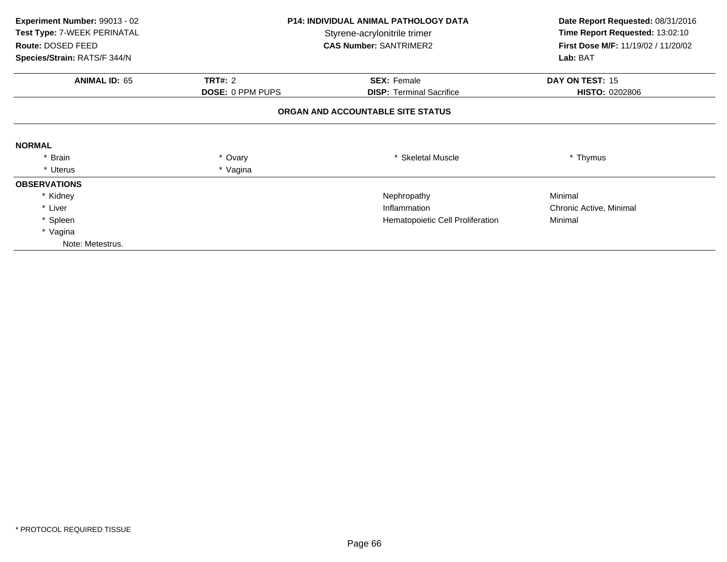**Experiment Number:** 99013 - 02
**Test Type:** 7-WEEK PERINATAL
**Route:** DOSED FEED
**Species/Strain:** RATS/F 344/N

**P14: INDIVIDUAL ANIMAL PATHOLOGY DATA**
Styrene-acrylonitrile trimer
**CAS Number:** SANTRIMER2

**Date Report Requested:** 08/31/2016
**Time Report Requested:** 13:02:10
**First Dose M/F:** 11/19/02 / 11/20/02
**Lab:** BAT

| **ANIMAL ID:** 65 | **TRT#:** 2 | **SEX:** Female | **DAY ON TEST:** 15 |
|---|---|---|---|
| | **DOSE:** 0 PPM PUPS | **DISP:** Terminal Sacrifice | **HISTO:** 0202806 |

**ORGAN AND ACCOUNTABLE SITE STATUS**

**NORMAL**

| | | | |
|---|---|---|---|
| * Brain | * Ovary | * Skeletal Muscle | * Thymus |
| * Uterus | * Vagina | | |

**OBSERVATIONS**

| | | |
|---|---|---|
| * Kidney | Nephropathy | Minimal |
| * Liver | Inflammation | Chronic Active, Minimal |
| * Spleen | Hematopoietic Cell Proliferation | Minimal |
| * Vagina | | |
| Note: Metestrus. | | |

* PROTOCOL REQUIRED TISSUE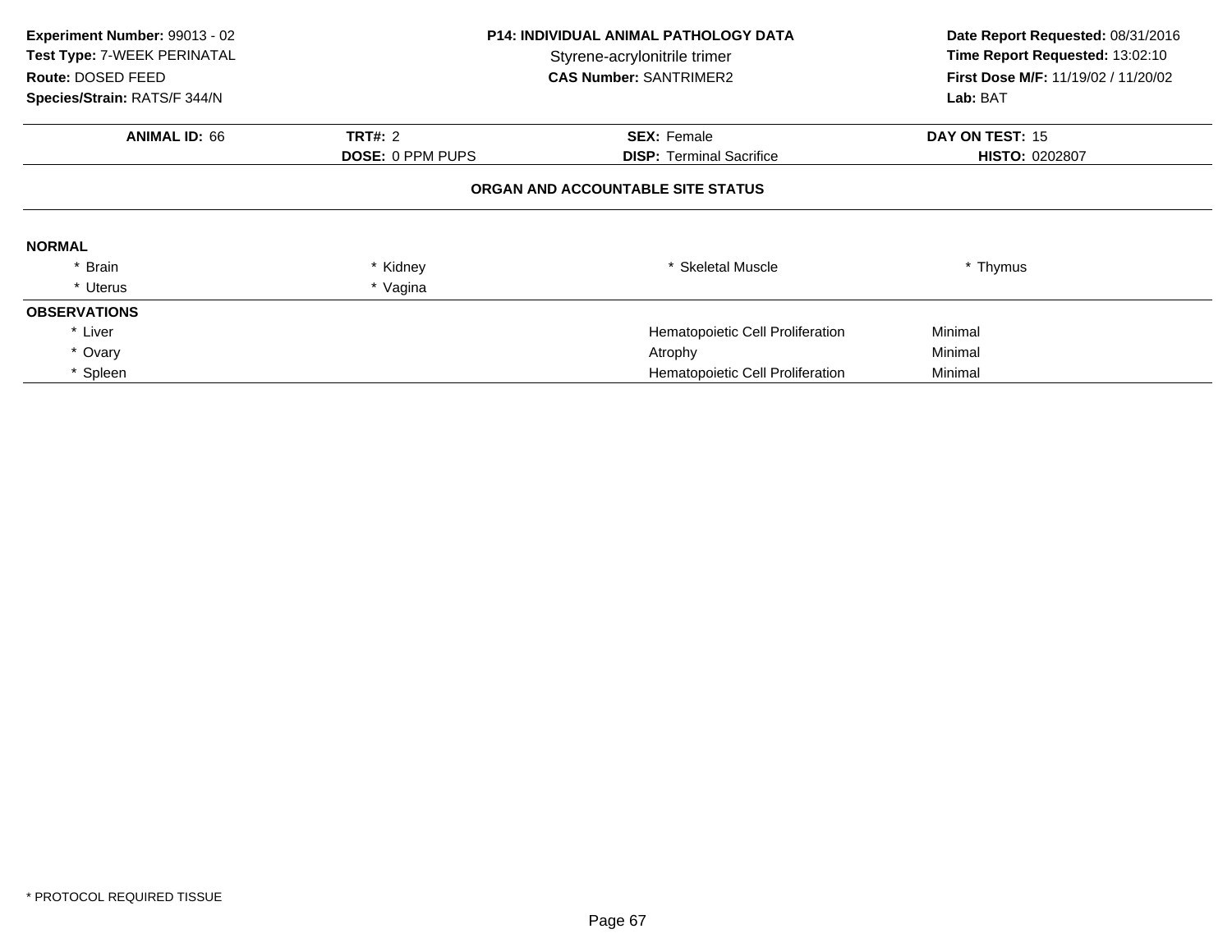**Experiment Number:** 99013 - 02
**Test Type:** 7-WEEK PERINATAL
**Route:** DOSED FEED
**Species/Strain:** RATS/F 344/N

**P14: INDIVIDUAL ANIMAL PATHOLOGY DATA**
Styrene-acrylonitrile trimer
**CAS Number:** SANTRIMER2

**Date Report Requested:** 08/31/2016
**Time Report Requested:** 13:02:10
**First Dose M/F:** 11/19/02 / 11/20/02
**Lab:** BAT

| **ANIMAL ID:** 66 | **TRT#:** 2 | **SEX:** Female | **DAY ON TEST:** 15 |
|---|---|---|---|
| | **DOSE:** 0 PPM PUPS | **DISP:** Terminal Sacrifice | **HISTO:** 0202807 |

**ORGAN AND ACCOUNTABLE SITE STATUS**

**NORMAL**

| | | | |
|---|---|---|---|
| * Brain | * Kidney | * Skeletal Muscle | * Thymus |
| * Uterus | * Vagina | | |

**OBSERVATIONS**

| | | |
|---|---|---|
| * Liver | Hematopoietic Cell Proliferation | Minimal |
| * Ovary | Atrophy | Minimal |
| * Spleen | Hematopoietic Cell Proliferation | Minimal |

* PROTOCOL REQUIRED TISSUE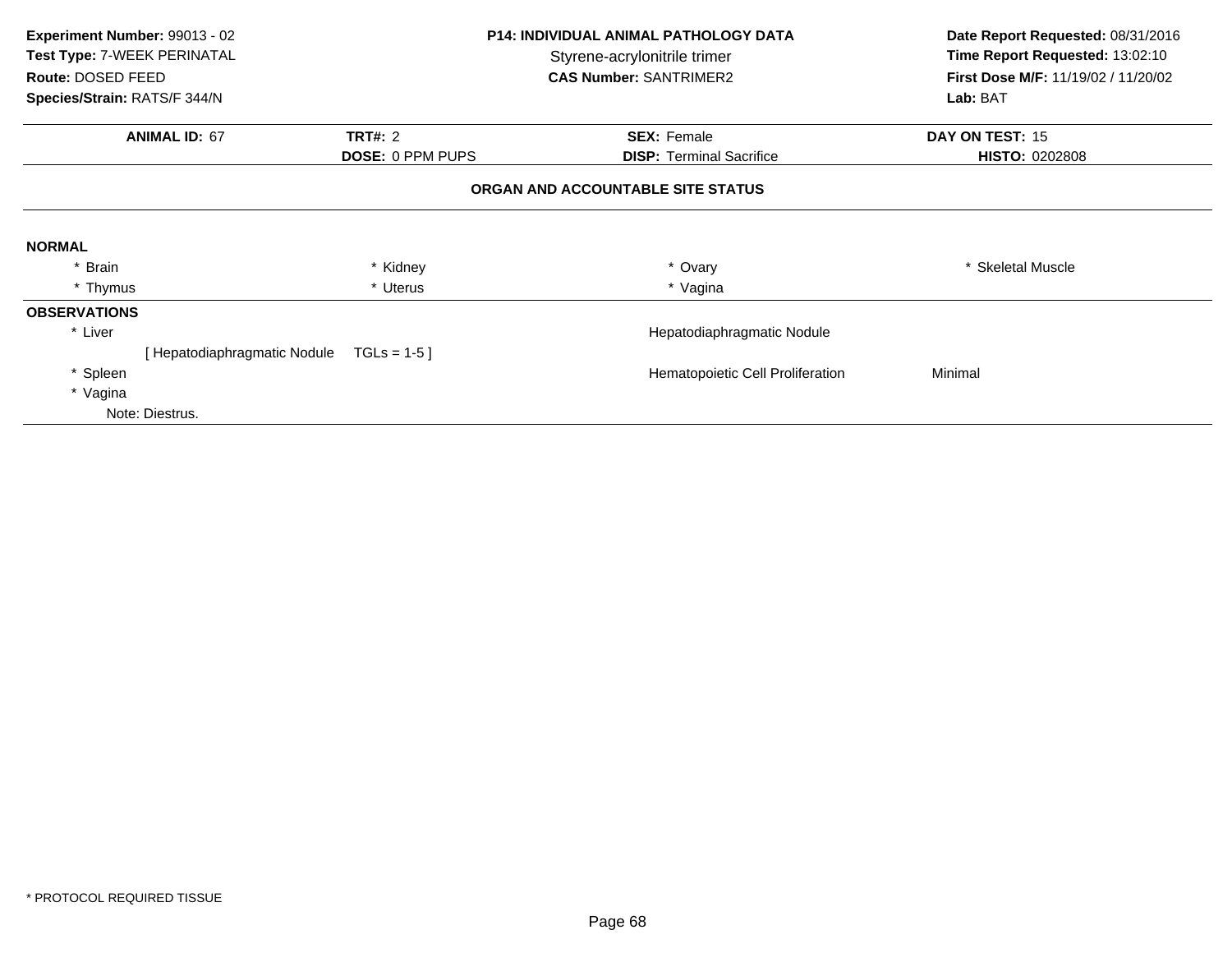**Experiment Number:** 99013 - 02
**Test Type:** 7-WEEK PERINATAL
**Route:** DOSED FEED
**Species/Strain:** RATS/F 344/N

**P14: INDIVIDUAL ANIMAL PATHOLOGY DATA**
Styrene-acrylonitrile trimer
**CAS Number:** SANTRIMER2

**Date Report Requested:** 08/31/2016
**Time Report Requested:** 13:02:10
**First Dose M/F:** 11/19/02 / 11/20/02
**Lab:** BAT

| **ANIMAL ID:** 67 | **TRT#:** 2 | **SEX:** Female | **DAY ON TEST:** 15 |
|---|---|---|---|
| | **DOSE:** 0 PPM PUPS | **DISP:** Terminal Sacrifice | **HISTO:** 0202808 |

### ORGAN AND ACCOUNTABLE SITE STATUS

**NORMAL**

| | | | |
|---|---|---|---|
| * Brain | * Kidney | * Ovary | * Skeletal Muscle |
| * Thymus | * Uterus | * Vagina | |

**OBSERVATIONS**

| | | |
|---|---|---|
| * Liver | Hepatodiaphragmatic Nodule | |
| [ Hepatodiaphragmatic Nodule TGLs = 1-5 ] | | |
| * Spleen | Hematopoietic Cell Proliferation | Minimal |
| * Vagina | | |
| Note: Diestrus. | | |

* PROTOCOL REQUIRED TISSUE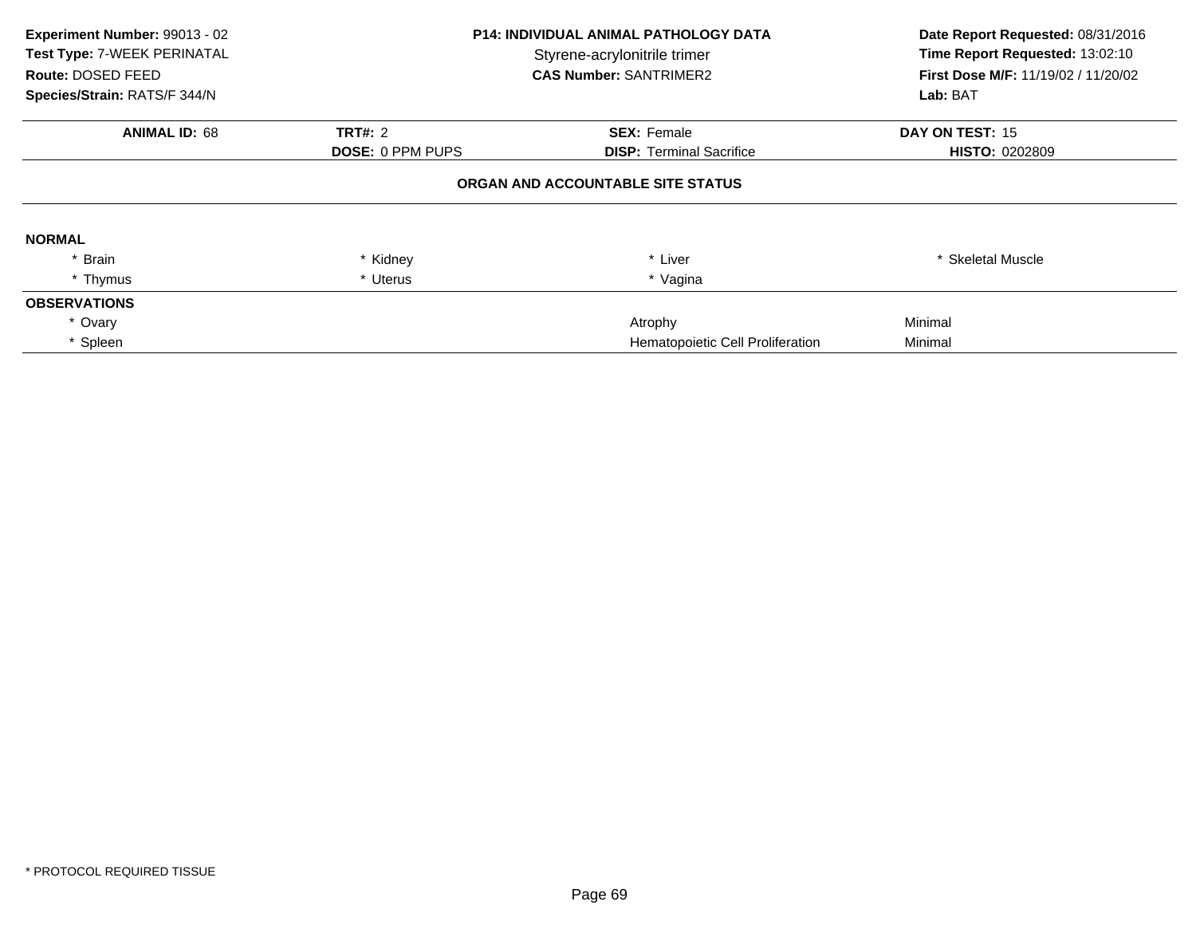**Experiment Number:** 99013 - 02
**Test Type:** 7-WEEK PERINATAL
**Route:** DOSED FEED
**Species/Strain:** RATS/F 344/N

**P14: INDIVIDUAL ANIMAL PATHOLOGY DATA**
Styrene-acrylonitrile trimer
**CAS Number:** SANTRIMER2

**Date Report Requested:** 08/31/2016
**Time Report Requested:** 13:02:10
**First Dose M/F:** 11/19/02 / 11/20/02
**Lab:** BAT

| **ANIMAL ID:** 68 | **TRT#:** 2 | **SEX:** Female | **DAY ON TEST:** 15 |
|---|---|---|---|
| | **DOSE:** 0 PPM PUPS | **DISP:** Terminal Sacrifice | **HISTO:** 0202809 |

## ORGAN AND ACCOUNTABLE SITE STATUS

**NORMAL**

| | | | |
|---|---|---|---|
| * Brain | * Kidney | * Liver | * Skeletal Muscle |
| * Thymus | * Uterus | * Vagina | |

**OBSERVATIONS**

| | | |
|---|---|---|
| * Ovary | Atrophy | Minimal |
| * Spleen | Hematopoietic Cell Proliferation | Minimal |

* PROTOCOL REQUIRED TISSUE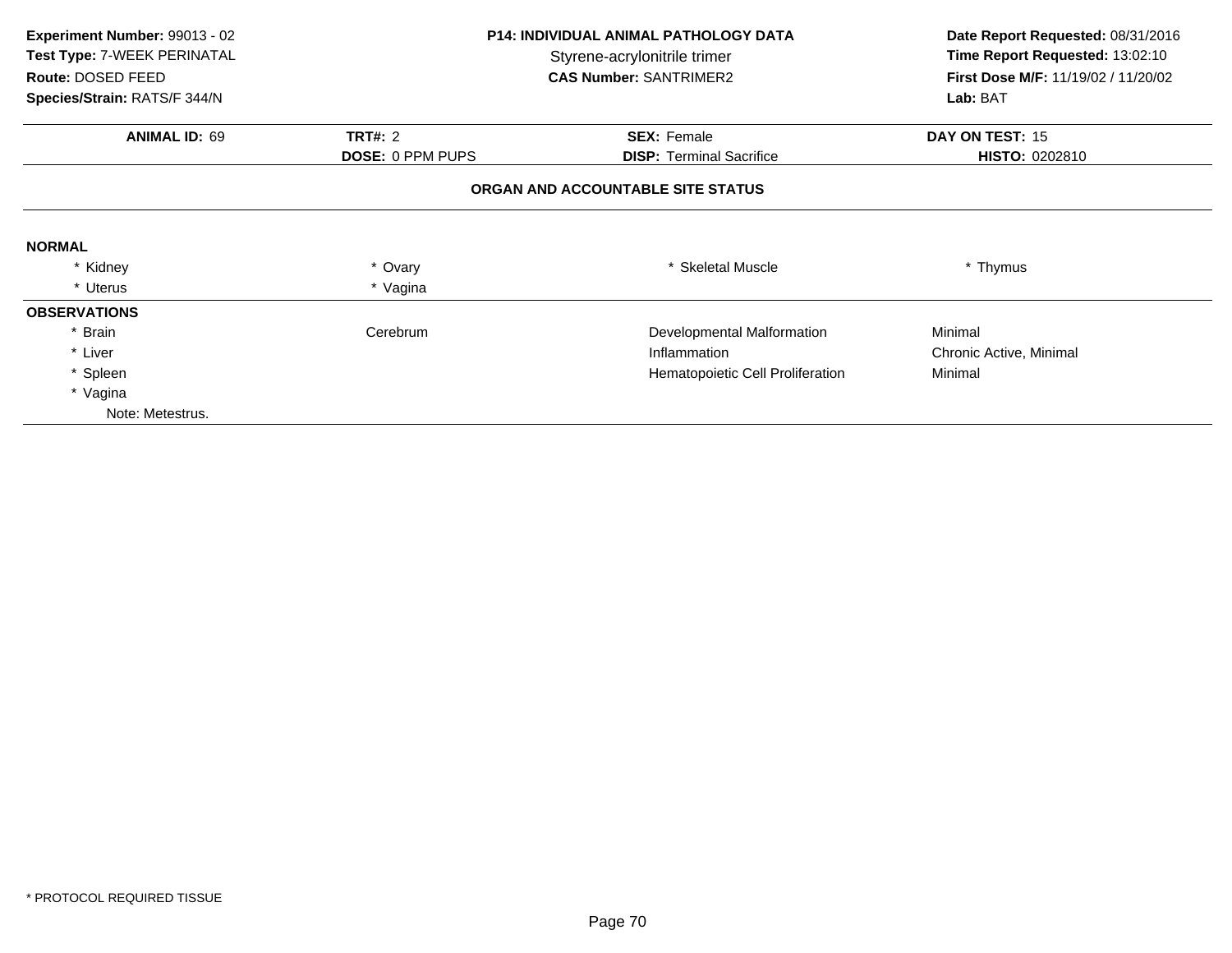**Experiment Number:** 99013 - 02
**Test Type:** 7-WEEK PERINATAL
**Route:** DOSED FEED
**Species/Strain:** RATS/F 344/N

**P14: INDIVIDUAL ANIMAL PATHOLOGY DATA**
Styrene-acrylonitrile trimer
**CAS Number:** SANTRIMER2

**Date Report Requested:** 08/31/2016
**Time Report Requested:** 13:02:10
**First Dose M/F:** 11/19/02 / 11/20/02
**Lab:** BAT

| **ANIMAL ID:** 69 | **TRT#:** 2 | **SEX:** Female | **DAY ON TEST:** 15 |
|---|---|---|---|
| | **DOSE:** 0 PPM PUPS | **DISP:** Terminal Sacrifice | **HISTO:** 0202810 |

## ORGAN AND ACCOUNTABLE SITE STATUS

**NORMAL**

| | | | |
|---|---|---|---|
| * Kidney | * Ovary | * Skeletal Muscle | * Thymus |
| * Uterus | * Vagina | | |

**OBSERVATIONS**

| | | | |
|---|---|---|---|
| * Brain | Cerebrum | Developmental Malformation | Minimal |
| * Liver | | Inflammation | Chronic Active, Minimal |
| * Spleen | | Hematopoietic Cell Proliferation | Minimal |
| * Vagina | | | |
| Note: Metestrus. | | | |

* PROTOCOL REQUIRED TISSUE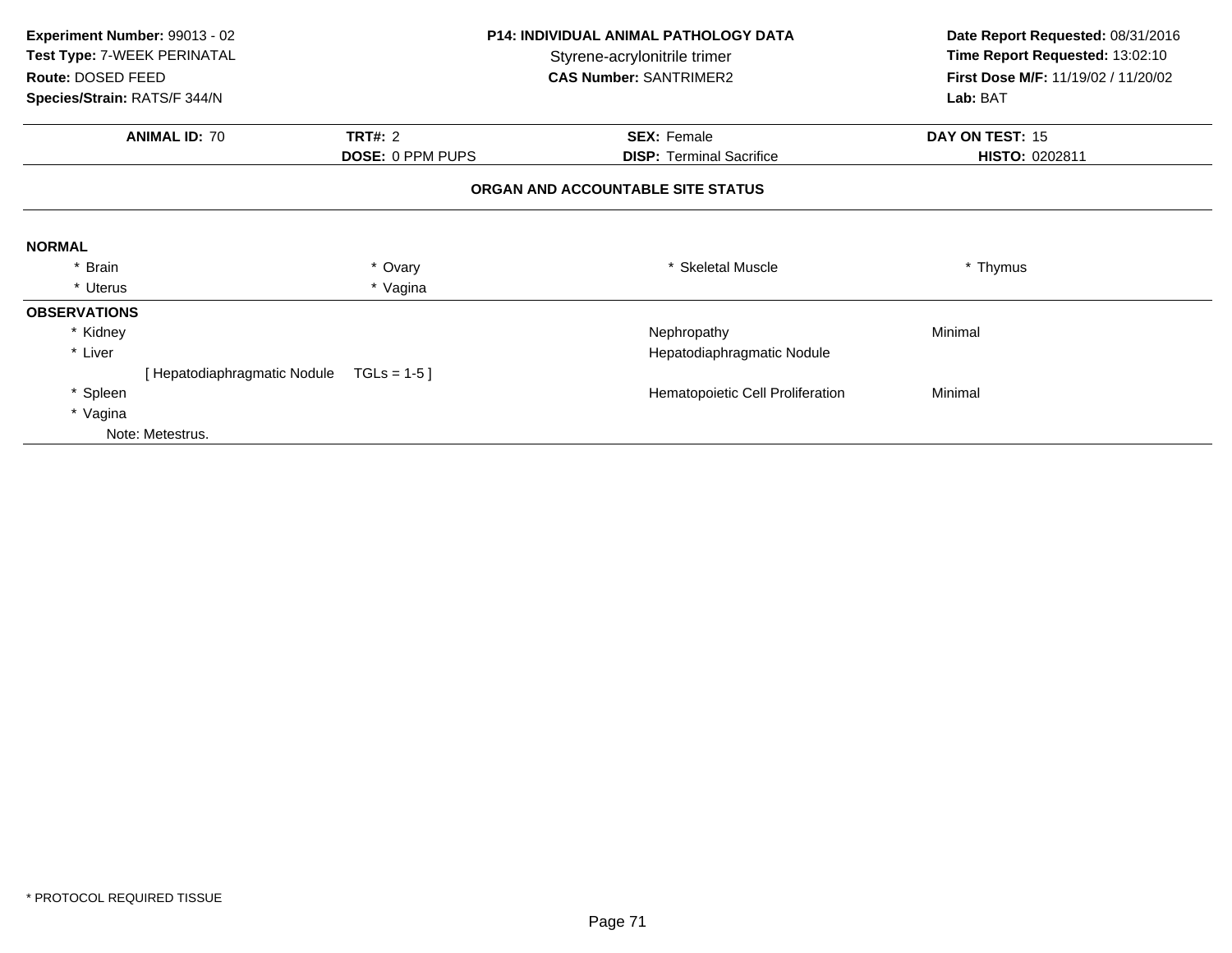**Experiment Number:** 99013 - 02
**Test Type:** 7-WEEK PERINATAL
**Route:** DOSED FEED
**Species/Strain:** RATS/F 344/N

**P14: INDIVIDUAL ANIMAL PATHOLOGY DATA**
Styrene-acrylonitrile trimer
**CAS Number:** SANTRIMER2

**Date Report Requested:** 08/31/2016
**Time Report Requested:** 13:02:10
**First Dose M/F:** 11/19/02 / 11/20/02
**Lab:** BAT

| **ANIMAL ID:** 70 | **TRT#:** 2 | **SEX:** Female | **DAY ON TEST:** 15 |
|---|---|---|---|
| | **DOSE:** 0 PPM PUPS | **DISP:** Terminal Sacrifice | **HISTO:** 0202811 |

**ORGAN AND ACCOUNTABLE SITE STATUS**

**NORMAL**

| | | | |
|---|---|---|---|
| * Brain | * Ovary | * Skeletal Muscle | * Thymus |
| * Uterus | * Vagina | | |

**OBSERVATIONS**

| | | |
|---|---|---|
| * Kidney | Nephropathy | Minimal |
| * Liver | Hepatodiaphragmatic Nodule | |
| [ Hepatodiaphragmatic Nodule TGLs = 1-5 ] | | |
| * Spleen | Hematopoietic Cell Proliferation | Minimal |
| * Vagina | | |
| Note: Metestrus. | | |

* PROTOCOL REQUIRED TISSUE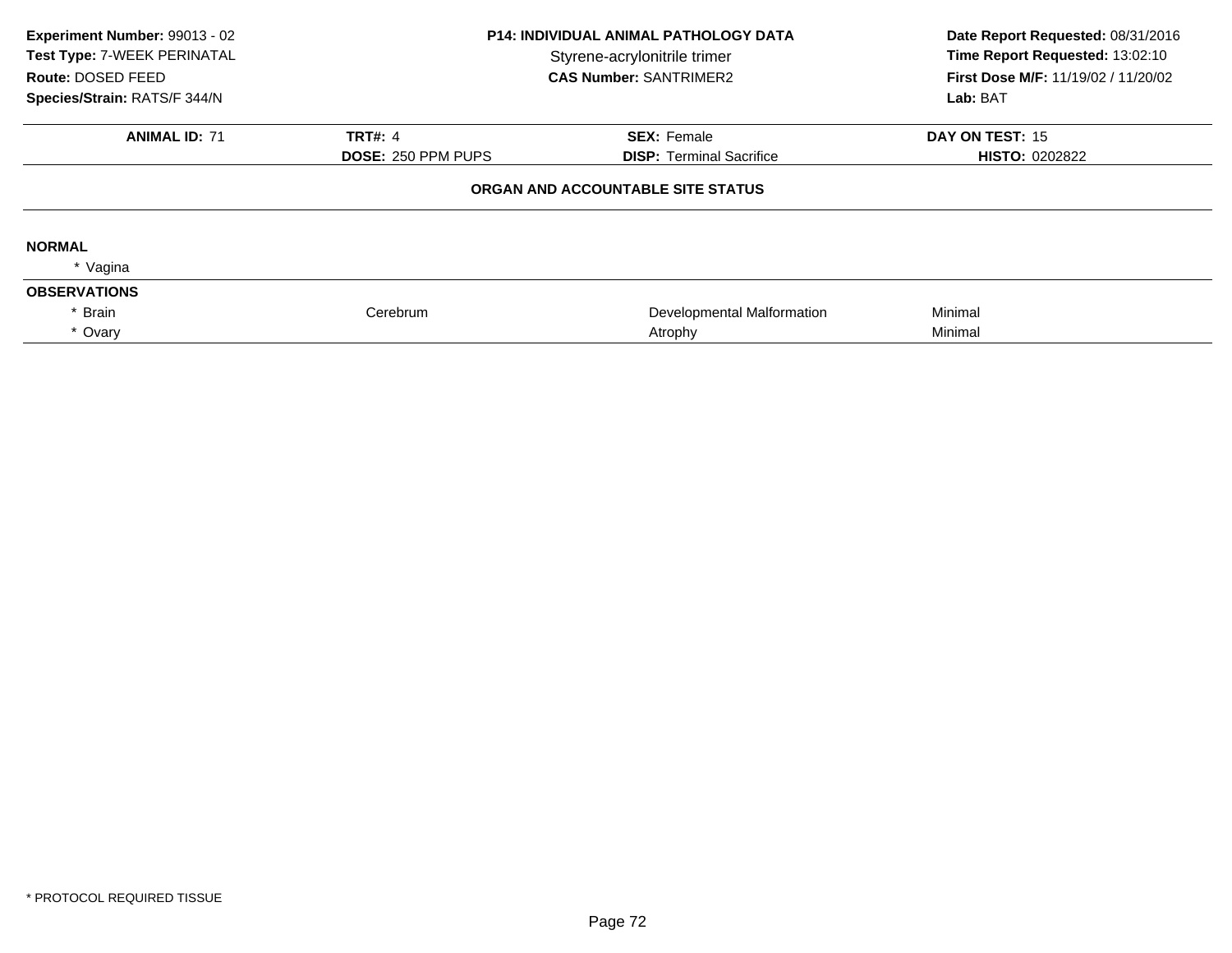**Experiment Number:** 99013 - 02
**Test Type:** 7-WEEK PERINATAL
**Route:** DOSED FEED
**Species/Strain:** RATS/F 344/N

**P14: INDIVIDUAL ANIMAL PATHOLOGY DATA**
Styrene-acrylonitrile trimer
**CAS Number:** SANTRIMER2

**Date Report Requested:** 08/31/2016
**Time Report Requested:** 13:02:10
**First Dose M/F:** 11/19/02 / 11/20/02
**Lab:** BAT

| **ANIMAL ID:** 71 | **TRT#:** 4 | **SEX:** Female | **DAY ON TEST:** 15 |
|---|---|---|---|
| | **DOSE:** 250 PPM PUPS | **DISP:** Terminal Sacrifice | **HISTO:** 0202822 |

**ORGAN AND ACCOUNTABLE SITE STATUS**

**NORMAL**

* Vagina

**OBSERVATIONS**

| | | | |
|---|---|---|---|
| * Brain | Cerebrum | Developmental Malformation | Minimal |
| * Ovary | | Atrophy | Minimal |

* PROTOCOL REQUIRED TISSUE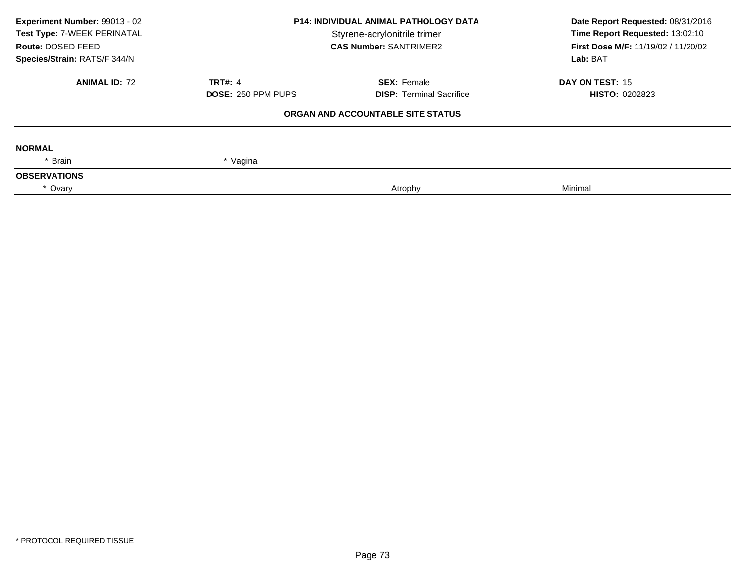**Experiment Number:** 99013 - 02
**Test Type:** 7-WEEK PERINATAL
**Route:** DOSED FEED
**Species/Strain:** RATS/F 344/N

**P14: INDIVIDUAL ANIMAL PATHOLOGY DATA**
Styrene-acrylonitrile trimer
**CAS Number:** SANTRIMER2

**Date Report Requested:** 08/31/2016
**Time Report Requested:** 13:02:10
**First Dose M/F:** 11/19/02 / 11/20/02
**Lab:** BAT

| **ANIMAL ID:** 72 | **TRT#:** 4 | **SEX:** Female | **DAY ON TEST:** 15 |
|---|---|---|---|
| | **DOSE:** 250 PPM PUPS | **DISP:** Terminal Sacrifice | **HISTO:** 0202823 |

**ORGAN AND ACCOUNTABLE SITE STATUS**

**NORMAL**

| * Brain | * Vagina |
|---|---|

**OBSERVATIONS**

| * Ovary | Atrophy | Minimal |
|---|---|---|

* PROTOCOL REQUIRED TISSUE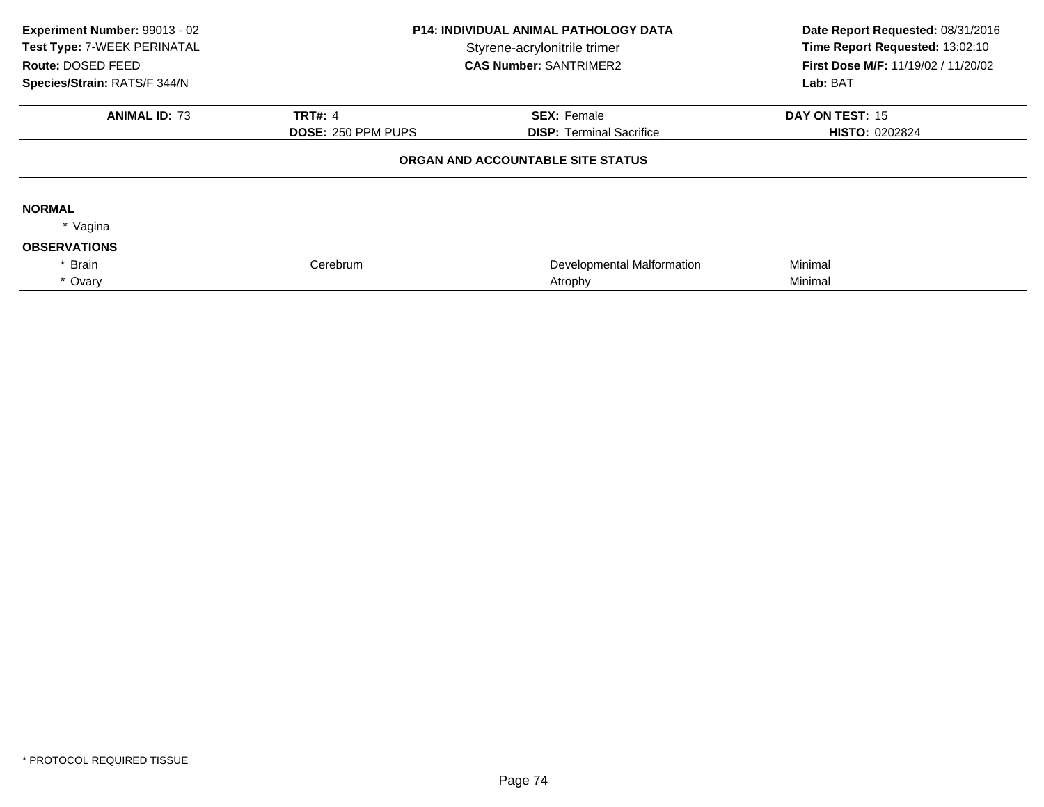**Experiment Number:** 99013 - 02
**Test Type:** 7-WEEK PERINATAL
**Route:** DOSED FEED
**Species/Strain:** RATS/F 344/N

**P14: INDIVIDUAL ANIMAL PATHOLOGY DATA**
Styrene-acrylonitrile trimer
**CAS Number:** SANTRIMER2

**Date Report Requested:** 08/31/2016
**Time Report Requested:** 13:02:10
**First Dose M/F:** 11/19/02 / 11/20/02
**Lab:** BAT

| **ANIMAL ID:** 73 | **TRT#:** 4 | **SEX:** Female | **DAY ON TEST:** 15 |
|---|---|---|---|
| | **DOSE:** 250 PPM PUPS | **DISP:** Terminal Sacrifice | **HISTO:** 0202824 |

**ORGAN AND ACCOUNTABLE SITE STATUS**

**NORMAL**

* Vagina

**OBSERVATIONS**

| Organ | Site | Observation | Severity |
|---|---|---|---|
| * Brain | Cerebrum | Developmental Malformation | Minimal |
| * Ovary | | Atrophy | Minimal |

* PROTOCOL REQUIRED TISSUE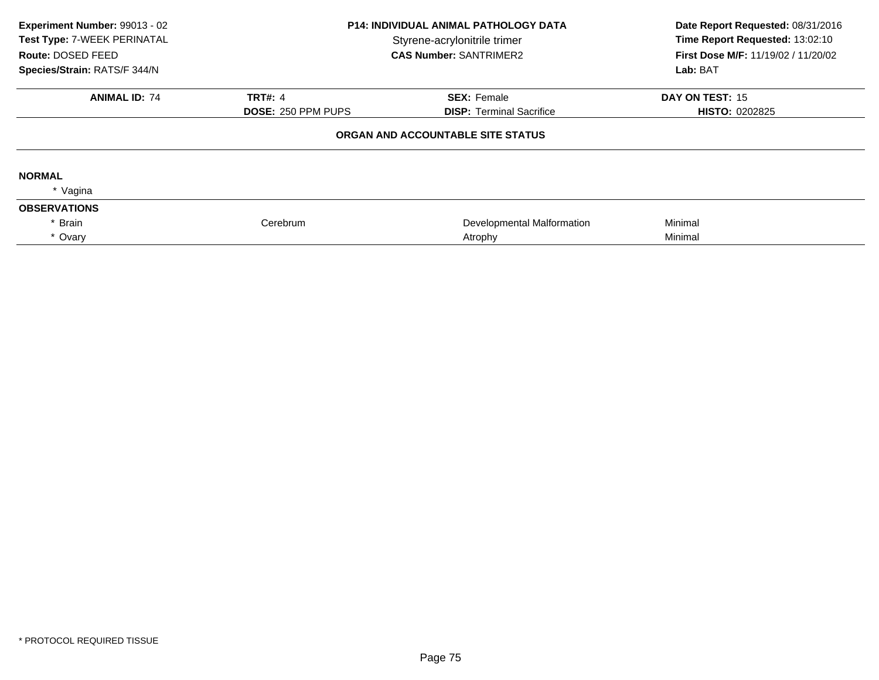**Experiment Number:** 99013 - 02
**Test Type:** 7-WEEK PERINATAL
**Route:** DOSED FEED
**Species/Strain:** RATS/F 344/N

**P14: INDIVIDUAL ANIMAL PATHOLOGY DATA**
Styrene-acrylonitrile trimer
**CAS Number:** SANTRIMER2

**Date Report Requested:** 08/31/2016
**Time Report Requested:** 13:02:10
**First Dose M/F:** 11/19/02 / 11/20/02
**Lab:** BAT

| **ANIMAL ID:** 74 | **TRT#:** 4 | **SEX:** Female | **DAY ON TEST:** 15 |
|---|---|---|---|
| | **DOSE:** 250 PPM PUPS | **DISP:** Terminal Sacrifice | **HISTO:** 0202825 |

**ORGAN AND ACCOUNTABLE SITE STATUS**

**NORMAL**

* Vagina

**OBSERVATIONS**

| | | | |
|---|---|---|---|
| * Brain | Cerebrum | Developmental Malformation | Minimal |
| * Ovary | | Atrophy | Minimal |

* PROTOCOL REQUIRED TISSUE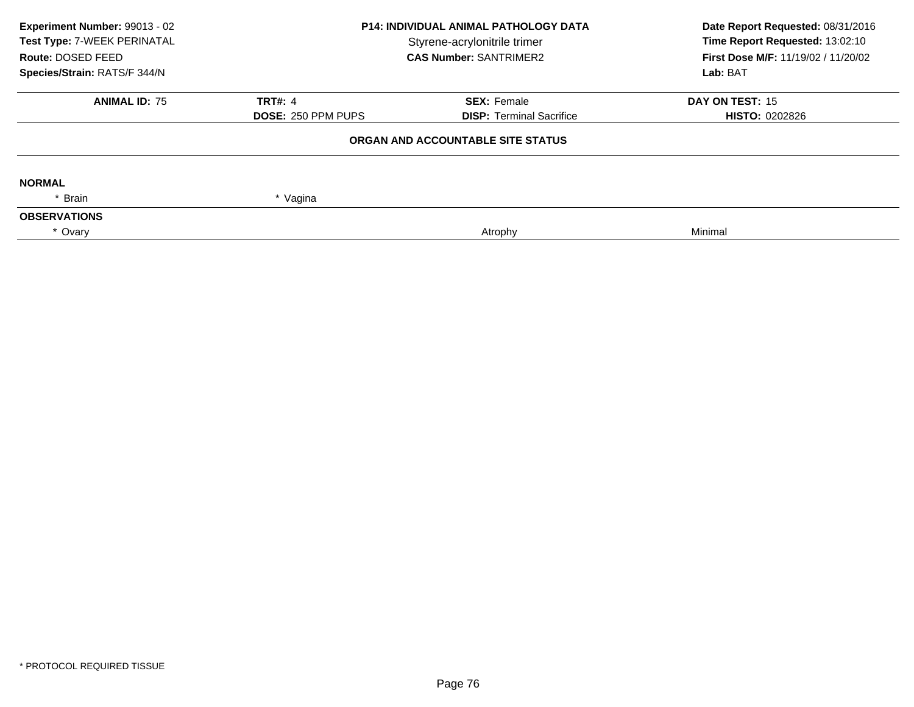| | | | |
|---|---|---|---|
| **Experiment Number:** 99013 - 02 | **P14: INDIVIDUAL ANIMAL PATHOLOGY DATA** | | **Date Report Requested:** 08/31/2016 |
| **Test Type:** 7-WEEK PERINATAL | Styrene-acrylonitrile trimer | | **Time Report Requested:** 13:02:10 |
| **Route:** DOSED FEED | **CAS Number:** SANTRIMER2 | | **First Dose M/F:** 11/19/02 / 11/20/02 |
| **Species/Strain:** RATS/F 344/N | | | **Lab:** BAT |

| **ANIMAL ID:** 75 | **TRT#:** 4 | **SEX:** Female | **DAY ON TEST:** 15 |
|---|---|---|---|
| | **DOSE:** 250 PPM PUPS | **DISP:** Terminal Sacrifice | **HISTO:** 0202826 |

**ORGAN AND ACCOUNTABLE SITE STATUS**

**NORMAL**

| | | | |
|---|---|---|---|
| * Brain | * Vagina | | |

**OBSERVATIONS**

| | | | |
|---|---|---|---|
| * Ovary | | Atrophy | Minimal |

* PROTOCOL REQUIRED TISSUE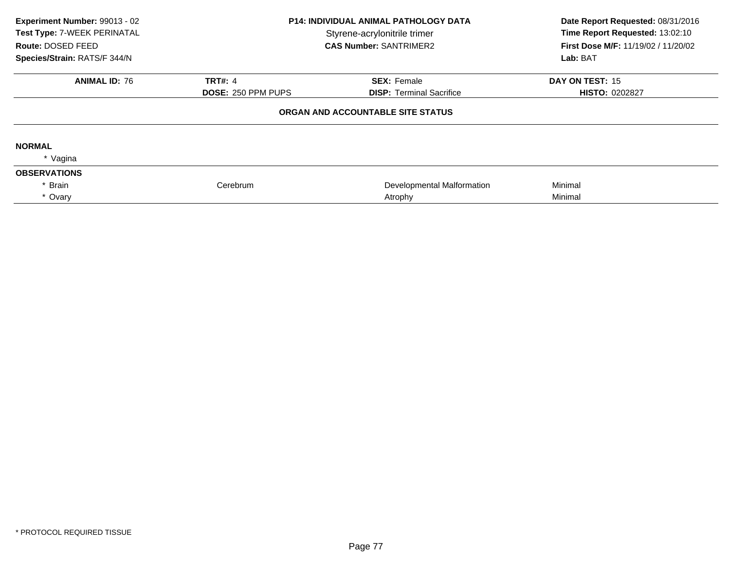**Experiment Number:** 99013 - 02
**Test Type:** 7-WEEK PERINATAL
**Route:** DOSED FEED
**Species/Strain:** RATS/F 344/N

**P14: INDIVIDUAL ANIMAL PATHOLOGY DATA**
Styrene-acrylonitrile trimer
**CAS Number:** SANTRIMER2

**Date Report Requested:** 08/31/2016
**Time Report Requested:** 13:02:10
**First Dose M/F:** 11/19/02 / 11/20/02
**Lab:** BAT

| **ANIMAL ID:** 76 | **TRT#:** 4 | **SEX:** Female | **DAY ON TEST:** 15 |
|---|---|---|---|
| | **DOSE:** 250 PPM PUPS | **DISP:** Terminal Sacrifice | **HISTO:** 0202827 |

**ORGAN AND ACCOUNTABLE SITE STATUS**

**NORMAL**

* Vagina

**OBSERVATIONS**

| | | | |
|---|---|---|---|
| * Brain | Cerebrum | Developmental Malformation | Minimal |
| * Ovary | | Atrophy | Minimal |

* PROTOCOL REQUIRED TISSUE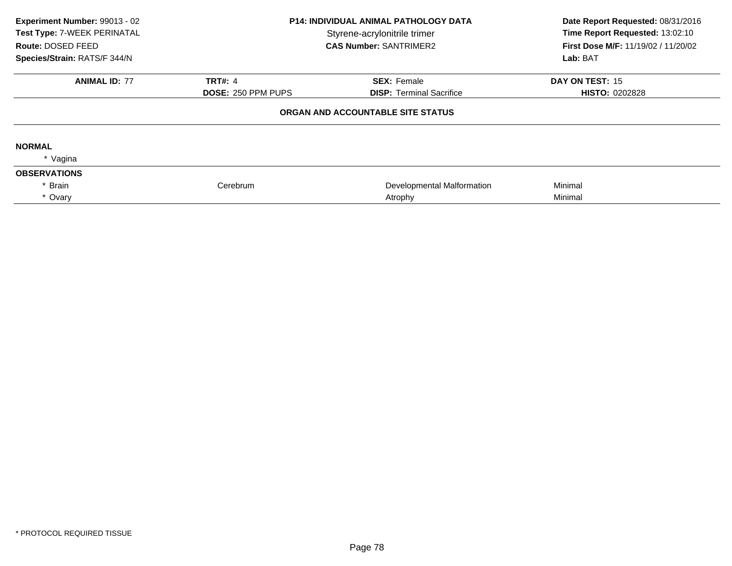**Experiment Number:** 99013 - 02
**Test Type:** 7-WEEK PERINATAL
**Route:** DOSED FEED
**Species/Strain:** RATS/F 344/N

**P14: INDIVIDUAL ANIMAL PATHOLOGY DATA**
Styrene-acrylonitrile trimer
**CAS Number:** SANTRIMER2

**Date Report Requested:** 08/31/2016
**Time Report Requested:** 13:02:10
**First Dose M/F:** 11/19/02 / 11/20/02
**Lab:** BAT

| **ANIMAL ID:** 77 | **TRT#:** 4 | **SEX:** Female | **DAY ON TEST:** 15 |
|---|---|---|---|
| | **DOSE:** 250 PPM PUPS | **DISP:** Terminal Sacrifice | **HISTO:** 0202828 |

**ORGAN AND ACCOUNTABLE SITE STATUS**

**NORMAL**

* Vagina

**OBSERVATIONS**

| | | | |
|---|---|---|---|
| * Brain | Cerebrum | Developmental Malformation | Minimal |
| * Ovary | | Atrophy | Minimal |

* PROTOCOL REQUIRED TISSUE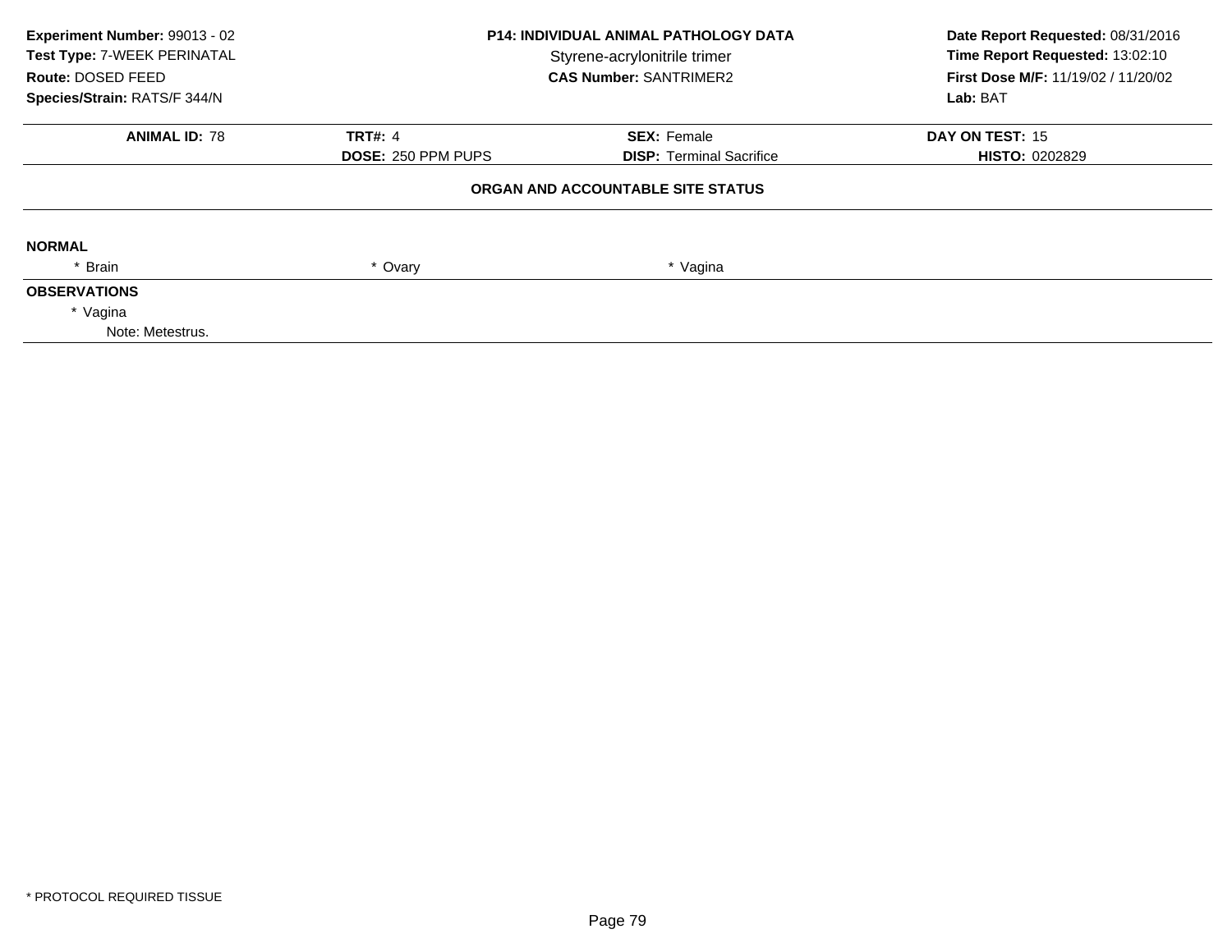**Experiment Number:** 99013 - 02
**Test Type:** 7-WEEK PERINATAL
**Route:** DOSED FEED
**Species/Strain:** RATS/F 344/N

**P14: INDIVIDUAL ANIMAL PATHOLOGY DATA**
Styrene-acrylonitrile trimer
**CAS Number:** SANTRIMER2

**Date Report Requested:** 08/31/2016
**Time Report Requested:** 13:02:10
**First Dose M/F:** 11/19/02 / 11/20/02
**Lab:** BAT

| **ANIMAL ID:** 78 | **TRT#:** 4 | **SEX:** Female | **DAY ON TEST:** 15 |
|---|---|---|---|
| | **DOSE:** 250 PPM PUPS | **DISP:** Terminal Sacrifice | **HISTO:** 0202829 |

**ORGAN AND ACCOUNTABLE SITE STATUS**

**NORMAL**

| * Brain | * Ovary | * Vagina |
|---|---|---|

**OBSERVATIONS**

* Vagina
  Note: Metestrus.

* PROTOCOL REQUIRED TISSUE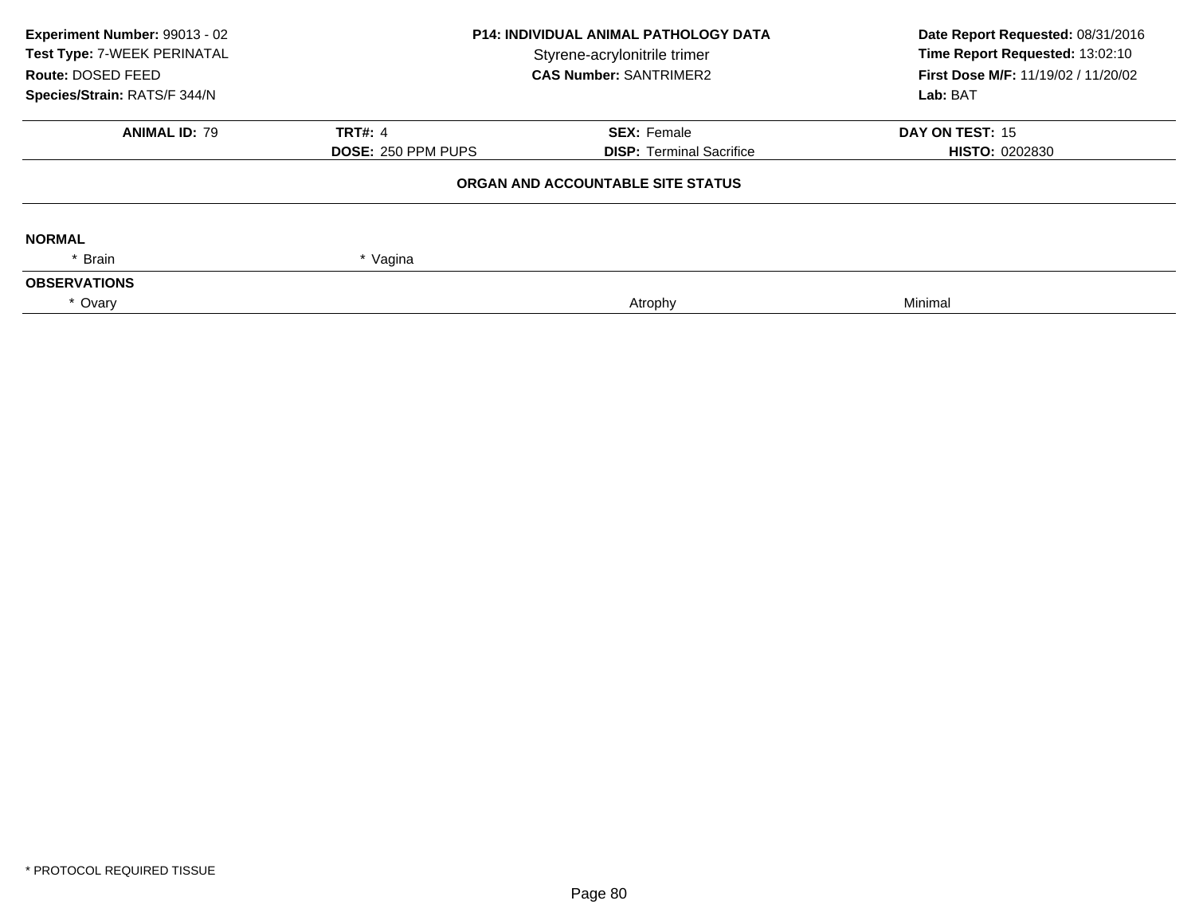| | | | |
|---|---|---|---|
| **Experiment Number:** 99013 - 02 | **P14: INDIVIDUAL ANIMAL PATHOLOGY DATA** | | **Date Report Requested:** 08/31/2016 |
| **Test Type:** 7-WEEK PERINATAL | Styrene-acrylonitrile trimer | | **Time Report Requested:** 13:02:10 |
| **Route:** DOSED FEED | **CAS Number:** SANTRIMER2 | | **First Dose M/F:** 11/19/02 / 11/20/02 |
| **Species/Strain:** RATS/F 344/N | | | **Lab:** BAT |

| **ANIMAL ID:** 79 | **TRT#:** 4 | **SEX:** Female | **DAY ON TEST:** 15 |
|---|---|---|---|
| | **DOSE:** 250 PPM PUPS | **DISP:** Terminal Sacrifice | **HISTO:** 0202830 |

**ORGAN AND ACCOUNTABLE SITE STATUS**

**NORMAL**

| | | | |
|---|---|---|---|
| * Brain | * Vagina | | |

**OBSERVATIONS**

| | | | |
|---|---|---|---|
| * Ovary | | Atrophy | Minimal |

* PROTOCOL REQUIRED TISSUE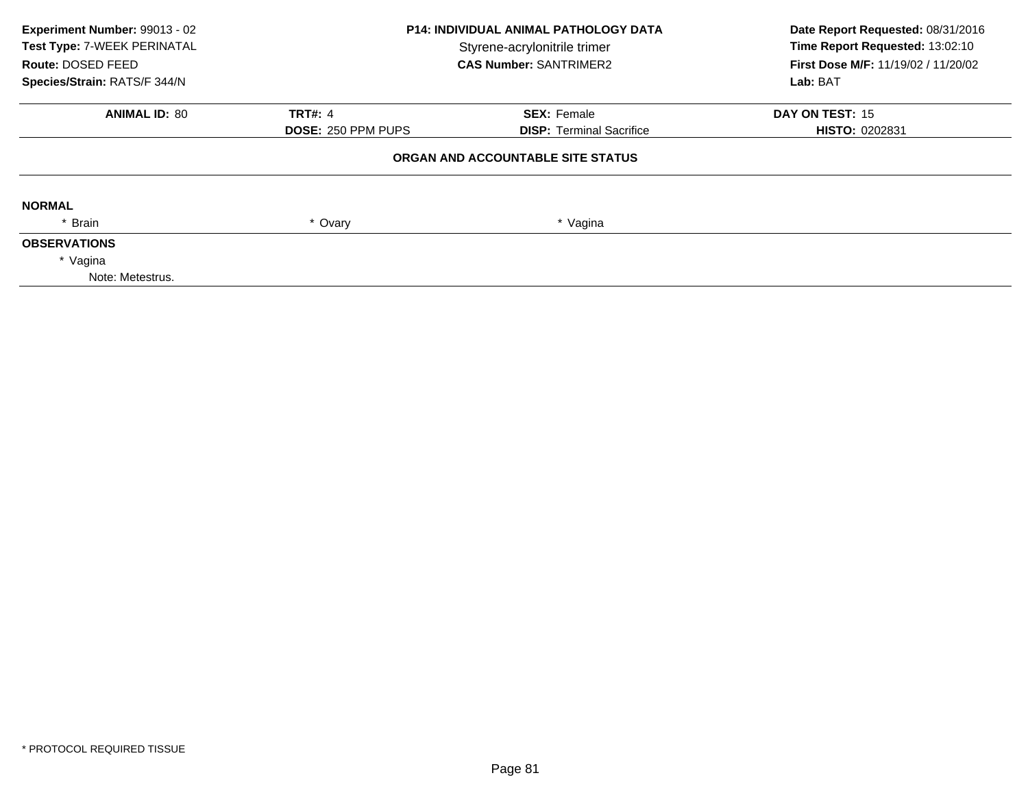**Experiment Number:** 99013 - 02
**Test Type:** 7-WEEK PERINATAL
**Route:** DOSED FEED
**Species/Strain:** RATS/F 344/N

**P14: INDIVIDUAL ANIMAL PATHOLOGY DATA**
Styrene-acrylonitrile trimer
**CAS Number:** SANTRIMER2

**Date Report Requested:** 08/31/2016
**Time Report Requested:** 13:02:10
**First Dose M/F:** 11/19/02 / 11/20/02
**Lab:** BAT

| **ANIMAL ID:** 80 | **TRT#:** 4 | **SEX:** Female | **DAY ON TEST:** 15 |
|---|---|---|---|
| | **DOSE:** 250 PPM PUPS | **DISP:** Terminal Sacrifice | **HISTO:** 0202831 |

**ORGAN AND ACCOUNTABLE SITE STATUS**

**NORMAL**

* Brain　　* Ovary　　* Vagina

**OBSERVATIONS**

* Vagina
  Note: Metestrus.

* PROTOCOL REQUIRED TISSUE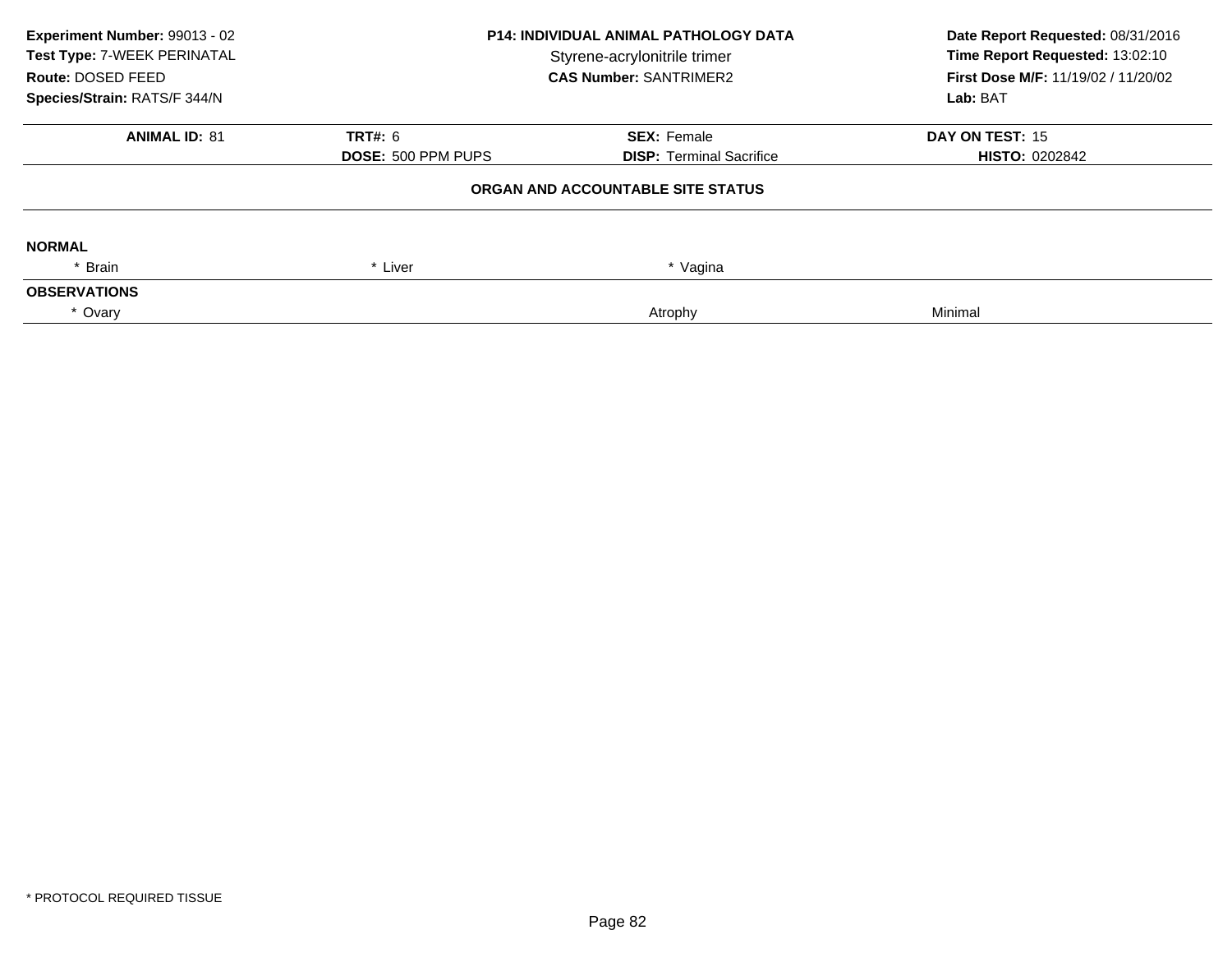**Experiment Number:** 99013 - 02
**Test Type:** 7-WEEK PERINATAL
**Route:** DOSED FEED
**Species/Strain:** RATS/F 344/N

**P14: INDIVIDUAL ANIMAL PATHOLOGY DATA**
Styrene-acrylonitrile trimer
**CAS Number:** SANTRIMER2

**Date Report Requested:** 08/31/2016
**Time Report Requested:** 13:02:10
**First Dose M/F:** 11/19/02 / 11/20/02
**Lab:** BAT

| **ANIMAL ID:** 81 | **TRT#:** 6 | **SEX:** Female | **DAY ON TEST:** 15 |
|---|---|---|---|
| | **DOSE:** 500 PPM PUPS | **DISP:** Terminal Sacrifice | **HISTO:** 0202842 |

**ORGAN AND ACCOUNTABLE SITE STATUS**

**NORMAL**

| * Brain | * Liver | * Vagina | |
|---|---|---|---|

**OBSERVATIONS**

| * Ovary | | Atrophy | Minimal |
|---|---|---|---|

\* PROTOCOL REQUIRED TISSUE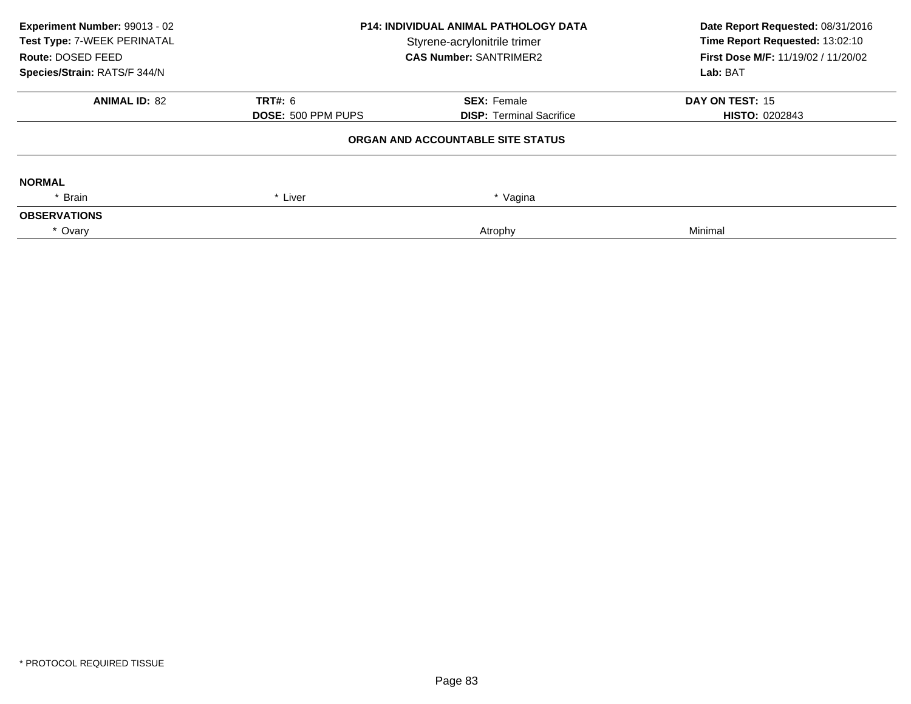**Experiment Number:** 99013 - 02
**Test Type:** 7-WEEK PERINATAL
**Route:** DOSED FEED
**Species/Strain:** RATS/F 344/N

**P14: INDIVIDUAL ANIMAL PATHOLOGY DATA**
Styrene-acrylonitrile trimer
**CAS Number:** SANTRIMER2

**Date Report Requested:** 08/31/2016
**Time Report Requested:** 13:02:10
**First Dose M/F:** 11/19/02 / 11/20/02
**Lab:** BAT

| **ANIMAL ID:** 82 | **TRT#:** 6 | **SEX:** Female | **DAY ON TEST:** 15 |
|---|---|---|---|
| | **DOSE:** 500 PPM PUPS | **DISP:** Terminal Sacrifice | **HISTO:** 0202843 |

**ORGAN AND ACCOUNTABLE SITE STATUS**

**NORMAL**

| * Brain | * Liver | * Vagina | |
|---|---|---|---|

**OBSERVATIONS**

| * Ovary | | Atrophy | Minimal |
|---|---|---|---|

* PROTOCOL REQUIRED TISSUE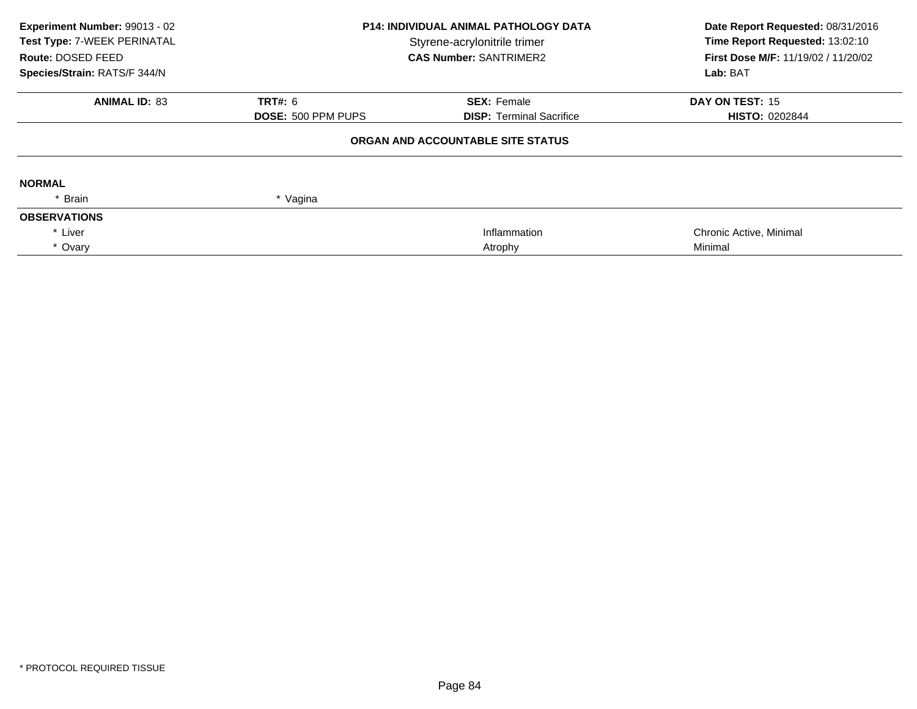**Experiment Number:** 99013 - 02
**Test Type:** 7-WEEK PERINATAL
**Route:** DOSED FEED
**Species/Strain:** RATS/F 344/N

**P14: INDIVIDUAL ANIMAL PATHOLOGY DATA**
Styrene-acrylonitrile trimer
**CAS Number:** SANTRIMER2

**Date Report Requested:** 08/31/2016
**Time Report Requested:** 13:02:10
**First Dose M/F:** 11/19/02 / 11/20/02
**Lab:** BAT

| **ANIMAL ID:** 83 | **TRT#:** 6 | **SEX:** Female | **DAY ON TEST:** 15 |
|---|---|---|---|
| | **DOSE:** 500 PPM PUPS | **DISP:** Terminal Sacrifice | **HISTO:** 0202844 |

**ORGAN AND ACCOUNTABLE SITE STATUS**

**NORMAL**

| | |
|---|---|
| * Brain | * Vagina |

**OBSERVATIONS**

| | | |
|---|---|---|
| * Liver | Inflammation | Chronic Active, Minimal |
| * Ovary | Atrophy | Minimal |

* PROTOCOL REQUIRED TISSUE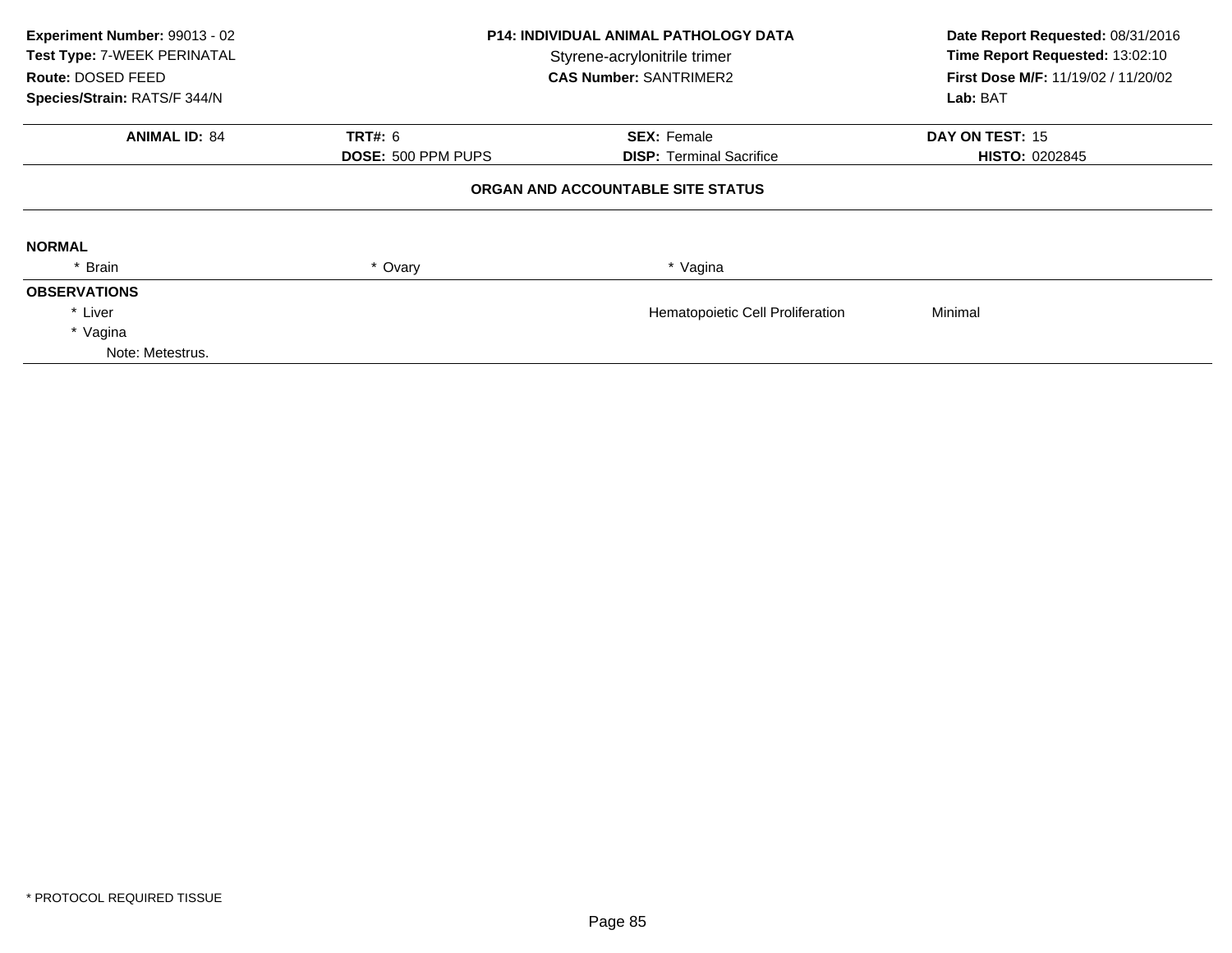**Experiment Number:** 99013 - 02
**Test Type:** 7-WEEK PERINATAL
**Route:** DOSED FEED
**Species/Strain:** RATS/F 344/N

**P14: INDIVIDUAL ANIMAL PATHOLOGY DATA**
Styrene-acrylonitrile trimer
**CAS Number:** SANTRIMER2

**Date Report Requested:** 08/31/2016
**Time Report Requested:** 13:02:10
**First Dose M/F:** 11/19/02 / 11/20/02
**Lab:** BAT

| **ANIMAL ID:** 84 | **TRT#:** 6 | **SEX:** Female | **DAY ON TEST:** 15 |
|---|---|---|---|
| | **DOSE:** 500 PPM PUPS | **DISP:** Terminal Sacrifice | **HISTO:** 0202845 |

**ORGAN AND ACCOUNTABLE SITE STATUS**

**NORMAL**

| | | |
|---|---|---|
| * Brain | * Ovary | * Vagina |

**OBSERVATIONS**

| | | |
|---|---|---|
| * Liver | Hematopoietic Cell Proliferation | Minimal |
| * Vagina | | |
| Note: Metestrus. | | |

\* PROTOCOL REQUIRED TISSUE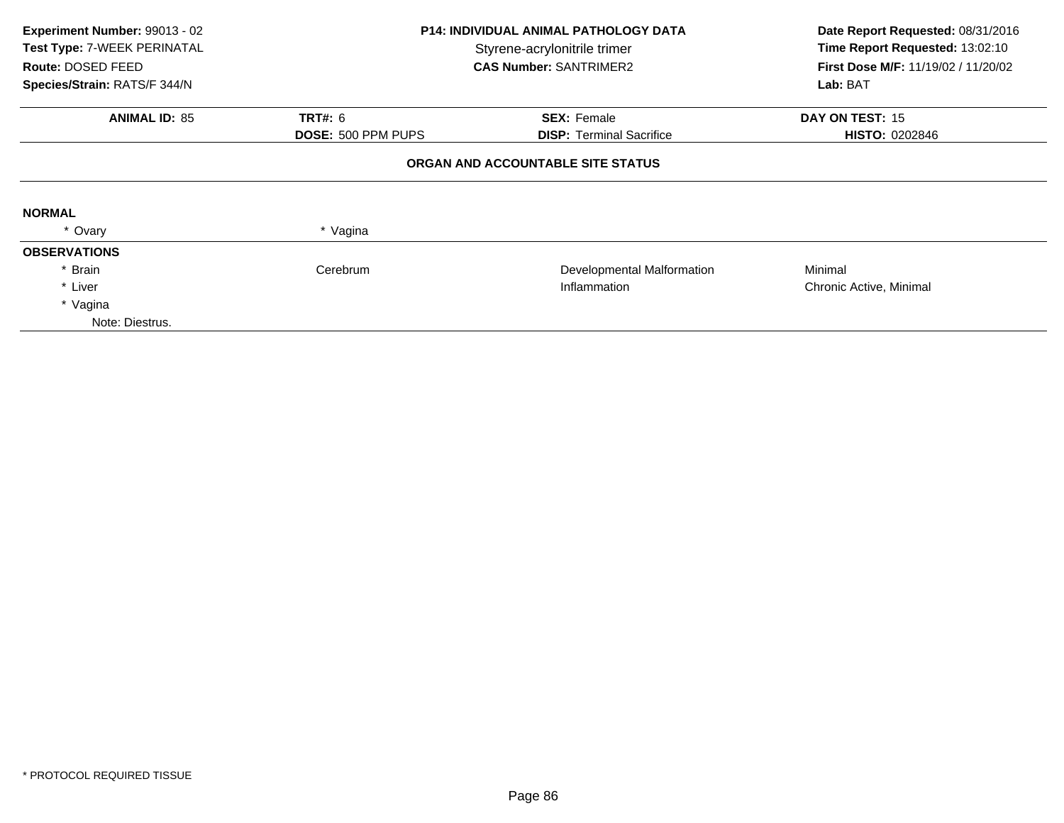**Experiment Number:** 99013 - 02
**Test Type:** 7-WEEK PERINATAL
**Route:** DOSED FEED
**Species/Strain:** RATS/F 344/N

**P14: INDIVIDUAL ANIMAL PATHOLOGY DATA**
Styrene-acrylonitrile trimer
**CAS Number:** SANTRIMER2

**Date Report Requested:** 08/31/2016
**Time Report Requested:** 13:02:10
**First Dose M/F:** 11/19/02 / 11/20/02
**Lab:** BAT

| **ANIMAL ID:** 85 | **TRT#:** 6 | **SEX:** Female | **DAY ON TEST:** 15 |
|---|---|---|---|
| | **DOSE:** 500 PPM PUPS | **DISP:** Terminal Sacrifice | **HISTO:** 0202846 |

**ORGAN AND ACCOUNTABLE SITE STATUS**

**NORMAL**

| | |
|---|---|
| * Ovary | * Vagina |

**OBSERVATIONS**

| | | | |
|---|---|---|---|
| * Brain | Cerebrum | Developmental Malformation | Minimal |
| * Liver | | Inflammation | Chronic Active, Minimal |
| * Vagina | | | |
| Note: Diestrus. | | | |

* PROTOCOL REQUIRED TISSUE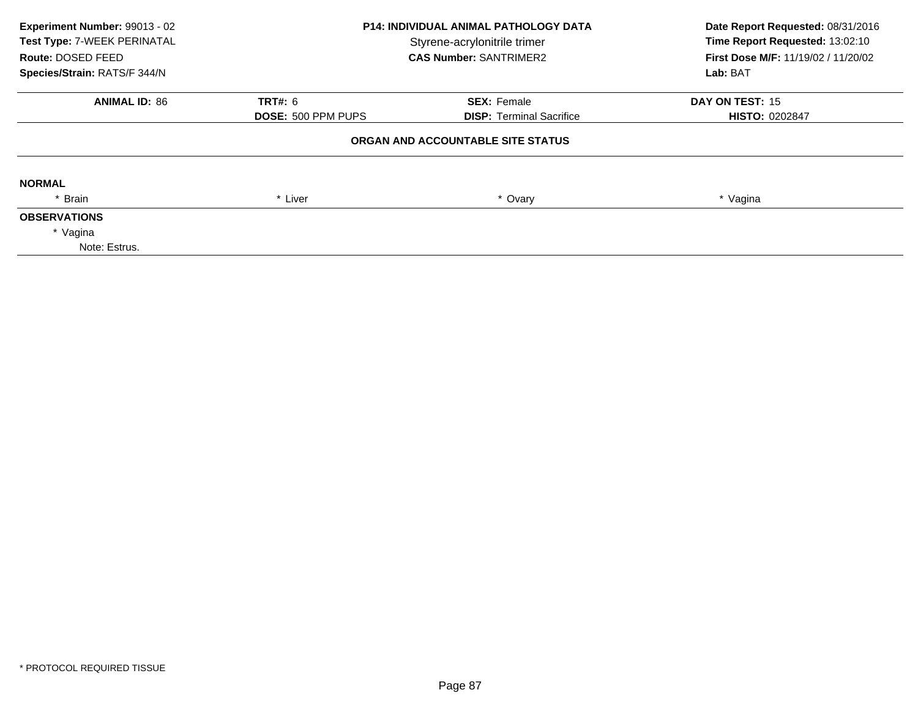**Experiment Number:** 99013 - 02
**Test Type:** 7-WEEK PERINATAL
**Route:** DOSED FEED
**Species/Strain:** RATS/F 344/N

**P14: INDIVIDUAL ANIMAL PATHOLOGY DATA**
Styrene-acrylonitrile trimer
**CAS Number:** SANTRIMER2

**Date Report Requested:** 08/31/2016
**Time Report Requested:** 13:02:10
**First Dose M/F:** 11/19/02 / 11/20/02
**Lab:** BAT

| **ANIMAL ID:** 86 | **TRT#:** 6 | **SEX:** Female | **DAY ON TEST:** 15 |
|---|---|---|---|
| | **DOSE:** 500 PPM PUPS | **DISP:** Terminal Sacrifice | **HISTO:** 0202847 |

**ORGAN AND ACCOUNTABLE SITE STATUS**

**NORMAL**

| * Brain | * Liver | * Ovary | * Vagina |
|---|---|---|---|

**OBSERVATIONS**

* Vagina
  Note: Estrus.

* PROTOCOL REQUIRED TISSUE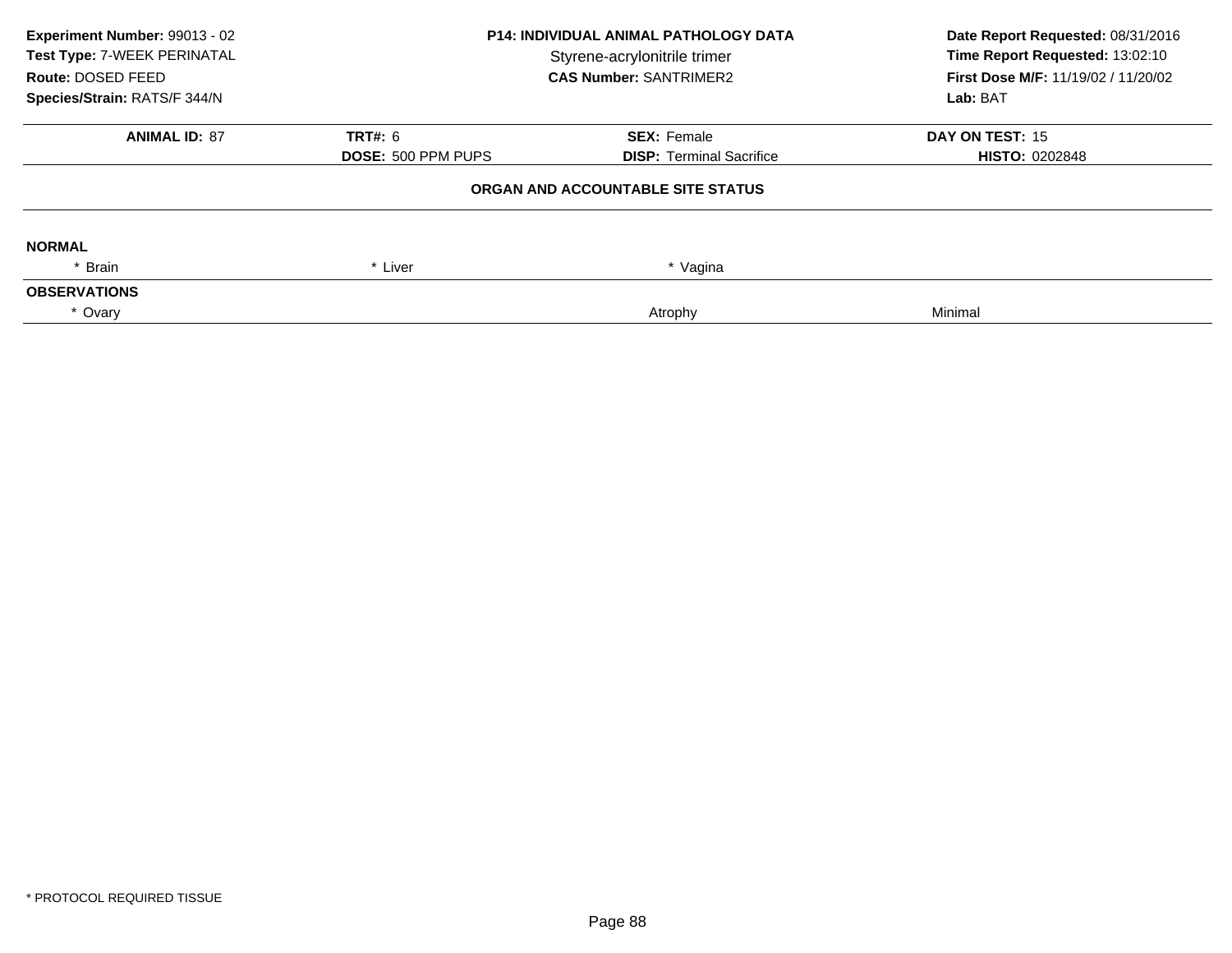**Experiment Number:** 99013 - 02
**Test Type:** 7-WEEK PERINATAL
**Route:** DOSED FEED
**Species/Strain:** RATS/F 344/N

**P14: INDIVIDUAL ANIMAL PATHOLOGY DATA**
Styrene-acrylonitrile trimer
**CAS Number:** SANTRIMER2

**Date Report Requested:** 08/31/2016
**Time Report Requested:** 13:02:10
**First Dose M/F:** 11/19/02 / 11/20/02
**Lab:** BAT

| **ANIMAL ID:** 87 | **TRT#:** 6 | **SEX:** Female | **DAY ON TEST:** 15 |
|---|---|---|---|
| | **DOSE:** 500 PPM PUPS | **DISP:** Terminal Sacrifice | **HISTO:** 0202848 |

**ORGAN AND ACCOUNTABLE SITE STATUS**

**NORMAL**

| * Brain | * Liver | * Vagina | |
|---|---|---|---|

**OBSERVATIONS**

| * Ovary | | Atrophy | Minimal |
|---|---|---|---|

\* PROTOCOL REQUIRED TISSUE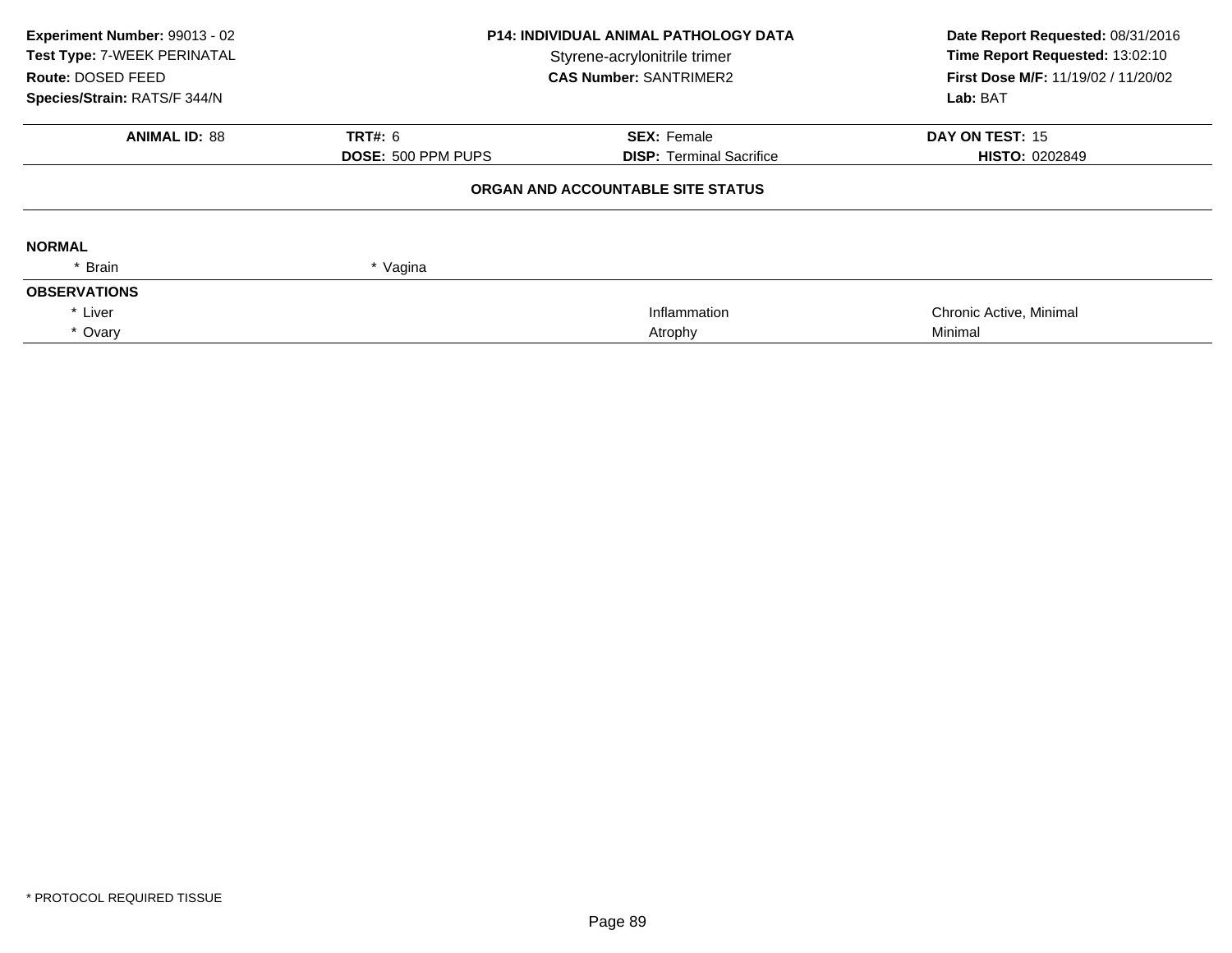**Experiment Number:** 99013 - 02
**Test Type:** 7-WEEK PERINATAL
**Route:** DOSED FEED
**Species/Strain:** RATS/F 344/N

**P14: INDIVIDUAL ANIMAL PATHOLOGY DATA**
Styrene-acrylonitrile trimer
**CAS Number:** SANTRIMER2

**Date Report Requested:** 08/31/2016
**Time Report Requested:** 13:02:10
**First Dose M/F:** 11/19/02 / 11/20/02
**Lab:** BAT

| **ANIMAL ID:** 88 | **TRT#:** 6 | **SEX:** Female | **DAY ON TEST:** 15 |
|---|---|---|---|
| | **DOSE:** 500 PPM PUPS | **DISP:** Terminal Sacrifice | **HISTO:** 0202849 |

**ORGAN AND ACCOUNTABLE SITE STATUS**

**NORMAL**

| | |
|---|---|
| * Brain | * Vagina |

**OBSERVATIONS**

| | | |
|---|---|---|
| * Liver | Inflammation | Chronic Active, Minimal |
| * Ovary | Atrophy | Minimal |

* PROTOCOL REQUIRED TISSUE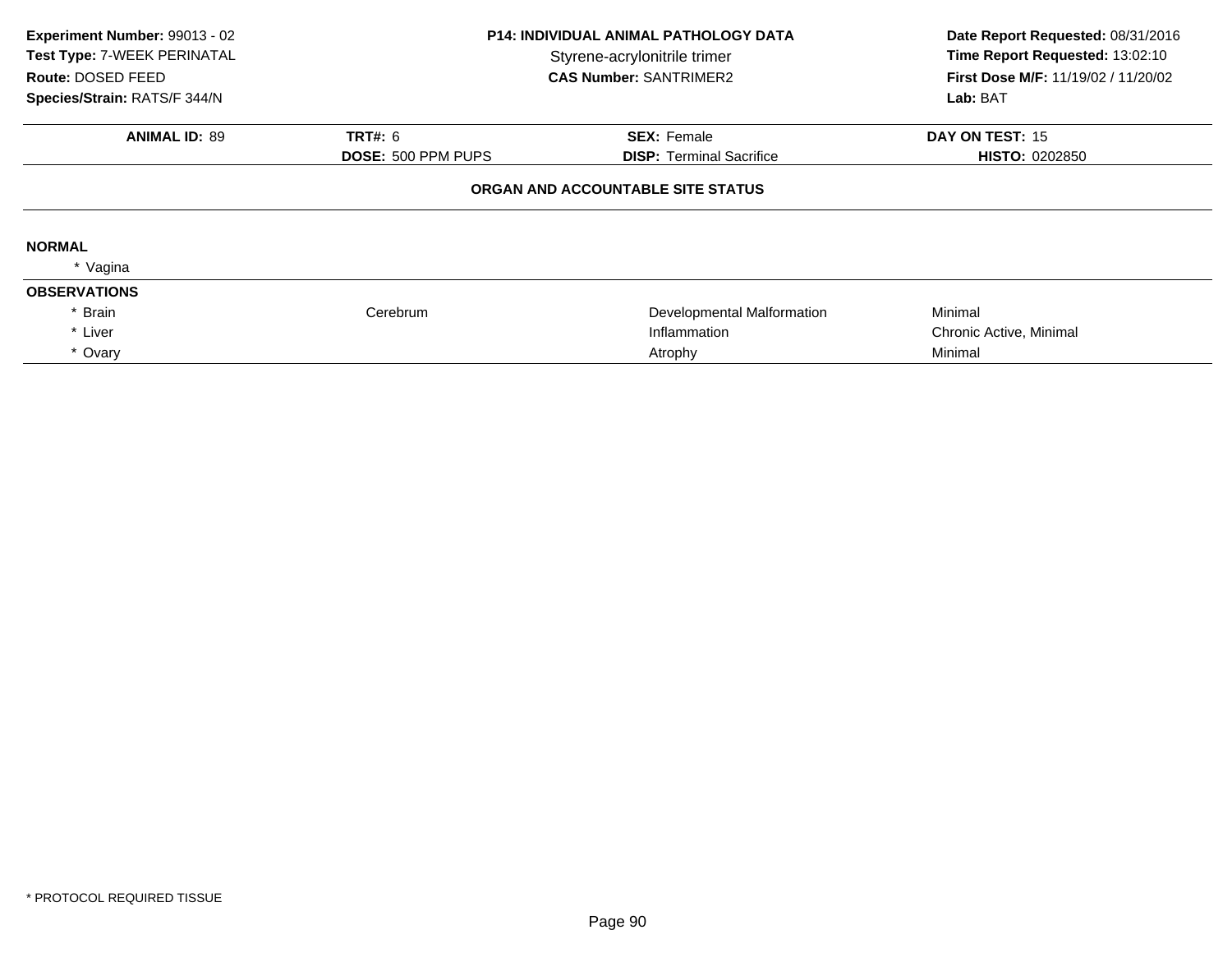**Experiment Number:** 99013 - 02
**Test Type:** 7-WEEK PERINATAL
**Route:** DOSED FEED
**Species/Strain:** RATS/F 344/N

**P14: INDIVIDUAL ANIMAL PATHOLOGY DATA**
Styrene-acrylonitrile trimer
**CAS Number:** SANTRIMER2

**Date Report Requested:** 08/31/2016
**Time Report Requested:** 13:02:10
**First Dose M/F:** 11/19/02 / 11/20/02
**Lab:** BAT

| **ANIMAL ID:** 89 | **TRT#:** 6 | **SEX:** Female | **DAY ON TEST:** 15 |
|---|---|---|---|
| | **DOSE:** 500 PPM PUPS | **DISP:** Terminal Sacrifice | **HISTO:** 0202850 |

**ORGAN AND ACCOUNTABLE SITE STATUS**

**NORMAL**

* Vagina

**OBSERVATIONS**

| Organ | Site | Observation | Severity |
|---|---|---|---|
| * Brain | Cerebrum | Developmental Malformation | Minimal |
| * Liver | | Inflammation | Chronic Active, Minimal |
| * Ovary | | Atrophy | Minimal |

* PROTOCOL REQUIRED TISSUE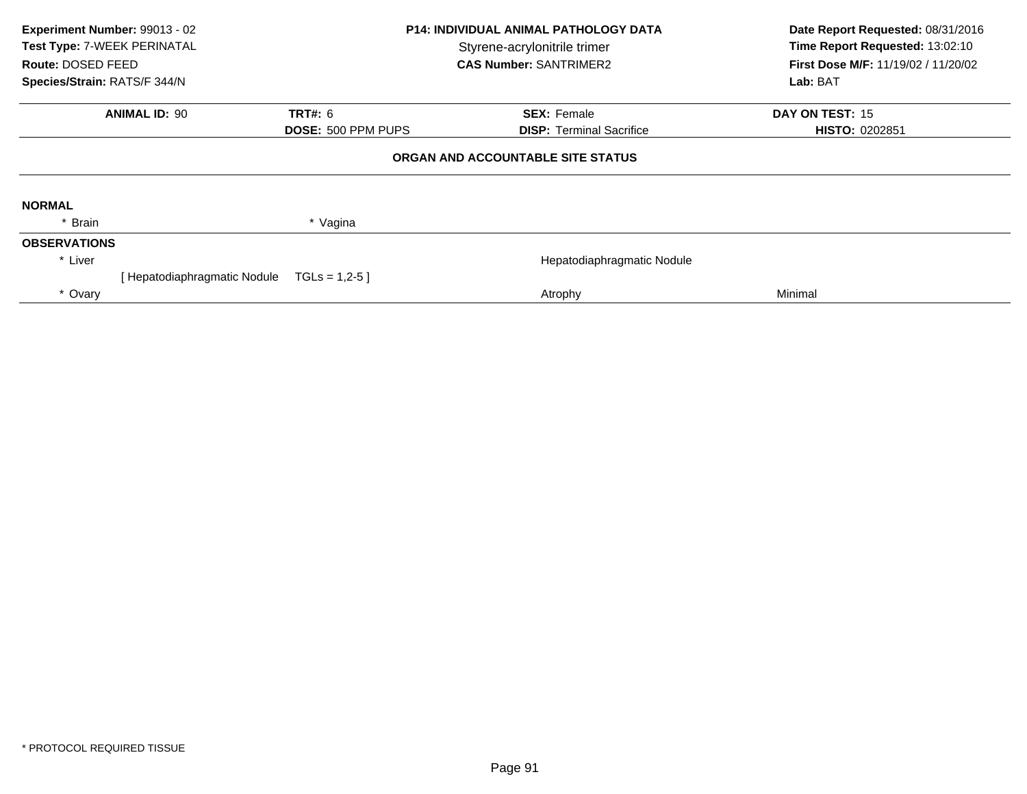**Experiment Number:** 99013 - 02
**Test Type:** 7-WEEK PERINATAL
**Route:** DOSED FEED
**Species/Strain:** RATS/F 344/N

**P14: INDIVIDUAL ANIMAL PATHOLOGY DATA**
Styrene-acrylonitrile trimer
**CAS Number:** SANTRIMER2

**Date Report Requested:** 08/31/2016
**Time Report Requested:** 13:02:10
**First Dose M/F:** 11/19/02 / 11/20/02
**Lab:** BAT

| **ANIMAL ID:** 90 | **TRT#:** 6 | **SEX:** Female | **DAY ON TEST:** 15 |
|---|---|---|---|
| | **DOSE:** 500 PPM PUPS | **DISP:** Terminal Sacrifice | **HISTO:** 0202851 |

**ORGAN AND ACCOUNTABLE SITE STATUS**

**NORMAL**

* Brain
* Vagina

**OBSERVATIONS**

| Organ | Observation | Severity |
|---|---|---|
| * Liver | Hepatodiaphragmatic Nodule | |
| [ Hepatodiaphragmatic Nodule TGLs = 1,2-5 ] | | |
| * Ovary | Atrophy | Minimal |

* PROTOCOL REQUIRED TISSUE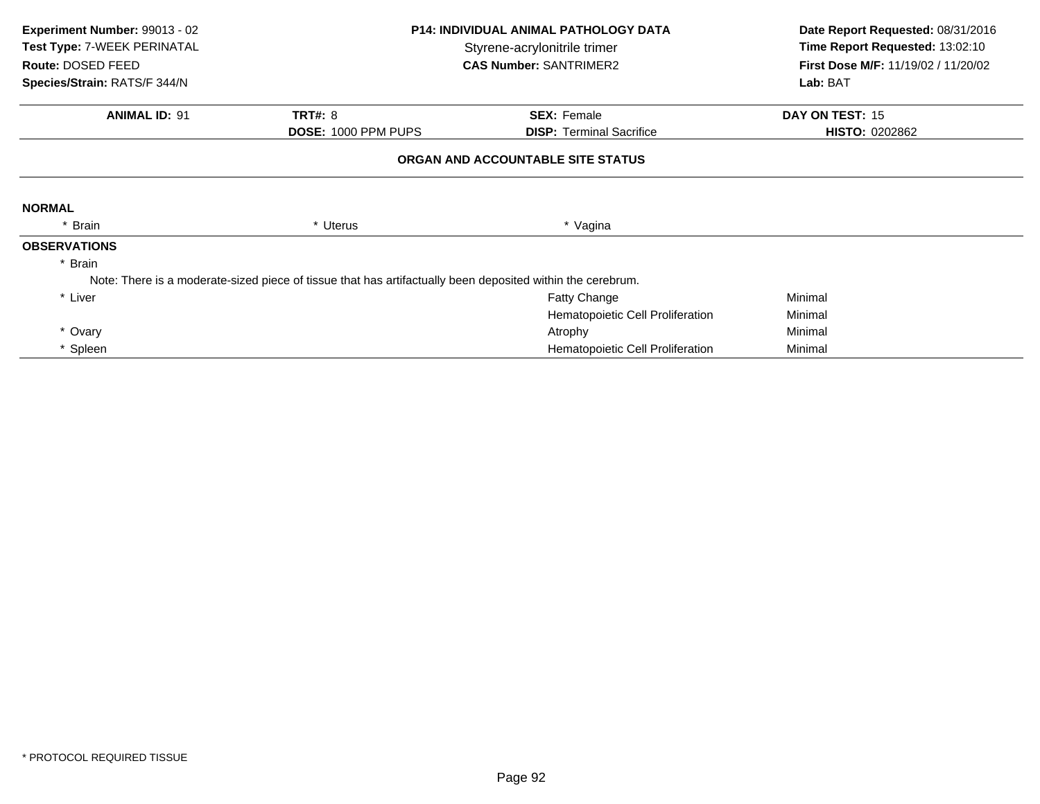**Experiment Number:** 99013 - 02
**Test Type:** 7-WEEK PERINATAL
**Route:** DOSED FEED
**Species/Strain:** RATS/F 344/N

**P14: INDIVIDUAL ANIMAL PATHOLOGY DATA**
Styrene-acrylonitrile trimer
**CAS Number:** SANTRIMER2

**Date Report Requested:** 08/31/2016
**Time Report Requested:** 13:02:10
**First Dose M/F:** 11/19/02 / 11/20/02
**Lab:** BAT

| **ANIMAL ID:** 91 | **TRT#:** 8 | **SEX:** Female | **DAY ON TEST:** 15 |
|---|---|---|---|
| | **DOSE:** 1000 PPM PUPS | **DISP:** Terminal Sacrifice | **HISTO:** 0202862 |

## ORGAN AND ACCOUNTABLE SITE STATUS

**NORMAL**

* Brain &nbsp;&nbsp;&nbsp; * Uterus &nbsp;&nbsp;&nbsp; * Vagina

**OBSERVATIONS**

* Brain

Note: There is a moderate-sized piece of tissue that has artifactually been deposited within the cerebrum.

| Organ | Observation | Severity |
|---|---|---|
| * Liver | Fatty Change | Minimal |
| | Hematopoietic Cell Proliferation | Minimal |
| * Ovary | Atrophy | Minimal |
| * Spleen | Hematopoietic Cell Proliferation | Minimal |

\* PROTOCOL REQUIRED TISSUE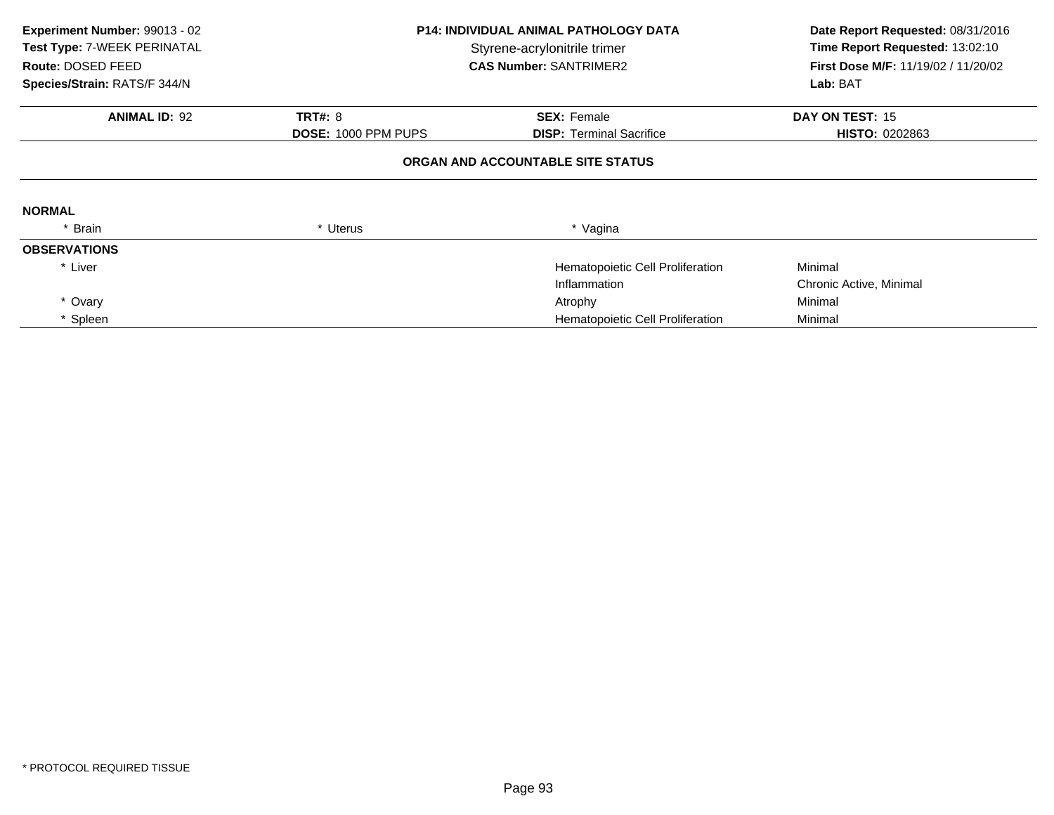**Experiment Number:** 99013 - 02
**Test Type:** 7-WEEK PERINATAL
**Route:** DOSED FEED
**Species/Strain:** RATS/F 344/N

**P14: INDIVIDUAL ANIMAL PATHOLOGY DATA**
Styrene-acrylonitrile trimer
**CAS Number:** SANTRIMER2

**Date Report Requested:** 08/31/2016
**Time Report Requested:** 13:02:10
**First Dose M/F:** 11/19/02 / 11/20/02
**Lab:** BAT

| **ANIMAL ID:** 92 | **TRT#:** 8 | **SEX:** Female | **DAY ON TEST:** 15 |
|---|---|---|---|
| | **DOSE:** 1000 PPM PUPS | **DISP:** Terminal Sacrifice | **HISTO:** 0202863 |

**ORGAN AND ACCOUNTABLE SITE STATUS**

**NORMAL**

| * Brain | * Uterus | * Vagina | |
|---|---|---|---|

**OBSERVATIONS**

| Organ | | Observation | Severity |
|---|---|---|---|
| * Liver | | Hematopoietic Cell Proliferation | Minimal |
| | | Inflammation | Chronic Active, Minimal |
| * Ovary | | Atrophy | Minimal |
| * Spleen | | Hematopoietic Cell Proliferation | Minimal |

* PROTOCOL REQUIRED TISSUE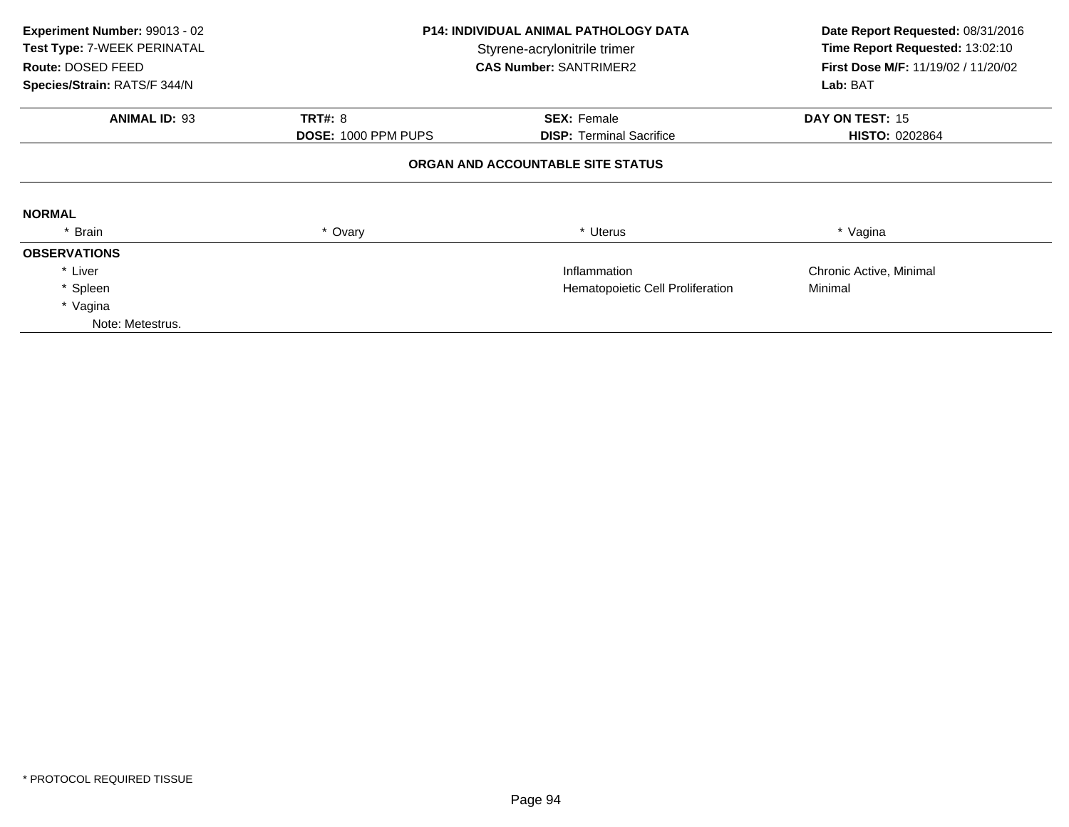**Experiment Number:** 99013 - 02
**Test Type:** 7-WEEK PERINATAL
**Route:** DOSED FEED
**Species/Strain:** RATS/F 344/N

**P14: INDIVIDUAL ANIMAL PATHOLOGY DATA**
Styrene-acrylonitrile trimer
**CAS Number:** SANTRIMER2

**Date Report Requested:** 08/31/2016
**Time Report Requested:** 13:02:10
**First Dose M/F:** 11/19/02 / 11/20/02
**Lab:** BAT

| **ANIMAL ID:** 93 | **TRT#:** 8 | **SEX:** Female | **DAY ON TEST:** 15 |
|---|---|---|---|
| | **DOSE:** 1000 PPM PUPS | **DISP:** Terminal Sacrifice | **HISTO:** 0202864 |

**ORGAN AND ACCOUNTABLE SITE STATUS**

**NORMAL**

| * Brain | * Ovary | * Uterus | * Vagina |
|---|---|---|---|

**OBSERVATIONS**

| Organ | Observation | Severity |
|---|---|---|
| * Liver | Inflammation | Chronic Active, Minimal |
| * Spleen | Hematopoietic Cell Proliferation | Minimal |
| * Vagina | | |

Note: Metestrus.

* PROTOCOL REQUIRED TISSUE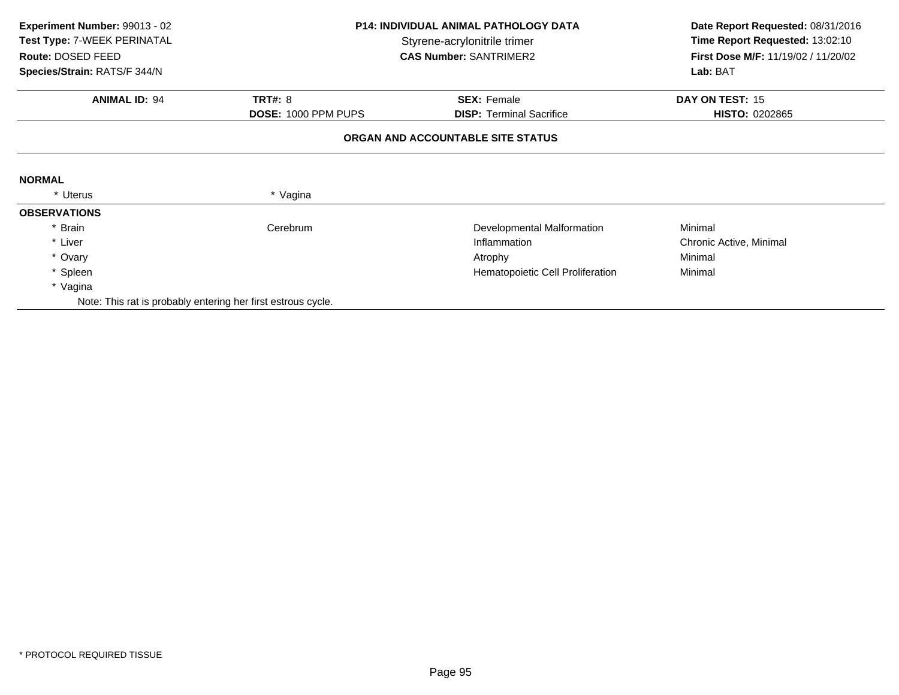**Experiment Number:** 99013 - 02
**Test Type:** 7-WEEK PERINATAL
**Route:** DOSED FEED
**Species/Strain:** RATS/F 344/N

**P14: INDIVIDUAL ANIMAL PATHOLOGY DATA**
Styrene-acrylonitrile trimer
**CAS Number:** SANTRIMER2

**Date Report Requested:** 08/31/2016
**Time Report Requested:** 13:02:10
**First Dose M/F:** 11/19/02 / 11/20/02
**Lab:** BAT

| **ANIMAL ID:** 94 | **TRT#:** 8 | **SEX:** Female | **DAY ON TEST:** 15 |
|---|---|---|---|
| | **DOSE:** 1000 PPM PUPS | **DISP:** Terminal Sacrifice | **HISTO:** 0202865 |

**ORGAN AND ACCOUNTABLE SITE STATUS**

**NORMAL**

| | |
|---|---|
| * Uterus | * Vagina |

**OBSERVATIONS**

| | | | |
|---|---|---|---|
| * Brain | Cerebrum | Developmental Malformation | Minimal |
| * Liver | | Inflammation | Chronic Active, Minimal |
| * Ovary | | Atrophy | Minimal |
| * Spleen | | Hematopoietic Cell Proliferation | Minimal |
| * Vagina | | | |

Note: This rat is probably entering her first estrous cycle.

* PROTOCOL REQUIRED TISSUE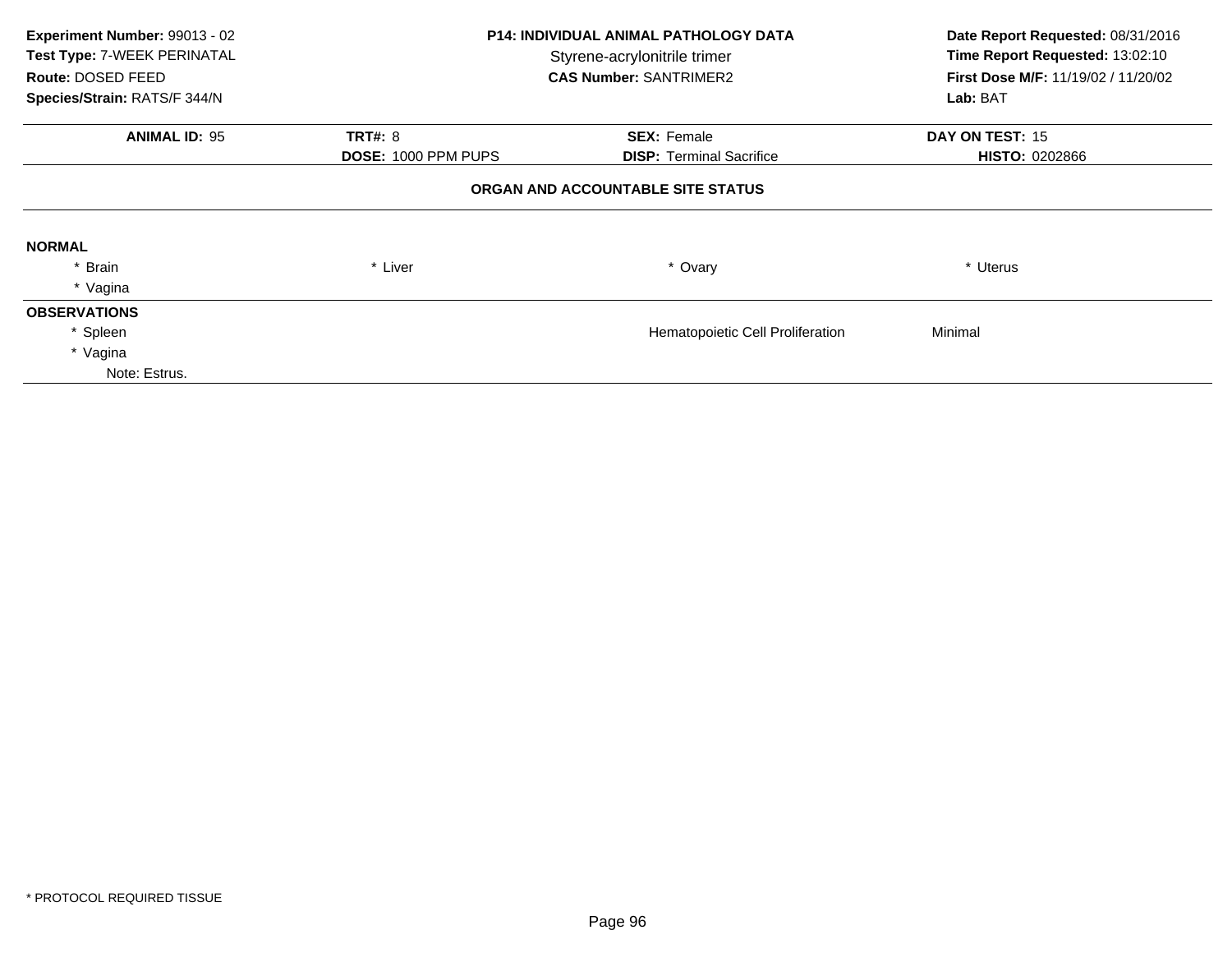**Experiment Number:** 99013 - 02
**Test Type:** 7-WEEK PERINATAL
**Route:** DOSED FEED
**Species/Strain:** RATS/F 344/N

**P14: INDIVIDUAL ANIMAL PATHOLOGY DATA**
Styrene-acrylonitrile trimer
**CAS Number:** SANTRIMER2

**Date Report Requested:** 08/31/2016
**Time Report Requested:** 13:02:10
**First Dose M/F:** 11/19/02 / 11/20/02
**Lab:** BAT

| **ANIMAL ID:** 95 | **TRT#:** 8 | **SEX:** Female | **DAY ON TEST:** 15 |
|---|---|---|---|
| | **DOSE:** 1000 PPM PUPS | **DISP:** Terminal Sacrifice | **HISTO:** 0202866 |

## ORGAN AND ACCOUNTABLE SITE STATUS

**NORMAL**

| | | | |
|---|---|---|---|
| * Brain | * Liver | * Ovary | * Uterus |
| * Vagina | | | |

**OBSERVATIONS**

| | | |
|---|---|---|
| * Spleen | Hematopoietic Cell Proliferation | Minimal |
| * Vagina | | |
| Note: Estrus. | | |

* PROTOCOL REQUIRED TISSUE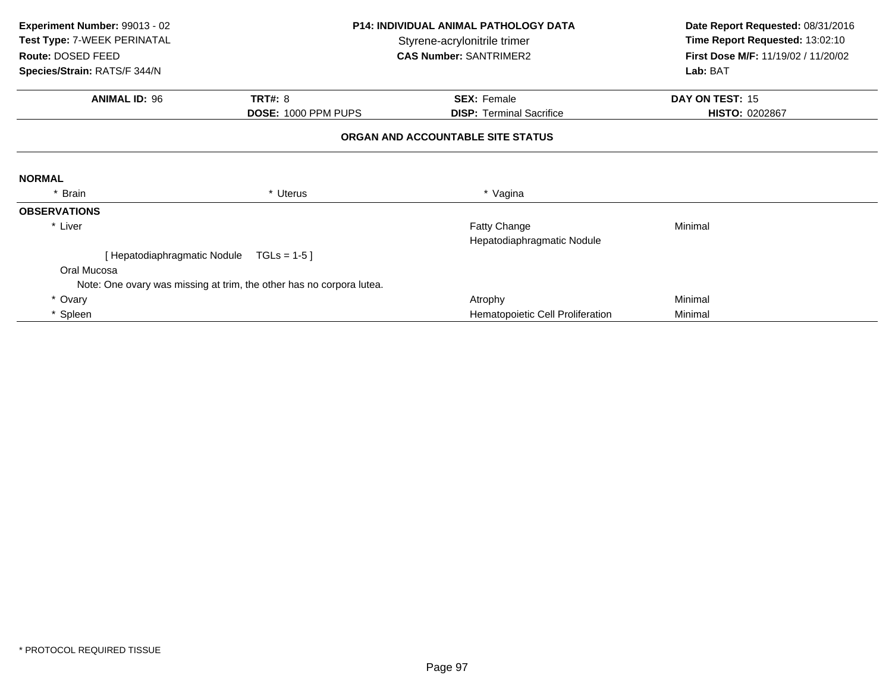**Experiment Number:** 99013 - 02
**Test Type:** 7-WEEK PERINATAL
**Route:** DOSED FEED
**Species/Strain:** RATS/F 344/N

**P14: INDIVIDUAL ANIMAL PATHOLOGY DATA**
Styrene-acrylonitrile trimer
**CAS Number:** SANTRIMER2

**Date Report Requested:** 08/31/2016
**Time Report Requested:** 13:02:10
**First Dose M/F:** 11/19/02 / 11/20/02
**Lab:** BAT

| **ANIMAL ID:** 96 | **TRT#:** 8 | **SEX:** Female | **DAY ON TEST:** 15 |
|---|---|---|---|
| | **DOSE:** 1000 PPM PUPS | **DISP:** Terminal Sacrifice | **HISTO:** 0202867 |

## ORGAN AND ACCOUNTABLE SITE STATUS

**NORMAL**

| * Brain | * Uterus | * Vagina |
|---|---|---|

**OBSERVATIONS**

| Organ | Observation | Severity |
|---|---|---|
| * Liver | Fatty Change | Minimal |
| | Hepatodiaphragmatic Nodule | |
| [ Hepatodiaphragmatic Nodule TGLs = 1-5 ] | | |
| Oral Mucosa | | |
| Note: One ovary was missing at trim, the other has no corpora lutea. | | |
| * Ovary | Atrophy | Minimal |
| * Spleen | Hematopoietic Cell Proliferation | Minimal |

* PROTOCOL REQUIRED TISSUE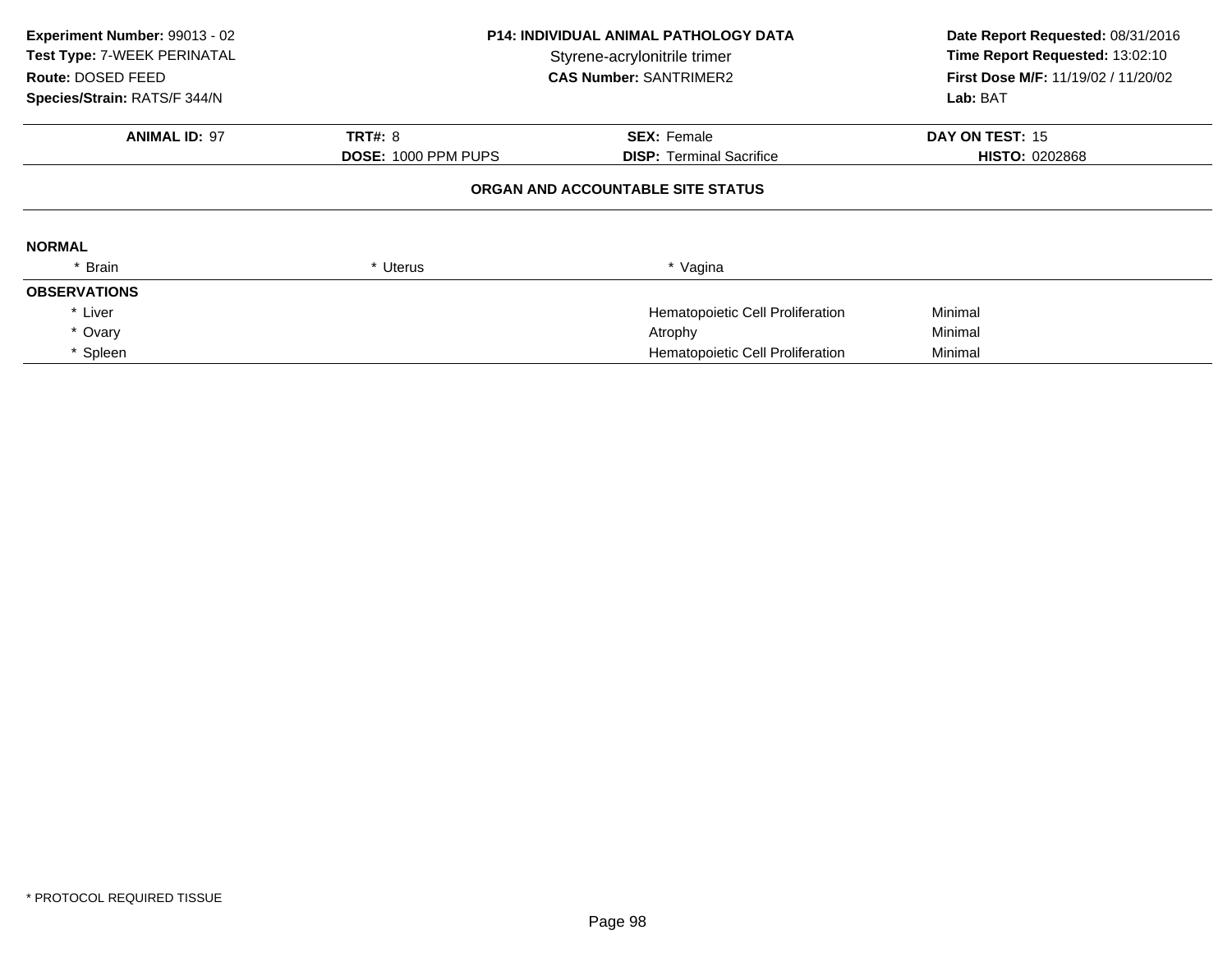**Experiment Number:** 99013 - 02
**Test Type:** 7-WEEK PERINATAL
**Route:** DOSED FEED
**Species/Strain:** RATS/F 344/N

**P14: INDIVIDUAL ANIMAL PATHOLOGY DATA**
Styrene-acrylonitrile trimer
**CAS Number:** SANTRIMER2

**Date Report Requested:** 08/31/2016
**Time Report Requested:** 13:02:10
**First Dose M/F:** 11/19/02 / 11/20/02
**Lab:** BAT

| **ANIMAL ID:** 97 | **TRT#:** 8 | **SEX:** Female | **DAY ON TEST:** 15 |
|---|---|---|---|
| | **DOSE:** 1000 PPM PUPS | **DISP:** Terminal Sacrifice | **HISTO:** 0202868 |

## ORGAN AND ACCOUNTABLE SITE STATUS

**NORMAL**

| * Brain | * Uterus | * Vagina | |
|---|---|---|---|

**OBSERVATIONS**

| | | | |
|---|---|---|---|
| * Liver | | Hematopoietic Cell Proliferation | Minimal |
| * Ovary | | Atrophy | Minimal |
| * Spleen | | Hematopoietic Cell Proliferation | Minimal |

* PROTOCOL REQUIRED TISSUE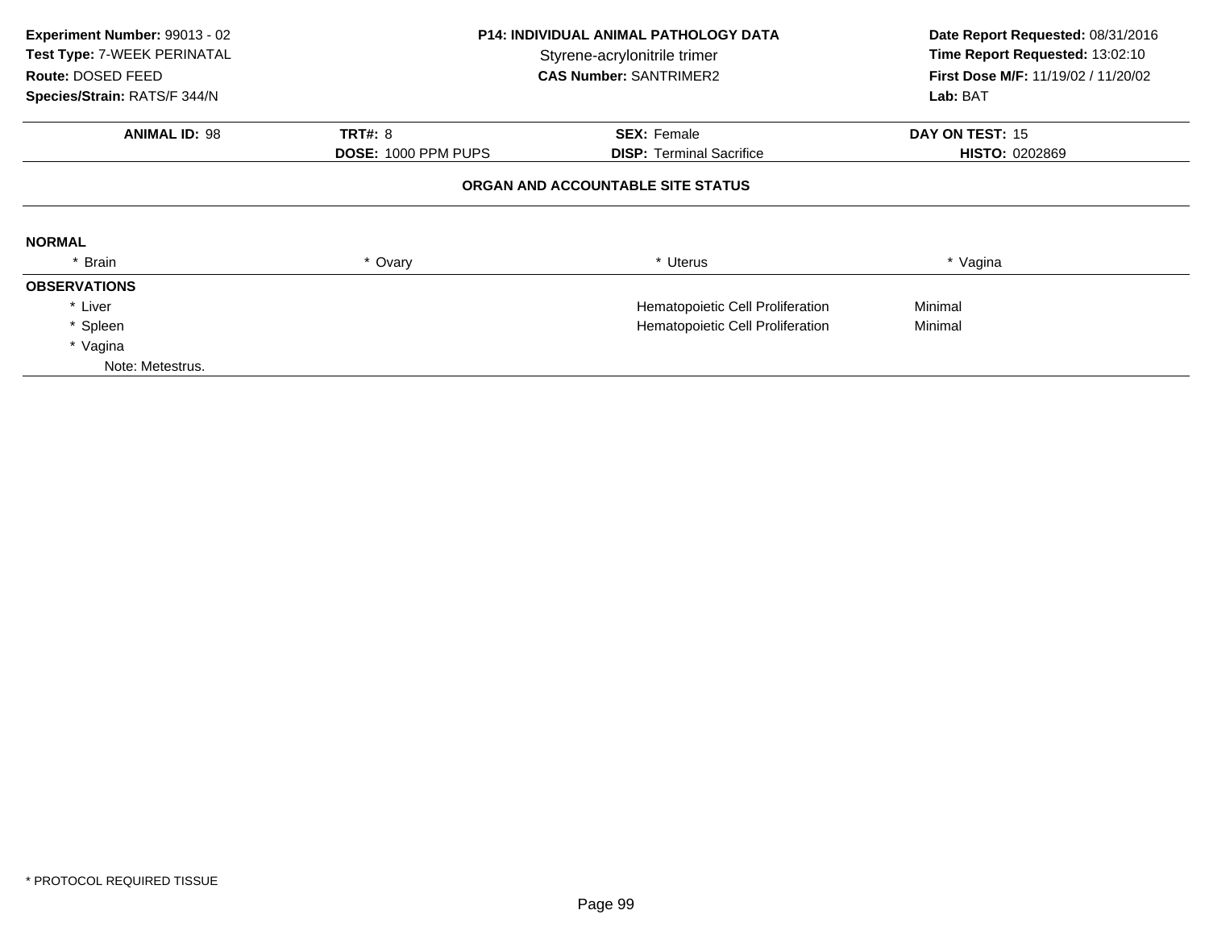**Experiment Number:** 99013 - 02
**Test Type:** 7-WEEK PERINATAL
**Route:** DOSED FEED
**Species/Strain:** RATS/F 344/N

**P14: INDIVIDUAL ANIMAL PATHOLOGY DATA**
Styrene-acrylonitrile trimer
**CAS Number:** SANTRIMER2

**Date Report Requested:** 08/31/2016
**Time Report Requested:** 13:02:10
**First Dose M/F:** 11/19/02 / 11/20/02
**Lab:** BAT

| **ANIMAL ID:** 98 | **TRT#:** 8 | **SEX:** Female | **DAY ON TEST:** 15 |
|---|---|---|---|
| | **DOSE:** 1000 PPM PUPS | **DISP:** Terminal Sacrifice | **HISTO:** 0202869 |

**ORGAN AND ACCOUNTABLE SITE STATUS**

**NORMAL**

| * Brain | * Ovary | * Uterus | * Vagina |
|---|---|---|---|

**OBSERVATIONS**

| | | |
|---|---|---|
| * Liver | Hematopoietic Cell Proliferation | Minimal |
| * Spleen | Hematopoietic Cell Proliferation | Minimal |
| * Vagina | | |
| Note: Metestrus. | | |

* PROTOCOL REQUIRED TISSUE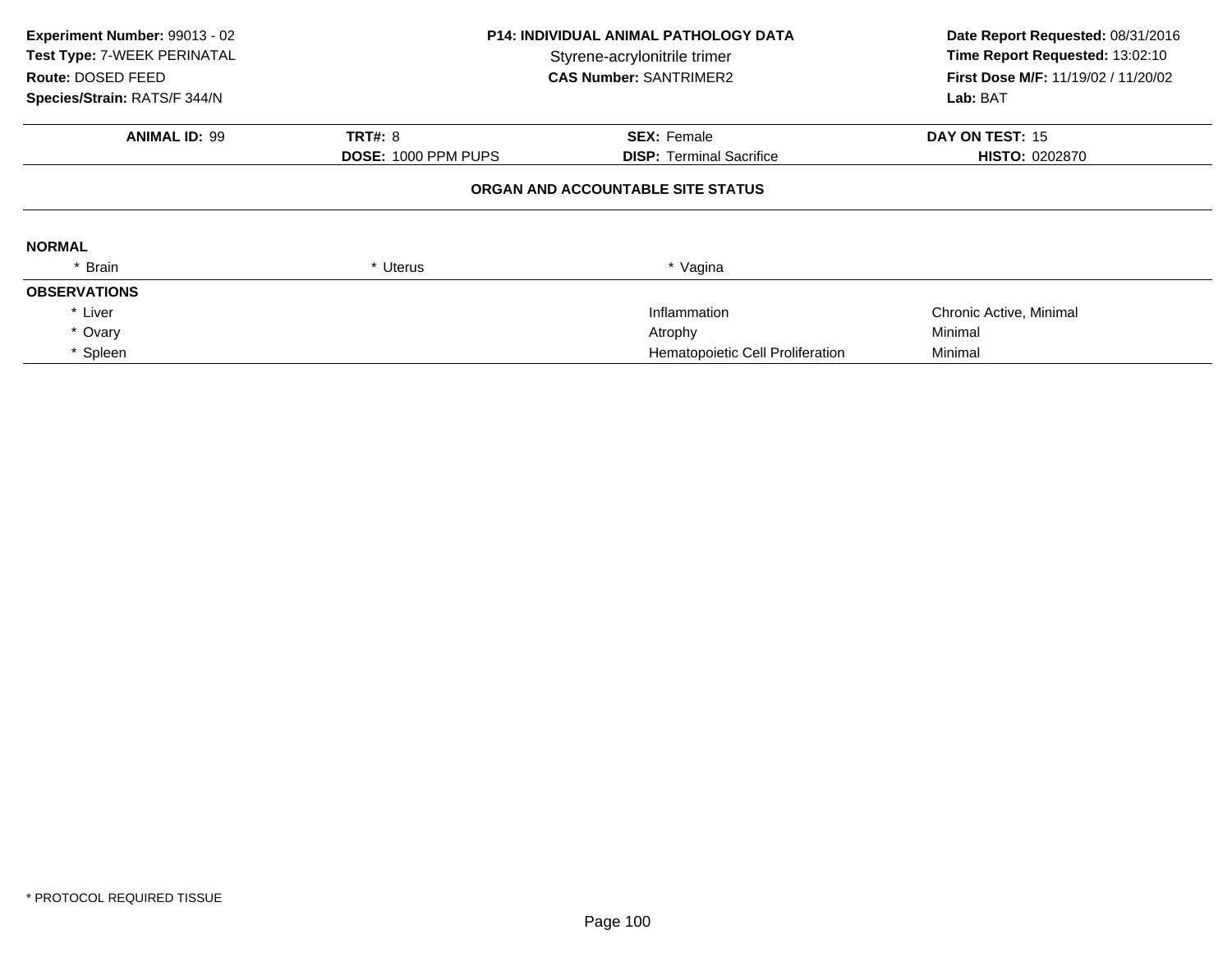**Experiment Number:** 99013 - 02
**Test Type:** 7-WEEK PERINATAL
**Route:** DOSED FEED
**Species/Strain:** RATS/F 344/N

**P14: INDIVIDUAL ANIMAL PATHOLOGY DATA**
Styrene-acrylonitrile trimer
**CAS Number:** SANTRIMER2

**Date Report Requested:** 08/31/2016
**Time Report Requested:** 13:02:10
**First Dose M/F:** 11/19/02 / 11/20/02
**Lab:** BAT

| **ANIMAL ID:** 99 | **TRT#:** 8 | **SEX:** Female | **DAY ON TEST:** 15 |
|---|---|---|---|
| | **DOSE:** 1000 PPM PUPS | **DISP:** Terminal Sacrifice | **HISTO:** 0202870 |

## ORGAN AND ACCOUNTABLE SITE STATUS

**NORMAL**

| * Brain | * Uterus | * Vagina |
|---|---|---|

**OBSERVATIONS**

| Organ | Observation | Severity |
|---|---|---|
| * Liver | Inflammation | Chronic Active, Minimal |
| * Ovary | Atrophy | Minimal |
| * Spleen | Hematopoietic Cell Proliferation | Minimal |

\* PROTOCOL REQUIRED TISSUE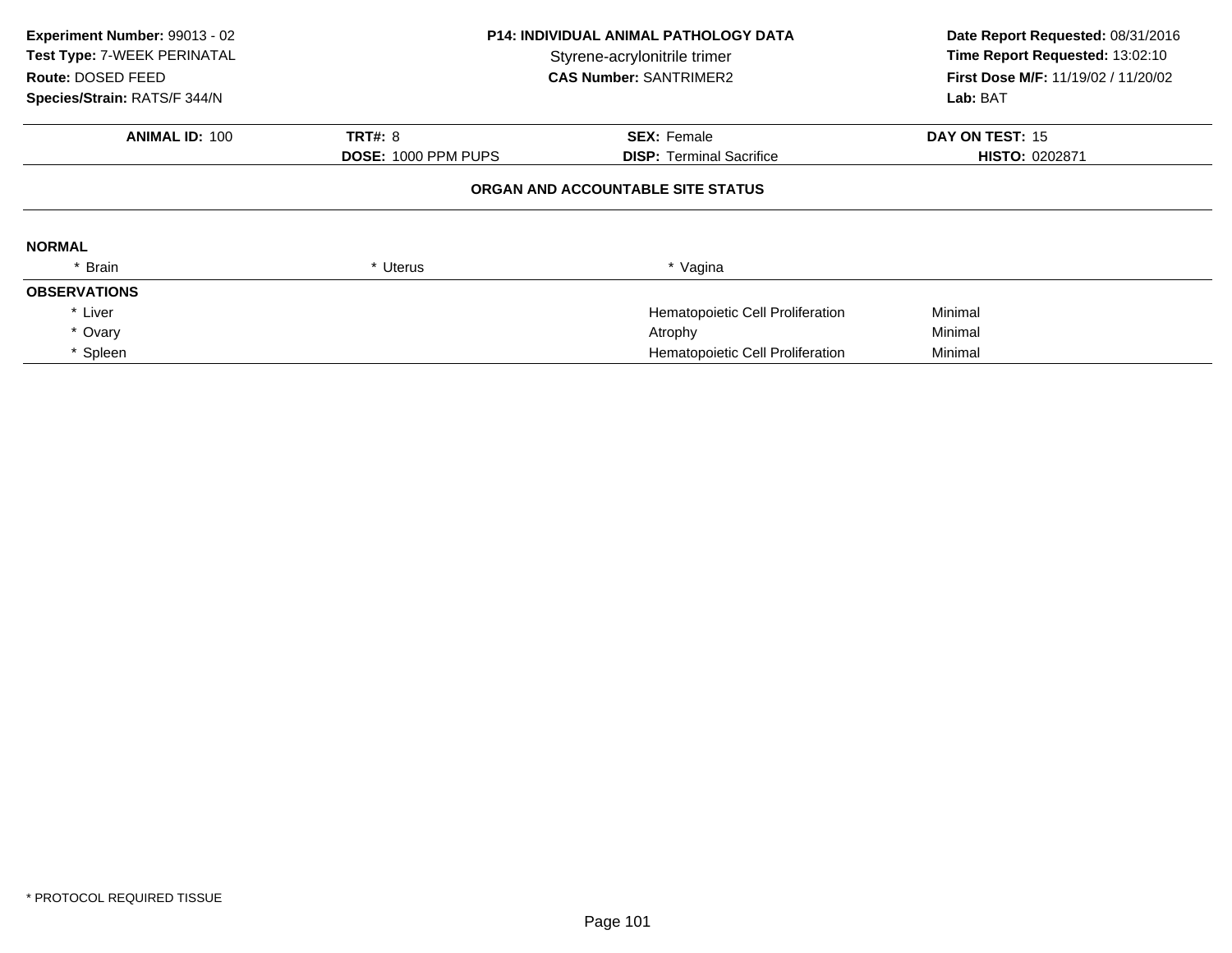**Experiment Number:** 99013 - 02
**Test Type:** 7-WEEK PERINATAL
**Route:** DOSED FEED
**Species/Strain:** RATS/F 344/N

**P14: INDIVIDUAL ANIMAL PATHOLOGY DATA**
Styrene-acrylonitrile trimer
**CAS Number:** SANTRIMER2

**Date Report Requested:** 08/31/2016
**Time Report Requested:** 13:02:10
**First Dose M/F:** 11/19/02 / 11/20/02
**Lab:** BAT

| **ANIMAL ID:** 100 | **TRT#:** 8 | **SEX:** Female | **DAY ON TEST:** 15 |
|---|---|---|---|
| | **DOSE:** 1000 PPM PUPS | **DISP:** Terminal Sacrifice | **HISTO:** 0202871 |

## ORGAN AND ACCOUNTABLE SITE STATUS

**NORMAL**

| * Brain | * Uterus | * Vagina |
|---|---|---|

**OBSERVATIONS**

| Organ | Observation | Severity |
|---|---|---|
| * Liver | Hematopoietic Cell Proliferation | Minimal |
| * Ovary | Atrophy | Minimal |
| * Spleen | Hematopoietic Cell Proliferation | Minimal |

\* PROTOCOL REQUIRED TISSUE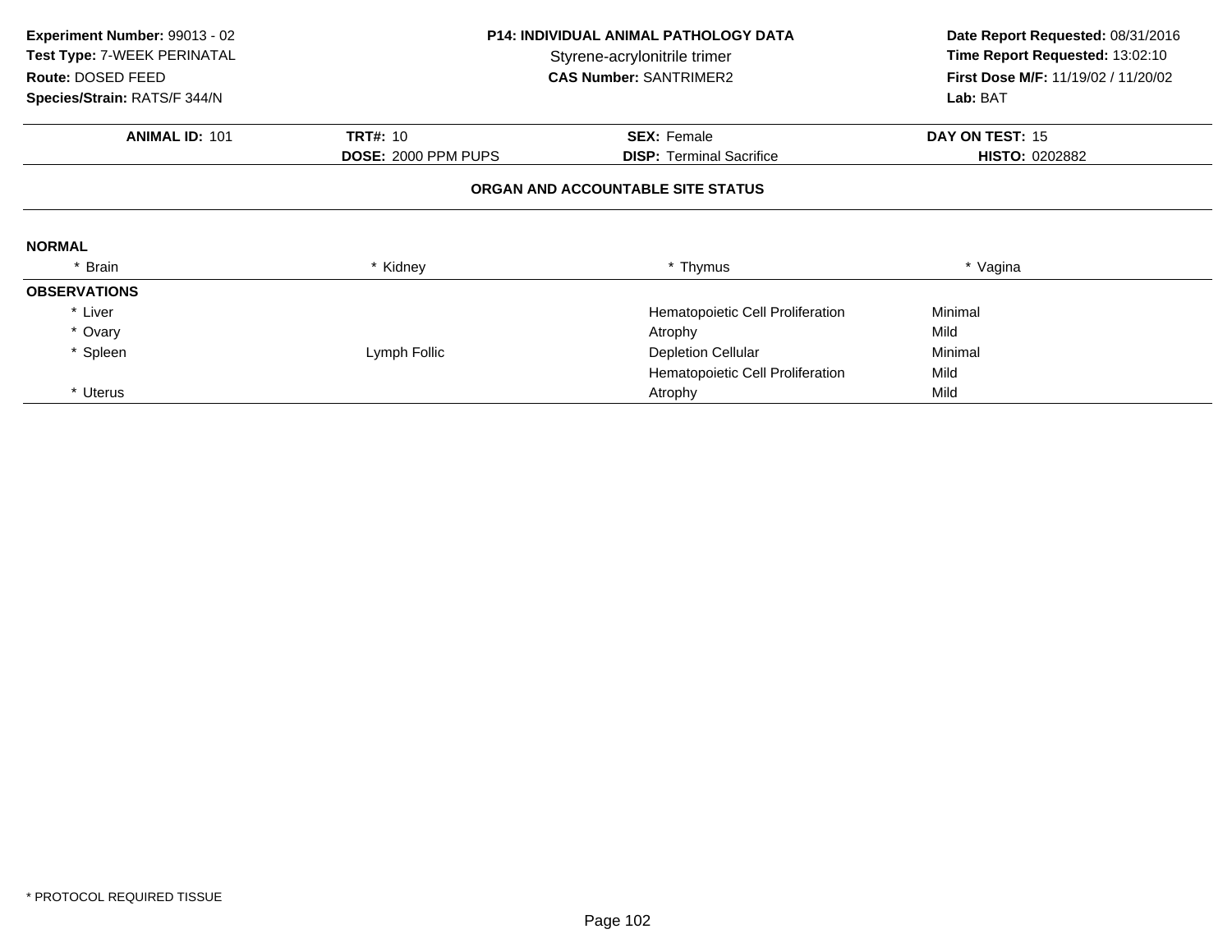**Experiment Number:** 99013 - 02
**Test Type:** 7-WEEK PERINATAL
**Route:** DOSED FEED
**Species/Strain:** RATS/F 344/N

**P14: INDIVIDUAL ANIMAL PATHOLOGY DATA**
Styrene-acrylonitrile trimer
**CAS Number:** SANTRIMER2

**Date Report Requested:** 08/31/2016
**Time Report Requested:** 13:02:10
**First Dose M/F:** 11/19/02 / 11/20/02
**Lab:** BAT

| **ANIMAL ID:** 101 | **TRT#:** 10 | **SEX:** Female | **DAY ON TEST:** 15 |
|---|---|---|---|
| | **DOSE:** 2000 PPM PUPS | **DISP:** Terminal Sacrifice | **HISTO:** 0202882 |

**ORGAN AND ACCOUNTABLE SITE STATUS**

**NORMAL**

| * Brain | * Kidney | * Thymus | * Vagina |
|---|---|---|---|

**OBSERVATIONS**

| Organ | Site | Observation | Severity |
|---|---|---|---|
| * Liver | | Hematopoietic Cell Proliferation | Minimal |
| * Ovary | | Atrophy | Mild |
| * Spleen | Lymph Follic | Depletion Cellular | Minimal |
| | | Hematopoietic Cell Proliferation | Mild |
| * Uterus | | Atrophy | Mild |

* PROTOCOL REQUIRED TISSUE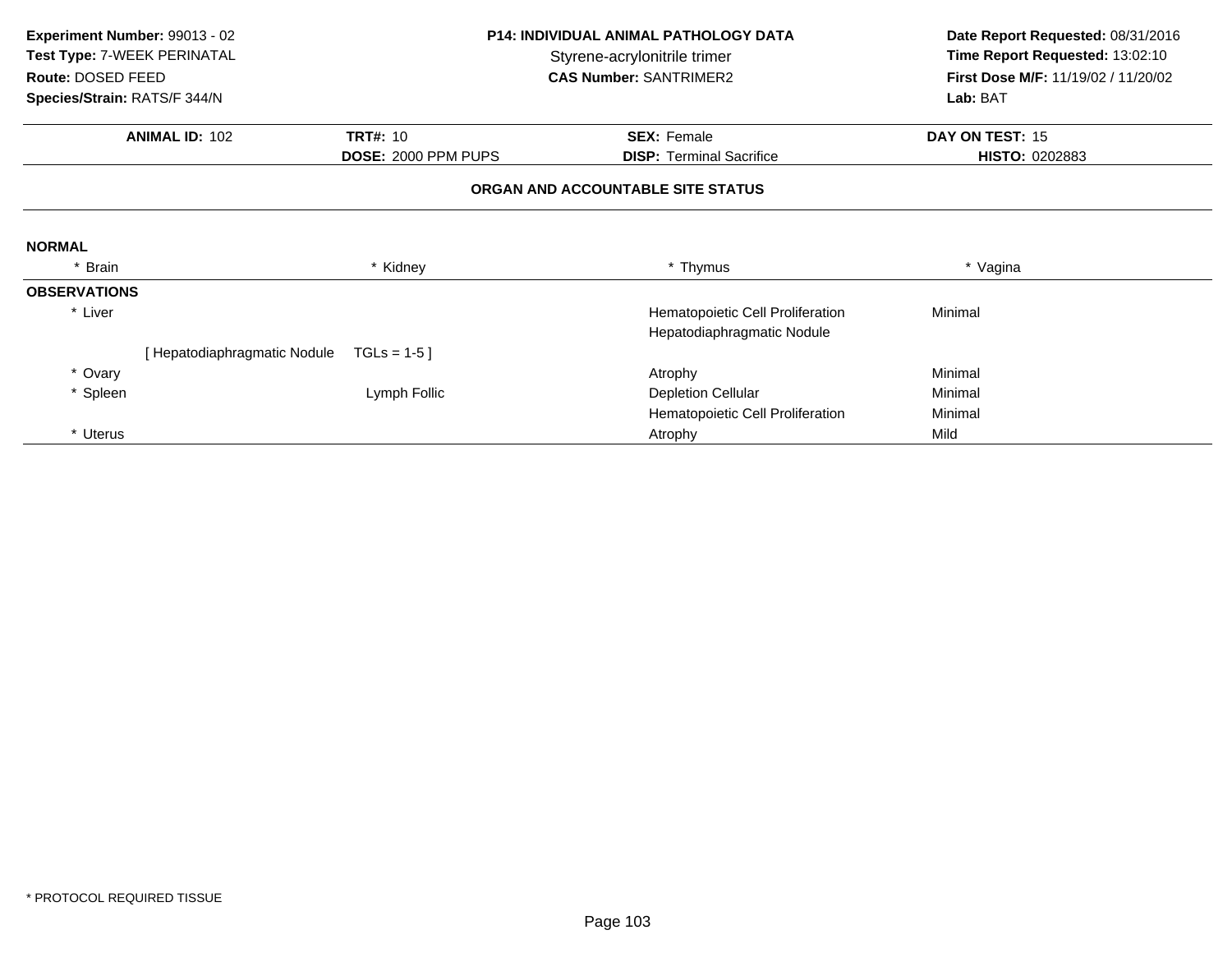**Experiment Number:** 99013 - 02
**Test Type:** 7-WEEK PERINATAL
**Route:** DOSED FEED
**Species/Strain:** RATS/F 344/N

**P14: INDIVIDUAL ANIMAL PATHOLOGY DATA**
Styrene-acrylonitrile trimer
**CAS Number:** SANTRIMER2

**Date Report Requested:** 08/31/2016
**Time Report Requested:** 13:02:10
**First Dose M/F:** 11/19/02 / 11/20/02
**Lab:** BAT

| **ANIMAL ID:** 102 | **TRT#:** 10 | **SEX:** Female | **DAY ON TEST:** 15 |
|---|---|---|---|
| | **DOSE:** 2000 PPM PUPS | **DISP:** Terminal Sacrifice | **HISTO:** 0202883 |

**ORGAN AND ACCOUNTABLE SITE STATUS**

**NORMAL**

| * Brain | * Kidney | * Thymus | * Vagina |
|---|---|---|---|

**OBSERVATIONS**

| Organ | Site | Observation | Severity |
|---|---|---|---|
| * Liver | | Hematopoietic Cell Proliferation | Minimal |
| | | Hepatodiaphragmatic Nodule | |
| [ Hepatodiaphragmatic Nodule | TGLs = 1-5 ] | | |
| * Ovary | | Atrophy | Minimal |
| * Spleen | Lymph Follic | Depletion Cellular | Minimal |
| | | Hematopoietic Cell Proliferation | Minimal |
| * Uterus | | Atrophy | Mild |

* PROTOCOL REQUIRED TISSUE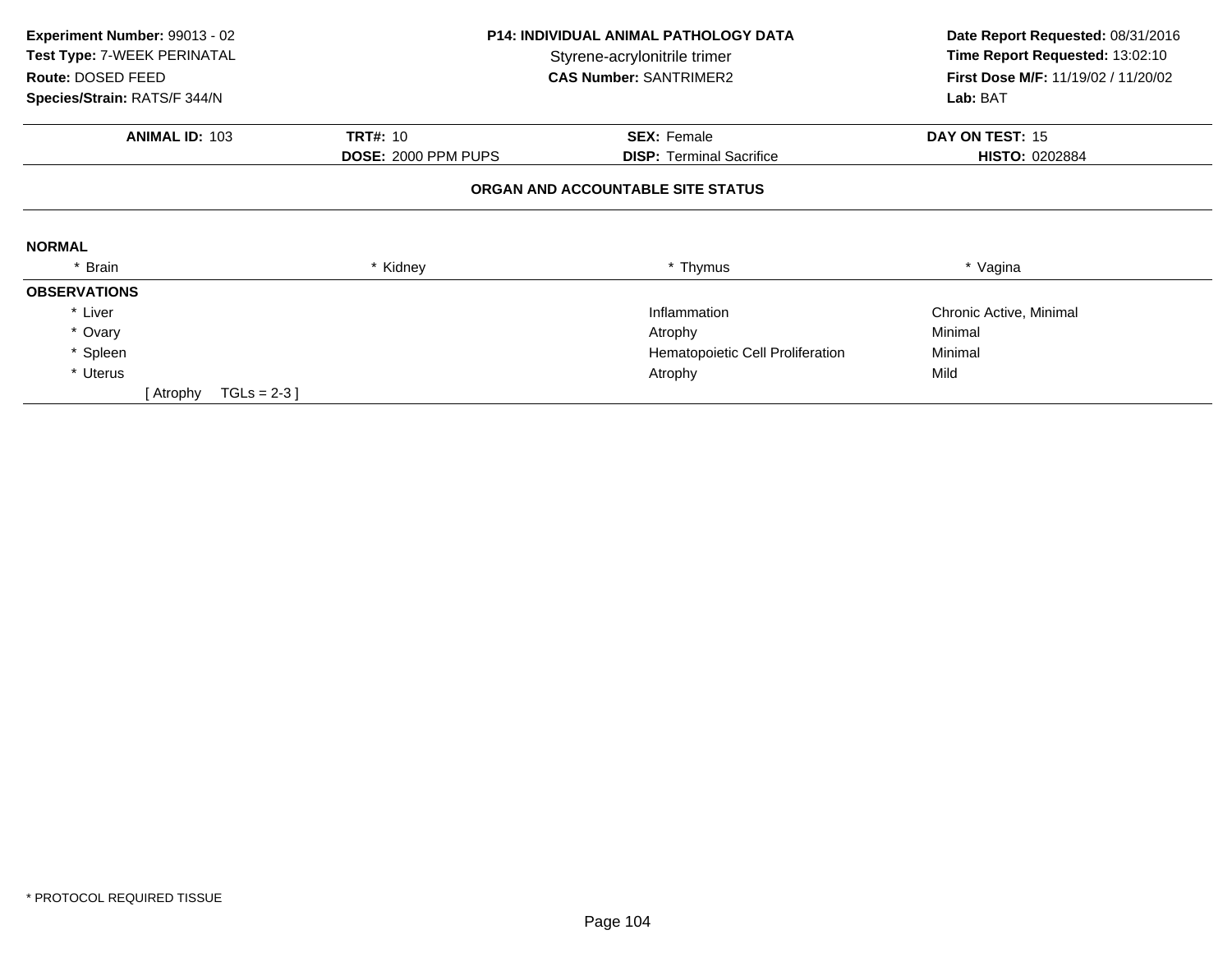**Experiment Number:** 99013 - 02
**Test Type:** 7-WEEK PERINATAL
**Route:** DOSED FEED
**Species/Strain:** RATS/F 344/N

**P14: INDIVIDUAL ANIMAL PATHOLOGY DATA**
Styrene-acrylonitrile trimer
**CAS Number:** SANTRIMER2

**Date Report Requested:** 08/31/2016
**Time Report Requested:** 13:02:10
**First Dose M/F:** 11/19/02 / 11/20/02
**Lab:** BAT

| **ANIMAL ID:** 103 | **TRT#:** 10 | **SEX:** Female | **DAY ON TEST:** 15 |
|---|---|---|---|
| | **DOSE:** 2000 PPM PUPS | **DISP:** Terminal Sacrifice | **HISTO:** 0202884 |

**ORGAN AND ACCOUNTABLE SITE STATUS**

**NORMAL**

| * Brain | * Kidney | * Thymus | * Vagina |
|---|---|---|---|

**OBSERVATIONS**

| Organ | Observation | Severity |
|---|---|---|
| * Liver | Inflammation | Chronic Active, Minimal |
| * Ovary | Atrophy | Minimal |
| * Spleen | Hematopoietic Cell Proliferation | Minimal |
| * Uterus | Atrophy | Mild |

[ Atrophy    TGLs = 2-3 ]

* PROTOCOL REQUIRED TISSUE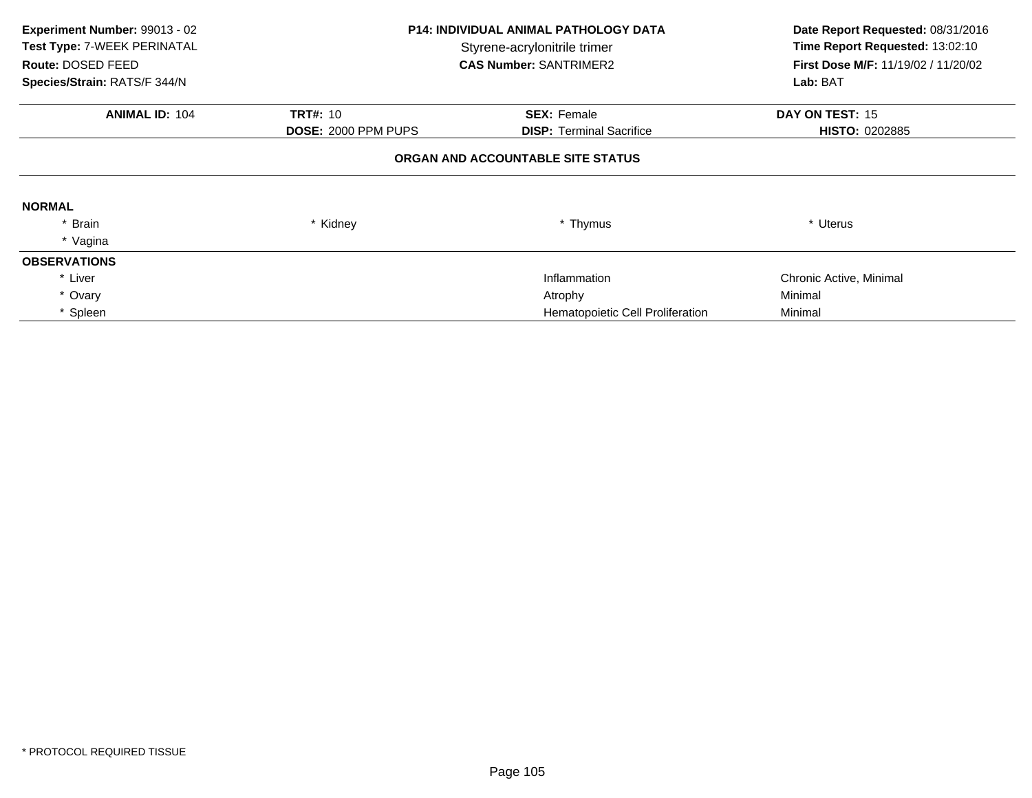**Experiment Number:** 99013 - 02
**Test Type:** 7-WEEK PERINATAL
**Route:** DOSED FEED
**Species/Strain:** RATS/F 344/N

**P14: INDIVIDUAL ANIMAL PATHOLOGY DATA**
Styrene-acrylonitrile trimer
**CAS Number:** SANTRIMER2

**Date Report Requested:** 08/31/2016
**Time Report Requested:** 13:02:10
**First Dose M/F:** 11/19/02 / 11/20/02
**Lab:** BAT

| **ANIMAL ID:** 104 | **TRT#:** 10 | **SEX:** Female | **DAY ON TEST:** 15 |
|---|---|---|---|
| | **DOSE:** 2000 PPM PUPS | **DISP:** Terminal Sacrifice | **HISTO:** 0202885 |

**ORGAN AND ACCOUNTABLE SITE STATUS**

**NORMAL**

| | | | |
|---|---|---|---|
| * Brain | * Kidney | * Thymus | * Uterus |
| * Vagina | | | |

**OBSERVATIONS**

| | | |
|---|---|---|
| * Liver | Inflammation | Chronic Active, Minimal |
| * Ovary | Atrophy | Minimal |
| * Spleen | Hematopoietic Cell Proliferation | Minimal |

* PROTOCOL REQUIRED TISSUE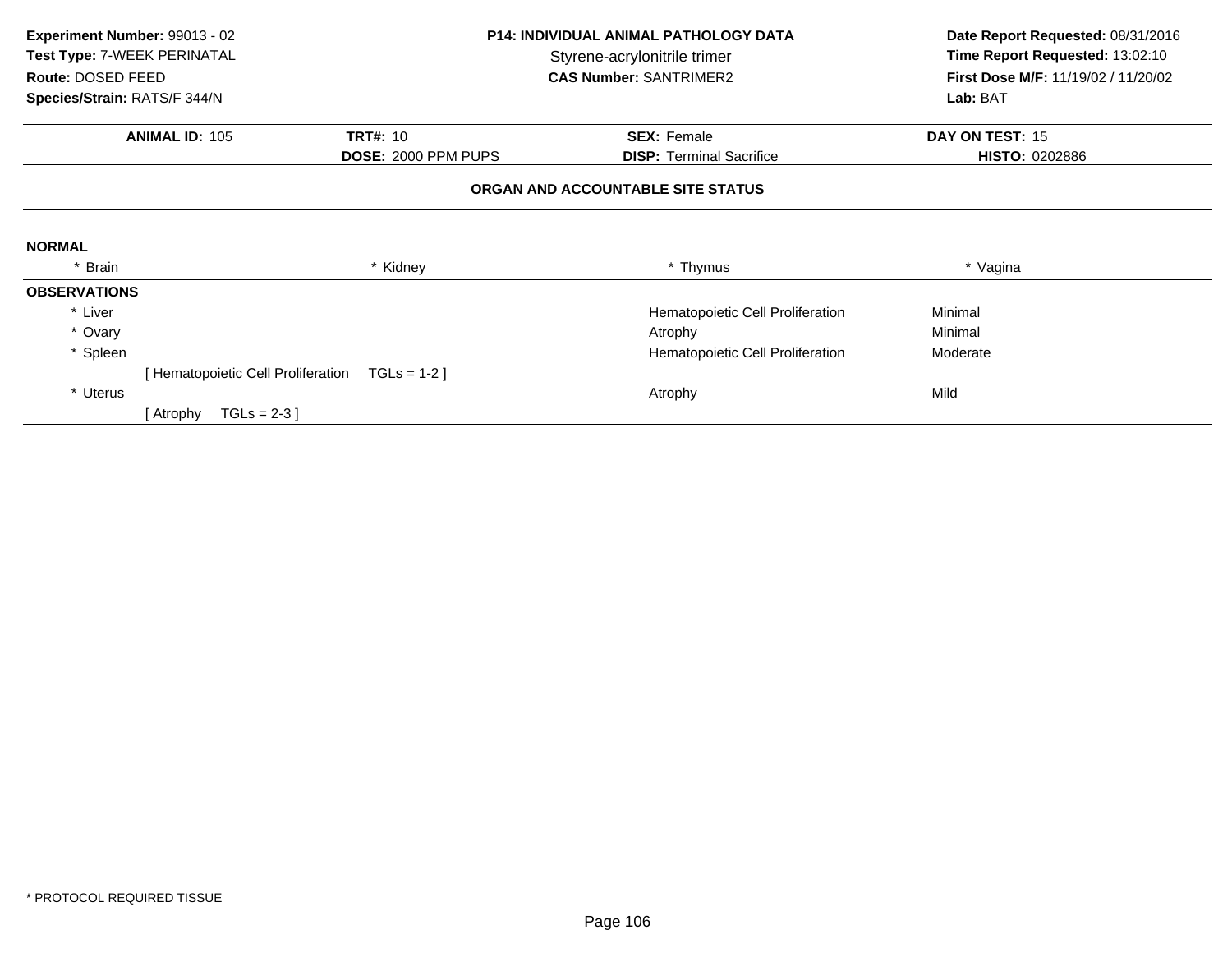**Experiment Number:** 99013 - 02
**Test Type:** 7-WEEK PERINATAL
**Route:** DOSED FEED
**Species/Strain:** RATS/F 344/N

**P14: INDIVIDUAL ANIMAL PATHOLOGY DATA**
Styrene-acrylonitrile trimer
**CAS Number:** SANTRIMER2

**Date Report Requested:** 08/31/2016
**Time Report Requested:** 13:02:10
**First Dose M/F:** 11/19/02 / 11/20/02
**Lab:** BAT

| **ANIMAL ID:** 105 | **TRT#:** 10 | **SEX:** Female | **DAY ON TEST:** 15 |
|---|---|---|---|
| | **DOSE:** 2000 PPM PUPS | **DISP:** Terminal Sacrifice | **HISTO:** 0202886 |

**ORGAN AND ACCOUNTABLE SITE STATUS**

**NORMAL**

| * Brain | * Kidney | * Thymus | * Vagina |
|---|---|---|---|

**OBSERVATIONS**

| Organ | Observation | Severity |
|---|---|---|
| * Liver | Hematopoietic Cell Proliferation | Minimal |
| * Ovary | Atrophy | Minimal |
| * Spleen | Hematopoietic Cell Proliferation | Moderate |
| [ Hematopoietic Cell Proliferation TGLs = 1-2 ] | | |
| * Uterus | Atrophy | Mild |
| [ Atrophy TGLs = 2-3 ] | | |

* PROTOCOL REQUIRED TISSUE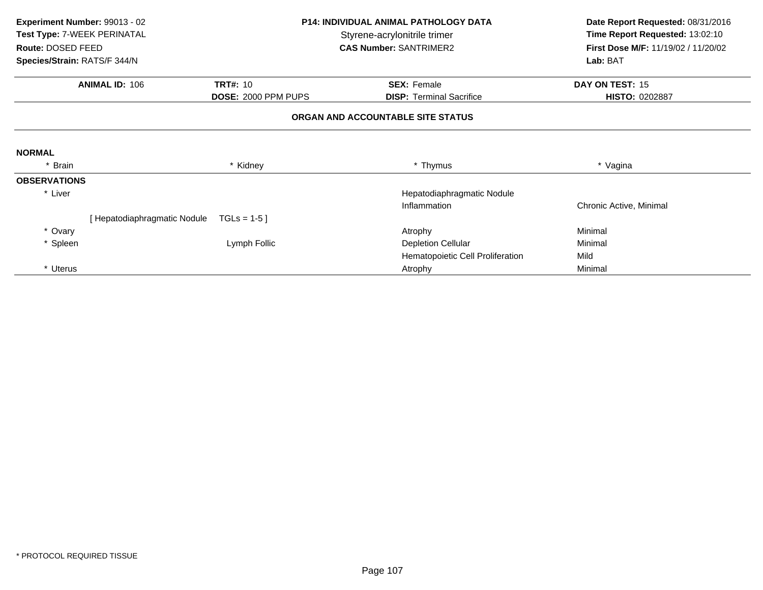**Experiment Number:** 99013 - 02
**Test Type:** 7-WEEK PERINATAL
**Route:** DOSED FEED
**Species/Strain:** RATS/F 344/N

**P14: INDIVIDUAL ANIMAL PATHOLOGY DATA**
Styrene-acrylonitrile trimer
**CAS Number:** SANTRIMER2

**Date Report Requested:** 08/31/2016
**Time Report Requested:** 13:02:10
**First Dose M/F:** 11/19/02 / 11/20/02
**Lab:** BAT

| **ANIMAL ID:** 106 | **TRT#:** 10 | **SEX:** Female | **DAY ON TEST:** 15 |
|---|---|---|---|
| | **DOSE:** 2000 PPM PUPS | **DISP:** Terminal Sacrifice | **HISTO:** 0202887 |

**ORGAN AND ACCOUNTABLE SITE STATUS**

**NORMAL**

| * Brain | * Kidney | * Thymus | * Vagina |
|---|---|---|---|

**OBSERVATIONS**

| | | | |
|---|---|---|---|
| * Liver | | Hepatodiaphragmatic Nodule | |
| | | Inflammation | Chronic Active, Minimal |
| [ Hepatodiaphragmatic Nodule | TGLs = 1-5 ] | | |
| * Ovary | | Atrophy | Minimal |
| * Spleen | Lymph Follic | Depletion Cellular | Minimal |
| | | Hematopoietic Cell Proliferation | Mild |
| * Uterus | | Atrophy | Minimal |

* PROTOCOL REQUIRED TISSUE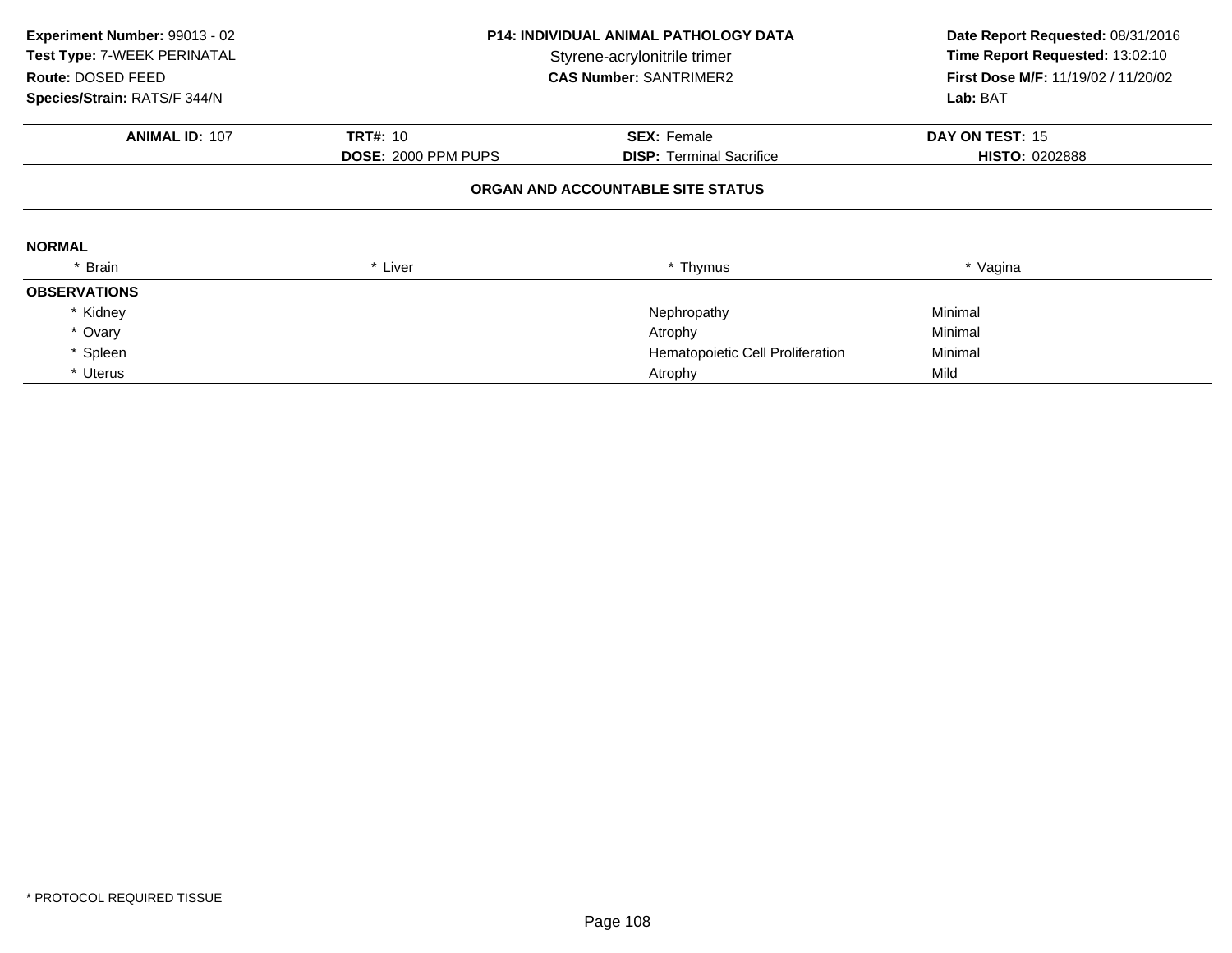**Experiment Number:** 99013 - 02
**Test Type:** 7-WEEK PERINATAL
**Route:** DOSED FEED
**Species/Strain:** RATS/F 344/N

**P14: INDIVIDUAL ANIMAL PATHOLOGY DATA**
Styrene-acrylonitrile trimer
**CAS Number:** SANTRIMER2

**Date Report Requested:** 08/31/2016
**Time Report Requested:** 13:02:10
**First Dose M/F:** 11/19/02 / 11/20/02
**Lab:** BAT

| **ANIMAL ID:** 107 | **TRT#:** 10 | **SEX:** Female | **DAY ON TEST:** 15 |
|---|---|---|---|
| | **DOSE:** 2000 PPM PUPS | **DISP:** Terminal Sacrifice | **HISTO:** 0202888 |

**ORGAN AND ACCOUNTABLE SITE STATUS**

**NORMAL**

| * Brain | * Liver | * Thymus | * Vagina |
|---|---|---|---|

**OBSERVATIONS**

| Organ | Observation | Severity |
|---|---|---|
| * Kidney | Nephropathy | Minimal |
| * Ovary | Atrophy | Minimal |
| * Spleen | Hematopoietic Cell Proliferation | Minimal |
| * Uterus | Atrophy | Mild |

* PROTOCOL REQUIRED TISSUE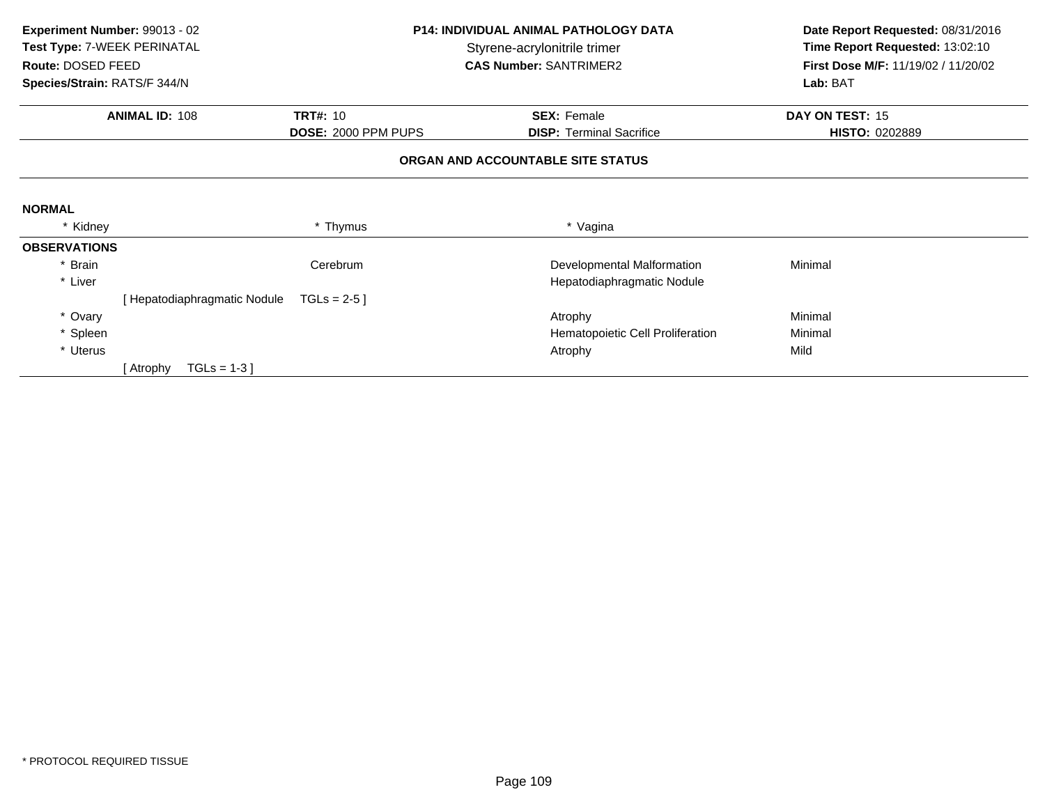**Experiment Number:** 99013 - 02
**Test Type:** 7-WEEK PERINATAL
**Route:** DOSED FEED
**Species/Strain:** RATS/F 344/N

**P14: INDIVIDUAL ANIMAL PATHOLOGY DATA**
Styrene-acrylonitrile trimer
**CAS Number:** SANTRIMER2

**Date Report Requested:** 08/31/2016
**Time Report Requested:** 13:02:10
**First Dose M/F:** 11/19/02 / 11/20/02
**Lab:** BAT

| **ANIMAL ID:** 108 | **TRT#:** 10 | **SEX:** Female | **DAY ON TEST:** 15 |
|---|---|---|---|
| | **DOSE:** 2000 PPM PUPS | **DISP:** Terminal Sacrifice | **HISTO:** 0202889 |

**ORGAN AND ACCOUNTABLE SITE STATUS**

**NORMAL**

| * Kidney | * Thymus | * Vagina |
|---|---|---|

**OBSERVATIONS**

| Organ | Site | Observation | Severity |
|---|---|---|---|
| * Brain | Cerebrum | Developmental Malformation | Minimal |
| * Liver | | Hepatodiaphragmatic Nodule | |
| [ Hepatodiaphragmatic Nodule | TGLs = 2-5 ] | | |
| * Ovary | | Atrophy | Minimal |
| * Spleen | | Hematopoietic Cell Proliferation | Minimal |
| * Uterus | | Atrophy | Mild |
| [ Atrophy TGLs = 1-3 ] | | | |

* PROTOCOL REQUIRED TISSUE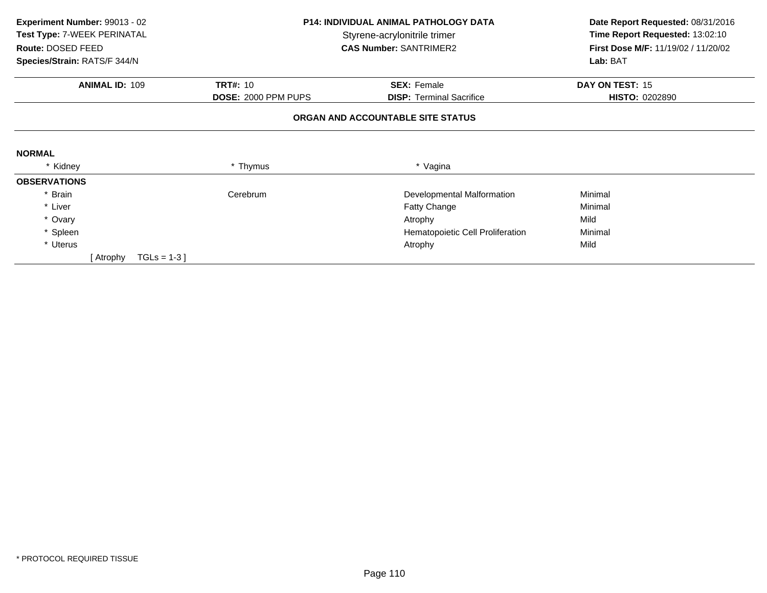**Experiment Number:** 99013 - 02
**Test Type:** 7-WEEK PERINATAL
**Route:** DOSED FEED
**Species/Strain:** RATS/F 344/N

**P14: INDIVIDUAL ANIMAL PATHOLOGY DATA**
Styrene-acrylonitrile trimer
**CAS Number:** SANTRIMER2

**Date Report Requested:** 08/31/2016
**Time Report Requested:** 13:02:10
**First Dose M/F:** 11/19/02 / 11/20/02
**Lab:** BAT

| **ANIMAL ID:** 109 | **TRT#:** 10 | **SEX:** Female | **DAY ON TEST:** 15 |
|---|---|---|---|
| | **DOSE:** 2000 PPM PUPS | **DISP:** Terminal Sacrifice | **HISTO:** 0202890 |

**ORGAN AND ACCOUNTABLE SITE STATUS**

**NORMAL**

| * Kidney | * Thymus | * Vagina |
|---|---|---|

**OBSERVATIONS**

| Organ | Site | Observation | Severity |
|---|---|---|---|
| * Brain | Cerebrum | Developmental Malformation | Minimal |
| * Liver | | Fatty Change | Minimal |
| * Ovary | | Atrophy | Mild |
| * Spleen | | Hematopoietic Cell Proliferation | Minimal |
| * Uterus | | Atrophy | Mild |

[ Atrophy TGLs = 1-3 ]

* PROTOCOL REQUIRED TISSUE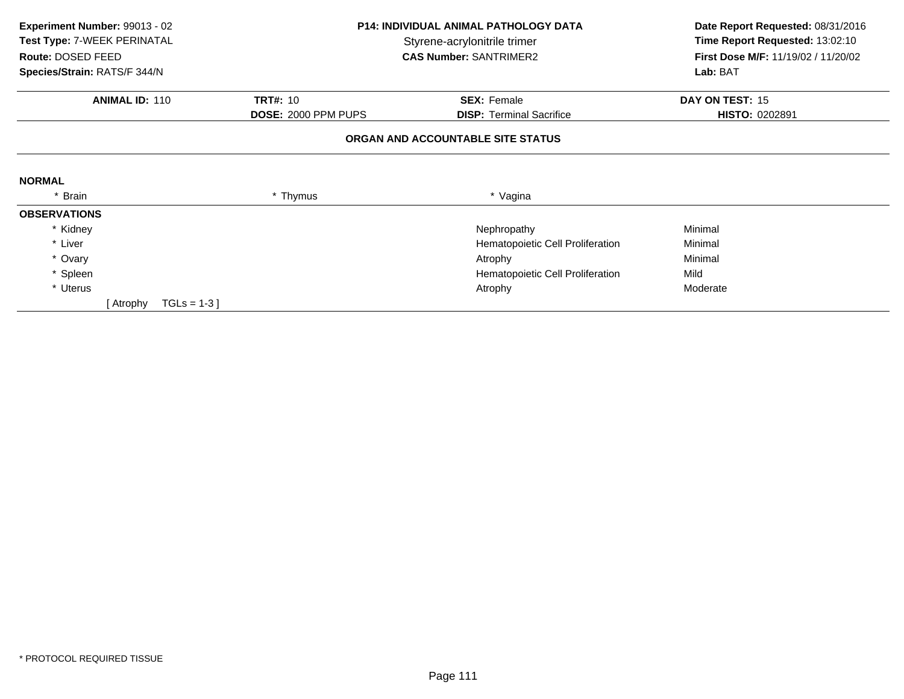**Experiment Number:** 99013 - 02
**Test Type:** 7-WEEK PERINATAL
**Route:** DOSED FEED
**Species/Strain:** RATS/F 344/N

**P14: INDIVIDUAL ANIMAL PATHOLOGY DATA**
Styrene-acrylonitrile trimer
**CAS Number:** SANTRIMER2

**Date Report Requested:** 08/31/2016
**Time Report Requested:** 13:02:10
**First Dose M/F:** 11/19/02 / 11/20/02
**Lab:** BAT

| **ANIMAL ID:** 110 | **TRT#:** 10 | **SEX:** Female | **DAY ON TEST:** 15 |
|---|---|---|---|
| | **DOSE:** 2000 PPM PUPS | **DISP:** Terminal Sacrifice | **HISTO:** 0202891 |

**ORGAN AND ACCOUNTABLE SITE STATUS**

**NORMAL**

* Brain
* Thymus
* Vagina

**OBSERVATIONS**

| Organ | Observation | Severity |
|---|---|---|
| * Kidney | Nephropathy | Minimal |
| * Liver | Hematopoietic Cell Proliferation | Minimal |
| * Ovary | Atrophy | Minimal |
| * Spleen | Hematopoietic Cell Proliferation | Mild |
| * Uterus | Atrophy | Moderate |

[ Atrophy TGLs = 1-3 ]

* PROTOCOL REQUIRED TISSUE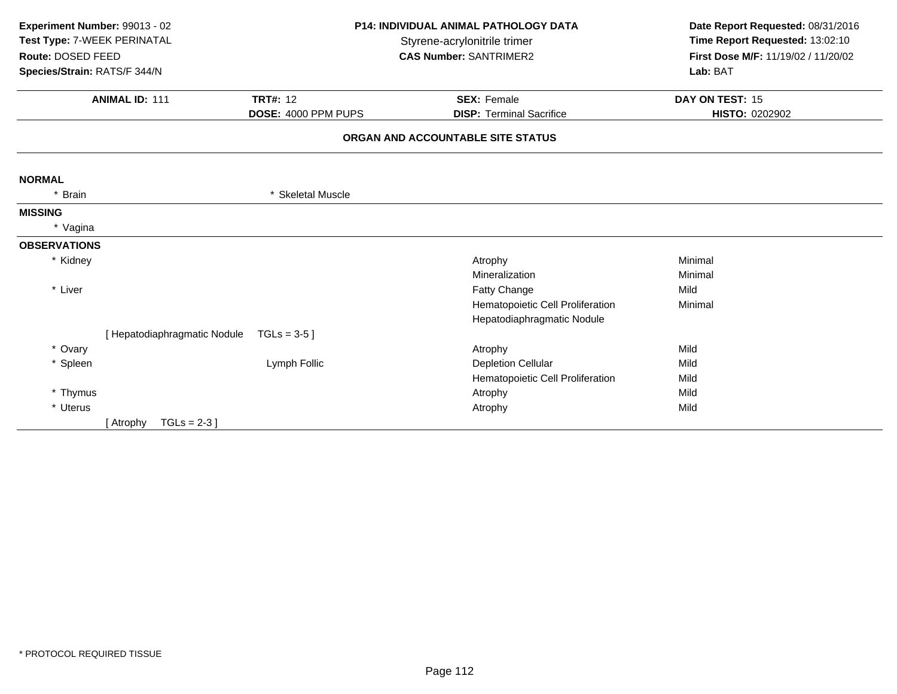**Experiment Number:** 99013 - 02
**Test Type:** 7-WEEK PERINATAL
**Route:** DOSED FEED
**Species/Strain:** RATS/F 344/N

**P14: INDIVIDUAL ANIMAL PATHOLOGY DATA**
Styrene-acrylonitrile trimer
**CAS Number:** SANTRIMER2

**Date Report Requested:** 08/31/2016
**Time Report Requested:** 13:02:10
**First Dose M/F:** 11/19/02 / 11/20/02
**Lab:** BAT

| **ANIMAL ID:** 111 | **TRT#:** 12 | **SEX:** Female | **DAY ON TEST:** 15 |
|---|---|---|---|
| | **DOSE:** 4000 PPM PUPS | **DISP:** Terminal Sacrifice | **HISTO:** 0202902 |

### ORGAN AND ACCOUNTABLE SITE STATUS

**NORMAL**

* Brain
* Skeletal Muscle

**MISSING**

* Vagina

**OBSERVATIONS**

| Organ | Site | Observation | Severity |
|---|---|---|---|
| * Kidney | | Atrophy | Minimal |
| | | Mineralization | Minimal |
| * Liver | | Fatty Change | Mild |
| | | Hematopoietic Cell Proliferation | Minimal |
| | | Hepatodiaphragmatic Nodule | |
| [ Hepatodiaphragmatic Nodule TGLs = 3-5 ] | | | |
| * Ovary | | Atrophy | Mild |
| * Spleen | Lymph Follic | Depletion Cellular | Mild |
| | | Hematopoietic Cell Proliferation | Mild |
| * Thymus | | Atrophy | Mild |
| * Uterus | | Atrophy | Mild |
| [ Atrophy TGLs = 2-3 ] | | | |

* PROTOCOL REQUIRED TISSUE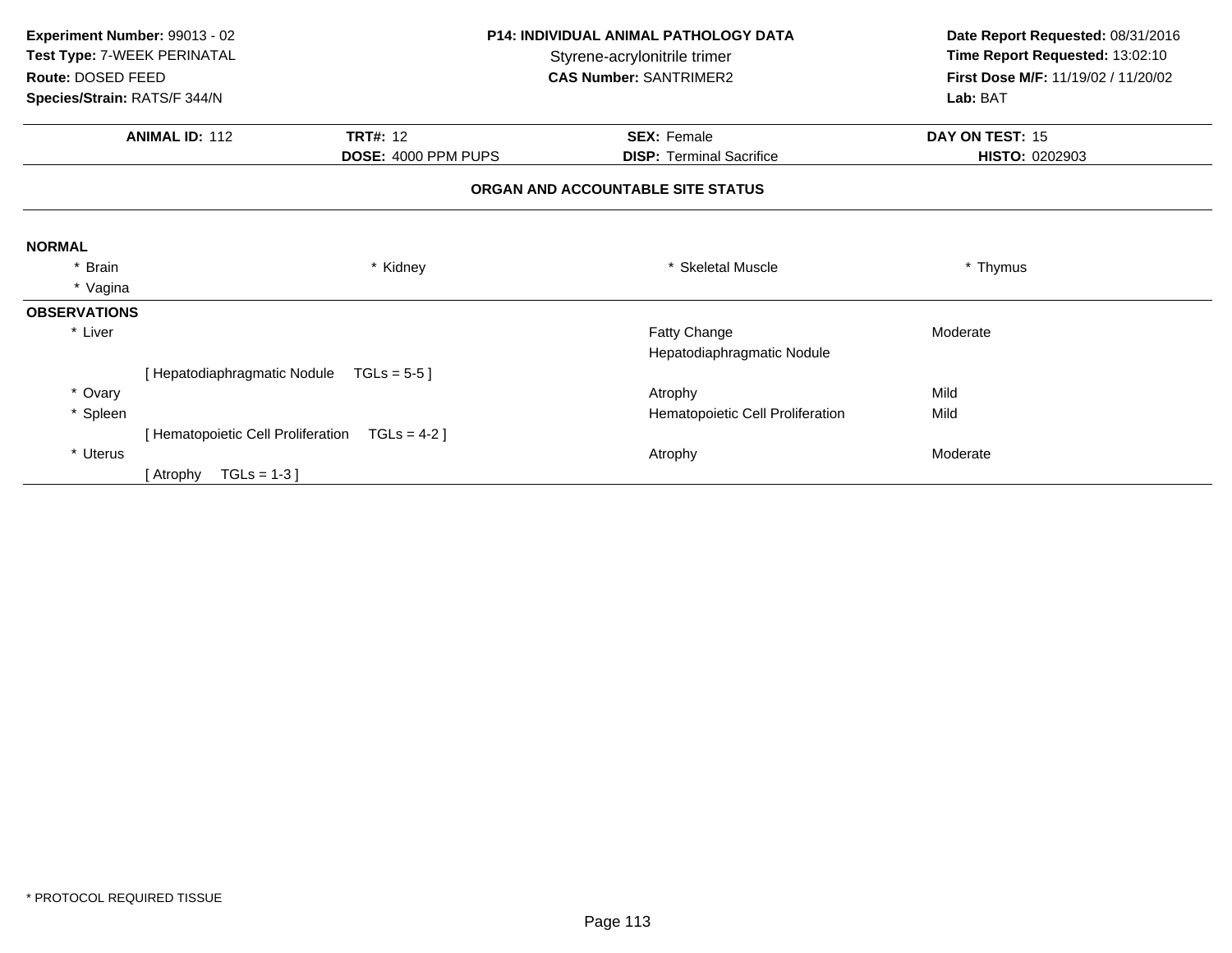**Experiment Number:** 99013 - 02
**Test Type:** 7-WEEK PERINATAL
**Route:** DOSED FEED
**Species/Strain:** RATS/F 344/N

**P14: INDIVIDUAL ANIMAL PATHOLOGY DATA**
Styrene-acrylonitrile trimer
**CAS Number:** SANTRIMER2

**Date Report Requested:** 08/31/2016
**Time Report Requested:** 13:02:10
**First Dose M/F:** 11/19/02 / 11/20/02
**Lab:** BAT

| **ANIMAL ID:** 112 | **TRT#:** 12 | **SEX:** Female | **DAY ON TEST:** 15 |
|---|---|---|---|
| | **DOSE:** 4000 PPM PUPS | **DISP:** Terminal Sacrifice | **HISTO:** 0202903 |

**ORGAN AND ACCOUNTABLE SITE STATUS**

**NORMAL**

| | | | |
|---|---|---|---|
| * Brain | * Kidney | * Skeletal Muscle | * Thymus |
| * Vagina | | | |

**OBSERVATIONS**

| Organ | Observation | Severity |
|---|---|---|
| * Liver | Fatty Change | Moderate |
| | Hepatodiaphragmatic Nodule | |
| [ Hepatodiaphragmatic Nodule TGLs = 5-5 ] | | |
| * Ovary | Atrophy | Mild |
| * Spleen | Hematopoietic Cell Proliferation | Mild |
| [ Hematopoietic Cell Proliferation TGLs = 4-2 ] | | |
| * Uterus | Atrophy | Moderate |
| [ Atrophy TGLs = 1-3 ] | | |

* PROTOCOL REQUIRED TISSUE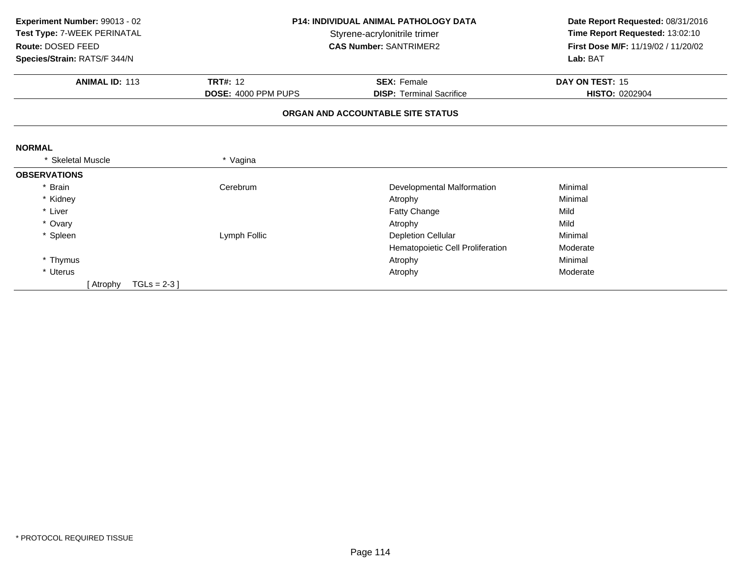**Experiment Number:** 99013 - 02
**Test Type:** 7-WEEK PERINATAL
**Route:** DOSED FEED
**Species/Strain:** RATS/F 344/N

**P14: INDIVIDUAL ANIMAL PATHOLOGY DATA**
Styrene-acrylonitrile trimer
**CAS Number:** SANTRIMER2

**Date Report Requested:** 08/31/2016
**Time Report Requested:** 13:02:10
**First Dose M/F:** 11/19/02 / 11/20/02
**Lab:** BAT

| **ANIMAL ID:** 113 | **TRT#:** 12 | **SEX:** Female | **DAY ON TEST:** 15 |
|---|---|---|---|
| | **DOSE:** 4000 PPM PUPS | **DISP:** Terminal Sacrifice | **HISTO:** 0202904 |

## ORGAN AND ACCOUNTABLE SITE STATUS

**NORMAL**

| | |
|---|---|
| * Skeletal Muscle | * Vagina |

**OBSERVATIONS**

| Organ | Site | Observation | Severity |
|---|---|---|---|
| * Brain | Cerebrum | Developmental Malformation | Minimal |
| * Kidney | | Atrophy | Minimal |
| * Liver | | Fatty Change | Mild |
| * Ovary | | Atrophy | Mild |
| * Spleen | Lymph Follic | Depletion Cellular | Minimal |
| | | Hematopoietic Cell Proliferation | Moderate |
| * Thymus | | Atrophy | Minimal |
| * Uterus | | Atrophy | Moderate |
| [ Atrophy TGLs = 2-3 ] | | | |

* PROTOCOL REQUIRED TISSUE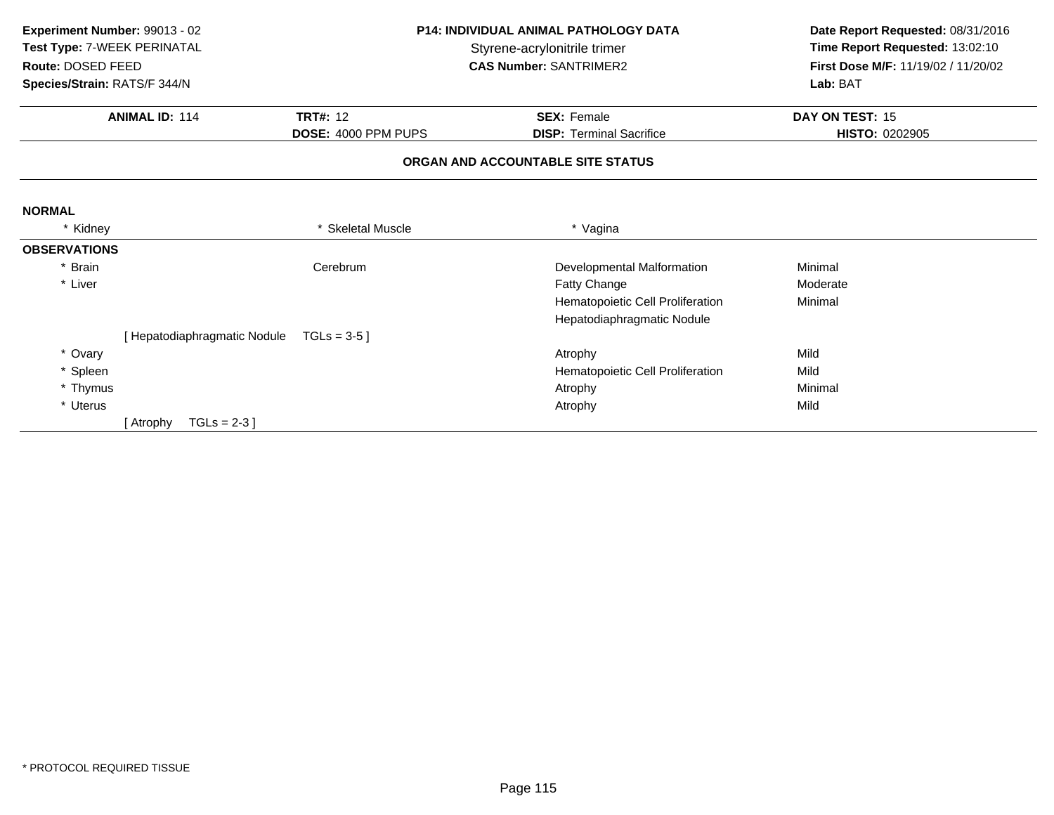**Experiment Number:** 99013 - 02
**Test Type:** 7-WEEK PERINATAL
**Route:** DOSED FEED
**Species/Strain:** RATS/F 344/N

**P14: INDIVIDUAL ANIMAL PATHOLOGY DATA**
Styrene-acrylonitrile trimer
**CAS Number:** SANTRIMER2

**Date Report Requested:** 08/31/2016
**Time Report Requested:** 13:02:10
**First Dose M/F:** 11/19/02 / 11/20/02
**Lab:** BAT

| **ANIMAL ID:** 114 | **TRT#:** 12 | **SEX:** Female | **DAY ON TEST:** 15 |
|---|---|---|---|
| | **DOSE:** 4000 PPM PUPS | **DISP:** Terminal Sacrifice | **HISTO:** 0202905 |

## ORGAN AND ACCOUNTABLE SITE STATUS

**NORMAL**

* Kidney
* Skeletal Muscle
* Vagina

**OBSERVATIONS**

| Organ | Site | Observation | Severity |
|---|---|---|---|
| * Brain | Cerebrum | Developmental Malformation | Minimal |
| * Liver | | Fatty Change | Moderate |
| | | Hematopoietic Cell Proliferation | Minimal |
| | | Hepatodiaphragmatic Nodule | |
| [ Hepatodiaphragmatic Nodule TGLs = 3-5 ] | | | |
| * Ovary | | Atrophy | Mild |
| * Spleen | | Hematopoietic Cell Proliferation | Mild |
| * Thymus | | Atrophy | Minimal |
| * Uterus | | Atrophy | Mild |
| [ Atrophy TGLs = 2-3 ] | | | |

\* PROTOCOL REQUIRED TISSUE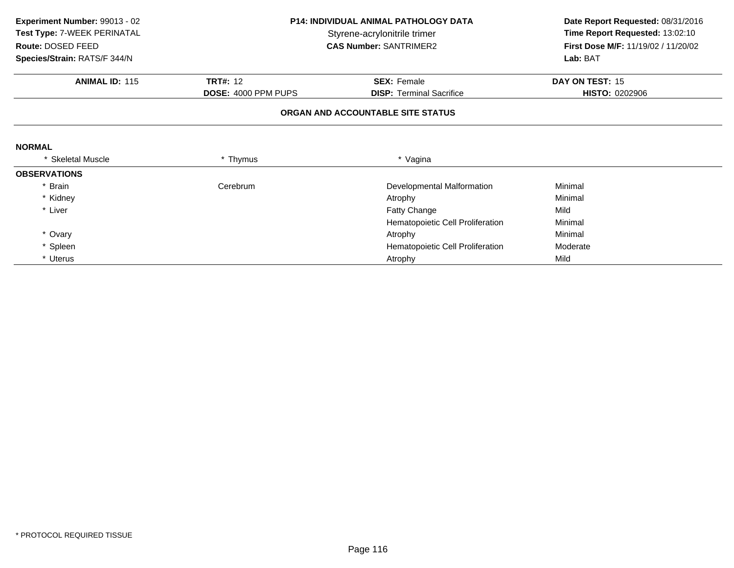**Experiment Number:** 99013 - 02
**Test Type:** 7-WEEK PERINATAL
**Route:** DOSED FEED
**Species/Strain:** RATS/F 344/N

**P14: INDIVIDUAL ANIMAL PATHOLOGY DATA**
Styrene-acrylonitrile trimer
**CAS Number:** SANTRIMER2

**Date Report Requested:** 08/31/2016
**Time Report Requested:** 13:02:10
**First Dose M/F:** 11/19/02 / 11/20/02
**Lab:** BAT

| **ANIMAL ID:** 115 | **TRT#:** 12 | **SEX:** Female | **DAY ON TEST:** 15 |
|---|---|---|---|
| | **DOSE:** 4000 PPM PUPS | **DISP:** Terminal Sacrifice | **HISTO:** 0202906 |

## ORGAN AND ACCOUNTABLE SITE STATUS

**NORMAL**

| * Skeletal Muscle | * Thymus | * Vagina |
|---|---|---|

**OBSERVATIONS**

| Organ | Site | Observation | Severity |
|---|---|---|---|
| * Brain | Cerebrum | Developmental Malformation | Minimal |
| * Kidney | | Atrophy | Minimal |
| * Liver | | Fatty Change | Mild |
| | | Hematopoietic Cell Proliferation | Minimal |
| * Ovary | | Atrophy | Minimal |
| * Spleen | | Hematopoietic Cell Proliferation | Moderate |
| * Uterus | | Atrophy | Mild |

* PROTOCOL REQUIRED TISSUE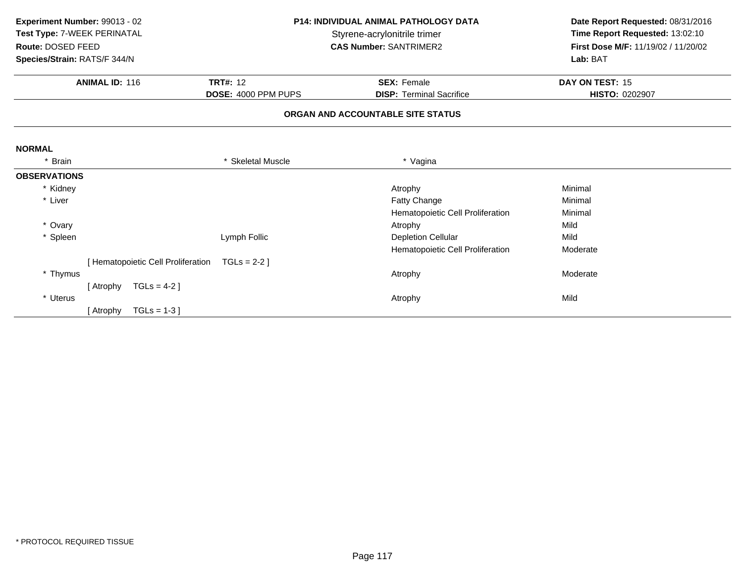**Experiment Number:** 99013 - 02
**Test Type:** 7-WEEK PERINATAL
**Route:** DOSED FEED
**Species/Strain:** RATS/F 344/N

**P14: INDIVIDUAL ANIMAL PATHOLOGY DATA**
Styrene-acrylonitrile trimer
**CAS Number:** SANTRIMER2

**Date Report Requested:** 08/31/2016
**Time Report Requested:** 13:02:10
**First Dose M/F:** 11/19/02 / 11/20/02
**Lab:** BAT

| **ANIMAL ID:** 116 | **TRT#:** 12 | **SEX:** Female | **DAY ON TEST:** 15 |
|---|---|---|---|
| | **DOSE:** 4000 PPM PUPS | **DISP:** Terminal Sacrifice | **HISTO:** 0202907 |

**ORGAN AND ACCOUNTABLE SITE STATUS**

**NORMAL**

\* Brain     \* Skeletal Muscle     \* Vagina

**OBSERVATIONS**

| Organ | Site | Observation | Severity |
|---|---|---|---|
| * Kidney | | Atrophy | Minimal |
| * Liver | | Fatty Change | Minimal |
| | | Hematopoietic Cell Proliferation | Minimal |
| * Ovary | | Atrophy | Mild |
| * Spleen | Lymph Follic | Depletion Cellular | Mild |
| | | Hematopoietic Cell Proliferation | Moderate |
| [ Hematopoietic Cell Proliferation TGLs = 2-2 ] | | | |
| * Thymus | | Atrophy | Moderate |
| [ Atrophy TGLs = 4-2 ] | | | |
| * Uterus | | Atrophy | Mild |
| [ Atrophy TGLs = 1-3 ] | | | |

\* PROTOCOL REQUIRED TISSUE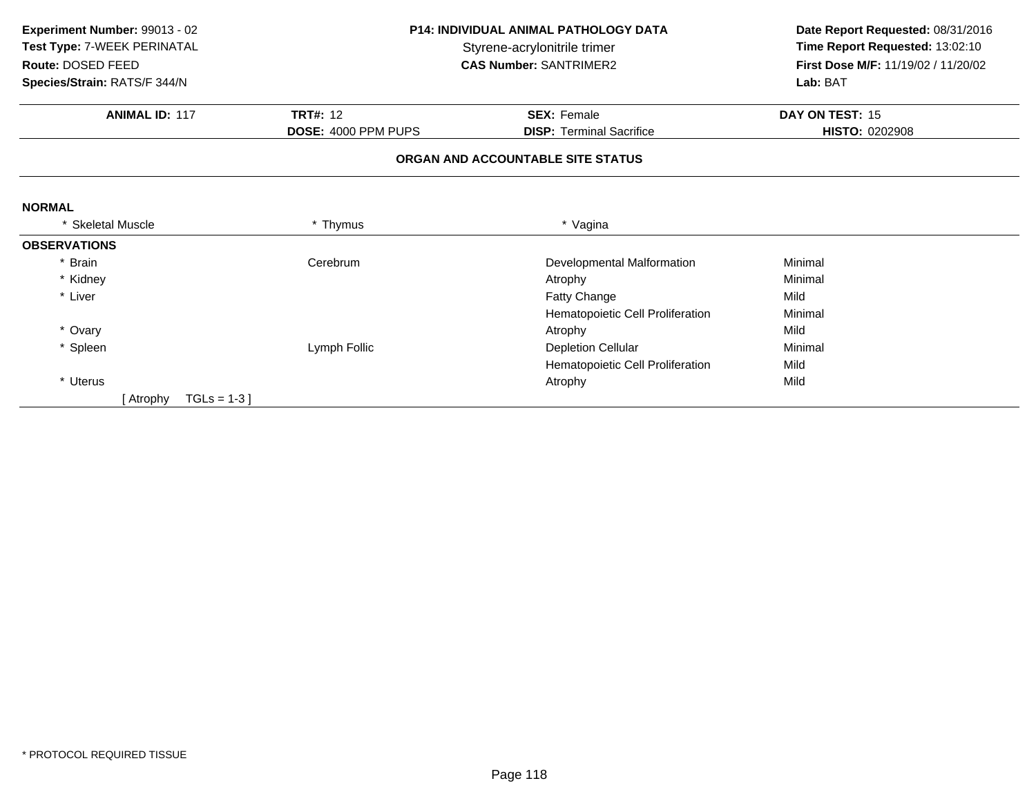**Experiment Number:** 99013 - 02
**Test Type:** 7-WEEK PERINATAL
**Route:** DOSED FEED
**Species/Strain:** RATS/F 344/N

**P14: INDIVIDUAL ANIMAL PATHOLOGY DATA**
Styrene-acrylonitrile trimer
**CAS Number:** SANTRIMER2

**Date Report Requested:** 08/31/2016
**Time Report Requested:** 13:02:10
**First Dose M/F:** 11/19/02 / 11/20/02
**Lab:** BAT

| **ANIMAL ID:** 117 | **TRT#:** 12 | **SEX:** Female | **DAY ON TEST:** 15 |
|---|---|---|---|
| | **DOSE:** 4000 PPM PUPS | **DISP:** Terminal Sacrifice | **HISTO:** 0202908 |

## ORGAN AND ACCOUNTABLE SITE STATUS

**NORMAL**

| * Skeletal Muscle | * Thymus | * Vagina |
|---|---|---|

**OBSERVATIONS**

| Organ | Site | Observation | Severity |
|---|---|---|---|
| * Brain | Cerebrum | Developmental Malformation | Minimal |
| * Kidney | | Atrophy | Minimal |
| * Liver | | Fatty Change | Mild |
| | | Hematopoietic Cell Proliferation | Minimal |
| * Ovary | | Atrophy | Mild |
| * Spleen | Lymph Follic | Depletion Cellular | Minimal |
| | | Hematopoietic Cell Proliferation | Mild |
| * Uterus | | Atrophy | Mild |

[ Atrophy TGLs = 1-3 ]

* PROTOCOL REQUIRED TISSUE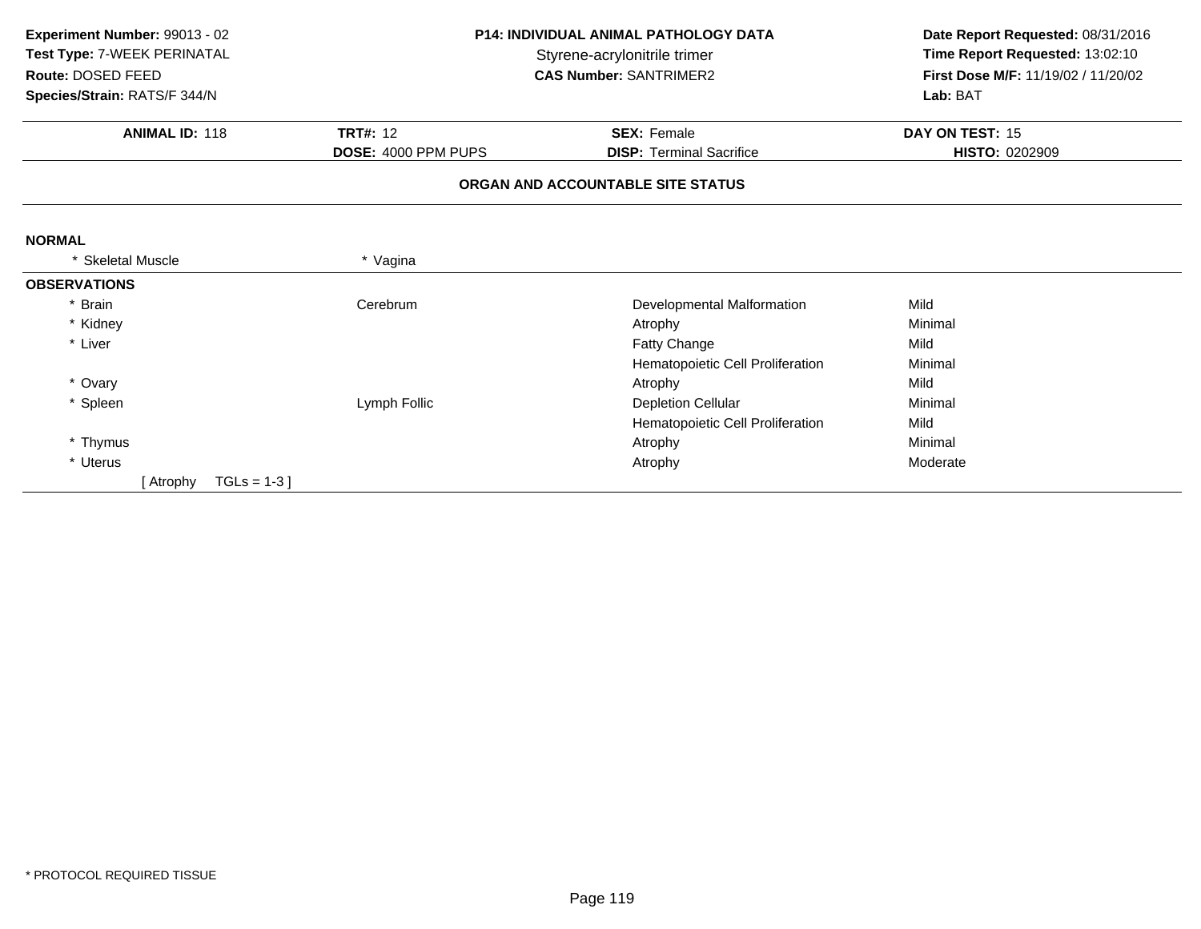**Experiment Number:** 99013 - 02
**Test Type:** 7-WEEK PERINATAL
**Route:** DOSED FEED
**Species/Strain:** RATS/F 344/N

**P14: INDIVIDUAL ANIMAL PATHOLOGY DATA**
Styrene-acrylonitrile trimer
**CAS Number:** SANTRIMER2

**Date Report Requested:** 08/31/2016
**Time Report Requested:** 13:02:10
**First Dose M/F:** 11/19/02 / 11/20/02
**Lab:** BAT

| **ANIMAL ID:** 118 | **TRT#:** 12 | **SEX:** Female | **DAY ON TEST:** 15 |
|---|---|---|---|
| | **DOSE:** 4000 PPM PUPS | **DISP:** Terminal Sacrifice | **HISTO:** 0202909 |

**ORGAN AND ACCOUNTABLE SITE STATUS**

**NORMAL**

| | |
|---|---|
| * Skeletal Muscle | * Vagina |

**OBSERVATIONS**

| Organ | Site | Observation | Severity |
|---|---|---|---|
| * Brain | Cerebrum | Developmental Malformation | Mild |
| * Kidney | | Atrophy | Minimal |
| * Liver | | Fatty Change | Mild |
| | | Hematopoietic Cell Proliferation | Minimal |
| * Ovary | | Atrophy | Mild |
| * Spleen | Lymph Follic | Depletion Cellular | Minimal |
| | | Hematopoietic Cell Proliferation | Mild |
| * Thymus | | Atrophy | Minimal |
| * Uterus | | Atrophy | Moderate |

[ Atrophy TGLs = 1-3 ]

* PROTOCOL REQUIRED TISSUE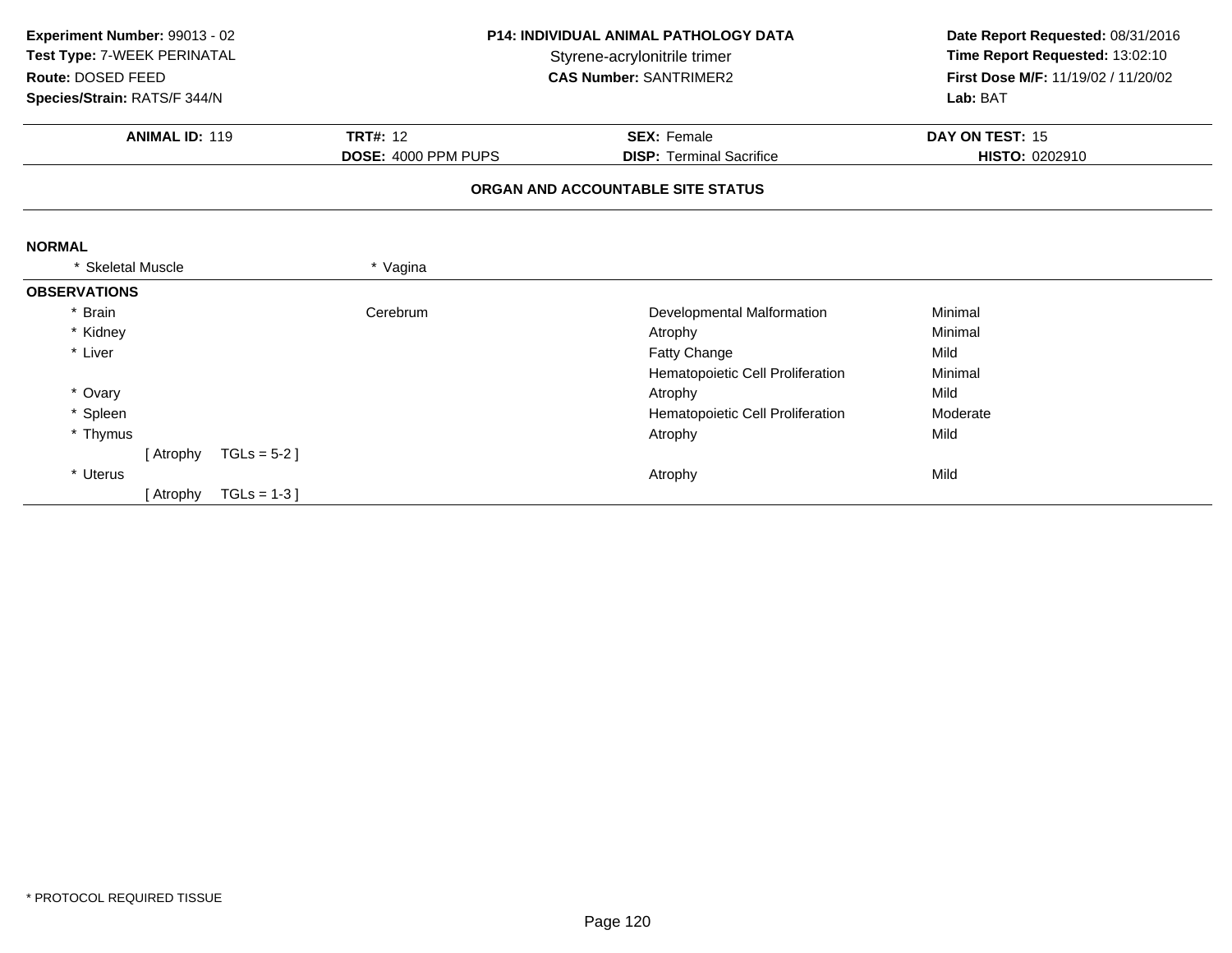**Experiment Number:** 99013 - 02
**Test Type:** 7-WEEK PERINATAL
**Route:** DOSED FEED
**Species/Strain:** RATS/F 344/N

**P14: INDIVIDUAL ANIMAL PATHOLOGY DATA**
Styrene-acrylonitrile trimer
**CAS Number:** SANTRIMER2

**Date Report Requested:** 08/31/2016
**Time Report Requested:** 13:02:10
**First Dose M/F:** 11/19/02 / 11/20/02
**Lab:** BAT

| **ANIMAL ID:** 119 | **TRT#:** 12 | **SEX:** Female | **DAY ON TEST:** 15 |
|---|---|---|---|
| | **DOSE:** 4000 PPM PUPS | **DISP:** Terminal Sacrifice | **HISTO:** 0202910 |

## ORGAN AND ACCOUNTABLE SITE STATUS

**NORMAL**

* Skeletal Muscle
* Vagina

**OBSERVATIONS**

| Organ | Site | Observation | Severity |
|---|---|---|---|
| * Brain | Cerebrum | Developmental Malformation | Minimal |
| * Kidney | | Atrophy | Minimal |
| * Liver | | Fatty Change | Mild |
| | | Hematopoietic Cell Proliferation | Minimal |
| * Ovary | | Atrophy | Mild |
| * Spleen | | Hematopoietic Cell Proliferation | Moderate |
| * Thymus | | Atrophy | Mild |
| [ Atrophy TGLs = 5-2 ] | | | |
| * Uterus | | Atrophy | Mild |
| [ Atrophy TGLs = 1-3 ] | | | |

\* PROTOCOL REQUIRED TISSUE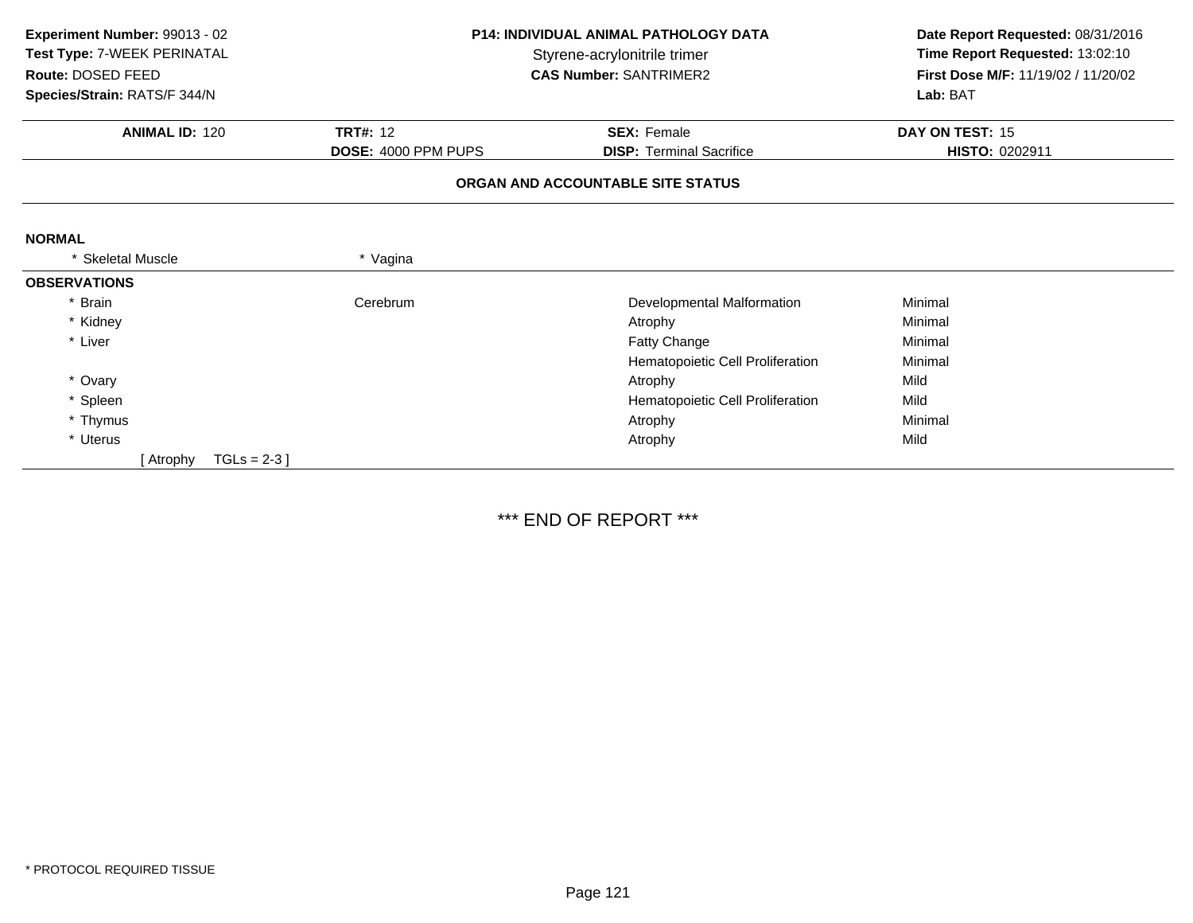**Experiment Number:** 99013 - 02
**Test Type:** 7-WEEK PERINATAL
**Route:** DOSED FEED
**Species/Strain:** RATS/F 344/N

**P14: INDIVIDUAL ANIMAL PATHOLOGY DATA**
Styrene-acrylonitrile trimer
**CAS Number:** SANTRIMER2

**Date Report Requested:** 08/31/2016
**Time Report Requested:** 13:02:10
**First Dose M/F:** 11/19/02 / 11/20/02
**Lab:** BAT

| | | | |
|---|---|---|---|
| **ANIMAL ID:** 120 | **TRT#:** 12 | **SEX:** Female | **DAY ON TEST:** 15 |
| | **DOSE:** 4000 PPM PUPS | **DISP:** Terminal Sacrifice | **HISTO:** 0202911 |

**ORGAN AND ACCOUNTABLE SITE STATUS**

**NORMAL**

* Skeletal Muscle
* Vagina

**OBSERVATIONS**

| | | | |
|---|---|---|---|
| * Brain | Cerebrum | Developmental Malformation | Minimal |
| * Kidney | | Atrophy | Minimal |
| * Liver | | Fatty Change | Minimal |
| | | Hematopoietic Cell Proliferation | Minimal |
| * Ovary | | Atrophy | Mild |
| * Spleen | | Hematopoietic Cell Proliferation | Mild |
| * Thymus | | Atrophy | Minimal |
| * Uterus | | Atrophy | Mild |
| [ Atrophy TGLs = 2-3 ] | | | |

*** END OF REPORT ***

* PROTOCOL REQUIRED TISSUE